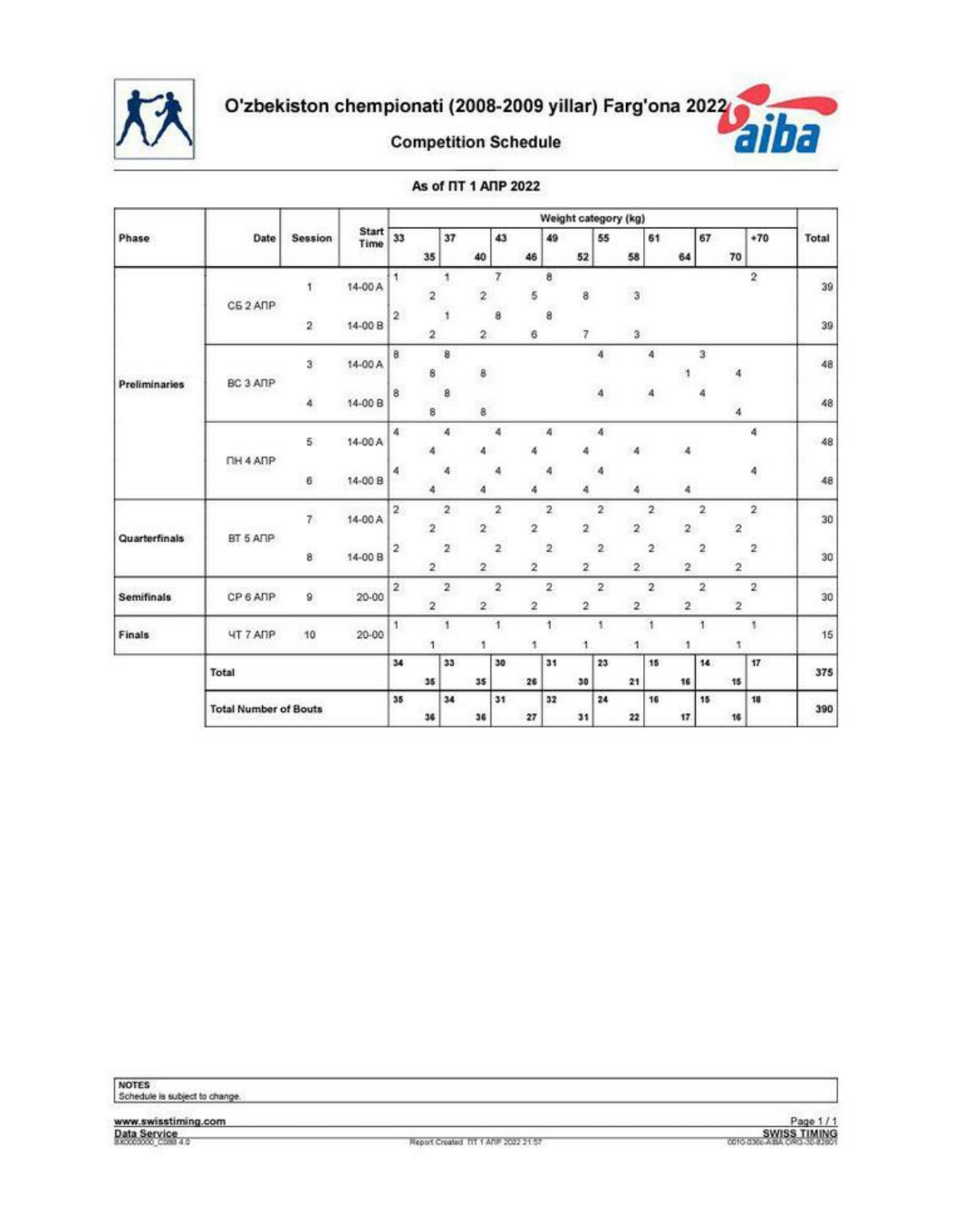# O'zbekiston chempionati (2008-2009 yillar) Farg'ona 2022

## Competition Schedule

### As of ПТ 1 АПР 2022

| Phase | Date | Session | Start Time | 33 | 35 | 37 | 40 | 43 | 46 | 49 | 52 | 55 | 58 | 61 | 64 | 67 | 70 | +70 | Total |
|---|---|---|---|---|---|---|---|---|---|---|---|---|---|---|---|---|---|---|---|
| | | | | Weight category (kg) | | | | | | | | | | | | | | | |
| Preliminaries | СБ 2 АПР | 1 | 14-00 A | 1 | 2 | 1 | 2 | 7 | 5 | 8 | 8 | | 3 | | | | | 2 | 39 |
| | | 2 | 14-00 B | 2 | 2 | 1 | 2 | 8 | 6 | 8 | 7 | | 3 | | | | | | 39 |
| | ВС 3 АПР | 3 | 14-00 A | 8 | 8 | 8 | 8 | | | | | 4 | | 4 | 1 | 3 | 4 | | 48 |
| | | 4 | 14-00 B | 8 | 8 | 8 | 8 | | | | | 4 | | 4 | | 4 | 4 | | 48 |
| | ПН 4 АПР | 5 | 14-00 A | 4 | 4 | 4 | 4 | 4 | 4 | 4 | 4 | 4 | 4 | | 4 | | | 4 | 48 |
| | | 6 | 14-00 B | 4 | 4 | 4 | 4 | 4 | 4 | 4 | 4 | 4 | 4 | | 4 | | | 4 | 48 |
| Quarterfinals | ВТ 5 АПР | 7 | 14-00 A | 2 | 2 | 2 | 2 | 2 | 2 | 2 | 2 | 2 | 2 | 2 | 2 | 2 | 2 | 2 | 30 |
| | | 8 | 14-00 B | 2 | 2 | 2 | 2 | 2 | 2 | 2 | 2 | 2 | 2 | 2 | 2 | 2 | 2 | 2 | 30 |
| Semifinals | СР 6 АПР | 9 | 20-00 | 2 | 2 | 2 | 2 | 2 | 2 | 2 | 2 | 2 | 2 | 2 | 2 | 2 | 2 | 2 | 30 |
| Finals | ЧТ 7 АПР | 10 | 20-00 | 1 | 1 | 1 | 1 | 1 | 1 | 1 | 1 | 1 | 1 | 1 | 1 | 1 | 1 | 1 | 15 |
| | Total | | | 34 | 35 | 33 | 35 | 30 | 26 | 31 | 30 | 23 | 21 | 15 | 16 | 14 | 15 | 17 | 375 |
| | Total Number of Bouts | | | 35 | 36 | 34 | 36 | 31 | 27 | 32 | 31 | 24 | 22 | 16 | 17 | 15 | 16 | 18 | 390 |

NOTES
Schedule is subject to change.

www.swisstiming.com
Data Service
BX0000000_C08B 4.0

Report Created ПТ 1 АПР 2022 21:57

SWISS TIMING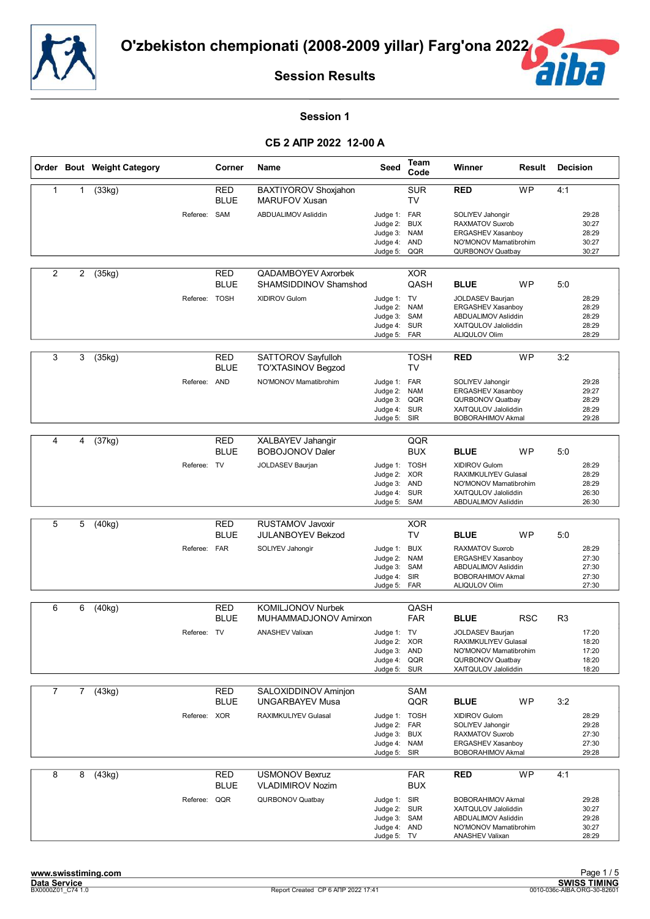# O'zbekiston chempionati (2008-2009 yillar) Farg'ona 2022

## Session Results

### Session 1

### СБ 2 АПР 2022 12-00 A

| Order | Bout | Weight Category | Corner | Name | Seed | Team Code | Winner | Result | Decision |
|---|---|---|---|---|---|---|---|---|---|
| 1 | 1 | (33kg) | RED | BAXTIYOROV Shoxjahon | | SUR | RED | WP | 4:1 |
| | | | BLUE | MARUFOV Xusan | | TV | | | |
| | | Referee: | SAM | ABDUALIMOV Asliddin | Judge 1: | FAR | SOLIYEV Jahongir | | 29:28 |
| | | | | | Judge 2: | BUX | RAXMATOV Suxrob | | 30:27 |
| | | | | | Judge 3: | NAM | ERGASHEV Xasanboy | | 28:29 |
| | | | | | Judge 4: | AND | NO'MONOV Mamatibrohim | | 30:27 |
| | | | | | Judge 5: | QQR | QURBONOV Quatbay | | 30:27 |
| 2 | 2 | (35kg) | RED | QADAMBOYEV Axrorbek | | XOR | | | |
| | | | BLUE | SHAMSIDDINOV Shamshod | | QASH | BLUE | WP | 5:0 |
| | | Referee: | TOSH | XIDIROV Gulom | Judge 1: | TV | JOLDASEV Baurjan | | 28:29 |
| | | | | | Judge 2: | NAM | ERGASHEV Xasanboy | | 28:29 |
| | | | | | Judge 3: | SAM | ABDUALIMOV Asliddin | | 28:29 |
| | | | | | Judge 4: | SUR | XAITQULOV Jaloliddin | | 28:29 |
| | | | | | Judge 5: | FAR | ALIQULOV Olim | | 28:29 |
| 3 | 3 | (35kg) | RED | SATTOROV Sayfulloh | | TOSH | RED | WP | 3:2 |
| | | | BLUE | TO'XTASINOV Begzod | | TV | | | |
| | | Referee: | AND | NO'MONOV Mamatibrohim | Judge 1: | FAR | SOLIYEV Jahongir | | 29:28 |
| | | | | | Judge 2: | NAM | ERGASHEV Xasanboy | | 29:27 |
| | | | | | Judge 3: | QQR | QURBONOV Quatbay | | 28:29 |
| | | | | | Judge 4: | SUR | XAITQULOV Jaloliddin | | 28:29 |
| | | | | | Judge 5: | SIR | BOBORAHIMOV Akmal | | 29:28 |
| 4 | 4 | (37kg) | RED | XALBAYEV Jahangir | | QQR | | | |
| | | | BLUE | BOBOJONOV Daler | | BUX | BLUE | WP | 5:0 |
| | | Referee: | TV | JOLDASEV Baurjan | Judge 1: | TOSH | XIDIROV Gulom | | 28:29 |
| | | | | | Judge 2: | XOR | RAXIMKULIYEV Gulasal | | 28:29 |
| | | | | | Judge 3: | AND | NO'MONOV Mamatibrohim | | 28:29 |
| | | | | | Judge 4: | SUR | XAITQULOV Jaloliddin | | 26:30 |
| | | | | | Judge 5: | SAM | ABDUALIMOV Asliddin | | 26:30 |
| 5 | 5 | (40kg) | RED | RUSTAMOV Javoxir | | XOR | | | |
| | | | BLUE | JULANBOYEV Bekzod | | TV | BLUE | WP | 5:0 |
| | | Referee: | FAR | SOLIYEV Jahongir | Judge 1: | BUX | RAXMATOV Suxrob | | 28:29 |
| | | | | | Judge 2: | NAM | ERGASHEV Xasanboy | | 27:30 |
| | | | | | Judge 3: | SAM | ABDUALIMOV Asliddin | | 27:30 |
| | | | | | Judge 4: | SIR | BOBORAHIMOV Akmal | | 27:30 |
| | | | | | Judge 5: | FAR | ALIQULOV Olim | | 27:30 |
| 6 | 6 | (40kg) | RED | KOMILJONOV Nurbek | | QASH | | | |
| | | | BLUE | MUHAMMADJONOV Amirxon | | FAR | BLUE | RSC | R3 |
| | | Referee: | TV | ANASHEV Valixan | Judge 1: | TV | JOLDASEV Baurjan | | 17:20 |
| | | | | | Judge 2: | XOR | RAXIMKULIYEV Gulasal | | 18:20 |
| | | | | | Judge 3: | AND | NO'MONOV Mamatibrohim | | 17:20 |
| | | | | | Judge 4: | QQR | QURBONOV Quatbay | | 18:20 |
| | | | | | Judge 5: | SUR | XAITQULOV Jaloliddin | | 18:20 |
| 7 | 7 | (43kg) | RED | SALOXIDDINOV Aminjon | | SAM | | | |
| | | | BLUE | UNGARBAYEV Musa | | QQR | BLUE | WP | 3:2 |
| | | Referee: | XOR | RAXIMKULIYEV Gulasal | Judge 1: | TOSH | XIDIROV Gulom | | 28:29 |
| | | | | | Judge 2: | FAR | SOLIYEV Jahongir | | 29:28 |
| | | | | | Judge 3: | BUX | RAXMATOV Suxrob | | 27:30 |
| | | | | | Judge 4: | NAM | ERGASHEV Xasanboy | | 27:30 |
| | | | | | Judge 5: | SIR | BOBORAHIMOV Akmal | | 29:28 |
| 8 | 8 | (43kg) | RED | USMONOV Bexruz | | FAR | RED | WP | 4:1 |
| | | | BLUE | VLADIMIROV Nozim | | BUX | | | |
| | | Referee: | QQR | QURBONOV Quatbay | Judge 1: | SIR | BOBORAHIMOV Akmal | | 29:28 |
| | | | | | Judge 2: | SUR | XAITQULOV Jaloliddin | | 30:27 |
| | | | | | Judge 3: | SAM | ABDUALIMOV Asliddin | | 29:28 |
| | | | | | Judge 4: | AND | NO'MONOV Mamatibrohim | | 30:27 |
| | | | | | Judge 5: | TV | ANASHEV Valixan | | 28:29 |

www.swisstiming.com
Data Service
BX0000Z01_C74 1.0

Report Created СР 6 АПР 2022 17:41

SWISS TIMING
0010-036c-AIBA.ORG-30-82601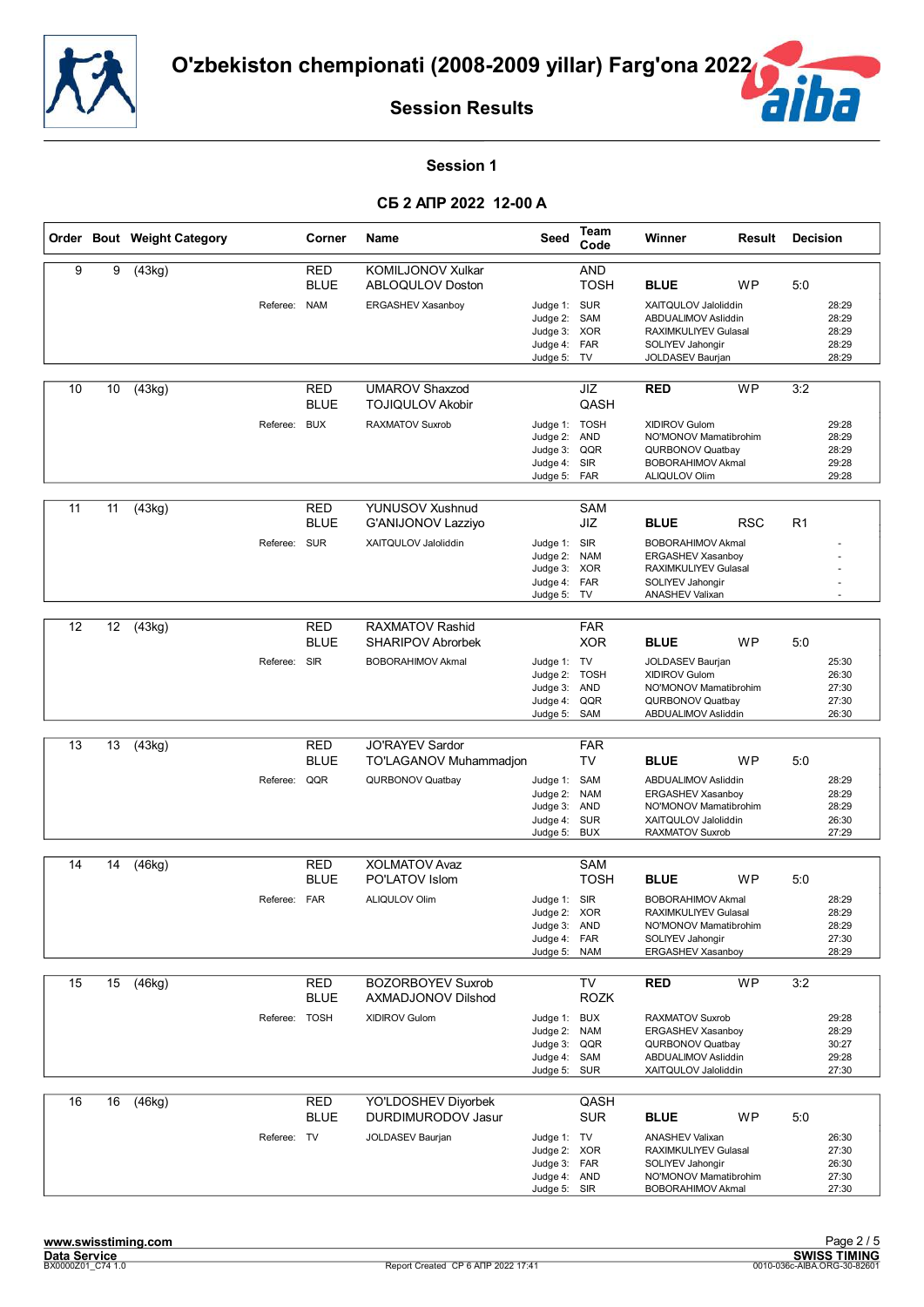# O'zbekiston chempionati (2008-2009 yillar) Farg'ona 2022

## Session Results

### Session 1

### СБ 2 АПР 2022 12-00 A

| Order | Bout | Weight Category | Corner | Name | Seed | Team Code | Winner | Result | Decision |
|---|---|---|---|---|---|---|---|---|---|
| 9 | 9 | (43kg) | RED | KOMILJONOV Xulkar | | AND | | | |
| | | | BLUE | ABLOQULOV Doston | | TOSH | **BLUE** | WP | 5:0 |
| | | Referee: | NAM | ERGASHEV Xasanboy | Judge 1: | SUR | XAITQULOV Jaloliddin | | 28:29 |
| | | | | | Judge 2: | SAM | ABDUALIMOV Asliddin | | 28:29 |
| | | | | | Judge 3: | XOR | RAXIMKULIYEV Gulasal | | 28:29 |
| | | | | | Judge 4: | FAR | SOLIYEV Jahongir | | 28:29 |
| | | | | | Judge 5: | TV | JOLDASEV Baurjan | | 28:29 |
| 10 | 10 | (43kg) | RED | UMAROV Shaxzod | | JIZ | **RED** | WP | 3:2 |
| | | | BLUE | TOJIQULOV Akobir | | QASH | | | |
| | | Referee: | BUX | RAXMATOV Suxrob | Judge 1: | TOSH | XIDIROV Gulom | | 29:28 |
| | | | | | Judge 2: | AND | NO'MONOV Mamatibrohim | | 28:29 |
| | | | | | Judge 3: | QQR | QURBONOV Quatbay | | 28:29 |
| | | | | | Judge 4: | SIR | BOBORAHIMOV Akmal | | 29:28 |
| | | | | | Judge 5: | FAR | ALIQULOV Olim | | 29:28 |
| 11 | 11 | (43kg) | RED | YUNUSOV Xushnud | | SAM | | | |
| | | | BLUE | G'ANIJONOV Lazziyo | | JIZ | **BLUE** | RSC | R1 |
| | | Referee: | SUR | XAITQULOV Jaloliddin | Judge 1: | SIR | BOBORAHIMOV Akmal | | - |
| | | | | | Judge 2: | NAM | ERGASHEV Xasanboy | | - |
| | | | | | Judge 3: | XOR | RAXIMKULIYEV Gulasal | | - |
| | | | | | Judge 4: | FAR | SOLIYEV Jahongir | | - |
| | | | | | Judge 5: | TV | ANASHEV Valixan | | - |
| 12 | 12 | (43kg) | RED | RAXMATOV Rashid | | FAR | | | |
| | | | BLUE | SHARIPOV Abrorbek | | XOR | **BLUE** | WP | 5:0 |
| | | Referee: | SIR | BOBORAHIMOV Akmal | Judge 1: | TV | JOLDASEV Baurjan | | 25:30 |
| | | | | | Judge 2: | TOSH | XIDIROV Gulom | | 26:30 |
| | | | | | Judge 3: | AND | NO'MONOV Mamatibrohim | | 27:30 |
| | | | | | Judge 4: | QQR | QURBONOV Quatbay | | 27:30 |
| | | | | | Judge 5: | SAM | ABDUALIMOV Asliddin | | 26:30 |
| 13 | 13 | (43kg) | RED | JO'RAYEV Sardor | | FAR | | | |
| | | | BLUE | TO'LAGANOV Muhammadjon | | TV | **BLUE** | WP | 5:0 |
| | | Referee: | QQR | QURBONOV Quatbay | Judge 1: | SAM | ABDUALIMOV Asliddin | | 28:29 |
| | | | | | Judge 2: | NAM | ERGASHEV Xasanboy | | 28:29 |
| | | | | | Judge 3: | AND | NO'MONOV Mamatibrohim | | 28:29 |
| | | | | | Judge 4: | SUR | XAITQULOV Jaloliddin | | 26:30 |
| | | | | | Judge 5: | BUX | RAXMATOV Suxrob | | 27:29 |
| 14 | 14 | (46kg) | RED | XOLMATOV Avaz | | SAM | | | |
| | | | BLUE | PO'LATOV Islom | | TOSH | **BLUE** | WP | 5:0 |
| | | Referee: | FAR | ALIQULOV Olim | Judge 1: | SIR | BOBORAHIMOV Akmal | | 28:29 |
| | | | | | Judge 2: | XOR | RAXIMKULIYEV Gulasal | | 28:29 |
| | | | | | Judge 3: | AND | NO'MONOV Mamatibrohim | | 28:29 |
| | | | | | Judge 4: | FAR | SOLIYEV Jahongir | | 27:30 |
| | | | | | Judge 5: | NAM | ERGASHEV Xasanboy | | 28:29 |
| 15 | 15 | (46kg) | RED | BOZORBOYEV Suxrob | | TV | **RED** | WP | 3:2 |
| | | | BLUE | AXMADJONOV Dilshod | | ROZK | | | |
| | | Referee: | TOSH | XIDIROV Gulom | Judge 1: | BUX | RAXMATOV Suxrob | | 29:28 |
| | | | | | Judge 2: | NAM | ERGASHEV Xasanboy | | 28:29 |
| | | | | | Judge 3: | QQR | QURBONOV Quatbay | | 30:27 |
| | | | | | Judge 4: | SAM | ABDUALIMOV Asliddin | | 29:28 |
| | | | | | Judge 5: | SUR | XAITQULOV Jaloliddin | | 27:30 |
| 16 | 16 | (46kg) | RED | YO'LDOSHEV Diyorbek | | QASH | | | |
| | | | BLUE | DURDIMURODOV Jasur | | SUR | **BLUE** | WP | 5:0 |
| | | Referee: | TV | JOLDASEV Baurjan | Judge 1: | TV | ANASHEV Valixan | | 26:30 |
| | | | | | Judge 2: | XOR | RAXIMKULIYEV Gulasal | | 27:30 |
| | | | | | Judge 3: | FAR | SOLIYEV Jahongir | | 26:30 |
| | | | | | Judge 4: | AND | NO'MONOV Mamatibrohim | | 27:30 |
| | | | | | Judge 5: | SIR | BOBORAHIMOV Akmal | | 27:30 |

www.swisstiming.com
Data Service
BX0000Z01_C74 1.0

Report Created СР 6 АПР 2022 17:41

SWISS TIMING
0010-036c-AIBA.ORG-30-82601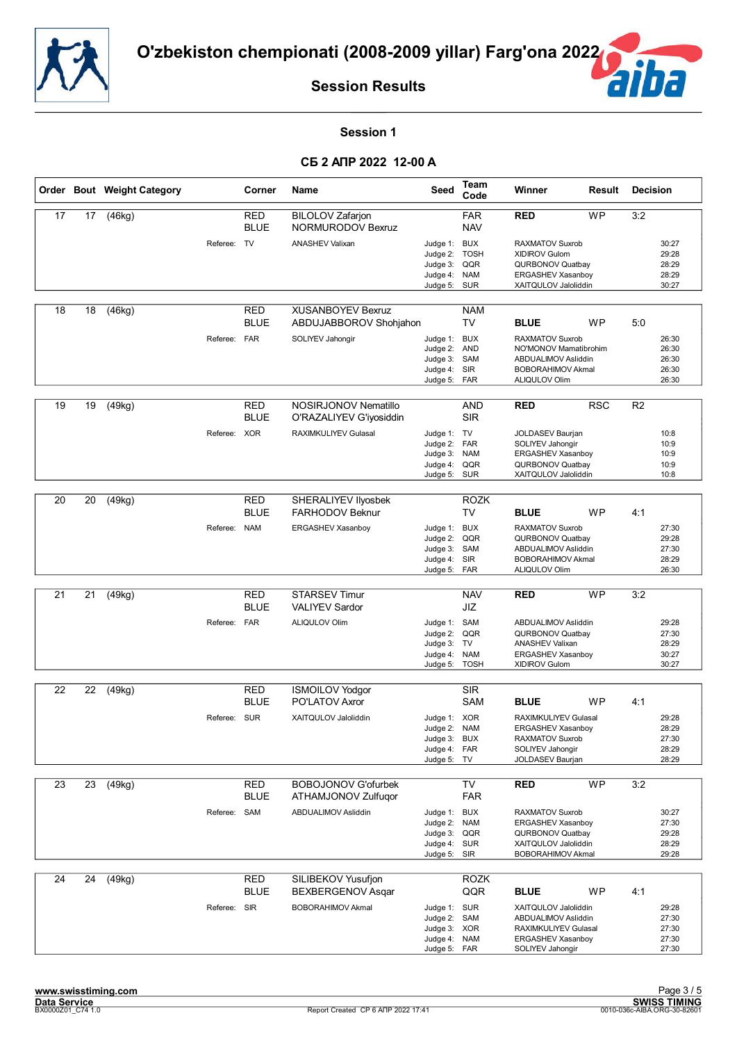# O'zbekiston chempionati (2008-2009 yillar) Farg'ona 2022

## Session Results

### Session 1

### СБ 2 АПР 2022 12-00 A

| Order | Bout | Weight Category | Corner | Name | Seed | Team Code | Winner | Result | Decision |
|---|---|---|---|---|---|---|---|---|---|
| 17 | 17 | (46kg) | RED | BILOLOV Zafarjon | | FAR | RED | WP | 3:2 |
| | | | BLUE | NORMURODOV Bexruz | | NAV | | | |
| | | | Referee: TV | ANASHEV Valixan | Judge 1: | BUX | RAXMATOV Suxrob | | 30:27 |
| | | | | | Judge 2: | TOSH | XIDIROV Gulom | | 29:28 |
| | | | | | Judge 3: | QQR | QURBONOV Quatbay | | 28:29 |
| | | | | | Judge 4: | NAM | ERGASHEV Xasanboy | | 28:29 |
| | | | | | Judge 5: | SUR | XAITQULOV Jaloliddin | | 30:27 |
| 18 | 18 | (46kg) | RED | XUSANBOYEV Bexruz | | NAM | | | |
| | | | BLUE | ABDUJABBOROV Shohjahon | | TV | BLUE | WP | 5:0 |
| | | | Referee: FAR | SOLIYEV Jahongir | Judge 1: | BUX | RAXMATOV Suxrob | | 26:30 |
| | | | | | Judge 2: | AND | NO'MONOV Mamatibrohim | | 26:30 |
| | | | | | Judge 3: | SAM | ABDUALIMOV Asliddin | | 26:30 |
| | | | | | Judge 4: | SIR | BOBORAHIMOV Akmal | | 26:30 |
| | | | | | Judge 5: | FAR | ALIQULOV Olim | | 26:30 |
| 19 | 19 | (49kg) | RED | NOSIRJONOV Nematillo | | AND | RED | RSC | R2 |
| | | | BLUE | O'RAZALIYEV G'iyosiddin | | SIR | | | |
| | | | Referee: XOR | RAXIMKULIYEV Gulasal | Judge 1: | TV | JOLDASEV Baurjan | | 10:8 |
| | | | | | Judge 2: | FAR | SOLIYEV Jahongir | | 10:9 |
| | | | | | Judge 3: | NAM | ERGASHEV Xasanboy | | 10:9 |
| | | | | | Judge 4: | QQR | QURBONOV Quatbay | | 10:9 |
| | | | | | Judge 5: | SUR | XAITQULOV Jaloliddin | | 10:8 |
| 20 | 20 | (49kg) | RED | SHERALIYEV Ilyosbek | | ROZK | | | |
| | | | BLUE | FARHODOV Beknur | | TV | BLUE | WP | 4:1 |
| | | | Referee: NAM | ERGASHEV Xasanboy | Judge 1: | BUX | RAXMATOV Suxrob | | 27:30 |
| | | | | | Judge 2: | QQR | QURBONOV Quatbay | | 29:28 |
| | | | | | Judge 3: | SAM | ABDUALIMOV Asliddin | | 27:30 |
| | | | | | Judge 4: | SIR | BOBORAHIMOV Akmal | | 28:29 |
| | | | | | Judge 5: | FAR | ALIQULOV Olim | | 26:30 |
| 21 | 21 | (49kg) | RED | STARSEV Timur | | NAV | RED | WP | 3:2 |
| | | | BLUE | VALIYEV Sardor | | JIZ | | | |
| | | | Referee: FAR | ALIQULOV Olim | Judge 1: | SAM | ABDUALIMOV Asliddin | | 29:28 |
| | | | | | Judge 2: | QQR | QURBONOV Quatbay | | 27:30 |
| | | | | | Judge 3: | TV | ANASHEV Valixan | | 28:29 |
| | | | | | Judge 4: | NAM | ERGASHEV Xasanboy | | 30:27 |
| | | | | | Judge 5: | TOSH | XIDIROV Gulom | | 30:27 |
| 22 | 22 | (49kg) | RED | ISMOILOV Yodgor | | SIR | | | |
| | | | BLUE | PO'LATOV Axror | | SAM | BLUE | WP | 4:1 |
| | | | Referee: SUR | XAITQULOV Jaloliddin | Judge 1: | XOR | RAXIMKULIYEV Gulasal | | 29:28 |
| | | | | | Judge 2: | NAM | ERGASHEV Xasanboy | | 28:29 |
| | | | | | Judge 3: | BUX | RAXMATOV Suxrob | | 27:30 |
| | | | | | Judge 4: | FAR | SOLIYEV Jahongir | | 28:29 |
| | | | | | Judge 5: | TV | JOLDASEV Baurjan | | 28:29 |
| 23 | 23 | (49kg) | RED | BOBOJONOV G'ofurbek | | TV | RED | WP | 3:2 |
| | | | BLUE | ATHAMJONOV Zulfuqor | | FAR | | | |
| | | | Referee: SAM | ABDUALIMOV Asliddin | Judge 1: | BUX | RAXMATOV Suxrob | | 30:27 |
| | | | | | Judge 2: | NAM | ERGASHEV Xasanboy | | 27:30 |
| | | | | | Judge 3: | QQR | QURBONOV Quatbay | | 29:28 |
| | | | | | Judge 4: | SUR | XAITQULOV Jaloliddin | | 28:29 |
| | | | | | Judge 5: | SIR | BOBORAHIMOV Akmal | | 29:28 |
| 24 | 24 | (49kg) | RED | SILIBEKOV Yusufjon | | ROZK | | | |
| | | | BLUE | BEXBERGENOV Asqar | | QQR | BLUE | WP | 4:1 |
| | | | Referee: SIR | BOBORAHIMOV Akmal | Judge 1: | SUR | XAITQULOV Jaloliddin | | 29:28 |
| | | | | | Judge 2: | SAM | ABDUALIMOV Asliddin | | 27:30 |
| | | | | | Judge 3: | XOR | RAXIMKULIYEV Gulasal | | 27:30 |
| | | | | | Judge 4: | NAM | ERGASHEV Xasanboy | | 27:30 |
| | | | | | Judge 5: | FAR | SOLIYEV Jahongir | | 27:30 |

www.swisstiming.com
Data Service
BX0000Z01_C74 1.0

Report Created СР 6 АПР 2022 17:41

SWISS TIMING
0010-036c-AIBA.ORG-30-82601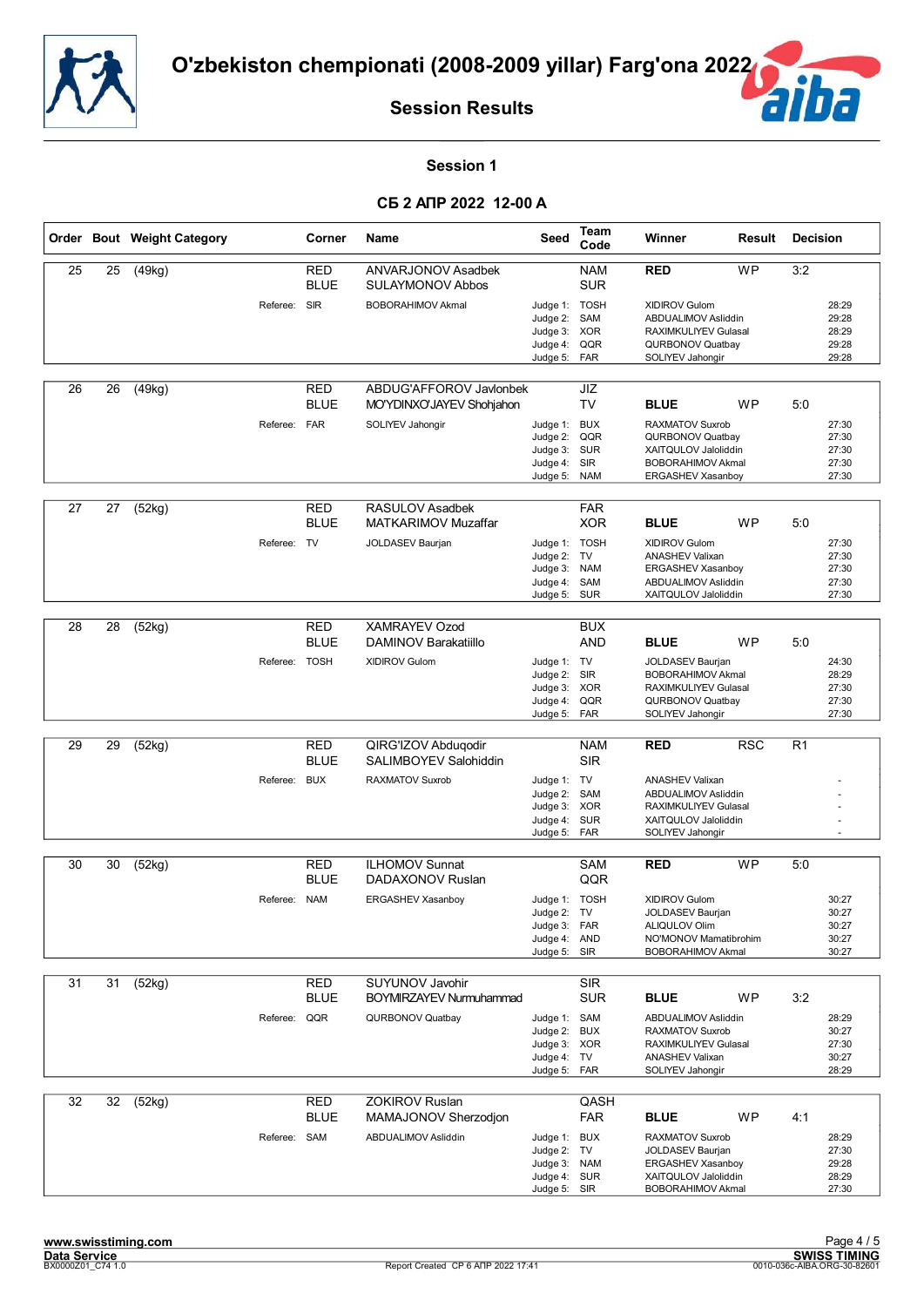# O'zbekiston chempionati (2008-2009 yillar) Farg'ona 2022

## Session Results

### Session 1

**СБ 2 АПР 2022 12-00 A**

| Order | Bout | Weight Category | Corner | Name | Seed | Team Code | Winner | Result | Decision |
|---|---|---|---|---|---|---|---|---|---|
| 25 | 25 | (49kg) | RED | ANVARJONOV Asadbek | | NAM | **RED** | WP | 3:2 |
| | | | BLUE | SULAYMONOV Abbos | | SUR | | | |
| | | Referee: | SIR | BOBORAHIMOV Akmal | Judge 1: | TOSH | XIDIROV Gulom | | 28:29 |
| | | | | | Judge 2: | SAM | ABDUALIMOV Asliddin | | 29:28 |
| | | | | | Judge 3: | XOR | RAXIMKULIYEV Gulasal | | 28:29 |
| | | | | | Judge 4: | QQR | QURBONOV Quatbay | | 29:28 |
| | | | | | Judge 5: | FAR | SOLIYEV Jahongir | | 29:28 |
| 26 | 26 | (49kg) | RED | ABDUG'AFFOROV Javlonbek | | JIZ | | | |
| | | | BLUE | MO'YDINXO'JAYEV Shohjahon | | TV | **BLUE** | WP | 5:0 |
| | | Referee: | FAR | SOLIYEV Jahongir | Judge 1: | BUX | RAXMATOV Suxrob | | 27:30 |
| | | | | | Judge 2: | QQR | QURBONOV Quatbay | | 27:30 |
| | | | | | Judge 3: | SUR | XAITQULOV Jaloliddin | | 27:30 |
| | | | | | Judge 4: | SIR | BOBORAHIMOV Akmal | | 27:30 |
| | | | | | Judge 5: | NAM | ERGASHEV Xasanboy | | 27:30 |
| 27 | 27 | (52kg) | RED | RASULOV Asadbek | | FAR | | | |
| | | | BLUE | MATKARIMOV Muzaffar | | XOR | **BLUE** | WP | 5:0 |
| | | Referee: | TV | JOLDASEV Baurjan | Judge 1: | TOSH | XIDIROV Gulom | | 27:30 |
| | | | | | Judge 2: | TV | ANASHEV Valixan | | 27:30 |
| | | | | | Judge 3: | NAM | ERGASHEV Xasanboy | | 27:30 |
| | | | | | Judge 4: | SAM | ABDUALIMOV Asliddin | | 27:30 |
| | | | | | Judge 5: | SUR | XAITQULOV Jaloliddin | | 27:30 |
| 28 | 28 | (52kg) | RED | XAMRAYEV Ozod | | BUX | | | |
| | | | BLUE | DAMINOV Barakatiillo | | AND | **BLUE** | WP | 5:0 |
| | | Referee: | TOSH | XIDIROV Gulom | Judge 1: | TV | JOLDASEV Baurjan | | 24:30 |
| | | | | | Judge 2: | SIR | BOBORAHIMOV Akmal | | 28:29 |
| | | | | | Judge 3: | XOR | RAXIMKULIYEV Gulasal | | 27:30 |
| | | | | | Judge 4: | QQR | QURBONOV Quatbay | | 27:30 |
| | | | | | Judge 5: | FAR | SOLIYEV Jahongir | | 27:30 |
| 29 | 29 | (52kg) | RED | QIRG'IZOV Abduqodir | | NAM | **RED** | RSC | R1 |
| | | | BLUE | SALIMBOYEV Salohiddin | | SIR | | | |
| | | Referee: | BUX | RAXMATOV Suxrob | Judge 1: | TV | ANASHEV Valixan | | - |
| | | | | | Judge 2: | SAM | ABDUALIMOV Asliddin | | - |
| | | | | | Judge 3: | XOR | RAXIMKULIYEV Gulasal | | - |
| | | | | | Judge 4: | SUR | XAITQULOV Jaloliddin | | - |
| | | | | | Judge 5: | FAR | SOLIYEV Jahongir | | - |
| 30 | 30 | (52kg) | RED | ILHOMOV Sunnat | | SAM | **RED** | WP | 5:0 |
| | | | BLUE | DADAXONOV Ruslan | | QQR | | | |
| | | Referee: | NAM | ERGASHEV Xasanboy | Judge 1: | TOSH | XIDIROV Gulom | | 30:27 |
| | | | | | Judge 2: | TV | JOLDASEV Baurjan | | 30:27 |
| | | | | | Judge 3: | FAR | ALIQULOV Olim | | 30:27 |
| | | | | | Judge 4: | AND | NO'MONOV Mamatibrohim | | 30:27 |
| | | | | | Judge 5: | SIR | BOBORAHIMOV Akmal | | 30:27 |
| 31 | 31 | (52kg) | RED | SUYUNOV Javohir | | SIR | | | |
| | | | BLUE | BOYMIRZAYEV Nurmuhammad | | SUR | **BLUE** | WP | 3:2 |
| | | Referee: | QQR | QURBONOV Quatbay | Judge 1: | SAM | ABDUALIMOV Asliddin | | 28:29 |
| | | | | | Judge 2: | BUX | RAXMATOV Suxrob | | 30:27 |
| | | | | | Judge 3: | XOR | RAXIMKULIYEV Gulasal | | 27:30 |
| | | | | | Judge 4: | TV | ANASHEV Valixan | | 30:27 |
| | | | | | Judge 5: | FAR | SOLIYEV Jahongir | | 28:29 |
| 32 | 32 | (52kg) | RED | ZOKIROV Ruslan | | QASH | | | |
| | | | BLUE | MAMAJONOV Sherzodjon | | FAR | **BLUE** | WP | 4:1 |
| | | Referee: | SAM | ABDUALIMOV Asliddin | Judge 1: | BUX | RAXMATOV Suxrob | | 28:29 |
| | | | | | Judge 2: | TV | JOLDASEV Baurjan | | 27:30 |
| | | | | | Judge 3: | NAM | ERGASHEV Xasanboy | | 29:28 |
| | | | | | Judge 4: | SUR | XAITQULOV Jaloliddin | | 28:29 |
| | | | | | Judge 5: | SIR | BOBORAHIMOV Akmal | | 27:30 |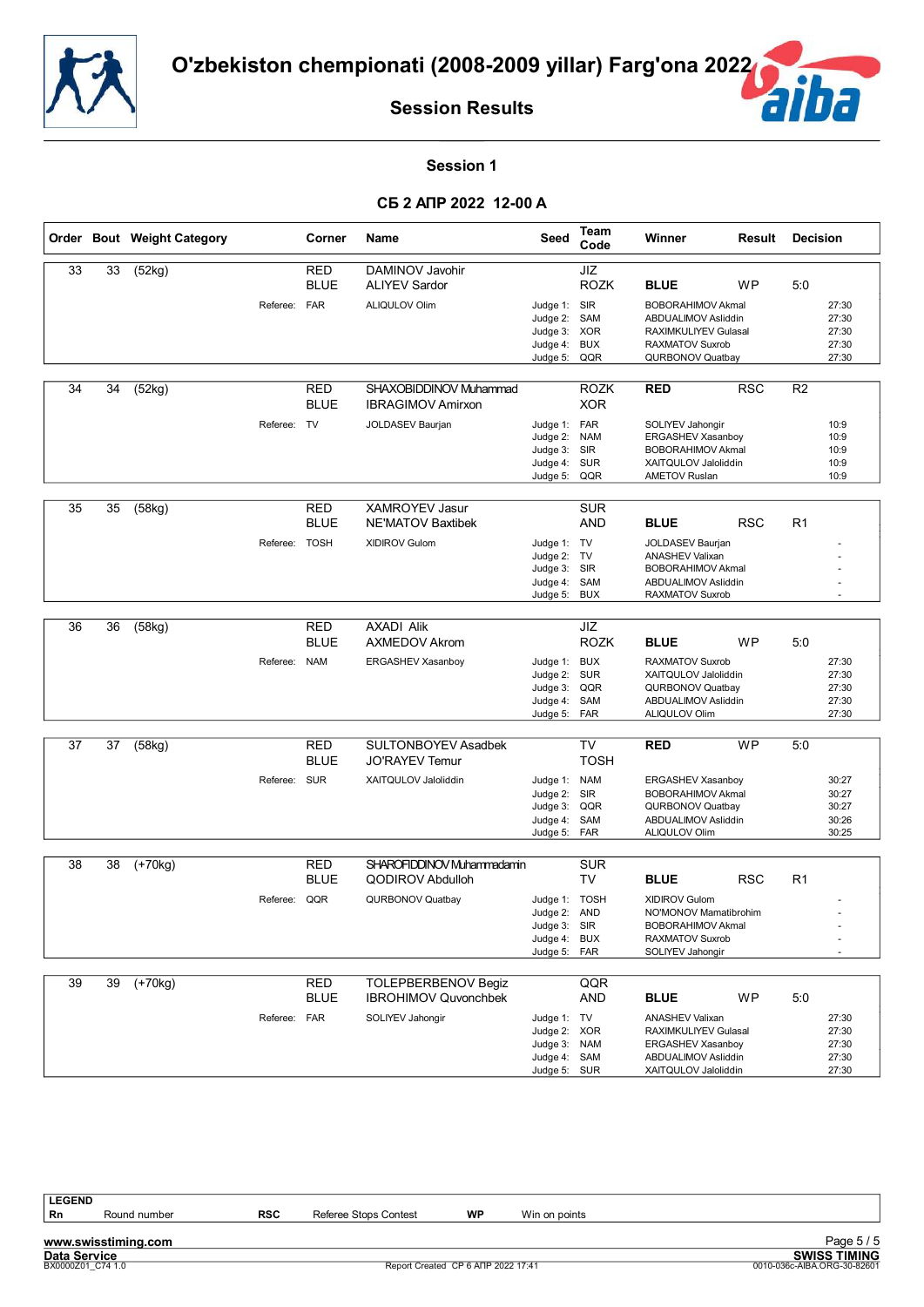# O'zbekiston chempionati (2008-2009 yillar) Farg'ona 2022

## Session Results

### Session 1

### СБ 2 АПР 2022 12-00 A

| Order | Bout | Weight Category | Corner | Name | Seed | Team Code | Winner | Result | Decision |
|---|---|---|---|---|---|---|---|---|---|
| 33 | 33 | (52kg) | RED | DAMINOV Javohir | | JIZ | | | |
| | | | BLUE | ALIYEV Sardor | | ROZK | BLUE | WP | 5:0 |
| | | Referee: | FAR | ALIQULOV Olim | Judge 1: | SIR | BOBORAHIMOV Akmal | | 27:30 |
| | | | | | Judge 2: | SAM | ABDUALIMOV Asliddin | | 27:30 |
| | | | | | Judge 3: | XOR | RAXIMKULIYEV Gulasal | | 27:30 |
| | | | | | Judge 4: | BUX | RAXMATOV Suxrob | | 27:30 |
| | | | | | Judge 5: | QQR | QURBONOV Quatbay | | 27:30 |
| 34 | 34 | (52kg) | RED | SHAXOBIDDINOV Muhammad | | ROZK | RED | RSC | R2 |
| | | | BLUE | IBRAGIMOV Amirxon | | XOR | | | |
| | | Referee: | TV | JOLDASEV Baurjan | Judge 1: | FAR | SOLIYEV Jahongir | | 10:9 |
| | | | | | Judge 2: | NAM | ERGASHEV Xasanboy | | 10:9 |
| | | | | | Judge 3: | SIR | BOBORAHIMOV Akmal | | 10:9 |
| | | | | | Judge 4: | SUR | XAITQULOV Jaloliddin | | 10:9 |
| | | | | | Judge 5: | QQR | AMETOV Ruslan | | 10:9 |
| 35 | 35 | (58kg) | RED | XAMROYEV Jasur | | SUR | | | |
| | | | BLUE | NE'MATOV Baxtibek | | AND | BLUE | RSC | R1 |
| | | Referee: | TOSH | XIDIROV Gulom | Judge 1: | TV | JOLDASEV Baurjan | | - |
| | | | | | Judge 2: | TV | ANASHEV Valixan | | - |
| | | | | | Judge 3: | SIR | BOBORAHIMOV Akmal | | - |
| | | | | | Judge 4: | SAM | ABDUALIMOV Asliddin | | - |
| | | | | | Judge 5: | BUX | RAXMATOV Suxrob | | - |
| 36 | 36 | (58kg) | RED | AXADI Alik | | JIZ | | | |
| | | | BLUE | AXMEDOV Akrom | | ROZK | BLUE | WP | 5:0 |
| | | Referee: | NAM | ERGASHEV Xasanboy | Judge 1: | BUX | RAXMATOV Suxrob | | 27:30 |
| | | | | | Judge 2: | SUR | XAITQULOV Jaloliddin | | 27:30 |
| | | | | | Judge 3: | QQR | QURBONOV Quatbay | | 27:30 |
| | | | | | Judge 4: | SAM | ABDUALIMOV Asliddin | | 27:30 |
| | | | | | Judge 5: | FAR | ALIQULOV Olim | | 27:30 |
| 37 | 37 | (58kg) | RED | SULTONBOYEV Asadbek | | TV | RED | WP | 5:0 |
| | | | BLUE | JO'RAYEV Temur | | TOSH | | | |
| | | Referee: | SUR | XAITQULOV Jaloliddin | Judge 1: | NAM | ERGASHEV Xasanboy | | 30:27 |
| | | | | | Judge 2: | SIR | BOBORAHIMOV Akmal | | 30:27 |
| | | | | | Judge 3: | QQR | QURBONOV Quatbay | | 30:27 |
| | | | | | Judge 4: | SAM | ABDUALIMOV Asliddin | | 30:26 |
| | | | | | Judge 5: | FAR | ALIQULOV Olim | | 30:25 |
| 38 | 38 | (+70kg) | RED | SHAROFIDDINOV Muhammadamin | | SUR | | | |
| | | | BLUE | QODIROV Abdulloh | | TV | BLUE | RSC | R1 |
| | | Referee: | QQR | QURBONOV Quatbay | Judge 1: | TOSH | XIDIROV Gulom | | - |
| | | | | | Judge 2: | AND | NO'MONOV Mamatibrohim | | - |
| | | | | | Judge 3: | SIR | BOBORAHIMOV Akmal | | - |
| | | | | | Judge 4: | BUX | RAXMATOV Suxrob | | - |
| | | | | | Judge 5: | FAR | SOLIYEV Jahongir | | - |
| 39 | 39 | (+70kg) | RED | TOLEPBERBENOV Begiz | | QQR | | | |
| | | | BLUE | IBROHIMOV Quvonchbek | | AND | BLUE | WP | 5:0 |
| | | Referee: | FAR | SOLIYEV Jahongir | Judge 1: | TV | ANASHEV Valixan | | 27:30 |
| | | | | | Judge 2: | XOR | RAXIMKULIYEV Gulasal | | 27:30 |
| | | | | | Judge 3: | NAM | ERGASHEV Xasanboy | | 27:30 |
| | | | | | Judge 4: | SAM | ABDUALIMOV Asliddin | | 27:30 |
| | | | | | Judge 5: | SUR | XAITQULOV Jaloliddin | | 27:30 |

**LEGEND**

| | | | | | |
|---|---|---|---|---|---|
| **Rn** | Round number | **RSC** | Referee Stops Contest | **WP** | Win on points |

Report Created СР 6 АПР 2022 17:41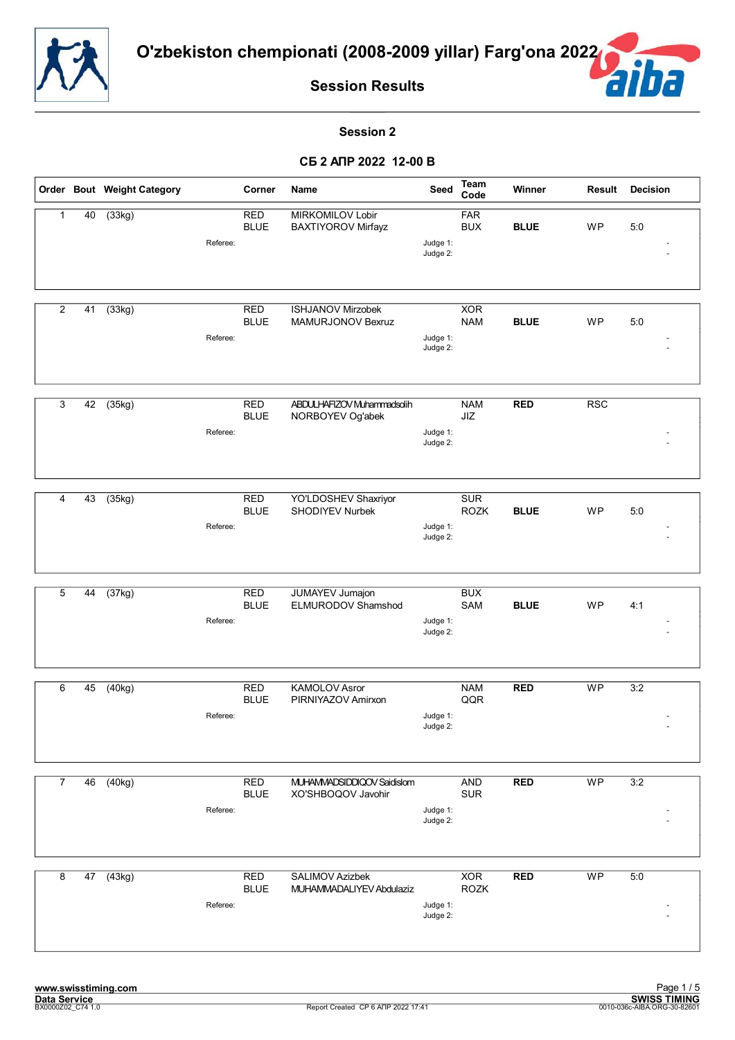# O'zbekiston chempionati (2008-2009 yillar) Farg'ona 2022

## Session Results

### Session 2

### СБ 2 АПР 2022 12-00 B

| Order | Bout | Weight Category | Corner | Name | Seed | Team Code | Winner | Result | Decision |
|---|---|---|---|---|---|---|---|---|---|
| 1 | 40 | (33kg) | RED | MIRKOMILOV Lobir | | FAR | | | |
| | | | BLUE | BAXTIYOROV Mirfayz | | BUX | BLUE | WP | 5:0 |
| | | Referee: | | | Judge 1: | | | | - |
| | | | | | Judge 2: | | | | - |
| 2 | 41 | (33kg) | RED | ISHJANOV Mirzobek | | XOR | | | |
| | | | BLUE | MAMURJONOV Bexruz | | NAM | BLUE | WP | 5:0 |
| | | Referee: | | | Judge 1: | | | | - |
| | | | | | Judge 2: | | | | - |
| 3 | 42 | (35kg) | RED | ABDULHAFIZOV Muhammadsolih | | NAM | RED | RSC | |
| | | | BLUE | NORBOYEV Og'abek | | JIZ | | | |
| | | Referee: | | | Judge 1: | | | | - |
| | | | | | Judge 2: | | | | - |
| 4 | 43 | (35kg) | RED | YO'LDOSHEV Shaxriyor | | SUR | | | |
| | | | BLUE | SHODIYEV Nurbek | | ROZK | BLUE | WP | 5:0 |
| | | Referee: | | | Judge 1: | | | | - |
| | | | | | Judge 2: | | | | - |
| 5 | 44 | (37kg) | RED | JUMAYEV Jumajon | | BUX | | | |
| | | | BLUE | ELMURODOV Shamshod | | SAM | BLUE | WP | 4:1 |
| | | Referee: | | | Judge 1: | | | | - |
| | | | | | Judge 2: | | | | - |
| 6 | 45 | (40kg) | RED | KAMOLOV Asror | | NAM | RED | WP | 3:2 |
| | | | BLUE | PIRNIYAZOV Amirxon | | QQR | | | |
| | | Referee: | | | Judge 1: | | | | - |
| | | | | | Judge 2: | | | | - |
| 7 | 46 | (40kg) | RED | MUHAMMADSIDDIQOV Saidislom | | AND | RED | WP | 3:2 |
| | | | BLUE | XO'SHBOQOV Javohir | | SUR | | | |
| | | Referee: | | | Judge 1: | | | | - |
| | | | | | Judge 2: | | | | - |
| 8 | 47 | (43kg) | RED | SALIMOV Azizbek | | XOR | RED | WP | 5:0 |
| | | | BLUE | MUHAMMADALIYEV Abdulaziz | | ROZK | | | |
| | | Referee: | | | Judge 1: | | | | - |
| | | | | | Judge 2: | | | | - |

www.swisstiming.com
Data Service
BX0000Z02_C74 1.0

Report Created СР 6 АПР 2022 17:41

SWISS TIMING
0010-036c-AIBA.ORG-30-82601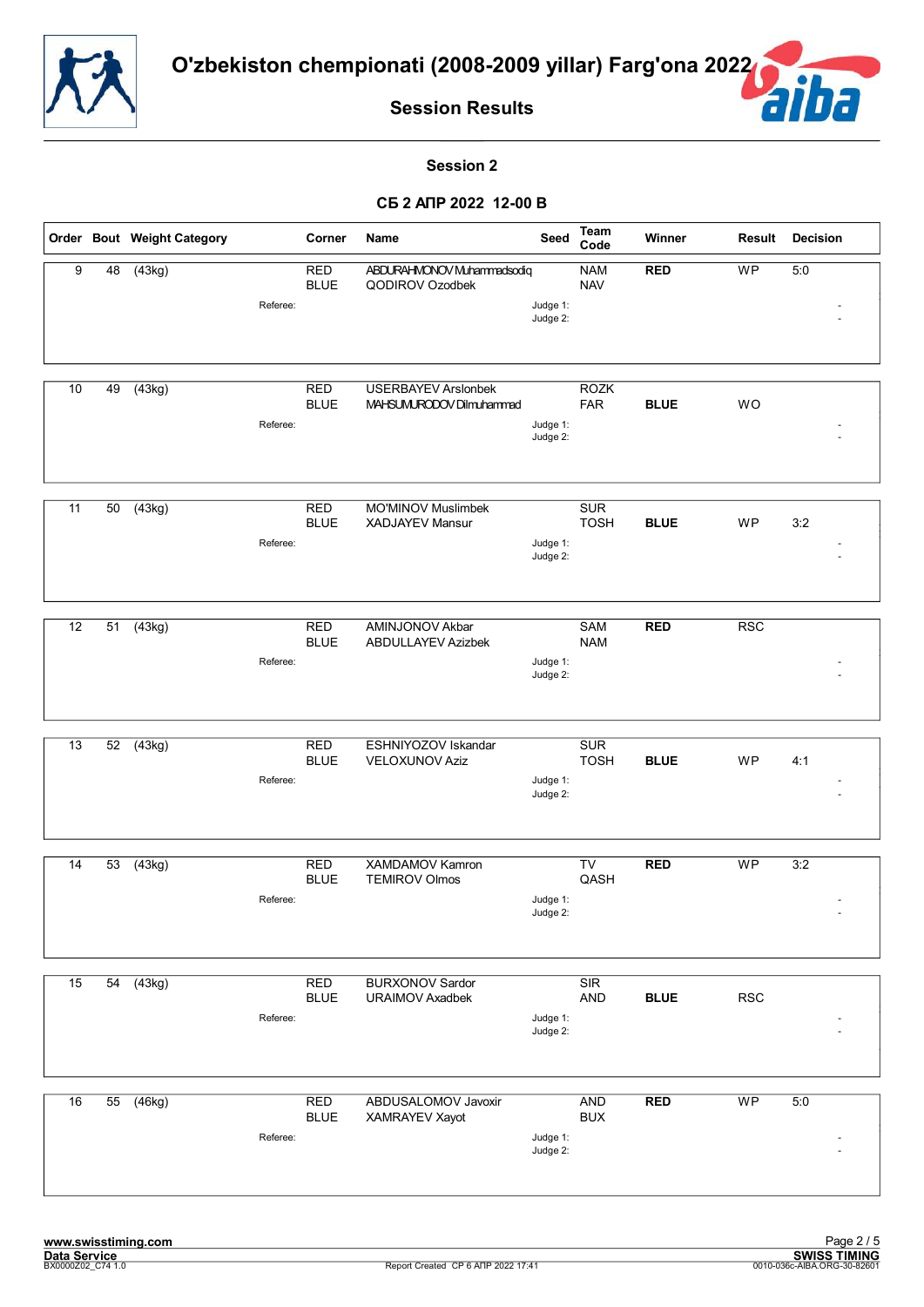# O'zbekiston chempionati (2008-2009 yillar) Farg'ona 2022

## Session Results

### Session 2

### СБ 2 АПР 2022 12-00 B

| Order | Bout | Weight Category | Corner | Name | Seed | Team Code | Winner | Result | Decision |
|---|---|---|---|---|---|---|---|---|---|
| 9 | 48 | (43kg) | RED | ABDURAHMONOV Muhammadsodiq | | NAM | RED | WP | 5:0 |
| | | | BLUE | QODIROV Ozodbek | | NAV | | | |
| | | Referee: | | | Judge 1: | | | | - |
| | | | | | Judge 2: | | | | - |
| 10 | 49 | (43kg) | RED | USERBAYEV Arslonbek | | ROZK | | | |
| | | | BLUE | MAHSUMURODOV Dilmuhammad | | FAR | BLUE | WO | |
| | | Referee: | | | Judge 1: | | | | - |
| | | | | | Judge 2: | | | | - |
| 11 | 50 | (43kg) | RED | MO'MINOV Muslimbek | | SUR | | | |
| | | | BLUE | XADJAYEV Mansur | | TOSH | BLUE | WP | 3:2 |
| | | Referee: | | | Judge 1: | | | | - |
| | | | | | Judge 2: | | | | - |
| 12 | 51 | (43kg) | RED | AMINJONOV Akbar | | SAM | RED | RSC | |
| | | | BLUE | ABDULLAYEV Azizbek | | NAM | | | |
| | | Referee: | | | Judge 1: | | | | - |
| | | | | | Judge 2: | | | | - |
| 13 | 52 | (43kg) | RED | ESHNIYOZOV Iskandar | | SUR | | | |
| | | | BLUE | VELOXUNOV Aziz | | TOSH | BLUE | WP | 4:1 |
| | | Referee: | | | Judge 1: | | | | - |
| | | | | | Judge 2: | | | | - |
| 14 | 53 | (43kg) | RED | XAMDAMOV Kamron | | TV | RED | WP | 3:2 |
| | | | BLUE | TEMIROV Olmos | | QASH | | | |
| | | Referee: | | | Judge 1: | | | | - |
| | | | | | Judge 2: | | | | - |
| 15 | 54 | (43kg) | RED | BURXONOV Sardor | | SIR | | | |
| | | | BLUE | URAIMOV Axadbek | | AND | BLUE | RSC | |
| | | Referee: | | | Judge 1: | | | | - |
| | | | | | Judge 2: | | | | - |
| 16 | 55 | (46kg) | RED | ABDUSALOMOV Javoxir | | AND | RED | WP | 5:0 |
| | | | BLUE | XAMRAYEV Xayot | | BUX | | | |
| | | Referee: | | | Judge 1: | | | | - |
| | | | | | Judge 2: | | | | - |

www.swisstiming.com
Data Service
BX0000Z02_C74 1.0

Report Created СР 6 АПР 2022 17:41

SWISS TIMING
0010-036c-AIBA.ORG-30-82601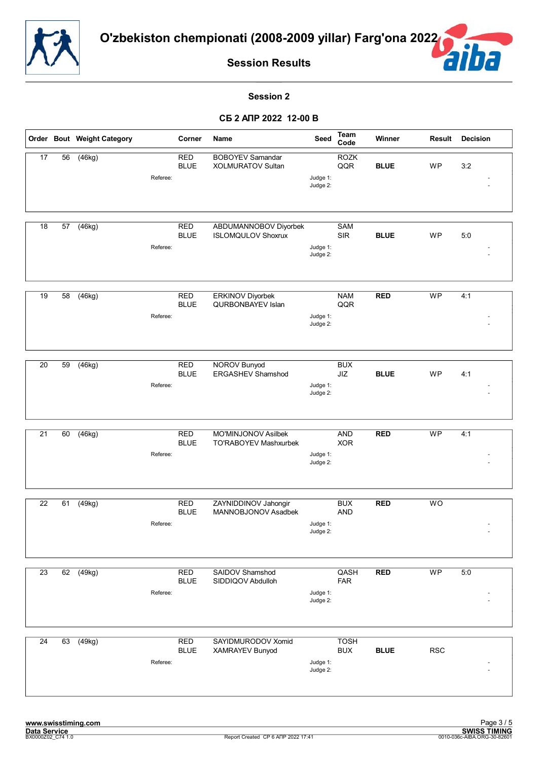# O'zbekiston chempionati (2008-2009 yillar) Farg'ona 2022

## Session Results

### Session 2

### СБ 2 АПР 2022 12-00 В

| Order | Bout | Weight Category | Corner | Name | Seed | Team Code | Winner | Result | Decision |
|---|---|---|---|---|---|---|---|---|---|
| 17 | 56 | (46kg) | RED | BOBOYEV Samandar | | ROZK | | | |
| | | | BLUE | XOLMURATOV Sultan | | QQR | BLUE | WP | 3:2 |
| | | Referee: | | | Judge 1: | | | | - |
| | | | | | Judge 2: | | | | - |
| 18 | 57 | (46kg) | RED | ABDUMANNOBOV Diyorbek | | SAM | | | |
| | | | BLUE | ISLOMQULOV Shoxrux | | SIR | BLUE | WP | 5:0 |
| | | Referee: | | | Judge 1: | | | | - |
| | | | | | Judge 2: | | | | - |
| 19 | 58 | (46kg) | RED | ERKINOV Diyorbek | | NAM | RED | WP | 4:1 |
| | | | BLUE | QURBONBAYEV Islan | | QQR | | | |
| | | Referee: | | | Judge 1: | | | | - |
| | | | | | Judge 2: | | | | - |
| 20 | 59 | (46kg) | RED | NOROV Bunyod | | BUX | | | |
| | | | BLUE | ERGASHEV Shamshod | | JIZ | BLUE | WP | 4:1 |
| | | Referee: | | | Judge 1: | | | | - |
| | | | | | Judge 2: | | | | - |
| 21 | 60 | (46kg) | RED | MO'MINJONOV Asilbek | | AND | RED | WP | 4:1 |
| | | | BLUE | TO'RABOYEV Mashxurbek | | XOR | | | |
| | | Referee: | | | Judge 1: | | | | - |
| | | | | | Judge 2: | | | | - |
| 22 | 61 | (49kg) | RED | ZAYNIDDINOV Jahongir | | BUX | RED | WO | |
| | | | BLUE | MANNOBJONOV Asadbek | | AND | | | |
| | | Referee: | | | Judge 1: | | | | - |
| | | | | | Judge 2: | | | | - |
| 23 | 62 | (49kg) | RED | SAIDOV Shamshod | | QASH | RED | WP | 5:0 |
| | | | BLUE | SIDDIQOV Abdulloh | | FAR | | | |
| | | Referee: | | | Judge 1: | | | | - |
| | | | | | Judge 2: | | | | - |
| 24 | 63 | (49kg) | RED | SAYIDMURODOV Xomid | | TOSH | | | |
| | | | BLUE | XAMRAYEV Bunyod | | BUX | BLUE | RSC | |
| | | Referee: | | | Judge 1: | | | | - |
| | | | | | Judge 2: | | | | - |

www.swisstiming.com
Data Service
BX0000Z02_C74 1.0

Report Created СР 6 АПР 2022 17:41

SWISS TIMING
0010-036c-AIBA.ORG-30-82601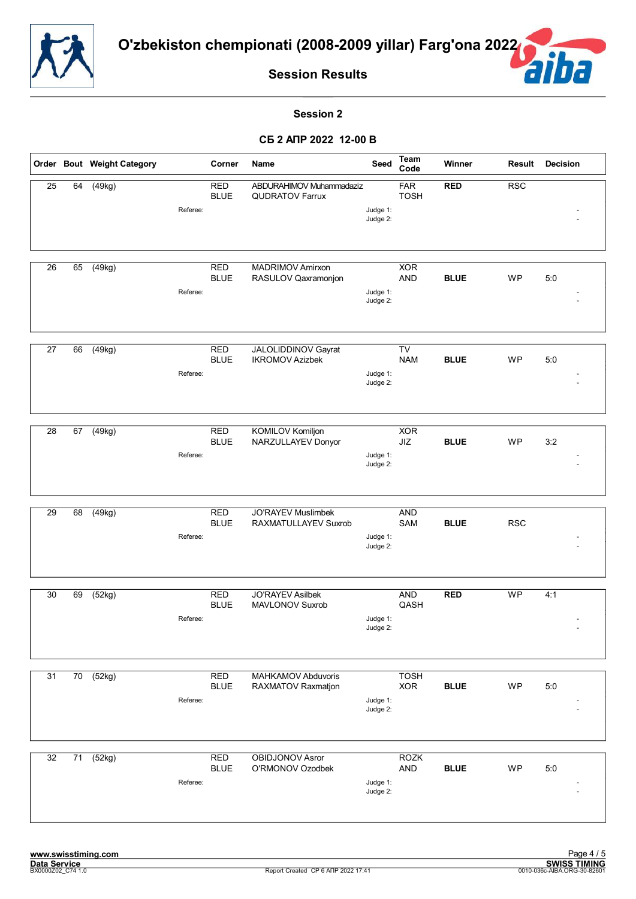# O'zbekiston chempionati (2008-2009 yillar) Farg'ona 2022

## Session Results

### Session 2

### СБ 2 АПР 2022 12-00 В

| Order | Bout | Weight Category | Corner | Name | Seed | Team Code | Winner | Result | Decision |
|---|---|---|---|---|---|---|---|---|---|
| 25 | 64 | (49kg) | RED | ABDURAHIMOV Muhammadaziz | | FAR | RED | RSC | |
| | | | BLUE | QUDRATOV Farrux | | TOSH | | | |
| | | Referee: | | | Judge 1: | | | | - |
| | | | | | Judge 2: | | | | - |
| 26 | 65 | (49kg) | RED | MADRIMOV Amirxon | | XOR | | | |
| | | | BLUE | RASULOV Qaxramonjon | | AND | BLUE | WP | 5:0 |
| | | Referee: | | | Judge 1: | | | | - |
| | | | | | Judge 2: | | | | - |
| 27 | 66 | (49kg) | RED | JALOLIDDINOV Gayrat | | TV | | | |
| | | | BLUE | IKROMOV Azizbek | | NAM | BLUE | WP | 5:0 |
| | | Referee: | | | Judge 1: | | | | - |
| | | | | | Judge 2: | | | | - |
| 28 | 67 | (49kg) | RED | KOMILOV Komiljon | | XOR | | | |
| | | | BLUE | NARZULLAYEV Donyor | | JIZ | BLUE | WP | 3:2 |
| | | Referee: | | | Judge 1: | | | | - |
| | | | | | Judge 2: | | | | - |
| 29 | 68 | (49kg) | RED | JO'RAYEV Muslimbek | | AND | | | |
| | | | BLUE | RAXMATULLAYEV Suxrob | | SAM | BLUE | RSC | |
| | | Referee: | | | Judge 1: | | | | - |
| | | | | | Judge 2: | | | | - |
| 30 | 69 | (52kg) | RED | JO'RAYEV Asilbek | | AND | RED | WP | 4:1 |
| | | | BLUE | MAVLONOV Suxrob | | QASH | | | |
| | | Referee: | | | Judge 1: | | | | - |
| | | | | | Judge 2: | | | | - |
| 31 | 70 | (52kg) | RED | MAHKAMOV Abduvoris | | TOSH | | | |
| | | | BLUE | RAXMATOV Raxmatjon | | XOR | BLUE | WP | 5:0 |
| | | Referee: | | | Judge 1: | | | | - |
| | | | | | Judge 2: | | | | - |
| 32 | 71 | (52kg) | RED | OBIDJONOV Asror | | ROZK | | | |
| | | | BLUE | O'RMONOV Ozodbek | | AND | BLUE | WP | 5:0 |
| | | Referee: | | | Judge 1: | | | | - |
| | | | | | Judge 2: | | | | - |

www.swisstiming.com
Data Service
BX0000Z02_C74 1.0

Report Created СР 6 АПР 2022 17:41

SWISS TIMING
0010-036c-AIBA.ORG-30-82601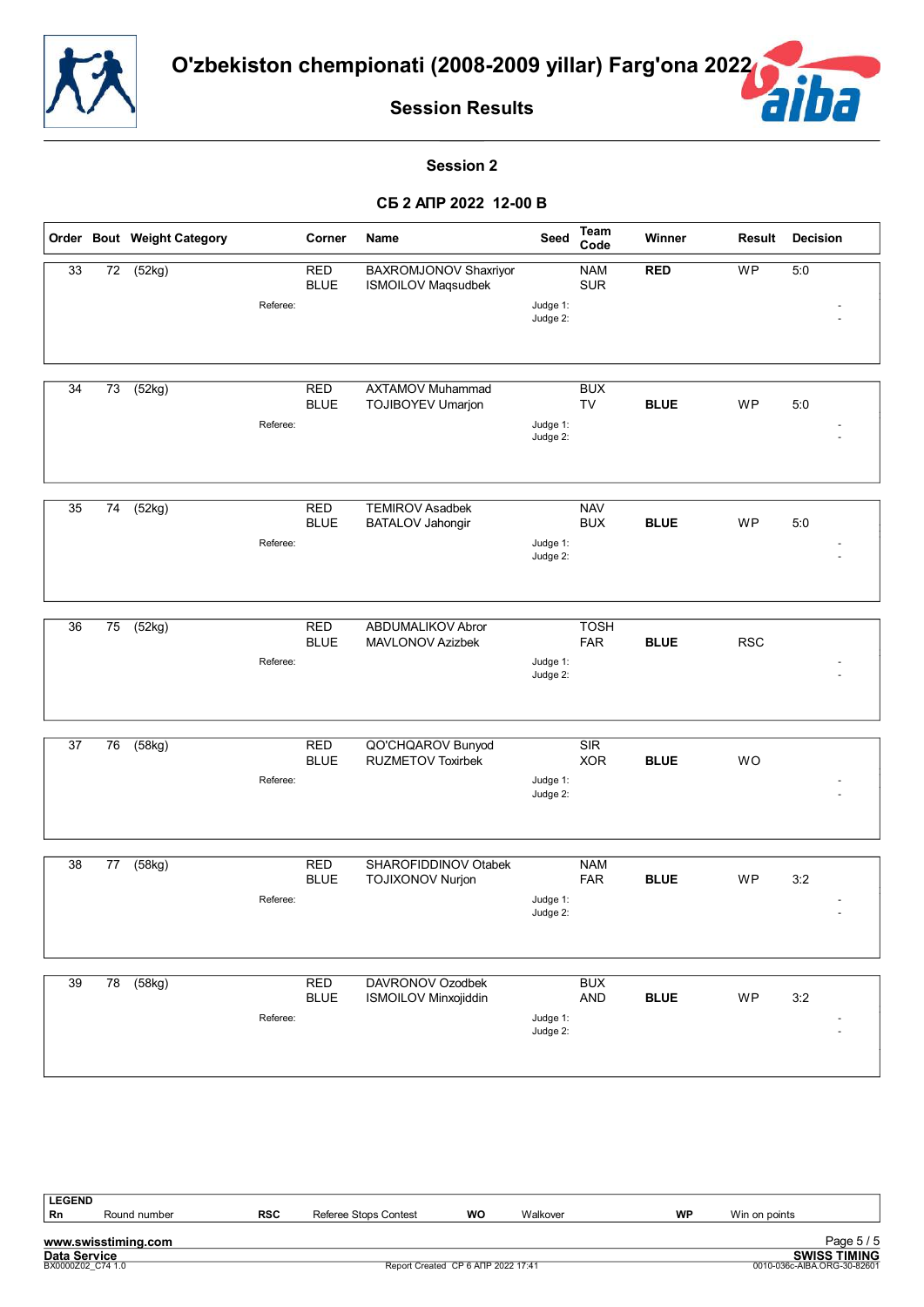# O'zbekiston chempionati (2008-2009 yillar) Farg'ona 2022

## Session Results

### Session 2

### СБ 2 АПР 2022 12-00 B

| Order | Bout | Weight Category | Corner | Name | Seed | Team Code | Winner | Result | Decision |
|---|---|---|---|---|---|---|---|---|---|
| 33 | 72 | (52kg) | RED | BAXROMJONOV Shaxriyor | | NAM | RED | WP | 5:0 |
| | | | BLUE | ISMOILOV Maqsudbek | | SUR | | | |
| | | Referee: | | | Judge 1: | | | | - |
| | | | | | Judge 2: | | | | - |
| 34 | 73 | (52kg) | RED | AXTAMOV Muhammad | | BUX | | | |
| | | | BLUE | TOJIBOYEV Umarjon | | TV | BLUE | WP | 5:0 |
| | | Referee: | | | Judge 1: | | | | - |
| | | | | | Judge 2: | | | | - |
| 35 | 74 | (52kg) | RED | TEMIROV Asadbek | | NAV | | | |
| | | | BLUE | BATALOV Jahongir | | BUX | BLUE | WP | 5:0 |
| | | Referee: | | | Judge 1: | | | | - |
| | | | | | Judge 2: | | | | - |
| 36 | 75 | (52kg) | RED | ABDUMALIKOV Abror | | TOSH | | | |
| | | | BLUE | MAVLONOV Azizbek | | FAR | BLUE | RSC | |
| | | Referee: | | | Judge 1: | | | | - |
| | | | | | Judge 2: | | | | - |
| 37 | 76 | (58kg) | RED | QO'CHQAROV Bunyod | | SIR | | | |
| | | | BLUE | RUZMETOV Toxirbek | | XOR | BLUE | WO | |
| | | Referee: | | | Judge 1: | | | | - |
| | | | | | Judge 2: | | | | - |
| 38 | 77 | (58kg) | RED | SHAROFIDDINOV Otabek | | NAM | | | |
| | | | BLUE | TOJIXONOV Nurjon | | FAR | BLUE | WP | 3:2 |
| | | Referee: | | | Judge 1: | | | | - |
| | | | | | Judge 2: | | | | - |
| 39 | 78 | (58kg) | RED | DAVRONOV Ozodbek | | BUX | | | |
| | | | BLUE | ISMOILOV Minxojiddin | | AND | BLUE | WP | 3:2 |
| | | Referee: | | | Judge 1: | | | | - |
| | | | | | Judge 2: | | | | - |

**LEGEND**

| Rn | Round number | RSC | Referee Stops Contest | WO | Walkover | WP | Win on points |
|---|---|---|---|---|---|---|---|

www.swisstiming.com
Data Service
BX0000Z02_C74 1.0
Report Created СР 6 АПР 2022 17:41
SWISS TIMING
0010-036c-AIBA.ORG-30-82601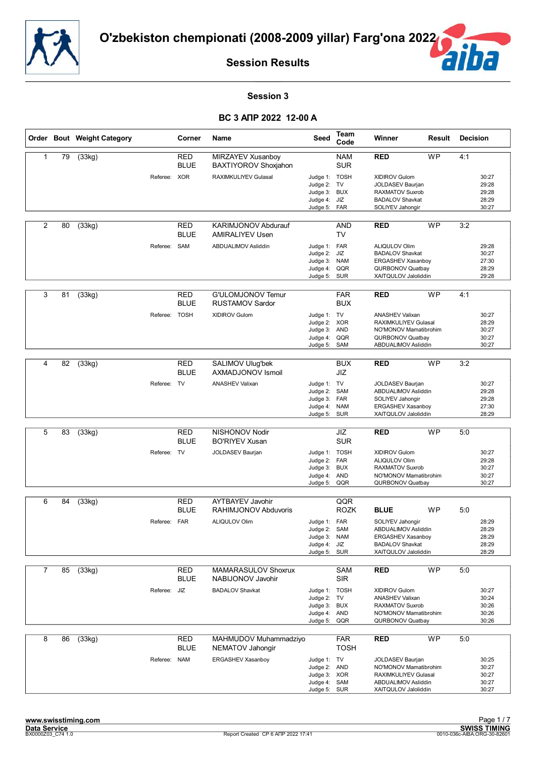# O'zbekiston chempionati (2008-2009 yillar) Farg'ona 2022

## Session Results

### Session 3

### ВС 3 АПР 2022 12-00 A

| Order | Bout | Weight Category | Corner | Name | Seed | Team Code | Winner | Result | Decision |
|---|---|---|---|---|---|---|---|---|---|
| 1 | 79 | (33kg) | RED | MIRZAYEV Xusanboy | | NAM | RED | WP | 4:1 |
| | | | BLUE | BAXTIYOROV Shoxjahon | | SUR | | | |
| | | Referee: | XOR | RAXIMKULIYEV Gulasal | Judge 1: | TOSH | XIDIROV Gulom | | 30:27 |
| | | | | | Judge 2: | TV | JOLDASEV Baurjan | | 29:28 |
| | | | | | Judge 3: | BUX | RAXMATOV Suxrob | | 29:28 |
| | | | | | Judge 4: | JIZ | BADALOV Shavkat | | 28:29 |
| | | | | | Judge 5: | FAR | SOLIYEV Jahongir | | 30:27 |
| 2 | 80 | (33kg) | RED | KARIMJONOV Abdurauf | | AND | RED | WP | 3:2 |
| | | | BLUE | AMIRALIYEV Usen | | TV | | | |
| | | Referee: | SAM | ABDUALIMOV Asliddin | Judge 1: | FAR | ALIQULOV Olim | | 29:28 |
| | | | | | Judge 2: | JIZ | BADALOV Shavkat | | 30:27 |
| | | | | | Judge 3: | NAM | ERGASHEV Xasanboy | | 27:30 |
| | | | | | Judge 4: | QQR | QURBONOV Quatbay | | 28:29 |
| | | | | | Judge 5: | SUR | XAITQULOV Jaloliddin | | 29:28 |
| 3 | 81 | (33kg) | RED | G'ULOMJONOV Temur | | FAR | RED | WP | 4:1 |
| | | | BLUE | RUSTAMOV Sardor | | BUX | | | |
| | | Referee: | TOSH | XIDIROV Gulom | Judge 1: | TV | ANASHEV Valixan | | 30:27 |
| | | | | | Judge 2: | XOR | RAXIMKULIYEV Gulasal | | 28:29 |
| | | | | | Judge 3: | AND | NO'MONOV Mamatibrohim | | 30:27 |
| | | | | | Judge 4: | QQR | QURBONOV Quatbay | | 30:27 |
| | | | | | Judge 5: | SAM | ABDUALIMOV Asliddin | | 30:27 |
| 4 | 82 | (33kg) | RED | SALIMOV Ulug'bek | | BUX | RED | WP | 3:2 |
| | | | BLUE | AXMADJONOV Ismoil | | JIZ | | | |
| | | Referee: | TV | ANASHEV Valixan | Judge 1: | TV | JOLDASEV Baurjan | | 30:27 |
| | | | | | Judge 2: | SAM | ABDUALIMOV Asliddin | | 29:28 |
| | | | | | Judge 3: | FAR | SOLIYEV Jahongir | | 29:28 |
| | | | | | Judge 4: | NAM | ERGASHEV Xasanboy | | 27:30 |
| | | | | | Judge 5: | SUR | XAITQULOV Jaloliddin | | 28:29 |
| 5 | 83 | (33kg) | RED | NISHONOV Nodir | | JIZ | RED | WP | 5:0 |
| | | | BLUE | BO'RIYEV Xusan | | SUR | | | |
| | | Referee: | TV | JOLDASEV Baurjan | Judge 1: | TOSH | XIDIROV Gulom | | 30:27 |
| | | | | | Judge 2: | FAR | ALIQULOV Olim | | 29:28 |
| | | | | | Judge 3: | BUX | RAXMATOV Suxrob | | 30:27 |
| | | | | | Judge 4: | AND | NO'MONOV Mamatibrohim | | 30:27 |
| | | | | | Judge 5: | QQR | QURBONOV Quatbay | | 30:27 |
| 6 | 84 | (33kg) | RED | AYTBAYEV Javohir | | QQR | | | |
| | | | BLUE | RAHIMJONOV Abduvoris | | ROZK | BLUE | WP | 5:0 |
| | | Referee: | FAR | ALIQULOV Olim | Judge 1: | FAR | SOLIYEV Jahongir | | 28:29 |
| | | | | | Judge 2: | SAM | ABDUALIMOV Asliddin | | 28:29 |
| | | | | | Judge 3: | NAM | ERGASHEV Xasanboy | | 28:29 |
| | | | | | Judge 4: | JIZ | BADALOV Shavkat | | 28:29 |
| | | | | | Judge 5: | SUR | XAITQULOV Jaloliddin | | 28:29 |
| 7 | 85 | (33kg) | RED | MAMARASULOV Shoxrux | | SAM | RED | WP | 5:0 |
| | | | BLUE | NABIJONOV Javohir | | SIR | | | |
| | | Referee: | JIZ | BADALOV Shavkat | Judge 1: | TOSH | XIDIROV Gulom | | 30:27 |
| | | | | | Judge 2: | TV | ANASHEV Valixan | | 30:24 |
| | | | | | Judge 3: | BUX | RAXMATOV Suxrob | | 30:26 |
| | | | | | Judge 4: | AND | NO'MONOV Mamatibrohim | | 30:26 |
| | | | | | Judge 5: | QQR | QURBONOV Quatbay | | 30:26 |
| 8 | 86 | (33kg) | RED | MAHMUDOV Muhammadziyo | | FAR | RED | WP | 5:0 |
| | | | BLUE | NEMATOV Jahongir | | TOSH | | | |
| | | Referee: | NAM | ERGASHEV Xasanboy | Judge 1: | TV | JOLDASEV Baurjan | | 30:25 |
| | | | | | Judge 2: | AND | NO'MONOV Mamatibrohim | | 30:27 |
| | | | | | Judge 3: | XOR | RAXIMKULIYEV Gulasal | | 30:27 |
| | | | | | Judge 4: | SAM | ABDUALIMOV Asliddin | | 30:27 |
| | | | | | Judge 5: | SUR | XAITQULOV Jaloliddin | | 30:27 |

www.swisstiming.com
Data Service
BX0000Z03_C74 1.0

Report Created СР 6 АПР 2022 17:41

SWISS TIMING
0010-036c-AIBA.ORG-30-82601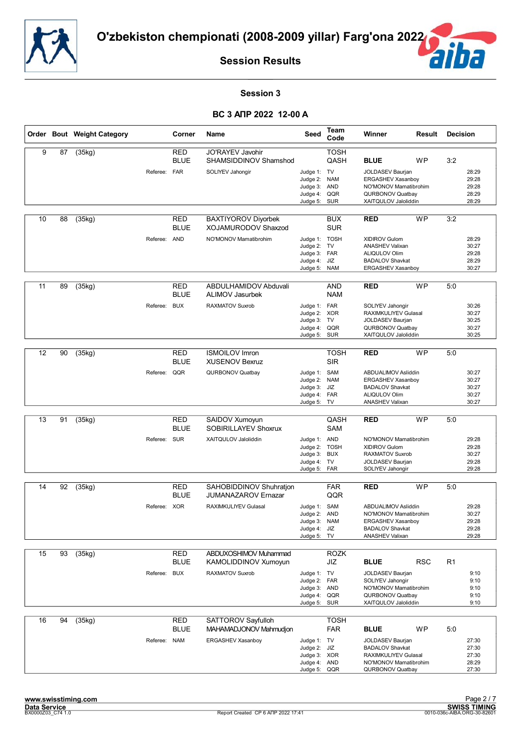# O'zbekiston chempionati (2008-2009 yillar) Farg'ona 2022

## Session Results

### Session 3

### ВС 3 АПР 2022 12-00 A

| Order | Bout | Weight Category | Corner | Name | Seed | Team Code | Winner | Result | Decision |
|---|---|---|---|---|---|---|---|---|---|
| 9 | 87 | (35kg) | RED | JO'RAYEV Javohir | | TOSH | | | |
| | | | BLUE | SHAMSIDDINOV Shamshod | | QASH | **BLUE** | WP | 3:2 |
| | | Referee: | FAR | SOLIYEV Jahongir | Judge 1: | TV | JOLDASEV Baurjan | | 28:29 |
| | | | | | Judge 2: | NAM | ERGASHEV Xasanboy | | 29:28 |
| | | | | | Judge 3: | AND | NO'MONOV Mamatibrohim | | 29:28 |
| | | | | | Judge 4: | QQR | QURBONOV Quatbay | | 28:29 |
| | | | | | Judge 5: | SUR | XAITQULOV Jaloliddin | | 28:29 |
| 10 | 88 | (35kg) | RED | BAXTIYOROV Diyorbek | | BUX | **RED** | WP | 3:2 |
| | | | BLUE | XOJAMURODOV Shaxzod | | SUR | | | |
| | | Referee: | AND | NO'MONOV Mamatibrohim | Judge 1: | TOSH | XIDIROV Gulom | | 28:29 |
| | | | | | Judge 2: | TV | ANASHEV Valixan | | 30:27 |
| | | | | | Judge 3: | FAR | ALIQULOV Olim | | 29:28 |
| | | | | | Judge 4: | JIZ | BADALOV Shavkat | | 28:29 |
| | | | | | Judge 5: | NAM | ERGASHEV Xasanboy | | 30:27 |
| 11 | 89 | (35kg) | RED | ABDULHAMIDOV Abduvali | | AND | **RED** | WP | 5:0 |
| | | | BLUE | ALIMOV Jasurbek | | NAM | | | |
| | | Referee: | BUX | RAXMATOV Suxrob | Judge 1: | FAR | SOLIYEV Jahongir | | 30:26 |
| | | | | | Judge 2: | XOR | RAXIMKULIYEV Gulasal | | 30:27 |
| | | | | | Judge 3: | TV | JOLDASEV Baurjan | | 30:25 |
| | | | | | Judge 4: | QQR | QURBONOV Quatbay | | 30:27 |
| | | | | | Judge 5: | SUR | XAITQULOV Jaloliddin | | 30:25 |
| 12 | 90 | (35kg) | RED | ISMOILOV Imron | | TOSH | **RED** | WP | 5:0 |
| | | | BLUE | XUSENOV Bexruz | | SIR | | | |
| | | Referee: | QQR | QURBONOV Quatbay | Judge 1: | SAM | ABDUALIMOV Asliddin | | 30:27 |
| | | | | | Judge 2: | NAM | ERGASHEV Xasanboy | | 30:27 |
| | | | | | Judge 3: | JIZ | BADALOV Shavkat | | 30:27 |
| | | | | | Judge 4: | FAR | ALIQULOV Olim | | 30:27 |
| | | | | | Judge 5: | TV | ANASHEV Valixan | | 30:27 |
| 13 | 91 | (35kg) | RED | SAIDOV Xumoyun | | QASH | **RED** | WP | 5:0 |
| | | | BLUE | SOBIRILLAYEV Shoxrux | | SAM | | | |
| | | Referee: | SUR | XAITQULOV Jaloliddin | Judge 1: | AND | NO'MONOV Mamatibrohim | | 29:28 |
| | | | | | Judge 2: | TOSH | XIDIROV Gulom | | 29:28 |
| | | | | | Judge 3: | BUX | RAXMATOV Suxrob | | 30:27 |
| | | | | | Judge 4: | TV | JOLDASEV Baurjan | | 29:28 |
| | | | | | Judge 5: | FAR | SOLIYEV Jahongir | | 29:28 |
| 14 | 92 | (35kg) | RED | SAHOBIDDINOV Shuhratjon | | FAR | **RED** | WP | 5:0 |
| | | | BLUE | JUMANAZAROV Ernazar | | QQR | | | |
| | | Referee: | XOR | RAXIMKULIYEV Gulasal | Judge 1: | SAM | ABDUALIMOV Asliddin | | 29:28 |
| | | | | | Judge 2: | AND | NO'MONOV Mamatibrohim | | 30:27 |
| | | | | | Judge 3: | NAM | ERGASHEV Xasanboy | | 29:28 |
| | | | | | Judge 4: | JIZ | BADALOV Shavkat | | 29:28 |
| | | | | | Judge 5: | TV | ANASHEV Valixan | | 29:28 |
| 15 | 93 | (35kg) | RED | ABDUXOSHIMOV Muhammad | | ROZK | | | |
| | | | BLUE | KAMOLIDDINOV Xumoyun | | JIZ | **BLUE** | RSC | R1 |
| | | Referee: | BUX | RAXMATOV Suxrob | Judge 1: | TV | JOLDASEV Baurjan | | 9:10 |
| | | | | | Judge 2: | FAR | SOLIYEV Jahongir | | 9:10 |
| | | | | | Judge 3: | AND | NO'MONOV Mamatibrohim | | 9:10 |
| | | | | | Judge 4: | QQR | QURBONOV Quatbay | | 9:10 |
| | | | | | Judge 5: | SUR | XAITQULOV Jaloliddin | | 9:10 |
| 16 | 94 | (35kg) | RED | SATTOROV Sayfulloh | | TOSH | | | |
| | | | BLUE | MAHAMADJONOV Mahmudjon | | FAR | **BLUE** | WP | 5:0 |
| | | Referee: | NAM | ERGASHEV Xasanboy | Judge 1: | TV | JOLDASEV Baurjan | | 27:30 |
| | | | | | Judge 2: | JIZ | BADALOV Shavkat | | 27:30 |
| | | | | | Judge 3: | XOR | RAXIMKULIYEV Gulasal | | 27:30 |
| | | | | | Judge 4: | AND | NO'MONOV Mamatibrohim | | 28:29 |
| | | | | | Judge 5: | QQR | QURBONOV Quatbay | | 27:30 |

www.swisstiming.com
Data Service
BX0000Z03_C74 1.0
Report Created СР 6 АПР 2022 17:41
SWISS TIMING
0010-036c-AIBA.ORG-30-82601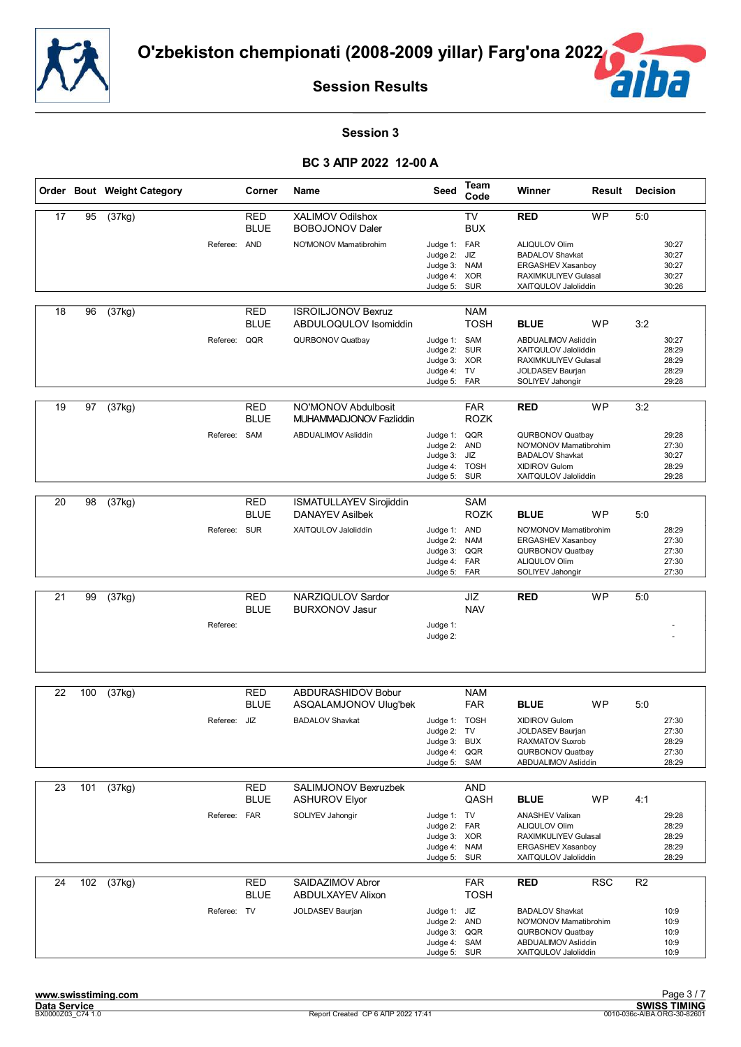# O'zbekiston chempionati (2008-2009 yillar) Farg'ona 2022

## Session Results

### Session 3

### ВС 3 АПР 2022 12-00 A

| Order | Bout | Weight Category | Corner | Name | Seed | Team Code | Winner | Result | Decision |
|---|---|---|---|---|---|---|---|---|---|
| 17 | 95 | (37kg) | RED | XALIMOV Odilshox | | TV | RED | WP | 5:0 |
| | | | BLUE | BOBOJONOV Daler | | BUX | | | |
| | | Referee: | AND | NO'MONOV Mamatibrohim | Judge 1: | FAR | ALIQULOV Olim | | 30:27 |
| | | | | | Judge 2: | JIZ | BADALOV Shavkat | | 30:27 |
| | | | | | Judge 3: | NAM | ERGASHEV Xasanboy | | 30:27 |
| | | | | | Judge 4: | XOR | RAXIMKULIYEV Gulasal | | 30:27 |
| | | | | | Judge 5: | SUR | XAITQULOV Jaloliddin | | 30:26 |
| 18 | 96 | (37kg) | RED | ISROILJONOV Bexruz | | NAM | | | |
| | | | BLUE | ABDULOQULOV Isomiddin | | TOSH | BLUE | WP | 3:2 |
| | | Referee: | QQR | QURBONOV Quatbay | Judge 1: | SAM | ABDUALIMOV Asliddin | | 30:27 |
| | | | | | Judge 2: | SUR | XAITQULOV Jaloliddin | | 28:29 |
| | | | | | Judge 3: | XOR | RAXIMKULIYEV Gulasal | | 28:29 |
| | | | | | Judge 4: | TV | JOLDASEV Baurjan | | 28:29 |
| | | | | | Judge 5: | FAR | SOLIYEV Jahongir | | 29:28 |
| 19 | 97 | (37kg) | RED | NO'MONOV Abdulbosit | | FAR | RED | WP | 3:2 |
| | | | BLUE | MUHAMMADJONOV Fazliddin | | ROZK | | | |
| | | Referee: | SAM | ABDUALIMOV Asliddin | Judge 1: | QQR | QURBONOV Quatbay | | 29:28 |
| | | | | | Judge 2: | AND | NO'MONOV Mamatibrohim | | 27:30 |
| | | | | | Judge 3: | JIZ | BADALOV Shavkat | | 30:27 |
| | | | | | Judge 4: | TOSH | XIDIROV Gulom | | 28:29 |
| | | | | | Judge 5: | SUR | XAITQULOV Jaloliddin | | 29:28 |
| 20 | 98 | (37kg) | RED | ISMATULLAYEV Sirojiddin | | SAM | | | |
| | | | BLUE | DANAYEV Asilbek | | ROZK | BLUE | WP | 5:0 |
| | | Referee: | SUR | XAITQULOV Jaloliddin | Judge 1: | AND | NO'MONOV Mamatibrohim | | 28:29 |
| | | | | | Judge 2: | NAM | ERGASHEV Xasanboy | | 27:30 |
| | | | | | Judge 3: | QQR | QURBONOV Quatbay | | 27:30 |
| | | | | | Judge 4: | FAR | ALIQULOV Olim | | 27:30 |
| | | | | | Judge 5: | FAR | SOLIYEV Jahongir | | 27:30 |
| 21 | 99 | (37kg) | RED | NARZIQULOV Sardor | | JIZ | RED | WP | 5:0 |
| | | | BLUE | BURXONOV Jasur | | NAV | | | |
| | | Referee: | | | Judge 1: | | | | - |
| | | | | | Judge 2: | | | | - |
| 22 | 100 | (37kg) | RED | ABDURASHIDOV Bobur | | NAM | | | |
| | | | BLUE | ASQALAMJONOV Ulug'bek | | FAR | BLUE | WP | 5:0 |
| | | Referee: | JIZ | BADALOV Shavkat | Judge 1: | TOSH | XIDIROV Gulom | | 27:30 |
| | | | | | Judge 2: | TV | JOLDASEV Baurjan | | 27:30 |
| | | | | | Judge 3: | BUX | RAXMATOV Suxrob | | 28:29 |
| | | | | | Judge 4: | QQR | QURBONOV Quatbay | | 27:30 |
| | | | | | Judge 5: | SAM | ABDUALIMOV Asliddin | | 28:29 |
| 23 | 101 | (37kg) | RED | SALIMJONOV Bexruzbek | | AND | | | |
| | | | BLUE | ASHUROV Elyor | | QASH | BLUE | WP | 4:1 |
| | | Referee: | FAR | SOLIYEV Jahongir | Judge 1: | TV | ANASHEV Valixan | | 29:28 |
| | | | | | Judge 2: | FAR | ALIQULOV Olim | | 28:29 |
| | | | | | Judge 3: | XOR | RAXIMKULIYEV Gulasal | | 28:29 |
| | | | | | Judge 4: | NAM | ERGASHEV Xasanboy | | 28:29 |
| | | | | | Judge 5: | SUR | XAITQULOV Jaloliddin | | 28:29 |
| 24 | 102 | (37kg) | RED | SAIDAZIMOV Abror | | FAR | RED | RSC | R2 |
| | | | BLUE | ABDULXAYEV Alixon | | TOSH | | | |
| | | Referee: | TV | JOLDASEV Baurjan | Judge 1: | JIZ | BADALOV Shavkat | | 10:9 |
| | | | | | Judge 2: | AND | NO'MONOV Mamatibrohim | | 10:9 |
| | | | | | Judge 3: | QQR | QURBONOV Quatbay | | 10:9 |
| | | | | | Judge 4: | SAM | ABDUALIMOV Asliddin | | 10:9 |
| | | | | | Judge 5: | SUR | XAITQULOV Jaloliddin | | 10:9 |

www.swisstiming.com
Data Service
BX0000Z03_C74 1.0
Report Created CP 6 АПР 2022 17:41
SWISS TIMING
0010-036c-AIBA.ORG-30-82601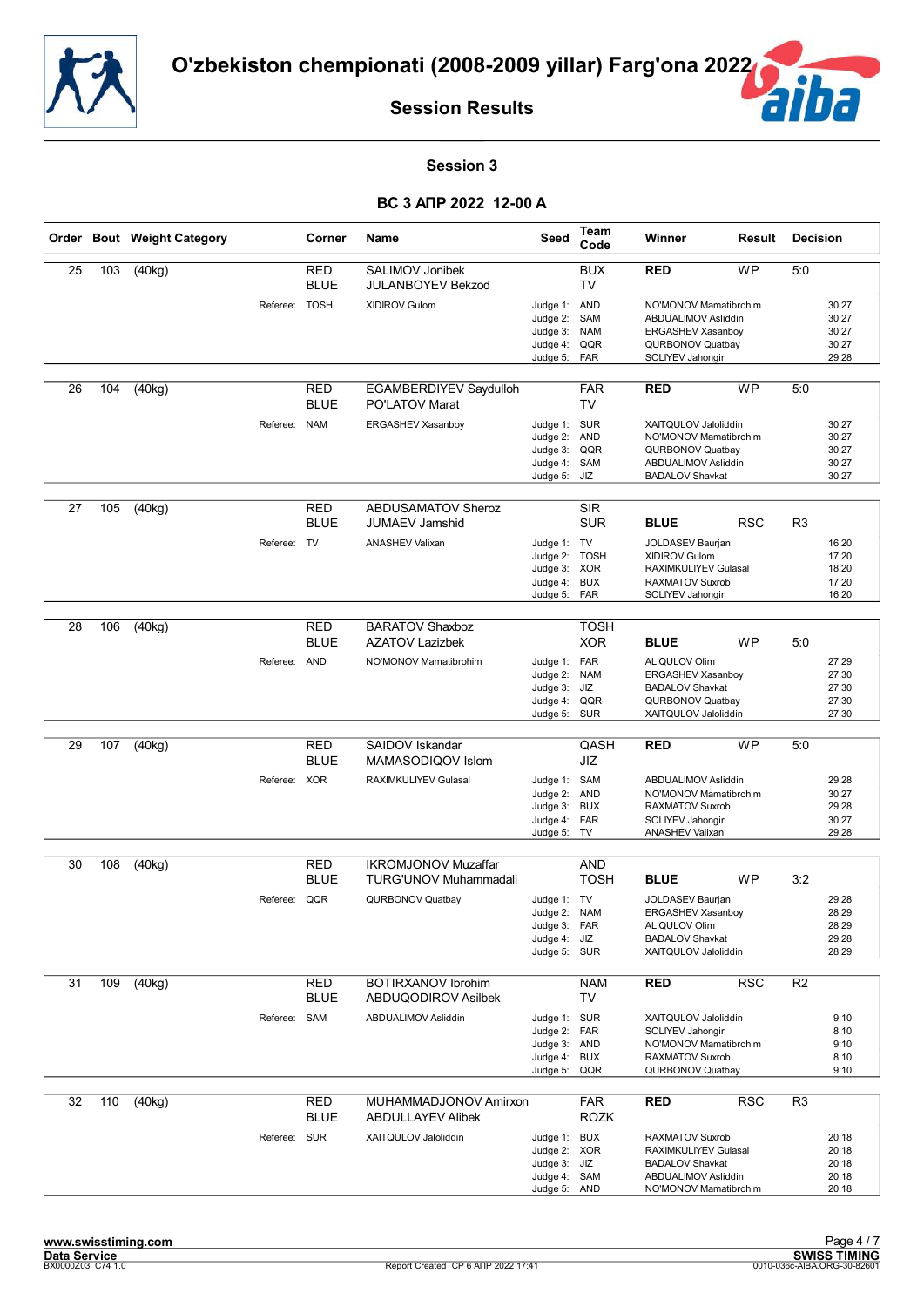# O'zbekiston chempionati (2008-2009 yillar) Farg'ona 2022

## Session Results

### Session 3

### ВС 3 АПР 2022 12-00 A

| Order | Bout | Weight Category | Corner | Name | Seed | Team Code | Winner | Result | Decision |
|---|---|---|---|---|---|---|---|---|---|
| 25 | 103 | (40kg) | RED | SALIMOV Jonibek | | BUX | RED | WP | 5:0 |
| | | | BLUE | JULANBOYEV Bekzod | | TV | | | |
| | | Referee: | TOSH | XIDIROV Gulom | Judge 1: | AND | NO'MONOV Mamatibrohim | | 30:27 |
| | | | | | Judge 2: | SAM | ABDUALIMOV Asliddin | | 30:27 |
| | | | | | Judge 3: | NAM | ERGASHEV Xasanboy | | 30:27 |
| | | | | | Judge 4: | QQR | QURBONOV Quatbay | | 30:27 |
| | | | | | Judge 5: | FAR | SOLIYEV Jahongir | | 29:28 |
| 26 | 104 | (40kg) | RED | EGAMBERDIYEV Saydulloh | | FAR | RED | WP | 5:0 |
| | | | BLUE | PO'LATOV Marat | | TV | | | |
| | | Referee: | NAM | ERGASHEV Xasanboy | Judge 1: | SUR | XAITQULOV Jaloliddin | | 30:27 |
| | | | | | Judge 2: | AND | NO'MONOV Mamatibrohim | | 30:27 |
| | | | | | Judge 3: | QQR | QURBONOV Quatbay | | 30:27 |
| | | | | | Judge 4: | SAM | ABDUALIMOV Asliddin | | 30:27 |
| | | | | | Judge 5: | JIZ | BADALOV Shavkat | | 30:27 |
| 27 | 105 | (40kg) | RED | ABDUSAMATOV Sheroz | | SIR | | | |
| | | | BLUE | JUMAEV Jamshid | | SUR | BLUE | RSC | R3 |
| | | Referee: | TV | ANASHEV Valixan | Judge 1: | TV | JOLDASEV Baurjan | | 16:20 |
| | | | | | Judge 2: | TOSH | XIDIROV Gulom | | 17:20 |
| | | | | | Judge 3: | XOR | RAXIMKULIYEV Gulasal | | 18:20 |
| | | | | | Judge 4: | BUX | RAXMATOV Suxrob | | 17:20 |
| | | | | | Judge 5: | FAR | SOLIYEV Jahongir | | 16:20 |
| 28 | 106 | (40kg) | RED | BARATOV Shaxboz | | TOSH | | | |
| | | | BLUE | AZATOV Lazizbek | | XOR | BLUE | WP | 5:0 |
| | | Referee: | AND | NO'MONOV Mamatibrohim | Judge 1: | FAR | ALIQULOV Olim | | 27:29 |
| | | | | | Judge 2: | NAM | ERGASHEV Xasanboy | | 27:30 |
| | | | | | Judge 3: | JIZ | BADALOV Shavkat | | 27:30 |
| | | | | | Judge 4: | QQR | QURBONOV Quatbay | | 27:30 |
| | | | | | Judge 5: | SUR | XAITQULOV Jaloliddin | | 27:30 |
| 29 | 107 | (40kg) | RED | SAIDOV Iskandar | | QASH | RED | WP | 5:0 |
| | | | BLUE | MAMASODIQOV Islom | | JIZ | | | |
| | | Referee: | XOR | RAXIMKULIYEV Gulasal | Judge 1: | SAM | ABDUALIMOV Asliddin | | 29:28 |
| | | | | | Judge 2: | AND | NO'MONOV Mamatibrohim | | 30:27 |
| | | | | | Judge 3: | BUX | RAXMATOV Suxrob | | 29:28 |
| | | | | | Judge 4: | FAR | SOLIYEV Jahongir | | 30:27 |
| | | | | | Judge 5: | TV | ANASHEV Valixan | | 29:28 |
| 30 | 108 | (40kg) | RED | IKROMJONOV Muzaffar | | AND | | | |
| | | | BLUE | TURG'UNOV Muhammadali | | TOSH | BLUE | WP | 3:2 |
| | | Referee: | QQR | QURBONOV Quatbay | Judge 1: | TV | JOLDASEV Baurjan | | 29:28 |
| | | | | | Judge 2: | NAM | ERGASHEV Xasanboy | | 28:29 |
| | | | | | Judge 3: | FAR | ALIQULOV Olim | | 28:29 |
| | | | | | Judge 4: | JIZ | BADALOV Shavkat | | 29:28 |
| | | | | | Judge 5: | SUR | XAITQULOV Jaloliddin | | 28:29 |
| 31 | 109 | (40kg) | RED | BOTIRXANOV Ibrohim | | NAM | RED | RSC | R2 |
| | | | BLUE | ABDUQODIROV Asilbek | | TV | | | |
| | | Referee: | SAM | ABDUALIMOV Asliddin | Judge 1: | SUR | XAITQULOV Jaloliddin | | 9:10 |
| | | | | | Judge 2: | FAR | SOLIYEV Jahongir | | 8:10 |
| | | | | | Judge 3: | AND | NO'MONOV Mamatibrohim | | 9:10 |
| | | | | | Judge 4: | BUX | RAXMATOV Suxrob | | 8:10 |
| | | | | | Judge 5: | QQR | QURBONOV Quatbay | | 9:10 |
| 32 | 110 | (40kg) | RED | MUHAMMADJONOV Amirxon | | FAR | RED | RSC | R3 |
| | | | BLUE | ABDULLAYEV Alibek | | ROZK | | | |
| | | Referee: | SUR | XAITQULOV Jaloliddin | Judge 1: | BUX | RAXMATOV Suxrob | | 20:18 |
| | | | | | Judge 2: | XOR | RAXIMKULIYEV Gulasal | | 20:18 |
| | | | | | Judge 3: | JIZ | BADALOV Shavkat | | 20:18 |
| | | | | | Judge 4: | SAM | ABDUALIMOV Asliddin | | 20:18 |
| | | | | | Judge 5: | AND | NO'MONOV Mamatibrohim | | 20:18 |

www.swisstiming.com
Data Service
BX0000Z03_C74 1.0

Report Created СР 6 АПР 2022 17:41

SWISS TIMING
0010-036c-AIBA.ORG-30-82601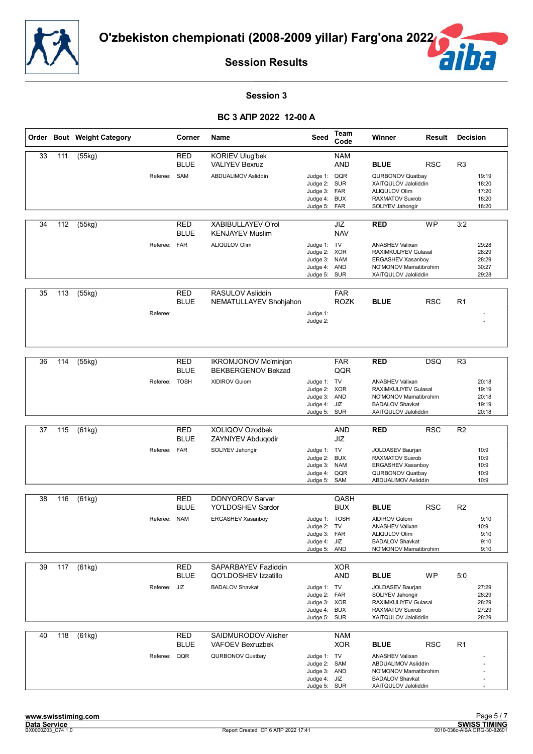# O'zbekiston chempionati (2008-2009 yillar) Farg'ona 2022

## Session Results

### Session 3

### ВС 3 АПР 2022 12-00 A

| Order | Bout | Weight Category | Corner | Name | Seed | Team Code | Winner | Result | Decision |
|---|---|---|---|---|---|---|---|---|---|
| 33 | 111 | (55kg) | RED | KORIEV Ulug'bek | | NAM | | | |
| | | | BLUE | VALIYEV Bexruz | | AND | BLUE | RSC | R3 |
| | | Referee: | SAM | ABDUALIMOV Asliddin | Judge 1: | QQR | QURBONOV Quatbay | | 19:19 |
| | | | | | Judge 2: | SUR | XAITQULOV Jaloliddin | | 18:20 |
| | | | | | Judge 3: | FAR | ALIQULOV Olim | | 17:20 |
| | | | | | Judge 4: | BUX | RAXMATOV Suxrob | | 18:20 |
| | | | | | Judge 5: | FAR | SOLIYEV Jahongir | | 18:20 |
| 34 | 112 | (55kg) | RED | XABIBULLAYEV O'rol | | JIZ | RED | WP | 3:2 |
| | | | BLUE | KENJAYEV Muslim | | NAV | | | |
| | | Referee: | FAR | ALIQULOV Olim | Judge 1: | TV | ANASHEV Valixan | | 29:28 |
| | | | | | Judge 2: | XOR | RAXIMKULIYEV Gulasal | | 28:29 |
| | | | | | Judge 3: | NAM | ERGASHEV Xasanboy | | 28:29 |
| | | | | | Judge 4: | AND | NO'MONOV Mamatibrohim | | 30:27 |
| | | | | | Judge 5: | SUR | XAITQULOV Jaloliddin | | 29:28 |
| 35 | 113 | (55kg) | RED | RASULOV Asliddin | | FAR | | | |
| | | | BLUE | NEMATULLAYEV Shohjahon | | ROZK | BLUE | RSC | R1 |
| | | Referee: | | | Judge 1: | | | | - |
| | | | | | Judge 2: | | | | - |
| 36 | 114 | (55kg) | RED | IKROMJONOV Mo'minjon | | FAR | RED | DSQ | R3 |
| | | | BLUE | BEKBERGENOV Bekzad | | QQR | | | |
| | | Referee: | TOSH | XIDIROV Gulom | Judge 1: | TV | ANASHEV Valixan | | 20:18 |
| | | | | | Judge 2: | XOR | RAXIMKULIYEV Gulasal | | 19:19 |
| | | | | | Judge 3: | AND | NO'MONOV Mamatibrohim | | 20:18 |
| | | | | | Judge 4: | JIZ | BADALOV Shavkat | | 19:19 |
| | | | | | Judge 5: | SUR | XAITQULOV Jaloliddin | | 20:18 |
| 37 | 115 | (61kg) | RED | XOLIQOV Ozodbek | | AND | RED | RSC | R2 |
| | | | BLUE | ZAYNIYEV Abduqodir | | JIZ | | | |
| | | Referee: | FAR | SOLIYEV Jahongir | Judge 1: | TV | JOLDASEV Baurjan | | 10:9 |
| | | | | | Judge 2: | BUX | RAXMATOV Suxrob | | 10:9 |
| | | | | | Judge 3: | NAM | ERGASHEV Xasanboy | | 10:9 |
| | | | | | Judge 4: | QQR | QURBONOV Quatbay | | 10:9 |
| | | | | | Judge 5: | SAM | ABDUALIMOV Asliddin | | 10:9 |
| 38 | 116 | (61kg) | RED | DONYOROV Sarvar | | QASH | | | |
| | | | BLUE | YO'LDOSHEV Sardor | | BUX | BLUE | RSC | R2 |
| | | Referee: | NAM | ERGASHEV Xasanboy | Judge 1: | TOSH | XIDIROV Gulom | | 9:10 |
| | | | | | Judge 2: | TV | ANASHEV Valixan | | 10:9 |
| | | | | | Judge 3: | FAR | ALIQULOV Olim | | 9:10 |
| | | | | | Judge 4: | JIZ | BADALOV Shavkat | | 9:10 |
| | | | | | Judge 5: | AND | NO'MONOV Mamatibrohim | | 9:10 |
| 39 | 117 | (61kg) | RED | SAPARBAYEV Fazliddin | | XOR | | | |
| | | | BLUE | QO'LDOSHEV Izzatillo | | AND | BLUE | WP | 5:0 |
| | | Referee: | JIZ | BADALOV Shavkat | Judge 1: | TV | JOLDASEV Baurjan | | 27:29 |
| | | | | | Judge 2: | FAR | SOLIYEV Jahongir | | 28:29 |
| | | | | | Judge 3: | XOR | RAXIMKULIYEV Gulasal | | 28:29 |
| | | | | | Judge 4: | BUX | RAXMATOV Suxrob | | 27:29 |
| | | | | | Judge 5: | SUR | XAITQULOV Jaloliddin | | 28:29 |
| 40 | 118 | (61kg) | RED | SAIDMURODOV Alisher | | NAM | | | |
| | | | BLUE | VAFOEV Bexruzbek | | XOR | BLUE | RSC | R1 |
| | | Referee: | QQR | QURBONOV Quatbay | Judge 1: | TV | ANASHEV Valixan | | - |
| | | | | | Judge 2: | SAM | ABDUALIMOV Asliddin | | - |
| | | | | | Judge 3: | AND | NO'MONOV Mamatibrohim | | - |
| | | | | | Judge 4: | JIZ | BADALOV Shavkat | | - |
| | | | | | Judge 5: | SUR | XAITQULOV Jaloliddin | | - |

www.swisstiming.com
Data Service
BX0000Z03_C74 1.0

Report Created СР 6 АПР 2022 17:41

SWISS TIMING
0010-036c-AIBA.ORG-30-82601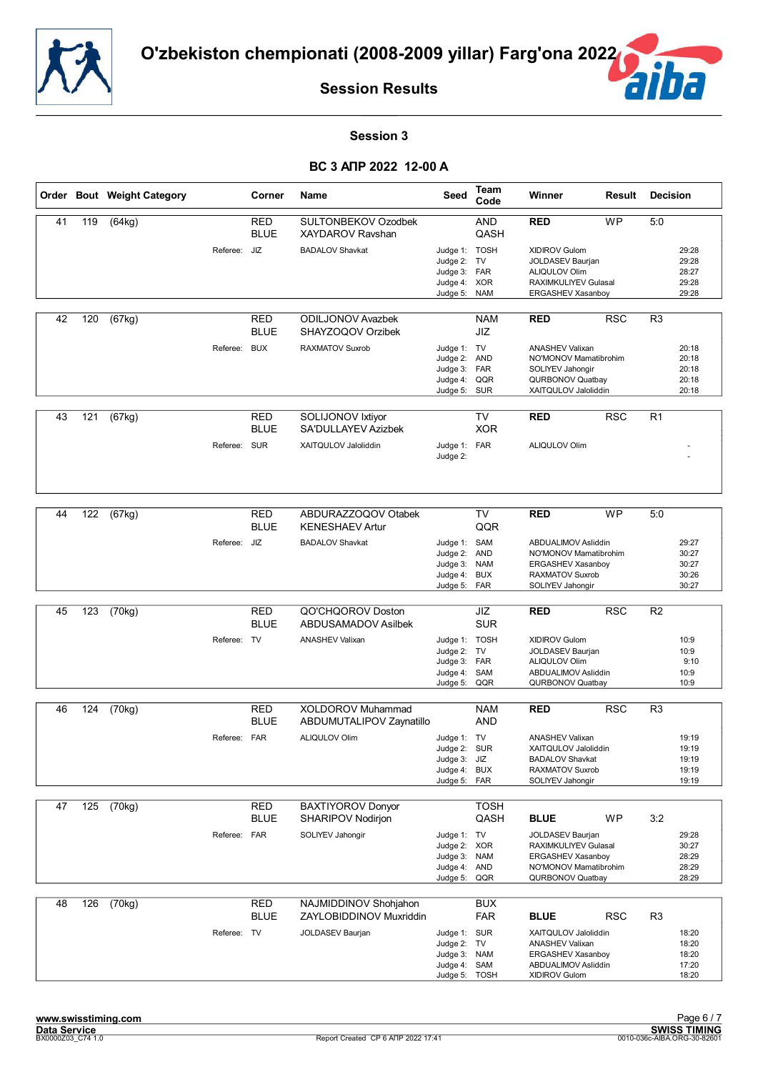# O'zbekiston chempionati (2008-2009 yillar) Farg'ona 2022

## Session Results

### Session 3

### ВС 3 АПР 2022 12-00 A

| Order | Bout | Weight Category | Corner | Name | Seed | Team Code | Winner | Result | Decision |
|---|---|---|---|---|---|---|---|---|---|
| 41 | 119 | (64kg) | RED | SULTONBEKOV Ozodbek | | AND | RED | WP | 5:0 |
| | | | BLUE | XAYDAROV Ravshan | | QASH | | | |
| | | Referee: | JIZ | BADALOV Shavkat | Judge 1: | TOSH | XIDIROV Gulom | | 29:28 |
| | | | | | Judge 2: | TV | JOLDASEV Baurjan | | 29:28 |
| | | | | | Judge 3: | FAR | ALIQULOV Olim | | 28:27 |
| | | | | | Judge 4: | XOR | RAXIMKULIYEV Gulasal | | 29:28 |
| | | | | | Judge 5: | NAM | ERGASHEV Xasanboy | | 29:28 |
| 42 | 120 | (67kg) | RED | ODILJONOV Avazbek | | NAM | RED | RSC | R3 |
| | | | BLUE | SHAYZOQOV Orzibek | | JIZ | | | |
| | | Referee: | BUX | RAXMATOV Suxrob | Judge 1: | TV | ANASHEV Valixan | | 20:18 |
| | | | | | Judge 2: | AND | NO'MONOV Mamatibrohim | | 20:18 |
| | | | | | Judge 3: | FAR | SOLIYEV Jahongir | | 20:18 |
| | | | | | Judge 4: | QQR | QURBONOV Quatbay | | 20:18 |
| | | | | | Judge 5: | SUR | XAITQULOV Jaloliddin | | 20:18 |
| 43 | 121 | (67kg) | RED | SOLIJONOV Ixtiyor | | TV | RED | RSC | R1 |
| | | | BLUE | SA'DULLAYEV Azizbek | | XOR | | | |
| | | Referee: | SUR | XAITQULOV Jaloliddin | Judge 1: | FAR | ALIQULOV Olim | | - |
| | | | | | Judge 2: | | | | - |
| 44 | 122 | (67kg) | RED | ABDURAZZOQOV Otabek | | TV | RED | WP | 5:0 |
| | | | BLUE | KENESHAEV Artur | | QQR | | | |
| | | Referee: | JIZ | BADALOV Shavkat | Judge 1: | SAM | ABDUALIMOV Asliddin | | 29:27 |
| | | | | | Judge 2: | AND | NO'MONOV Mamatibrohim | | 30:27 |
| | | | | | Judge 3: | NAM | ERGASHEV Xasanboy | | 30:27 |
| | | | | | Judge 4: | BUX | RAXMATOV Suxrob | | 30:26 |
| | | | | | Judge 5: | FAR | SOLIYEV Jahongir | | 30:27 |
| 45 | 123 | (70kg) | RED | QO'CHQOROV Doston | | JIZ | RED | RSC | R2 |
| | | | BLUE | ABDUSAMADOV Asilbek | | SUR | | | |
| | | Referee: | TV | ANASHEV Valixan | Judge 1: | TOSH | XIDIROV Gulom | | 10:9 |
| | | | | | Judge 2: | TV | JOLDASEV Baurjan | | 10:9 |
| | | | | | Judge 3: | FAR | ALIQULOV Olim | | 9:10 |
| | | | | | Judge 4: | SAM | ABDUALIMOV Asliddin | | 10:9 |
| | | | | | Judge 5: | QQR | QURBONOV Quatbay | | 10:9 |
| 46 | 124 | (70kg) | RED | XOLDOROV Muhammad | | NAM | RED | RSC | R3 |
| | | | BLUE | ABDUMUTALIPOV Zaynatillo | | AND | | | |
| | | Referee: | FAR | ALIQULOV Olim | Judge 1: | TV | ANASHEV Valixan | | 19:19 |
| | | | | | Judge 2: | SUR | XAITQULOV Jaloliddin | | 19:19 |
| | | | | | Judge 3: | JIZ | BADALOV Shavkat | | 19:19 |
| | | | | | Judge 4: | BUX | RAXMATOV Suxrob | | 19:19 |
| | | | | | Judge 5: | FAR | SOLIYEV Jahongir | | 19:19 |
| 47 | 125 | (70kg) | RED | BAXTIYOROV Donyor | | TOSH | | | |
| | | | BLUE | SHARIPOV Nodirjon | | QASH | BLUE | WP | 3:2 |
| | | Referee: | FAR | SOLIYEV Jahongir | Judge 1: | TV | JOLDASEV Baurjan | | 29:28 |
| | | | | | Judge 2: | XOR | RAXIMKULIYEV Gulasal | | 30:27 |
| | | | | | Judge 3: | NAM | ERGASHEV Xasanboy | | 28:29 |
| | | | | | Judge 4: | AND | NO'MONOV Mamatibrohim | | 28:29 |
| | | | | | Judge 5: | QQR | QURBONOV Quatbay | | 28:29 |
| 48 | 126 | (70kg) | RED | NAJMIDDINOV Shohjahon | | BUX | | | |
| | | | BLUE | ZAYLOBIDDINOV Muxriddin | | FAR | BLUE | RSC | R3 |
| | | Referee: | TV | JOLDASEV Baurjan | Judge 1: | SUR | XAITQULOV Jaloliddin | | 18:20 |
| | | | | | Judge 2: | TV | ANASHEV Valixan | | 18:20 |
| | | | | | Judge 3: | NAM | ERGASHEV Xasanboy | | 18:20 |
| | | | | | Judge 4: | SAM | ABDUALIMOV Asliddin | | 17:20 |
| | | | | | Judge 5: | TOSH | XIDIROV Gulom | | 18:20 |

Report Created СР 6 АПР 2022 17:41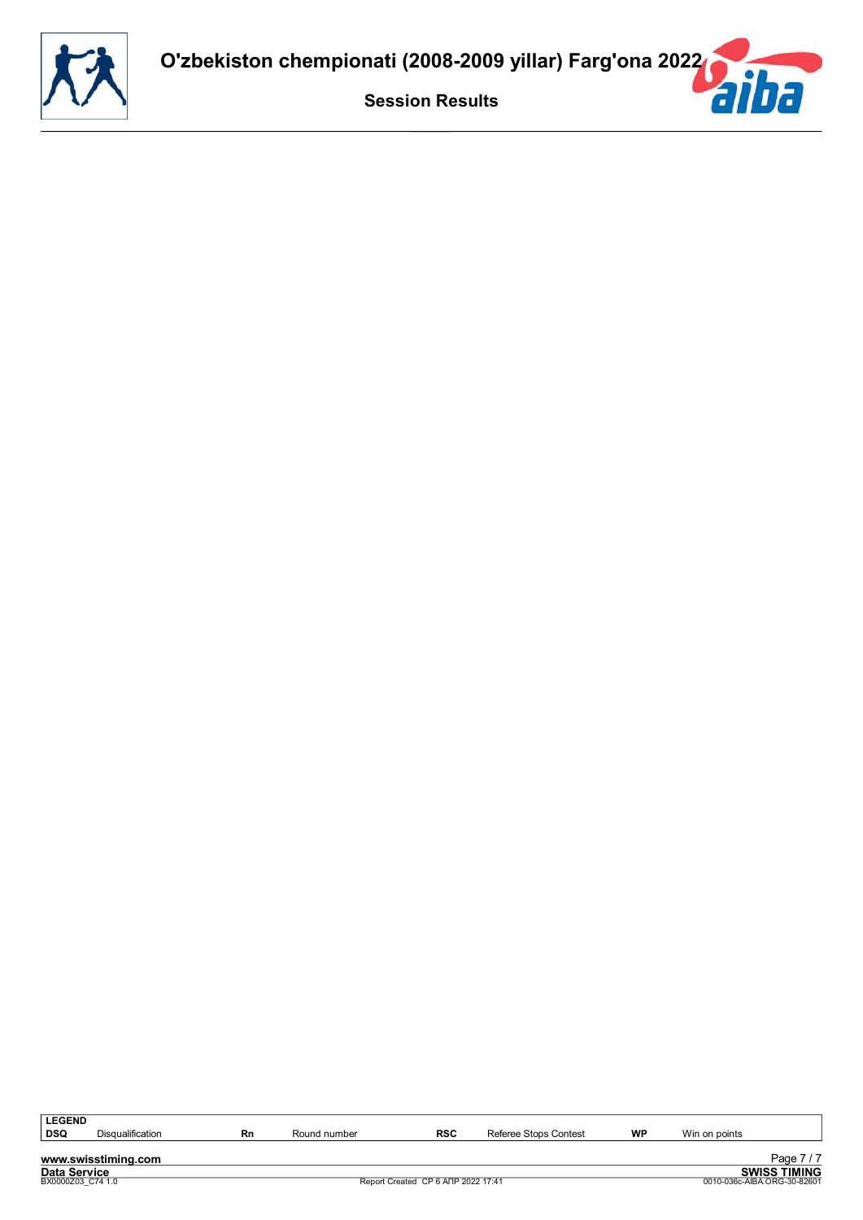# O'zbekiston chempionati (2008-2009 yillar) Farg'ona 2022

## Session Results

| LEGEND | | | | | | | |
|---|---|---|---|---|---|---|---|
| **DSQ** | Disqualification | **Rn** | Round number | **RSC** | Referee Stops Contest | **WP** | Win on points |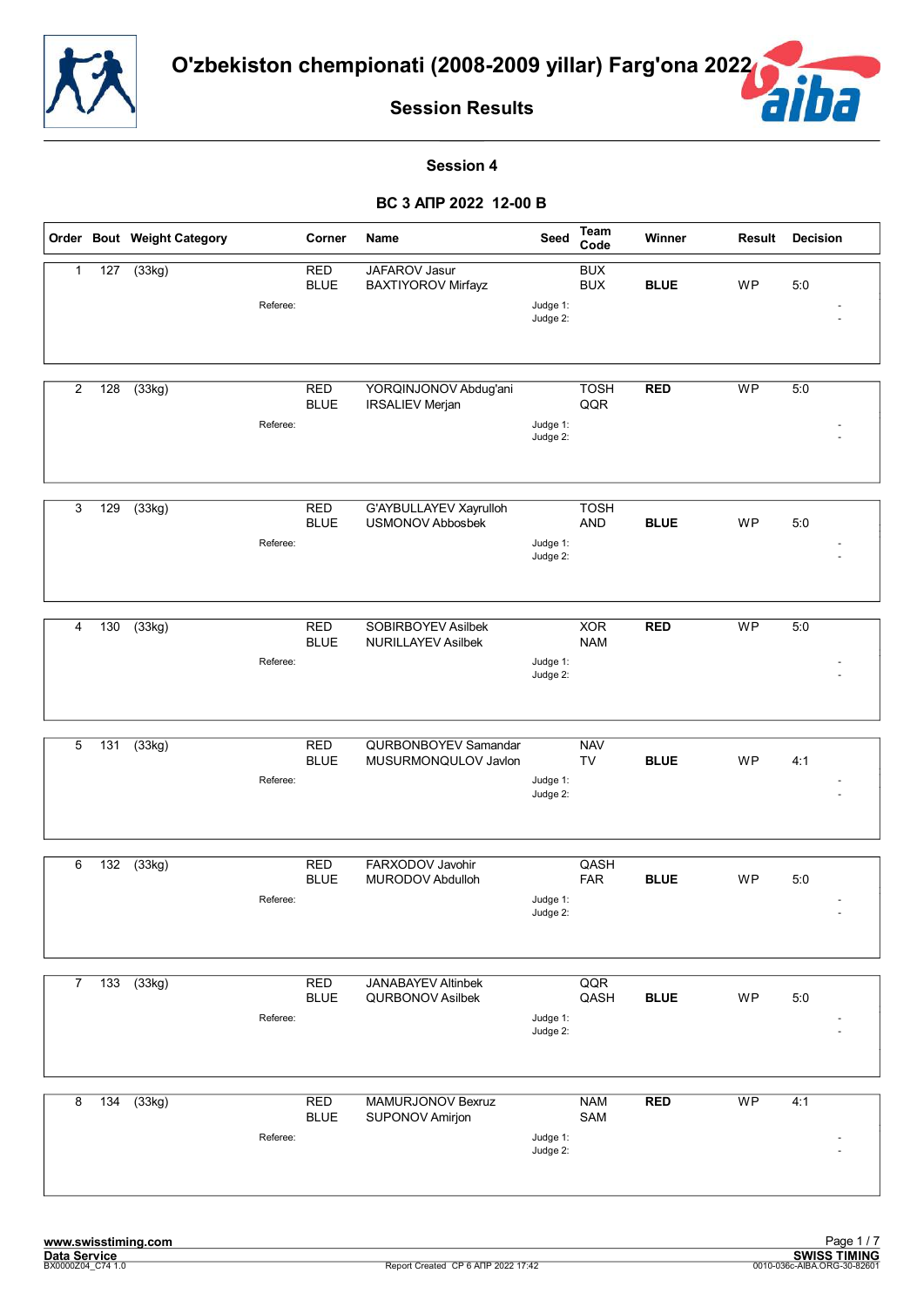# O'zbekiston chempionati (2008-2009 yillar) Farg'ona 2022

## Session Results

### Session 4

### ВС 3 АПР 2022 12-00 B

| Order | Bout | Weight Category | Corner | Name | Seed | Team Code | Winner | Result | Decision |
|---|---|---|---|---|---|---|---|---|---|
| 1 | 127 | (33kg) | RED | JAFAROV Jasur | | BUX | | | |
| | | | BLUE | BAXTIYOROV Mirfayz | | BUX | **BLUE** | WP | 5:0 |
| | | Referee: | | | Judge 1: | | | | - |
| | | | | | Judge 2: | | | | - |
| 2 | 128 | (33kg) | RED | YORQINJONOV Abdug'ani | | TOSH | **RED** | WP | 5:0 |
| | | | BLUE | IRSALIEV Merjan | | QQR | | | |
| | | Referee: | | | Judge 1: | | | | - |
| | | | | | Judge 2: | | | | - |
| 3 | 129 | (33kg) | RED | G'AYBULLAYEV Xayrulloh | | TOSH | | | |
| | | | BLUE | USMONOV Abbosbek | | AND | **BLUE** | WP | 5:0 |
| | | Referee: | | | Judge 1: | | | | - |
| | | | | | Judge 2: | | | | - |
| 4 | 130 | (33kg) | RED | SOBIRBOYEV Asilbek | | XOR | **RED** | WP | 5:0 |
| | | | BLUE | NURILLAYEV Asilbek | | NAM | | | |
| | | Referee: | | | Judge 1: | | | | - |
| | | | | | Judge 2: | | | | - |
| 5 | 131 | (33kg) | RED | QURBONBOYEV Samandar | | NAV | | | |
| | | | BLUE | MUSURMONQULOV Javlon | | TV | **BLUE** | WP | 4:1 |
| | | Referee: | | | Judge 1: | | | | - |
| | | | | | Judge 2: | | | | - |
| 6 | 132 | (33kg) | RED | FARXODOV Javohir | | QASH | | | |
| | | | BLUE | MURODOV Abdulloh | | FAR | **BLUE** | WP | 5:0 |
| | | Referee: | | | Judge 1: | | | | - |
| | | | | | Judge 2: | | | | - |
| 7 | 133 | (33kg) | RED | JANABAYEV Altinbek | | QQR | | | |
| | | | BLUE | QURBONOV Asilbek | | QASH | **BLUE** | WP | 5:0 |
| | | Referee: | | | Judge 1: | | | | - |
| | | | | | Judge 2: | | | | - |
| 8 | 134 | (33kg) | RED | MAMURJONOV Bexruz | | NAM | **RED** | WP | 4:1 |
| | | | BLUE | SUPONOV Amirjon | | SAM | | | |
| | | Referee: | | | Judge 1: | | | | - |
| | | | | | Judge 2: | | | | - |

www.swisstiming.com
Data Service
BX0000Z04_C74 1.0
Report Created СР 6 АПР 2022 17:42
SWISS TIMING
0010-036c-AIBA.ORG-30-82601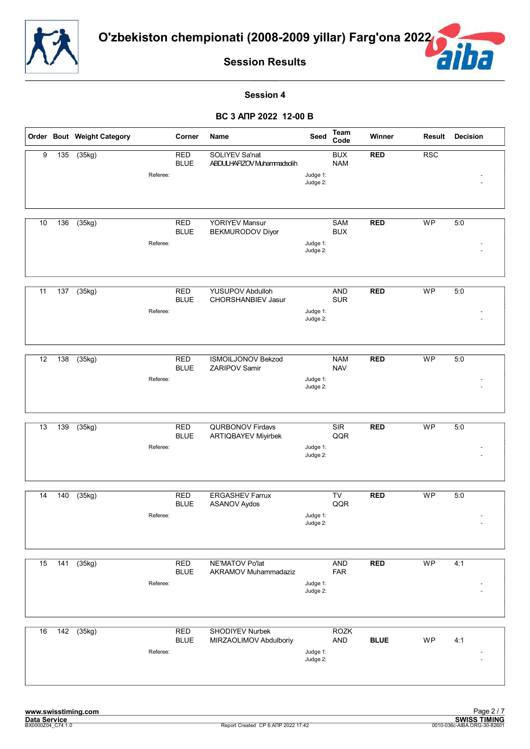# O'zbekiston chempionati (2008-2009 yillar) Farg'ona 2022

## Session Results

### Session 4

### ВС 3 АПР 2022 12-00 B

| Order | Bout | Weight Category | Corner | Name | Seed | Team Code | Winner | Result | Decision |
|---|---|---|---|---|---|---|---|---|---|
| 9 | 135 | (35kg) | RED | SOLIYEV Sa'nat | | BUX | RED | RSC | |
| | | | BLUE | ABDULHAFIZOV Muhammadsolih | | NAM | | | |
| | | Referee: | | | Judge 1: | | | | - |
| | | | | | Judge 2: | | | | - |
| 10 | 136 | (35kg) | RED | YORIYEV Mansur | | SAM | RED | WP | 5:0 |
| | | | BLUE | BEKMURODOV Diyor | | BUX | | | |
| | | Referee: | | | Judge 1: | | | | - |
| | | | | | Judge 2: | | | | - |
| 11 | 137 | (35kg) | RED | YUSUPOV Abdulloh | | AND | RED | WP | 5:0 |
| | | | BLUE | CHORSHANBIEV Jasur | | SUR | | | |
| | | Referee: | | | Judge 1: | | | | - |
| | | | | | Judge 2: | | | | - |
| 12 | 138 | (35kg) | RED | ISMOILJONOV Bekzod | | NAM | RED | WP | 5:0 |
| | | | BLUE | ZARIPOV Samir | | NAV | | | |
| | | Referee: | | | Judge 1: | | | | - |
| | | | | | Judge 2: | | | | - |
| 13 | 139 | (35kg) | RED | QURBONOV Firdavs | | SIR | RED | WP | 5:0 |
| | | | BLUE | ARTIQBAYEV Miyirbek | | QQR | | | |
| | | Referee: | | | Judge 1: | | | | - |
| | | | | | Judge 2: | | | | - |
| 14 | 140 | (35kg) | RED | ERGASHEV Farrux | | TV | RED | WP | 5:0 |
| | | | BLUE | ASANOV Aydos | | QQR | | | |
| | | Referee: | | | Judge 1: | | | | - |
| | | | | | Judge 2: | | | | - |
| 15 | 141 | (35kg) | RED | NE'MATOV Po'lat | | AND | RED | WP | 4:1 |
| | | | BLUE | AKRAMOV Muhammadaziz | | FAR | | | |
| | | Referee: | | | Judge 1: | | | | - |
| | | | | | Judge 2: | | | | - |
| 16 | 142 | (35kg) | RED | SHODIYEV Nurbek | | ROZK | | | |
| | | | BLUE | MIRZAOLIMOV Abdulboriy | | AND | BLUE | WP | 4:1 |
| | | Referee: | | | Judge 1: | | | | - |
| | | | | | Judge 2: | | | | - |

www.swisstiming.com
Data Service
BX0000Z04_C74 1.0
Report Created CP 6 АПР 2022 17:42
SWISS TIMING
0010-036c-AIBA.ORG-30-82601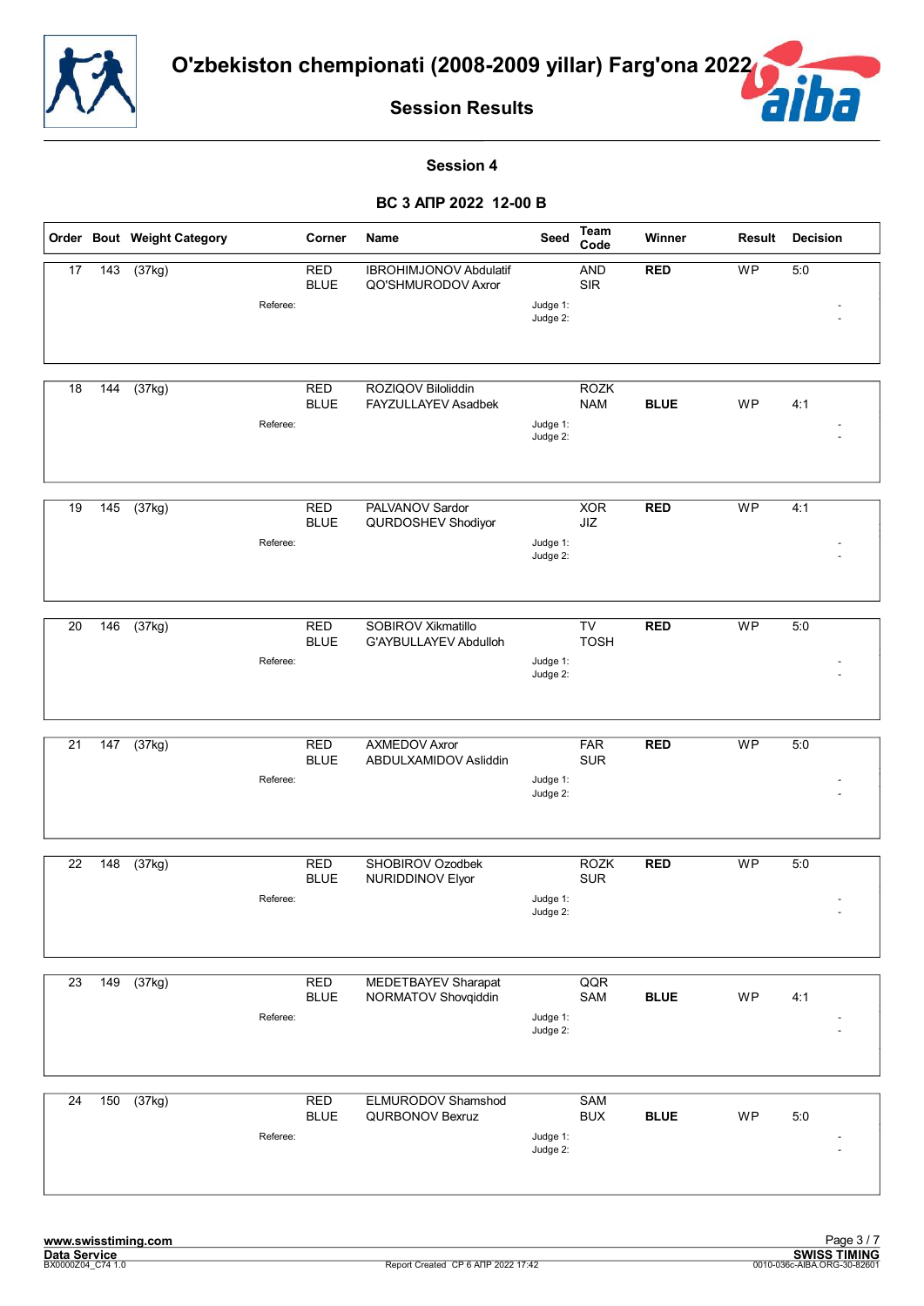# O'zbekiston chempionati (2008-2009 yillar) Farg'ona 2022

## Session Results

### Session 4

### ВС 3 АПР 2022 12-00 B

| Order | Bout | Weight Category | Corner | Name | Seed | Team Code | Winner | Result | Decision |
|---|---|---|---|---|---|---|---|---|---|
| 17 | 143 | (37kg) | RED | IBROHIMJONOV Abdulatif | | AND | **RED** | WP | 5:0 |
| | | | BLUE | QO'SHMURODOV Axror | | SIR | | | |
| | | Referee: | | | Judge 1: | | | | - |
| | | | | | Judge 2: | | | | - |
| 18 | 144 | (37kg) | RED | ROZIQOV Biloliddin | | ROZK | | | |
| | | | BLUE | FAYZULLAYEV Asadbek | | NAM | **BLUE** | WP | 4:1 |
| | | Referee: | | | Judge 1: | | | | - |
| | | | | | Judge 2: | | | | - |
| 19 | 145 | (37kg) | RED | PALVANOV Sardor | | XOR | **RED** | WP | 4:1 |
| | | | BLUE | QURDOSHEV Shodiyor | | JIZ | | | |
| | | Referee: | | | Judge 1: | | | | - |
| | | | | | Judge 2: | | | | - |
| 20 | 146 | (37kg) | RED | SOBIROV Xikmatillo | | TV | **RED** | WP | 5:0 |
| | | | BLUE | G'AYBULLAYEV Abdulloh | | TOSH | | | |
| | | Referee: | | | Judge 1: | | | | - |
| | | | | | Judge 2: | | | | - |
| 21 | 147 | (37kg) | RED | AXMEDOV Axror | | FAR | **RED** | WP | 5:0 |
| | | | BLUE | ABDULXAMIDOV Asliddin | | SUR | | | |
| | | Referee: | | | Judge 1: | | | | - |
| | | | | | Judge 2: | | | | - |
| 22 | 148 | (37kg) | RED | SHOBIROV Ozodbek | | ROZK | **RED** | WP | 5:0 |
| | | | BLUE | NURIDDINOV Elyor | | SUR | | | |
| | | Referee: | | | Judge 1: | | | | - |
| | | | | | Judge 2: | | | | - |
| 23 | 149 | (37kg) | RED | MEDETBAYEV Sharapat | | QQR | | | |
| | | | BLUE | NORMATOV Shovqiddin | | SAM | **BLUE** | WP | 4:1 |
| | | Referee: | | | Judge 1: | | | | - |
| | | | | | Judge 2: | | | | - |
| 24 | 150 | (37kg) | RED | ELMURODOV Shamshod | | SAM | | | |
| | | | BLUE | QURBONOV Bexruz | | BUX | **BLUE** | WP | 5:0 |
| | | Referee: | | | Judge 1: | | | | - |
| | | | | | Judge 2: | | | | - |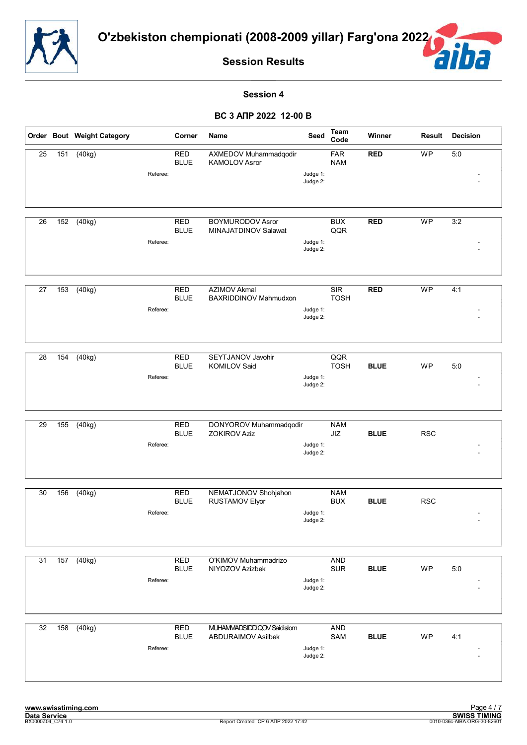# O'zbekiston chempionati (2008-2009 yillar) Farg'ona 2022

## Session Results

### Session 4

### ВС 3 АПР 2022 12-00 B

| Order | Bout | Weight Category | Corner | Name | Seed | Team Code | Winner | Result | Decision |
|---|---|---|---|---|---|---|---|---|---|
| 25 | 151 | (40kg) | RED | AXMEDOV Muhammadqodir | | FAR | RED | WP | 5:0 |
| | | | BLUE | KAMOLOV Asror | | NAM | | | |
| | | Referee: | | | Judge 1: | | | | - |
| | | | | | Judge 2: | | | | - |
| 26 | 152 | (40kg) | RED | BOYMURODOV Asror | | BUX | RED | WP | 3:2 |
| | | | BLUE | MINAJATDINOV Salawat | | QQR | | | |
| | | Referee: | | | Judge 1: | | | | - |
| | | | | | Judge 2: | | | | - |
| 27 | 153 | (40kg) | RED | AZIMOV Akmal | | SIR | RED | WP | 4:1 |
| | | | BLUE | BAXRIDDINOV Mahmudxon | | TOSH | | | |
| | | Referee: | | | Judge 1: | | | | - |
| | | | | | Judge 2: | | | | - |
| 28 | 154 | (40kg) | RED | SEYTJANOV Javohir | | QQR | | | |
| | | | BLUE | KOMILOV Said | | TOSH | BLUE | WP | 5:0 |
| | | Referee: | | | Judge 1: | | | | - |
| | | | | | Judge 2: | | | | - |
| 29 | 155 | (40kg) | RED | DONYOROV Muhammadqodir | | NAM | | | |
| | | | BLUE | ZOKIROV Aziz | | JIZ | BLUE | RSC | |
| | | Referee: | | | Judge 1: | | | | - |
| | | | | | Judge 2: | | | | - |
| 30 | 156 | (40kg) | RED | NEMATJONOV Shohjahon | | NAM | | | |
| | | | BLUE | RUSTAMOV Elyor | | BUX | BLUE | RSC | |
| | | Referee: | | | Judge 1: | | | | - |
| | | | | | Judge 2: | | | | - |
| 31 | 157 | (40kg) | RED | O'KIMOV Muhammadrizo | | AND | | | |
| | | | BLUE | NIYOZOV Azizbek | | SUR | BLUE | WP | 5:0 |
| | | Referee: | | | Judge 1: | | | | - |
| | | | | | Judge 2: | | | | - |
| 32 | 158 | (40kg) | RED | MUHAMMADSIDDIQOV Saidislom | | AND | | | |
| | | | BLUE | ABDURAIMOV Asilbek | | SAM | BLUE | WP | 4:1 |
| | | Referee: | | | Judge 1: | | | | - |
| | | | | | Judge 2: | | | | - |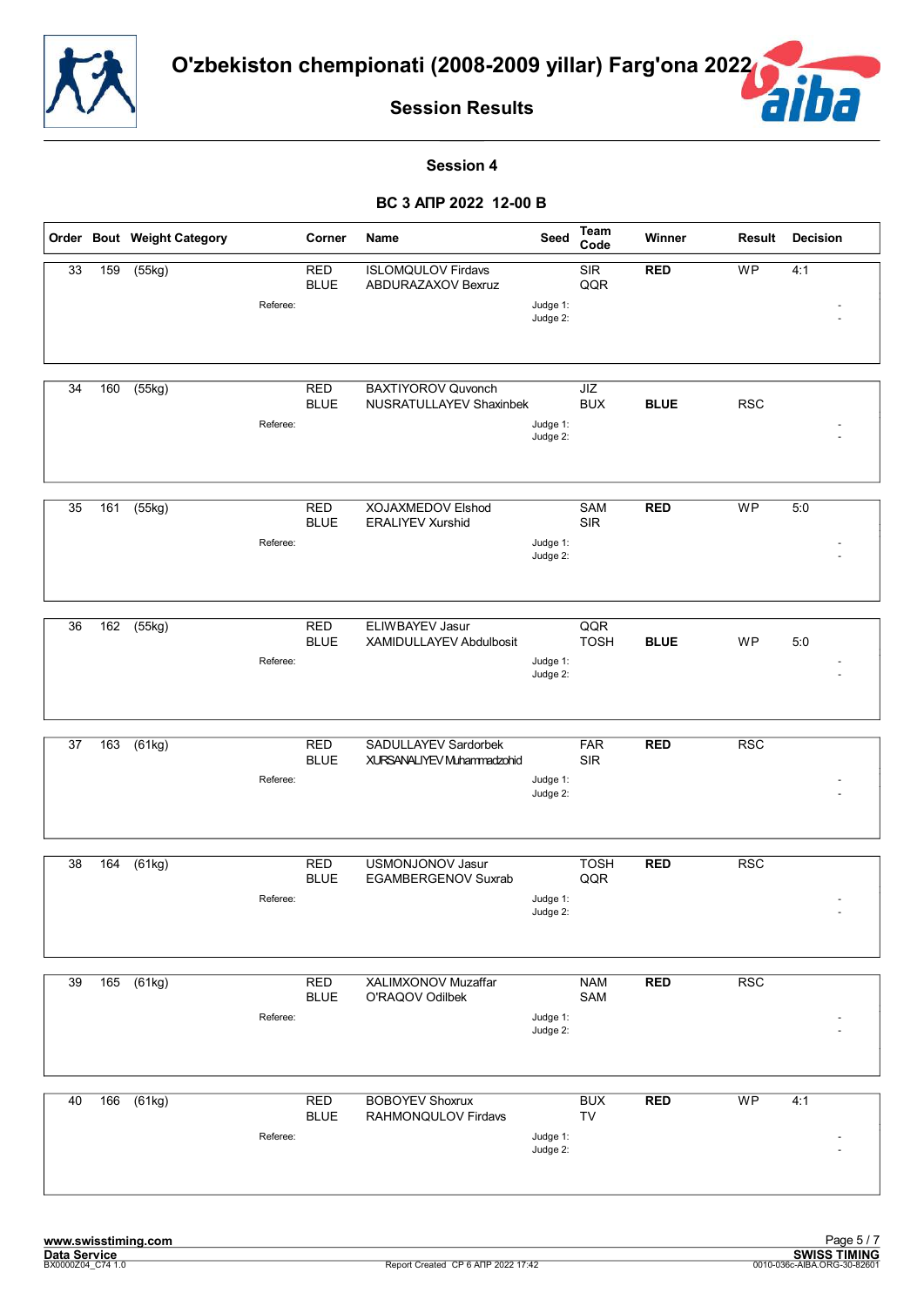# O'zbekiston chempionati (2008-2009 yillar) Farg'ona 2022

## Session Results

### Session 4

### ВС 3 АПР 2022 12-00 B

| Order | Bout | Weight Category | Corner | Name | Seed | Team Code | Winner | Result | Decision |
|---|---|---|---|---|---|---|---|---|---|
| 33 | 159 | (55kg) | RED | ISLOMQULOV Firdavs | | SIR | RED | WP | 4:1 |
| | | | BLUE | ABDURAZAXOV Bexruz | | QQR | | | |
| | | Referee: | | | Judge 1: | | | | - |
| | | | | | Judge 2: | | | | - |
| 34 | 160 | (55kg) | RED | BAXTIYOROV Quvonch | | JIZ | | | |
| | | | BLUE | NUSRATULLAYEV Shaxinbek | | BUX | BLUE | RSC | |
| | | Referee: | | | Judge 1: | | | | - |
| | | | | | Judge 2: | | | | - |
| 35 | 161 | (55kg) | RED | XOJAXMEDOV Elshod | | SAM | RED | WP | 5:0 |
| | | | BLUE | ERALIYEV Xurshid | | SIR | | | |
| | | Referee: | | | Judge 1: | | | | - |
| | | | | | Judge 2: | | | | - |
| 36 | 162 | (55kg) | RED | ELIWBAYEV Jasur | | QQR | | | |
| | | | BLUE | XAMIDULLAYEV Abdulbosit | | TOSH | BLUE | WP | 5:0 |
| | | Referee: | | | Judge 1: | | | | - |
| | | | | | Judge 2: | | | | - |
| 37 | 163 | (61kg) | RED | SADULLAYEV Sardorbek | | FAR | RED | RSC | |
| | | | BLUE | XURSANALIYEV Muhammadzohid | | SIR | | | |
| | | Referee: | | | Judge 1: | | | | - |
| | | | | | Judge 2: | | | | - |
| 38 | 164 | (61kg) | RED | USMONJONOV Jasur | | TOSH | RED | RSC | |
| | | | BLUE | EGAMBERGENOV Suxrab | | QQR | | | |
| | | Referee: | | | Judge 1: | | | | - |
| | | | | | Judge 2: | | | | - |
| 39 | 165 | (61kg) | RED | XALIMXONOV Muzaffar | | NAM | RED | RSC | |
| | | | BLUE | O'RAQOV Odilbek | | SAM | | | |
| | | Referee: | | | Judge 1: | | | | - |
| | | | | | Judge 2: | | | | - |
| 40 | 166 | (61kg) | RED | BOBOYEV Shoxrux | | BUX | RED | WP | 4:1 |
| | | | BLUE | RAHMONQULOV Firdavs | | TV | | | |
| | | Referee: | | | Judge 1: | | | | - |
| | | | | | Judge 2: | | | | - |

www.swisstiming.com
Data Service
BX0000Z04_C74 1.0

Report Created CP 6 АПР 2022 17:42

SWISS TIMING
0010-036c-AIBA.ORG-30-82601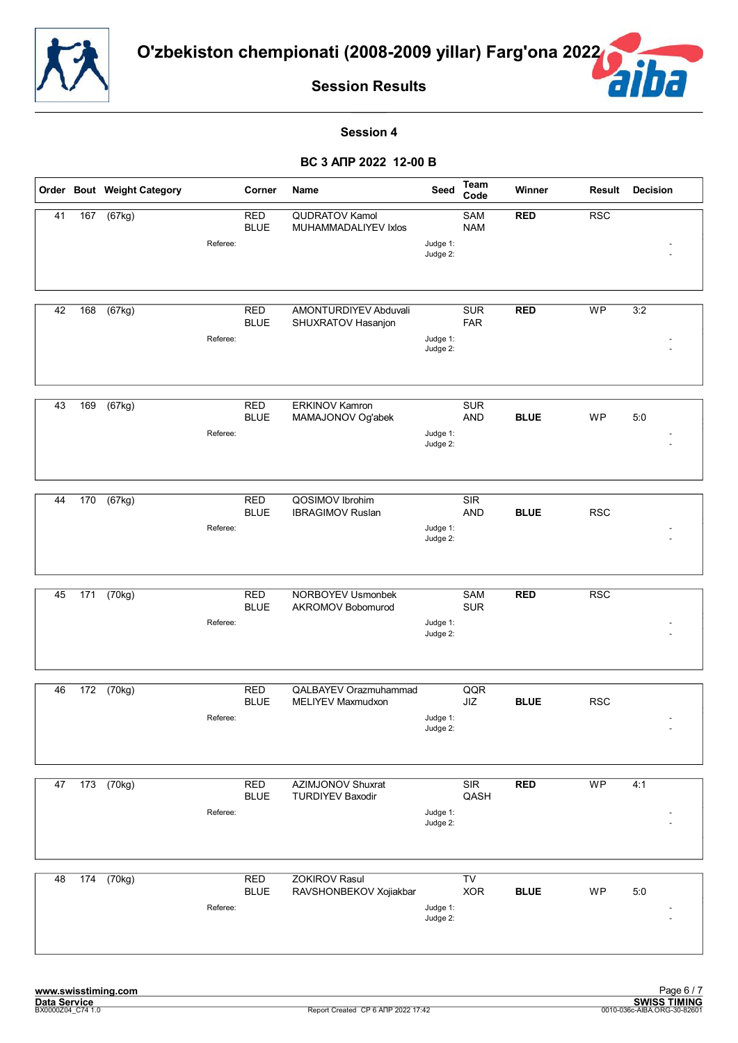# O'zbekiston chempionati (2008-2009 yillar) Farg'ona 2022

## Session Results

### Session 4

### ВС 3 АПР 2022 12-00 B

| Order | Bout | Weight Category | Corner | Name | Seed | Team Code | Winner | Result | Decision |
|---|---|---|---|---|---|---|---|---|---|
| 41 | 167 | (67kg) | RED | QUDRATOV Kamol | | SAM | RED | RSC | |
| | | | BLUE | MUHAMMADALIYEV Ixlos | | NAM | | | |
| | | Referee: | | | Judge 1: | | | | - |
| | | | | | Judge 2: | | | | - |
| 42 | 168 | (67kg) | RED | AMONTURDIYEV Abduvali | | SUR | RED | WP | 3:2 |
| | | | BLUE | SHUXRATOV Hasanjon | | FAR | | | |
| | | Referee: | | | Judge 1: | | | | - |
| | | | | | Judge 2: | | | | - |
| 43 | 169 | (67kg) | RED | ERKINOV Kamron | | SUR | | | |
| | | | BLUE | MAMAJONOV Og'abek | | AND | BLUE | WP | 5:0 |
| | | Referee: | | | Judge 1: | | | | - |
| | | | | | Judge 2: | | | | - |
| 44 | 170 | (67kg) | RED | QOSIMOV Ibrohim | | SIR | | | |
| | | | BLUE | IBRAGIMOV Ruslan | | AND | BLUE | RSC | |
| | | Referee: | | | Judge 1: | | | | - |
| | | | | | Judge 2: | | | | - |
| 45 | 171 | (70kg) | RED | NORBOYEV Usmonbek | | SAM | RED | RSC | |
| | | | BLUE | AKROMOV Bobomurod | | SUR | | | |
| | | Referee: | | | Judge 1: | | | | - |
| | | | | | Judge 2: | | | | - |
| 46 | 172 | (70kg) | RED | QALBAYEV Orazmuhammad | | QQR | | | |
| | | | BLUE | MELIYEV Maxmudxon | | JIZ | BLUE | RSC | |
| | | Referee: | | | Judge 1: | | | | - |
| | | | | | Judge 2: | | | | - |
| 47 | 173 | (70kg) | RED | AZIMJONOV Shuxrat | | SIR | RED | WP | 4:1 |
| | | | BLUE | TURDIYEV Baxodir | | QASH | | | |
| | | Referee: | | | Judge 1: | | | | - |
| | | | | | Judge 2: | | | | - |
| 48 | 174 | (70kg) | RED | ZOKIROV Rasul | | TV | | | |
| | | | BLUE | RAVSHONBEKOV Xojiakbar | | XOR | BLUE | WP | 5:0 |
| | | Referee: | | | Judge 1: | | | | - |
| | | | | | Judge 2: | | | | - |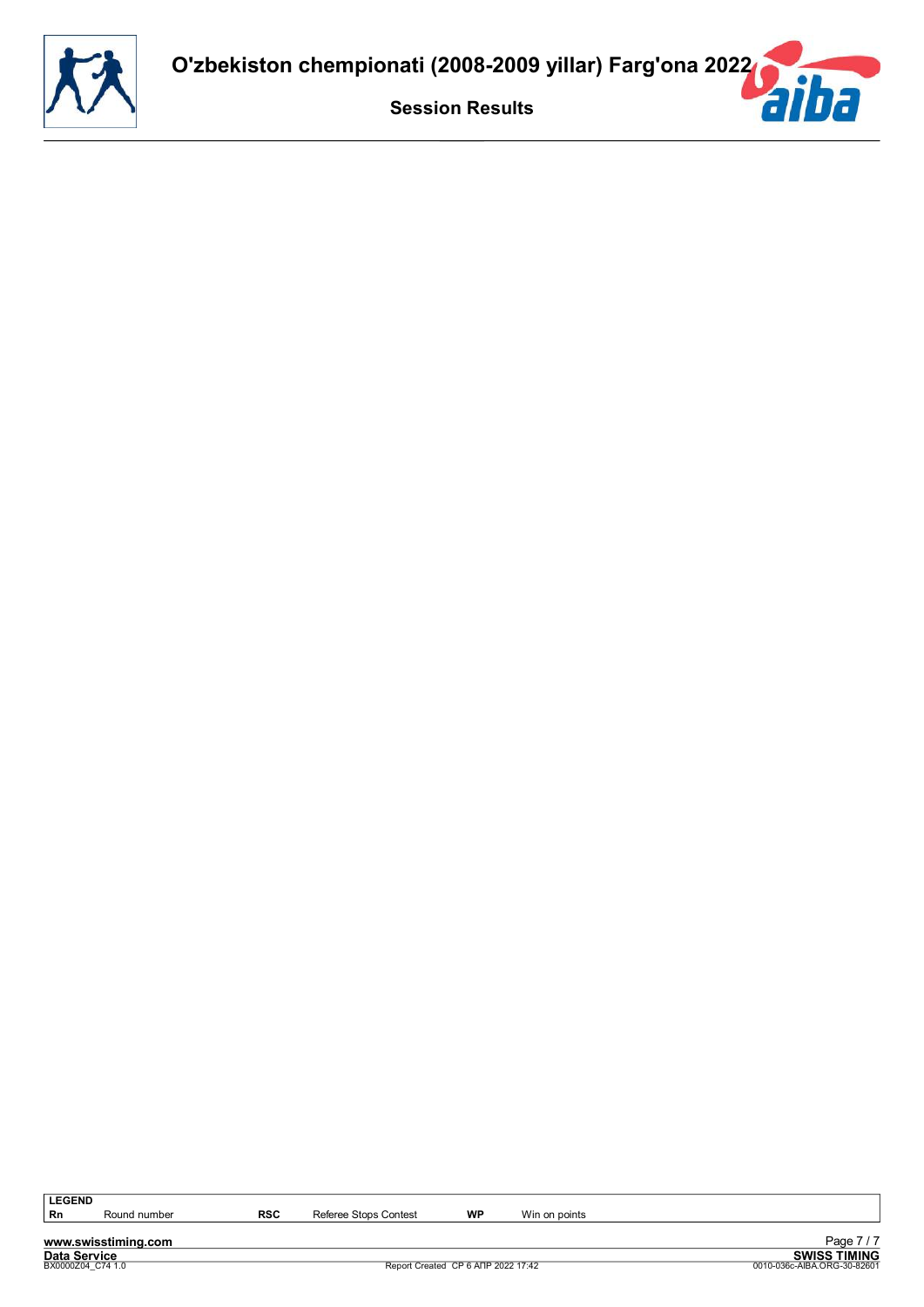# O'zbekiston chempionati (2008-2009 yillar) Farg'ona 2022

## Session Results

| LEGEND | | | | | |
|---|---|---|---|---|---|
| Rn | Round number | RSC | Referee Stops Contest | WP | Win on points |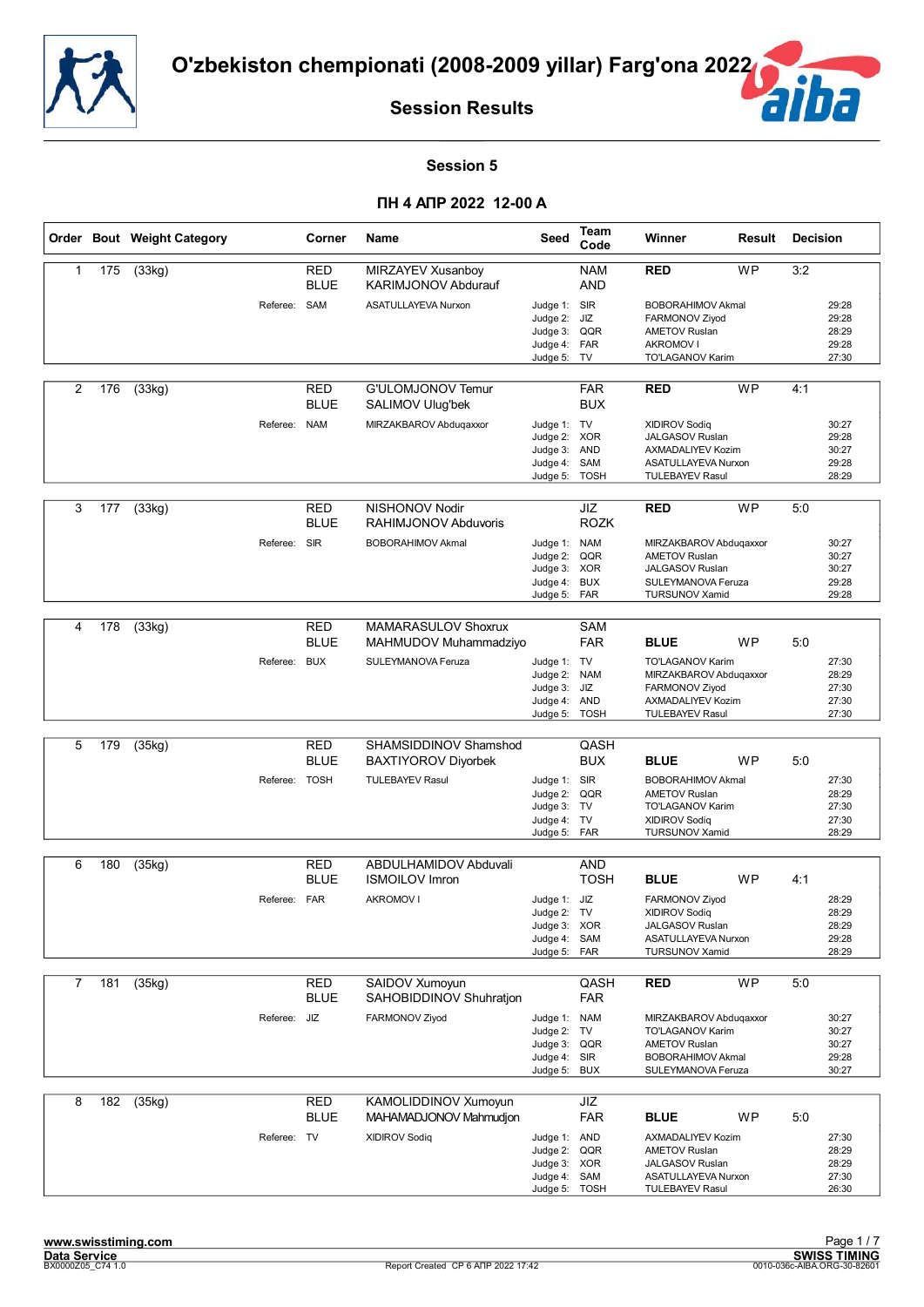# O'zbekiston chempionati (2008-2009 yillar) Farg'ona 2022

## Session Results

### Session 5

### ПН 4 АПР 2022 12-00 A

| Order | Bout | Weight Category | Corner | Name | Seed | Team Code | Winner | Result | Decision |
|---|---|---|---|---|---|---|---|---|---|
| 1 | 175 | (33kg) | RED | MIRZAYEV Xusanboy | | NAM | RED | WP | 3:2 |
| | | | BLUE | KARIMJONOV Abdurauf | | AND | | | |
| | | Referee: | SAM | ASATULLAYEVA Nurxon | Judge 1: | SIR | BOBORAHIMOV Akmal | | 29:28 |
| | | | | | Judge 2: | JIZ | FARMONOV Ziyod | | 29:28 |
| | | | | | Judge 3: | QQR | AMETOV Ruslan | | 28:29 |
| | | | | | Judge 4: | FAR | AKROMOV I | | 29:28 |
| | | | | | Judge 5: | TV | TO'LAGANOV Karim | | 27:30 |
| 2 | 176 | (33kg) | RED | G'ULOMJONOV Temur | | FAR | RED | WP | 4:1 |
| | | | BLUE | SALIMOV Ulug'bek | | BUX | | | |
| | | Referee: | NAM | MIRZAKBAROV Abduqaxxor | Judge 1: | TV | XIDIROV Sodiq | | 30:27 |
| | | | | | Judge 2: | XOR | JALGASOV Ruslan | | 29:28 |
| | | | | | Judge 3: | AND | AXMADALIYEV Kozim | | 30:27 |
| | | | | | Judge 4: | SAM | ASATULLAYEVA Nurxon | | 29:28 |
| | | | | | Judge 5: | TOSH | TULEBAYEV Rasul | | 28:29 |
| 3 | 177 | (33kg) | RED | NISHONOV Nodir | | JIZ | RED | WP | 5:0 |
| | | | BLUE | RAHIMJONOV Abduvoris | | ROZK | | | |
| | | Referee: | SIR | BOBORAHIMOV Akmal | Judge 1: | NAM | MIRZAKBAROV Abduqaxxor | | 30:27 |
| | | | | | Judge 2: | QQR | AMETOV Ruslan | | 30:27 |
| | | | | | Judge 3: | XOR | JALGASOV Ruslan | | 30:27 |
| | | | | | Judge 4: | BUX | SULEYMANOVA Feruza | | 29:28 |
| | | | | | Judge 5: | FAR | TURSUNOV Xamid | | 29:28 |
| 4 | 178 | (33kg) | RED | MAMARASULOV Shoxrux | | SAM | | | |
| | | | BLUE | MAHMUDOV Muhammadziyo | | FAR | BLUE | WP | 5:0 |
| | | Referee: | BUX | SULEYMANOVA Feruza | Judge 1: | TV | TO'LAGANOV Karim | | 27:30 |
| | | | | | Judge 2: | NAM | MIRZAKBAROV Abduqaxxor | | 28:29 |
| | | | | | Judge 3: | JIZ | FARMONOV Ziyod | | 27:30 |
| | | | | | Judge 4: | AND | AXMADALIYEV Kozim | | 27:30 |
| | | | | | Judge 5: | TOSH | TULEBAYEV Rasul | | 27:30 |
| 5 | 179 | (35kg) | RED | SHAMSIDDINOV Shamshod | | QASH | | | |
| | | | BLUE | BAXTIYOROV Diyorbek | | BUX | BLUE | WP | 5:0 |
| | | Referee: | TOSH | TULEBAYEV Rasul | Judge 1: | SIR | BOBORAHIMOV Akmal | | 27:30 |
| | | | | | Judge 2: | QQR | AMETOV Ruslan | | 28:29 |
| | | | | | Judge 3: | TV | TO'LAGANOV Karim | | 27:30 |
| | | | | | Judge 4: | TV | XIDIROV Sodiq | | 27:30 |
| | | | | | Judge 5: | FAR | TURSUNOV Xamid | | 28:29 |
| 6 | 180 | (35kg) | RED | ABDULHAMIDOV Abduvali | | AND | | | |
| | | | BLUE | ISMOILOV Imron | | TOSH | BLUE | WP | 4:1 |
| | | Referee: | FAR | AKROMOV I | Judge 1: | JIZ | FARMONOV Ziyod | | 28:29 |
| | | | | | Judge 2: | TV | XIDIROV Sodiq | | 28:29 |
| | | | | | Judge 3: | XOR | JALGASOV Ruslan | | 28:29 |
| | | | | | Judge 4: | SAM | ASATULLAYEVA Nurxon | | 29:28 |
| | | | | | Judge 5: | FAR | TURSUNOV Xamid | | 28:29 |
| 7 | 181 | (35kg) | RED | SAIDOV Xumoyun | | QASH | RED | WP | 5:0 |
| | | | BLUE | SAHOBIDDINOV Shuhratjon | | FAR | | | |
| | | Referee: | JIZ | FARMONOV Ziyod | Judge 1: | NAM | MIRZAKBAROV Abduqaxxor | | 30:27 |
| | | | | | Judge 2: | TV | TO'LAGANOV Karim | | 30:27 |
| | | | | | Judge 3: | QQR | AMETOV Ruslan | | 30:27 |
| | | | | | Judge 4: | SIR | BOBORAHIMOV Akmal | | 29:28 |
| | | | | | Judge 5: | BUX | SULEYMANOVA Feruza | | 30:27 |
| 8 | 182 | (35kg) | RED | KAMOLIDDINOV Xumoyun | | JIZ | | | |
| | | | BLUE | MAHAMADJONOV Mahmudjon | | FAR | BLUE | WP | 5:0 |
| | | Referee: | TV | XIDIROV Sodiq | Judge 1: | AND | AXMADALIYEV Kozim | | 27:30 |
| | | | | | Judge 2: | QQR | AMETOV Ruslan | | 28:29 |
| | | | | | Judge 3: | XOR | JALGASOV Ruslan | | 28:29 |
| | | | | | Judge 4: | SAM | ASATULLAYEVA Nurxon | | 27:30 |
| | | | | | Judge 5: | TOSH | TULEBAYEV Rasul | | 26:30 |

www.swisstiming.com
Data Service
BX0000Z05_C74 1.0

Report Created СР 6 АПР 2022 17:42

SWISS TIMING
0010-036c-AIBA.ORG-30-82601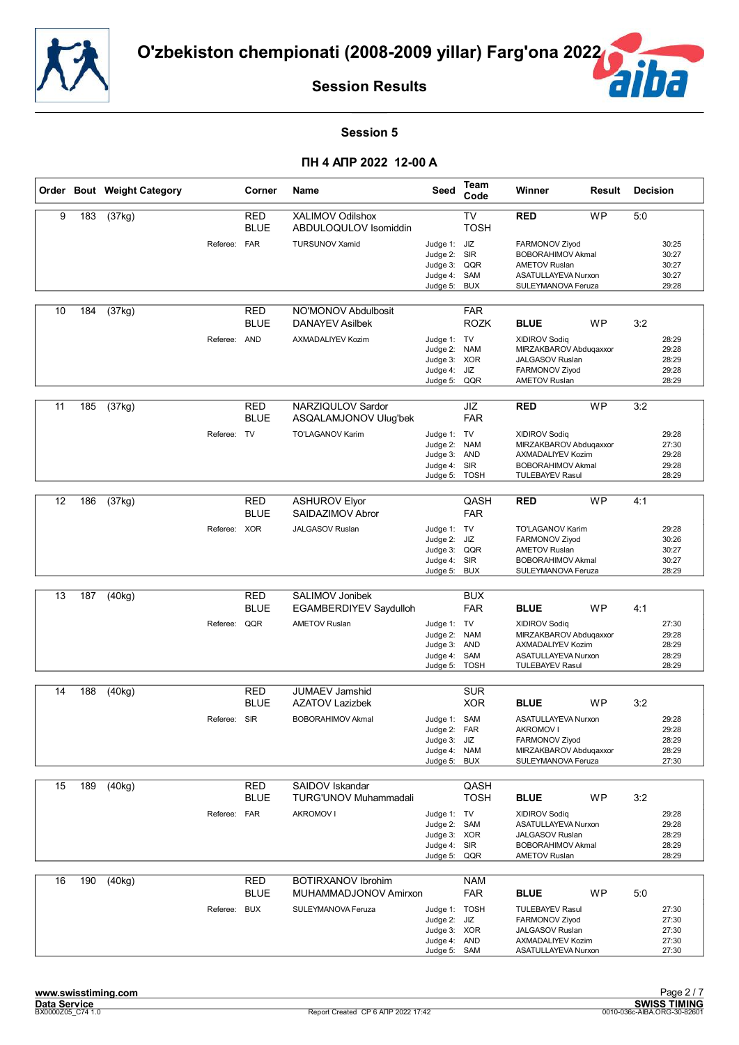# O'zbekiston chempionati (2008-2009 yillar) Farg'ona 2022

## Session Results

### Session 5

### ПН 4 АПР 2022 12-00 A

| Order | Bout | Weight Category | Corner | Name | Seed | Team Code | Winner | Result | Decision |
|---|---|---|---|---|---|---|---|---|---|
| 9 | 183 | (37kg) | RED | XALIMOV Odilshox | | TV | RED | WP | 5:0 |
| | | | BLUE | ABDULOQULOV Isomiddin | | TOSH | | | |
| | | Referee: | FAR | TURSUNOV Xamid | Judge 1: | JIZ | FARMONOV Ziyod | | 30:25 |
| | | | | | Judge 2: | SIR | BOBORAHIMOV Akmal | | 30:27 |
| | | | | | Judge 3: | QQR | AMETOV Ruslan | | 30:27 |
| | | | | | Judge 4: | SAM | ASATULLAYEVA Nurxon | | 30:27 |
| | | | | | Judge 5: | BUX | SULEYMANOVA Feruza | | 29:28 |
| 10 | 184 | (37kg) | RED | NO'MONOV Abdulbosit | | FAR | | | |
| | | | BLUE | DANAYEV Asilbek | | ROZK | BLUE | WP | 3:2 |
| | | Referee: | AND | AXMADALIYEV Kozim | Judge 1: | TV | XIDIROV Sodiq | | 28:29 |
| | | | | | Judge 2: | NAM | MIRZAKBAROV Abduqaxxor | | 29:28 |
| | | | | | Judge 3: | XOR | JALGASOV Ruslan | | 28:29 |
| | | | | | Judge 4: | JIZ | FARMONOV Ziyod | | 29:28 |
| | | | | | Judge 5: | QQR | AMETOV Ruslan | | 28:29 |
| 11 | 185 | (37kg) | RED | NARZIQULOV Sardor | | JIZ | RED | WP | 3:2 |
| | | | BLUE | ASQALAMJONOV Ulug'bek | | FAR | | | |
| | | Referee: | TV | TO'LAGANOV Karim | Judge 1: | TV | XIDIROV Sodiq | | 29:28 |
| | | | | | Judge 2: | NAM | MIRZAKBAROV Abduqaxxor | | 27:30 |
| | | | | | Judge 3: | AND | AXMADALIYEV Kozim | | 29:28 |
| | | | | | Judge 4: | SIR | BOBORAHIMOV Akmal | | 29:28 |
| | | | | | Judge 5: | TOSH | TULEBAYEV Rasul | | 28:29 |
| 12 | 186 | (37kg) | RED | ASHUROV Elyor | | QASH | RED | WP | 4:1 |
| | | | BLUE | SAIDAZIMOV Abror | | FAR | | | |
| | | Referee: | XOR | JALGASOV Ruslan | Judge 1: | TV | TO'LAGANOV Karim | | 29:28 |
| | | | | | Judge 2: | JIZ | FARMONOV Ziyod | | 30:26 |
| | | | | | Judge 3: | QQR | AMETOV Ruslan | | 30:27 |
| | | | | | Judge 4: | SIR | BOBORAHIMOV Akmal | | 30:27 |
| | | | | | Judge 5: | BUX | SULEYMANOVA Feruza | | 28:29 |
| 13 | 187 | (40kg) | RED | SALIMOV Jonibek | | BUX | | | |
| | | | BLUE | EGAMBERDIYEV Saydulloh | | FAR | BLUE | WP | 4:1 |
| | | Referee: | QQR | AMETOV Ruslan | Judge 1: | TV | XIDIROV Sodiq | | 27:30 |
| | | | | | Judge 2: | NAM | MIRZAKBAROV Abduqaxxor | | 29:28 |
| | | | | | Judge 3: | AND | AXMADALIYEV Kozim | | 28:29 |
| | | | | | Judge 4: | SAM | ASATULLAYEVA Nurxon | | 28:29 |
| | | | | | Judge 5: | TOSH | TULEBAYEV Rasul | | 28:29 |
| 14 | 188 | (40kg) | RED | JUMAEV Jamshid | | SUR | | | |
| | | | BLUE | AZATOV Lazizbek | | XOR | BLUE | WP | 3:2 |
| | | Referee: | SIR | BOBORAHIMOV Akmal | Judge 1: | SAM | ASATULLAYEVA Nurxon | | 29:28 |
| | | | | | Judge 2: | FAR | AKROMOV I | | 29:28 |
| | | | | | Judge 3: | JIZ | FARMONOV Ziyod | | 28:29 |
| | | | | | Judge 4: | NAM | MIRZAKBAROV Abduqaxxor | | 28:29 |
| | | | | | Judge 5: | BUX | SULEYMANOVA Feruza | | 27:30 |
| 15 | 189 | (40kg) | RED | SAIDOV Iskandar | | QASH | | | |
| | | | BLUE | TURG'UNOV Muhammadali | | TOSH | BLUE | WP | 3:2 |
| | | Referee: | FAR | AKROMOV I | Judge 1: | TV | XIDIROV Sodiq | | 29:28 |
| | | | | | Judge 2: | SAM | ASATULLAYEVA Nurxon | | 29:28 |
| | | | | | Judge 3: | XOR | JALGASOV Ruslan | | 28:29 |
| | | | | | Judge 4: | SIR | BOBORAHIMOV Akmal | | 28:29 |
| | | | | | Judge 5: | QQR | AMETOV Ruslan | | 28:29 |
| 16 | 190 | (40kg) | RED | BOTIRXANOV Ibrohim | | NAM | | | |
| | | | BLUE | MUHAMMADJONOV Amirxon | | FAR | BLUE | WP | 5:0 |
| | | Referee: | BUX | SULEYMANOVA Feruza | Judge 1: | TOSH | TULEBAYEV Rasul | | 27:30 |
| | | | | | Judge 2: | JIZ | FARMONOV Ziyod | | 27:30 |
| | | | | | Judge 3: | XOR | JALGASOV Ruslan | | 27:30 |
| | | | | | Judge 4: | AND | AXMADALIYEV Kozim | | 27:30 |
| | | | | | Judge 5: | SAM | ASATULLAYEVA Nurxon | | 27:30 |

www.swisstiming.com
Data Service
BX0000Z05_C74 1.0 — Report Created СР 6 АПР 2022 17:42 — SWISS TIMING 0010-036c-AIBA.ORG-30-82601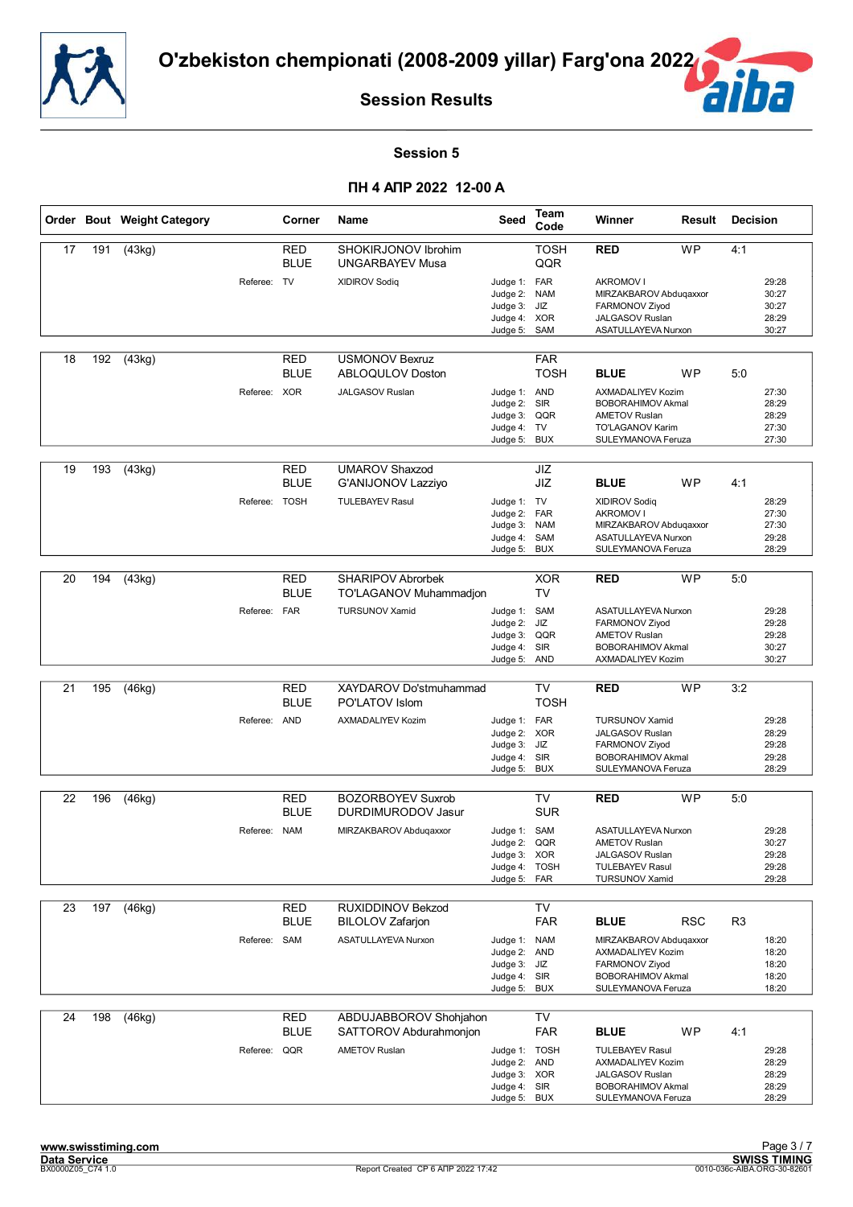# O'zbekiston chempionati (2008-2009 yillar) Farg'ona 2022

## Session Results

### Session 5

### ПН 4 АПР 2022 12-00 A

| Order | Bout | Weight Category | Corner | Name | Seed | Team Code | Winner | Result | Decision |
|---|---|---|---|---|---|---|---|---|---|
| 17 | 191 | (43kg) | RED | SHOKIRJONOV Ibrohim | | TOSH | RED | WP | 4:1 |
| | | | BLUE | UNGARBAYEV Musa | | QQR | | | |
| | | Referee: | TV | XIDIROV Sodiq | Judge 1: | FAR | AKROMOV I | | 29:28 |
| | | | | | Judge 2: | NAM | MIRZAKBAROV Abduqaxxor | | 30:27 |
| | | | | | Judge 3: | JIZ | FARMONOV Ziyod | | 30:27 |
| | | | | | Judge 4: | XOR | JALGASOV Ruslan | | 28:29 |
| | | | | | Judge 5: | SAM | ASATULLAYEVA Nurxon | | 30:27 |
| 18 | 192 | (43kg) | RED | USMONOV Bexruz | | FAR | | | |
| | | | BLUE | ABLOQULOV Doston | | TOSH | BLUE | WP | 5:0 |
| | | Referee: | XOR | JALGASOV Ruslan | Judge 1: | AND | AXMADALIYEV Kozim | | 27:30 |
| | | | | | Judge 2: | SIR | BOBORAHIMOV Akmal | | 28:29 |
| | | | | | Judge 3: | QQR | AMETOV Ruslan | | 28:29 |
| | | | | | Judge 4: | TV | TO'LAGANOV Karim | | 27:30 |
| | | | | | Judge 5: | BUX | SULEYMANOVA Feruza | | 27:30 |
| 19 | 193 | (43kg) | RED | UMAROV Shaxzod | | JIZ | | | |
| | | | BLUE | G'ANIJONOV Lazziyo | | JIZ | BLUE | WP | 4:1 |
| | | Referee: | TOSH | TULEBAYEV Rasul | Judge 1: | TV | XIDIROV Sodiq | | 28:29 |
| | | | | | Judge 2: | FAR | AKROMOV I | | 27:30 |
| | | | | | Judge 3: | NAM | MIRZAKBAROV Abduqaxxor | | 27:30 |
| | | | | | Judge 4: | SAM | ASATULLAYEVA Nurxon | | 29:28 |
| | | | | | Judge 5: | BUX | SULEYMANOVA Feruza | | 28:29 |
| 20 | 194 | (43kg) | RED | SHARIPOV Abrorbek | | XOR | RED | WP | 5:0 |
| | | | BLUE | TO'LAGANOV Muhammadjon | | TV | | | |
| | | Referee: | FAR | TURSUNOV Xamid | Judge 1: | SAM | ASATULLAYEVA Nurxon | | 29:28 |
| | | | | | Judge 2: | JIZ | FARMONOV Ziyod | | 29:28 |
| | | | | | Judge 3: | QQR | AMETOV Ruslan | | 29:28 |
| | | | | | Judge 4: | SIR | BOBORAHIMOV Akmal | | 30:27 |
| | | | | | Judge 5: | AND | AXMADALIYEV Kozim | | 30:27 |
| 21 | 195 | (46kg) | RED | XAYDAROV Do'stmuhammad | | TV | RED | WP | 3:2 |
| | | | BLUE | PO'LATOV Islom | | TOSH | | | |
| | | Referee: | AND | AXMADALIYEV Kozim | Judge 1: | FAR | TURSUNOV Xamid | | 29:28 |
| | | | | | Judge 2: | XOR | JALGASOV Ruslan | | 28:29 |
| | | | | | Judge 3: | JIZ | FARMONOV Ziyod | | 29:28 |
| | | | | | Judge 4: | SIR | BOBORAHIMOV Akmal | | 29:28 |
| | | | | | Judge 5: | BUX | SULEYMANOVA Feruza | | 28:29 |
| 22 | 196 | (46kg) | RED | BOZORBOYEV Suxrob | | TV | RED | WP | 5:0 |
| | | | BLUE | DURDIMURODOV Jasur | | SUR | | | |
| | | Referee: | NAM | MIRZAKBAROV Abduqaxxor | Judge 1: | SAM | ASATULLAYEVA Nurxon | | 29:28 |
| | | | | | Judge 2: | QQR | AMETOV Ruslan | | 30:27 |
| | | | | | Judge 3: | XOR | JALGASOV Ruslan | | 29:28 |
| | | | | | Judge 4: | TOSH | TULEBAYEV Rasul | | 29:28 |
| | | | | | Judge 5: | FAR | TURSUNOV Xamid | | 29:28 |
| 23 | 197 | (46kg) | RED | RUXIDDINOV Bekzod | | TV | | | |
| | | | BLUE | BILOLOV Zafarjon | | FAR | BLUE | RSC | R3 |
| | | Referee: | SAM | ASATULLAYEVA Nurxon | Judge 1: | NAM | MIRZAKBAROV Abduqaxxor | | 18:20 |
| | | | | | Judge 2: | AND | AXMADALIYEV Kozim | | 18:20 |
| | | | | | Judge 3: | JIZ | FARMONOV Ziyod | | 18:20 |
| | | | | | Judge 4: | SIR | BOBORAHIMOV Akmal | | 18:20 |
| | | | | | Judge 5: | BUX | SULEYMANOVA Feruza | | 18:20 |
| 24 | 198 | (46kg) | RED | ABDUJABBOROV Shohjahon | | TV | | | |
| | | | BLUE | SATTOROV Abdurahmonjon | | FAR | BLUE | WP | 4:1 |
| | | Referee: | QQR | AMETOV Ruslan | Judge 1: | TOSH | TULEBAYEV Rasul | | 29:28 |
| | | | | | Judge 2: | AND | AXMADALIYEV Kozim | | 28:29 |
| | | | | | Judge 3: | XOR | JALGASOV Ruslan | | 28:29 |
| | | | | | Judge 4: | SIR | BOBORAHIMOV Akmal | | 28:29 |
| | | | | | Judge 5: | BUX | SULEYMANOVA Feruza | | 28:29 |

www.swisstiming.com
Data Service
BX0000Z05_C74 1.0

Report Created СР 6 АПР 2022 17:42

SWISS TIMING
0010-036c-AIBA.ORG-30-82601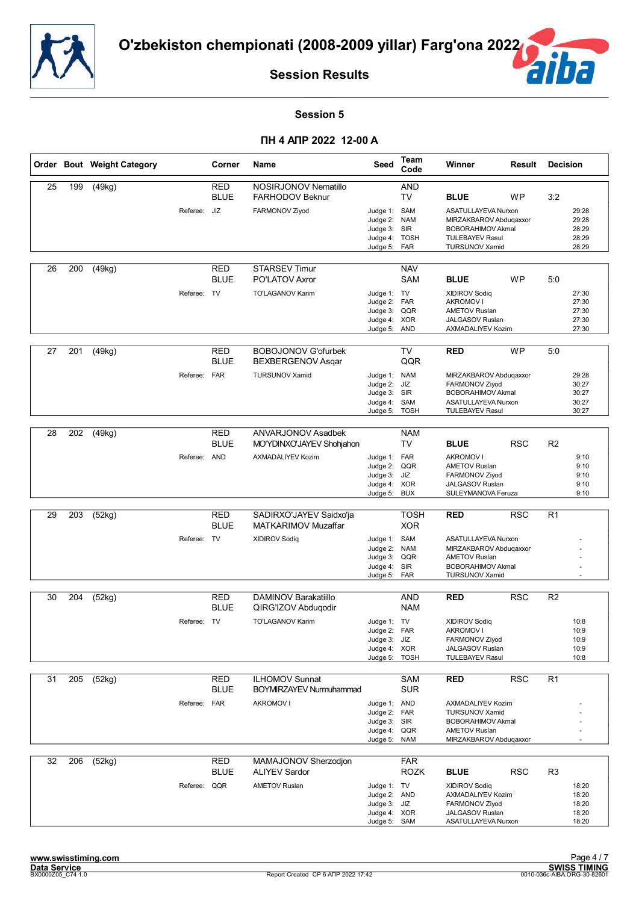# O'zbekiston chempionati (2008-2009 yillar) Farg'ona 2022

## Session Results

### Session 5

### ПН 4 АПР 2022 12-00 A

| Order | Bout | Weight Category | Corner | Name | Seed | Team Code | Winner | Result | Decision |
|---|---|---|---|---|---|---|---|---|---|
| 25 | 199 | (49kg) | RED | NOSIRJONOV Nematillo | | AND | | | |
| | | | BLUE | FARHODOV Beknur | | TV | BLUE | WP | 3:2 |
| | | Referee: JIZ | | FARMONOV Ziyod | Judge 1: | SAM | ASATULLAYEVA Nurxon | | 29:28 |
| | | | | | Judge 2: | NAM | MIRZAKBAROV Abduqaxxor | | 29:28 |
| | | | | | Judge 3: | SIR | BOBORAHIMOV Akmal | | 28:29 |
| | | | | | Judge 4: | TOSH | TULEBAYEV Rasul | | 28:29 |
| | | | | | Judge 5: | FAR | TURSUNOV Xamid | | 28:29 |
| 26 | 200 | (49kg) | RED | STARSEV Timur | | NAV | | | |
| | | | BLUE | PO'LATOV Axror | | SAM | BLUE | WP | 5:0 |
| | | Referee: TV | | TO'LAGANOV Karim | Judge 1: | TV | XIDIROV Sodiq | | 27:30 |
| | | | | | Judge 2: | FAR | AKROMOV I | | 27:30 |
| | | | | | Judge 3: | QQR | AMETOV Ruslan | | 27:30 |
| | | | | | Judge 4: | XOR | JALGASOV Ruslan | | 27:30 |
| | | | | | Judge 5: | AND | AXMADALIYEV Kozim | | 27:30 |
| 27 | 201 | (49kg) | RED | BOBOJONOV G'ofurbek | | TV | RED | WP | 5:0 |
| | | | BLUE | BEXBERGENOV Asqar | | QQR | | | |
| | | Referee: FAR | | TURSUNOV Xamid | Judge 1: | NAM | MIRZAKBAROV Abduqaxxor | | 29:28 |
| | | | | | Judge 2: | JIZ | FARMONOV Ziyod | | 30:27 |
| | | | | | Judge 3: | SIR | BOBORAHIMOV Akmal | | 30:27 |
| | | | | | Judge 4: | SAM | ASATULLAYEVA Nurxon | | 30:27 |
| | | | | | Judge 5: | TOSH | TULEBAYEV Rasul | | 30:27 |
| 28 | 202 | (49kg) | RED | ANVARJONOV Asadbek | | NAM | | | |
| | | | BLUE | MO'YDINXO'JAYEV Shohjahon | | TV | BLUE | RSC | R2 |
| | | Referee: AND | | AXMADALIYEV Kozim | Judge 1: | FAR | AKROMOV I | | 9:10 |
| | | | | | Judge 2: | QQR | AMETOV Ruslan | | 9:10 |
| | | | | | Judge 3: | JIZ | FARMONOV Ziyod | | 9:10 |
| | | | | | Judge 4: | XOR | JALGASOV Ruslan | | 9:10 |
| | | | | | Judge 5: | BUX | SULEYMANOVA Feruza | | 9:10 |
| 29 | 203 | (52kg) | RED | SADIRXO'JAYEV Saidxo'ja | | TOSH | RED | RSC | R1 |
| | | | BLUE | MATKARIMOV Muzaffar | | XOR | | | |
| | | Referee: TV | | XIDIROV Sodiq | Judge 1: | SAM | ASATULLAYEVA Nurxon | | - |
| | | | | | Judge 2: | NAM | MIRZAKBAROV Abduqaxxor | | - |
| | | | | | Judge 3: | QQR | AMETOV Ruslan | | - |
| | | | | | Judge 4: | SIR | BOBORAHIMOV Akmal | | - |
| | | | | | Judge 5: | FAR | TURSUNOV Xamid | | - |
| 30 | 204 | (52kg) | RED | DAMINOV Barakatiillo | | AND | RED | RSC | R2 |
| | | | BLUE | QIRG'IZOV Abduqodir | | NAM | | | |
| | | Referee: TV | | TO'LAGANOV Karim | Judge 1: | TV | XIDIROV Sodiq | | 10:8 |
| | | | | | Judge 2: | FAR | AKROMOV I | | 10:9 |
| | | | | | Judge 3: | JIZ | FARMONOV Ziyod | | 10:9 |
| | | | | | Judge 4: | XOR | JALGASOV Ruslan | | 10:9 |
| | | | | | Judge 5: | TOSH | TULEBAYEV Rasul | | 10:8 |
| 31 | 205 | (52kg) | RED | ILHOMOV Sunnat | | SAM | RED | RSC | R1 |
| | | | BLUE | BOYMIRZAYEV Nurmuhammad | | SUR | | | |
| | | Referee: FAR | | AKROMOV I | Judge 1: | AND | AXMADALIYEV Kozim | | - |
| | | | | | Judge 2: | FAR | TURSUNOV Xamid | | - |
| | | | | | Judge 3: | SIR | BOBORAHIMOV Akmal | | - |
| | | | | | Judge 4: | QQR | AMETOV Ruslan | | - |
| | | | | | Judge 5: | NAM | MIRZAKBAROV Abduqaxxor | | - |
| 32 | 206 | (52kg) | RED | MAMAJONOV Sherzodjon | | FAR | | | |
| | | | BLUE | ALIYEV Sardor | | ROZK | BLUE | RSC | R3 |
| | | Referee: QQR | | AMETOV Ruslan | Judge 1: | TV | XIDIROV Sodiq | | 18:20 |
| | | | | | Judge 2: | AND | AXMADALIYEV Kozim | | 18:20 |
| | | | | | Judge 3: | JIZ | FARMONOV Ziyod | | 18:20 |
| | | | | | Judge 4: | XOR | JALGASOV Ruslan | | 18:20 |
| | | | | | Judge 5: | SAM | ASATULLAYEVA Nurxon | | 18:20 |

www.swisstiming.com
Data Service
BX0000Z05_C74 1.0
Report Created СР 6 АПР 2022 17:42
SWISS TIMING
0010-036c-AIBA.ORG-30-82601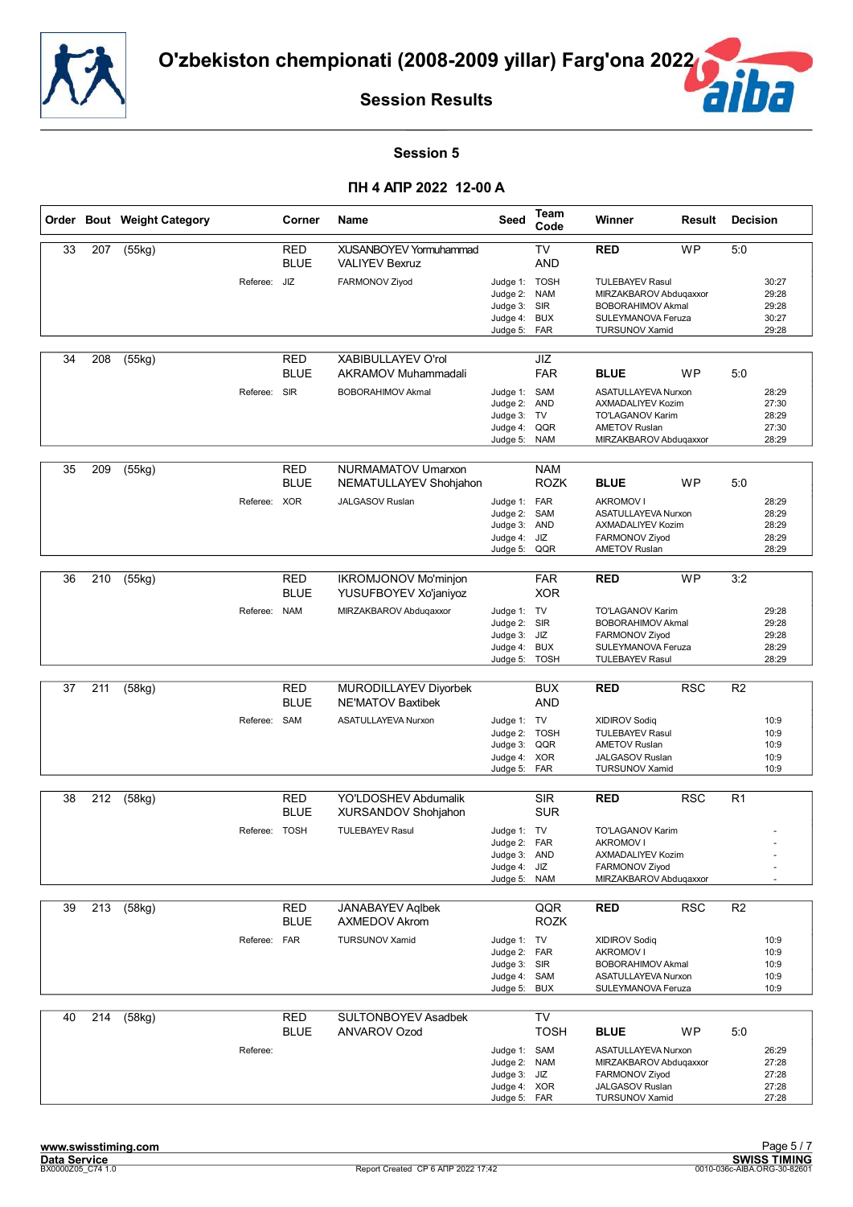# O'zbekiston chempionati (2008-2009 yillar) Farg'ona 2022

## Session Results

### Session 5

### ПН 4 АПР 2022 12-00 A

| Order | Bout | Weight Category | Corner | Name | Seed | Team Code | Winner | Result | Decision |
|---|---|---|---|---|---|---|---|---|---|
| 33 | 207 | (55kg) | RED | XUSANBOYEV Yormuhammad | | TV | RED | WP | 5:0 |
| | | | BLUE | VALIYEV Bexruz | | AND | | | |
| | | Referee: | JIZ | FARMONOV Ziyod | Judge 1: | TOSH | TULEBAYEV Rasul | | 30:27 |
| | | | | | Judge 2: | NAM | MIRZAKBAROV Abduqaxxor | | 29:28 |
| | | | | | Judge 3: | SIR | BOBORAHIMOV Akmal | | 29:28 |
| | | | | | Judge 4: | BUX | SULEYMANOVA Feruza | | 30:27 |
| | | | | | Judge 5: | FAR | TURSUNOV Xamid | | 29:28 |
| 34 | 208 | (55kg) | RED | XABIBULLAYEV O'rol | | JIZ | | | |
| | | | BLUE | AKRAMOV Muhammadali | | FAR | BLUE | WP | 5:0 |
| | | Referee: | SIR | BOBORAHIMOV Akmal | Judge 1: | SAM | ASATULLAYEVA Nurxon | | 28:29 |
| | | | | | Judge 2: | AND | AXMADALIYEV Kozim | | 27:30 |
| | | | | | Judge 3: | TV | TO'LAGANOV Karim | | 28:29 |
| | | | | | Judge 4: | QQR | AMETOV Ruslan | | 27:30 |
| | | | | | Judge 5: | NAM | MIRZAKBAROV Abduqaxxor | | 28:29 |
| 35 | 209 | (55kg) | RED | NURMAMATOV Umarxon | | NAM | | | |
| | | | BLUE | NEMATULLAYEV Shohjahon | | ROZK | BLUE | WP | 5:0 |
| | | Referee: | XOR | JALGASOV Ruslan | Judge 1: | FAR | AKROMOV I | | 28:29 |
| | | | | | Judge 2: | SAM | ASATULLAYEVA Nurxon | | 28:29 |
| | | | | | Judge 3: | AND | AXMADALIYEV Kozim | | 28:29 |
| | | | | | Judge 4: | JIZ | FARMONOV Ziyod | | 28:29 |
| | | | | | Judge 5: | QQR | AMETOV Ruslan | | 28:29 |
| 36 | 210 | (55kg) | RED | IKROMJONOV Mo'minjon | | FAR | RED | WP | 3:2 |
| | | | BLUE | YUSUFBOYEV Xo'janiyoz | | XOR | | | |
| | | Referee: | NAM | MIRZAKBAROV Abduqaxxor | Judge 1: | TV | TO'LAGANOV Karim | | 29:28 |
| | | | | | Judge 2: | SIR | BOBORAHIMOV Akmal | | 29:28 |
| | | | | | Judge 3: | JIZ | FARMONOV Ziyod | | 29:28 |
| | | | | | Judge 4: | BUX | SULEYMANOVA Feruza | | 28:29 |
| | | | | | Judge 5: | TOSH | TULEBAYEV Rasul | | 28:29 |
| 37 | 211 | (58kg) | RED | MURODILLAYEV Diyorbek | | BUX | RED | RSC | R2 |
| | | | BLUE | NE'MATOV Baxtibek | | AND | | | |
| | | Referee: | SAM | ASATULLAYEVA Nurxon | Judge 1: | TV | XIDIROV Sodiq | | 10:9 |
| | | | | | Judge 2: | TOSH | TULEBAYEV Rasul | | 10:9 |
| | | | | | Judge 3: | QQR | AMETOV Ruslan | | 10:9 |
| | | | | | Judge 4: | XOR | JALGASOV Ruslan | | 10:9 |
| | | | | | Judge 5: | FAR | TURSUNOV Xamid | | 10:9 |
| 38 | 212 | (58kg) | RED | YO'LDOSHEV Abdumalik | | SIR | RED | RSC | R1 |
| | | | BLUE | XURSANDOV Shohjahon | | SUR | | | |
| | | Referee: | TOSH | TULEBAYEV Rasul | Judge 1: | TV | TO'LAGANOV Karim | | - |
| | | | | | Judge 2: | FAR | AKROMOV I | | - |
| | | | | | Judge 3: | AND | AXMADALIYEV Kozim | | - |
| | | | | | Judge 4: | JIZ | FARMONOV Ziyod | | - |
| | | | | | Judge 5: | NAM | MIRZAKBAROV Abduqaxxor | | - |
| 39 | 213 | (58kg) | RED | JANABAYEV Aqlbek | | QQR | RED | RSC | R2 |
| | | | BLUE | AXMEDOV Akrom | | ROZK | | | |
| | | Referee: | FAR | TURSUNOV Xamid | Judge 1: | TV | XIDIROV Sodiq | | 10:9 |
| | | | | | Judge 2: | FAR | AKROMOV I | | 10:9 |
| | | | | | Judge 3: | SIR | BOBORAHIMOV Akmal | | 10:9 |
| | | | | | Judge 4: | SAM | ASATULLAYEVA Nurxon | | 10:9 |
| | | | | | Judge 5: | BUX | SULEYMANOVA Feruza | | 10:9 |
| 40 | 214 | (58kg) | RED | SULTONBOYEV Asadbek | | TV | | | |
| | | | BLUE | ANVAROV Ozod | | TOSH | BLUE | WP | 5:0 |
| | | Referee: | | | Judge 1: | SAM | ASATULLAYEVA Nurxon | | 26:29 |
| | | | | | Judge 2: | NAM | MIRZAKBAROV Abduqaxxor | | 27:28 |
| | | | | | Judge 3: | JIZ | FARMONOV Ziyod | | 27:28 |
| | | | | | Judge 4: | XOR | JALGASOV Ruslan | | 27:28 |
| | | | | | Judge 5: | FAR | TURSUNOV Xamid | | 27:28 |

www.swisstiming.com
Data Service
BX0000Z05_C74 1.0
Report Created СР 6 АПР 2022 17:42
SWISS TIMING
0010-036c-AIBA.ORG-30-82601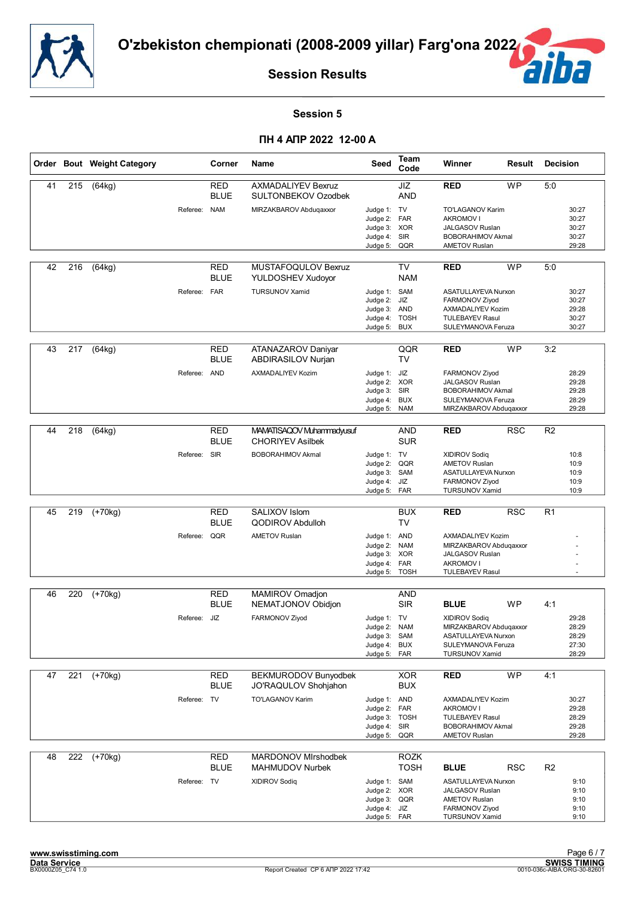# O'zbekiston chempionati (2008-2009 yillar) Farg'ona 2022

## Session Results

### Session 5

### ПН 4 АПР 2022 12-00 A

| Order | Bout | Weight Category | Corner | Name | Seed | Team Code | Winner | Result | Decision |
|---|---|---|---|---|---|---|---|---|---|
| 41 | 215 | (64kg) | RED | AXMADALIYEV Bexruz | | JIZ | RED | WP | 5:0 |
| | | | BLUE | SULTONBEKOV Ozodbek | | AND | | | |
| | | Referee: | NAM | MIRZAKBAROV Abduqaxxor | Judge 1: | TV | TO'LAGANOV Karim | | 30:27 |
| | | | | | Judge 2: | FAR | AKROMOV I | | 30:27 |
| | | | | | Judge 3: | XOR | JALGASOV Ruslan | | 30:27 |
| | | | | | Judge 4: | SIR | BOBORAHIMOV Akmal | | 30:27 |
| | | | | | Judge 5: | QQR | AMETOV Ruslan | | 29:28 |
| 42 | 216 | (64kg) | RED | MUSTAFOQULOV Bexruz | | TV | RED | WP | 5:0 |
| | | | BLUE | YULDOSHEV Xudoyor | | NAM | | | |
| | | Referee: | FAR | TURSUNOV Xamid | Judge 1: | SAM | ASATULLAYEVA Nurxon | | 30:27 |
| | | | | | Judge 2: | JIZ | FARMONOV Ziyod | | 30:27 |
| | | | | | Judge 3: | AND | AXMADALIYEV Kozim | | 29:28 |
| | | | | | Judge 4: | TOSH | TULEBAYEV Rasul | | 30:27 |
| | | | | | Judge 5: | BUX | SULEYMANOVA Feruza | | 30:27 |
| 43 | 217 | (64kg) | RED | ATANAZAROV Daniyar | | QQR | RED | WP | 3:2 |
| | | | BLUE | ABDIRASILOV Nurjan | | TV | | | |
| | | Referee: | AND | AXMADALIYEV Kozim | Judge 1: | JIZ | FARMONOV Ziyod | | 28:29 |
| | | | | | Judge 2: | XOR | JALGASOV Ruslan | | 29:28 |
| | | | | | Judge 3: | SIR | BOBORAHIMOV Akmal | | 29:28 |
| | | | | | Judge 4: | BUX | SULEYMANOVA Feruza | | 28:29 |
| | | | | | Judge 5: | NAM | MIRZAKBAROV Abduqaxxor | | 29:28 |
| 44 | 218 | (64kg) | RED | MAMATISAQOV Muhammadyusuf | | AND | RED | RSC | R2 |
| | | | BLUE | CHORIYEV Asilbek | | SUR | | | |
| | | Referee: | SIR | BOBORAHIMOV Akmal | Judge 1: | TV | XIDIROV Sodiq | | 10:8 |
| | | | | | Judge 2: | QQR | AMETOV Ruslan | | 10:9 |
| | | | | | Judge 3: | SAM | ASATULLAYEVA Nurxon | | 10:9 |
| | | | | | Judge 4: | JIZ | FARMONOV Ziyod | | 10:9 |
| | | | | | Judge 5: | FAR | TURSUNOV Xamid | | 10:9 |
| 45 | 219 | (+70kg) | RED | SALIXOV Islom | | BUX | RED | RSC | R1 |
| | | | BLUE | QODIROV Abdulloh | | TV | | | |
| | | Referee: | QQR | AMETOV Ruslan | Judge 1: | AND | AXMADALIYEV Kozim | | - |
| | | | | | Judge 2: | NAM | MIRZAKBAROV Abduqaxxor | | - |
| | | | | | Judge 3: | XOR | JALGASOV Ruslan | | - |
| | | | | | Judge 4: | FAR | AKROMOV I | | - |
| | | | | | Judge 5: | TOSH | TULEBAYEV Rasul | | - |
| 46 | 220 | (+70kg) | RED | MAMIROV Omadjon | | AND | | | |
| | | | BLUE | NEMATJONOV Obidjon | | SIR | BLUE | WP | 4:1 |
| | | Referee: | JIZ | FARMONOV Ziyod | Judge 1: | TV | XIDIROV Sodiq | | 29:28 |
| | | | | | Judge 2: | NAM | MIRZAKBAROV Abduqaxxor | | 28:29 |
| | | | | | Judge 3: | SAM | ASATULLAYEVA Nurxon | | 28:29 |
| | | | | | Judge 4: | BUX | SULEYMANOVA Feruza | | 27:30 |
| | | | | | Judge 5: | FAR | TURSUNOV Xamid | | 28:29 |
| 47 | 221 | (+70kg) | RED | BEKMURODOV Bunyodbek | | XOR | RED | WP | 4:1 |
| | | | BLUE | JO'RAQULOV Shohjahon | | BUX | | | |
| | | Referee: | TV | TO'LAGANOV Karim | Judge 1: | AND | AXMADALIYEV Kozim | | 30:27 |
| | | | | | Judge 2: | FAR | AKROMOV I | | 29:28 |
| | | | | | Judge 3: | TOSH | TULEBAYEV Rasul | | 28:29 |
| | | | | | Judge 4: | SIR | BOBORAHIMOV Akmal | | 29:28 |
| | | | | | Judge 5: | QQR | AMETOV Ruslan | | 29:28 |
| 48 | 222 | (+70kg) | RED | MARDONOV MIrshodbek | | ROZK | | | |
| | | | BLUE | MAHMUDOV Nurbek | | TOSH | BLUE | RSC | R2 |
| | | Referee: | TV | XIDIROV Sodiq | Judge 1: | SAM | ASATULLAYEVA Nurxon | | 9:10 |
| | | | | | Judge 2: | XOR | JALGASOV Ruslan | | 9:10 |
| | | | | | Judge 3: | QQR | AMETOV Ruslan | | 9:10 |
| | | | | | Judge 4: | JIZ | FARMONOV Ziyod | | 9:10 |
| | | | | | Judge 5: | FAR | TURSUNOV Xamid | | 9:10 |

www.swisstiming.com
Data Service
BX0000Z05_C74 1.0 — Report Created СР 6 АПР 2022 17:42 — SWISS TIMING 0010-036c-AIBA.ORG-30-82601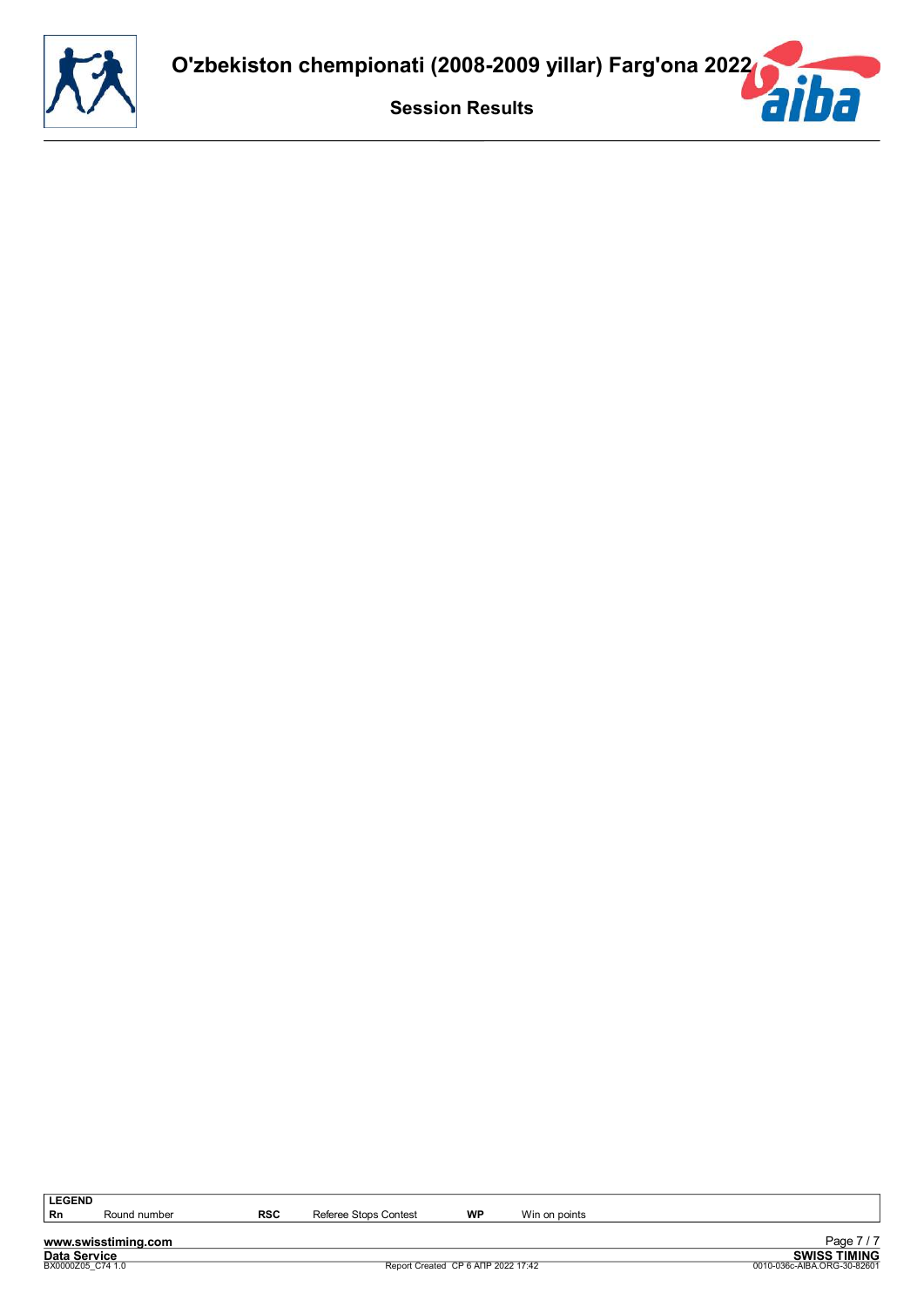| LEGEND | | | | | |
|---|---|---|---|---|---|
| Rn | Round number | RSC | Referee Stops Contest | WP | Win on points |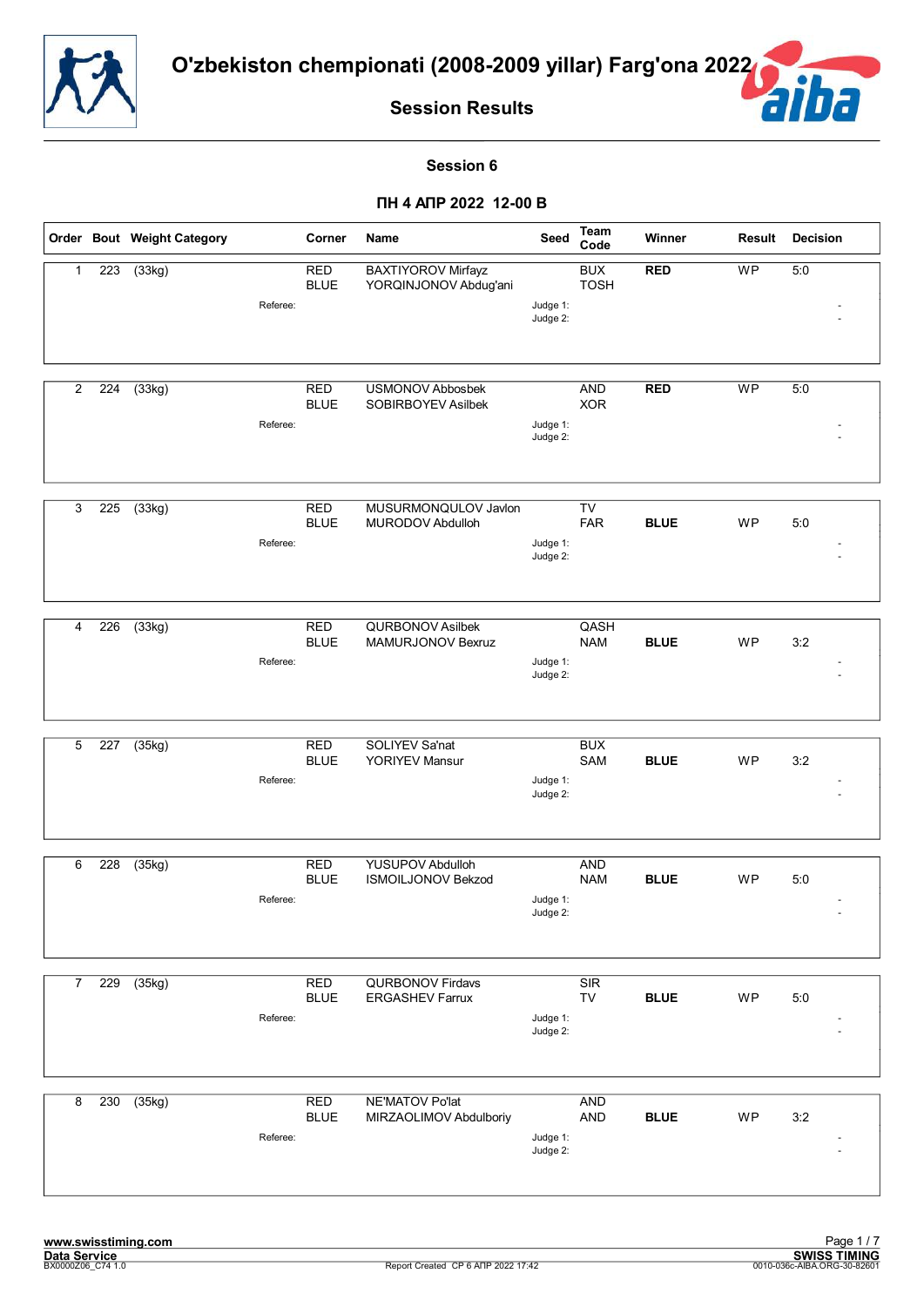# O'zbekiston chempionati (2008-2009 yillar) Farg'ona 2022

## Session Results

### Session 6

### ПН 4 АПР 2022 12-00 B

| Order | Bout | Weight Category | Corner | Name | Seed | Team Code | Winner | Result | Decision |
|---|---|---|---|---|---|---|---|---|---|
| 1 | 223 | (33kg) | RED | BAXTIYOROV Mirfayz | | BUX | RED | WP | 5:0 |
| | | | BLUE | YORQINJONOV Abdug'ani | | TOSH | | | |
| | | Referee: | | | Judge 1: | | | | - |
| | | | | | Judge 2: | | | | - |
| 2 | 224 | (33kg) | RED | USMONOV Abbosbek | | AND | RED | WP | 5:0 |
| | | | BLUE | SOBIRBOYEV Asilbek | | XOR | | | |
| | | Referee: | | | Judge 1: | | | | - |
| | | | | | Judge 2: | | | | - |
| 3 | 225 | (33kg) | RED | MUSURMONQULOV Javlon | | TV | | | |
| | | | BLUE | MURODOV Abdulloh | | FAR | BLUE | WP | 5:0 |
| | | Referee: | | | Judge 1: | | | | - |
| | | | | | Judge 2: | | | | - |
| 4 | 226 | (33kg) | RED | QURBONOV Asilbek | | QASH | | | |
| | | | BLUE | MAMURJONOV Bexruz | | NAM | BLUE | WP | 3:2 |
| | | Referee: | | | Judge 1: | | | | - |
| | | | | | Judge 2: | | | | - |
| 5 | 227 | (35kg) | RED | SOLIYEV Sa'nat | | BUX | | | |
| | | | BLUE | YORIYEV Mansur | | SAM | BLUE | WP | 3:2 |
| | | Referee: | | | Judge 1: | | | | - |
| | | | | | Judge 2: | | | | - |
| 6 | 228 | (35kg) | RED | YUSUPOV Abdulloh | | AND | | | |
| | | | BLUE | ISMOILJONOV Bekzod | | NAM | BLUE | WP | 5:0 |
| | | Referee: | | | Judge 1: | | | | - |
| | | | | | Judge 2: | | | | - |
| 7 | 229 | (35kg) | RED | QURBONOV Firdavs | | SIR | | | |
| | | | BLUE | ERGASHEV Farrux | | TV | BLUE | WP | 5:0 |
| | | Referee: | | | Judge 1: | | | | - |
| | | | | | Judge 2: | | | | - |
| 8 | 230 | (35kg) | RED | NE'MATOV Po'lat | | AND | | | |
| | | | BLUE | MIRZAOLIMOV Abdulboriy | | AND | BLUE | WP | 3:2 |
| | | Referee: | | | Judge 1: | | | | - |
| | | | | | Judge 2: | | | | - |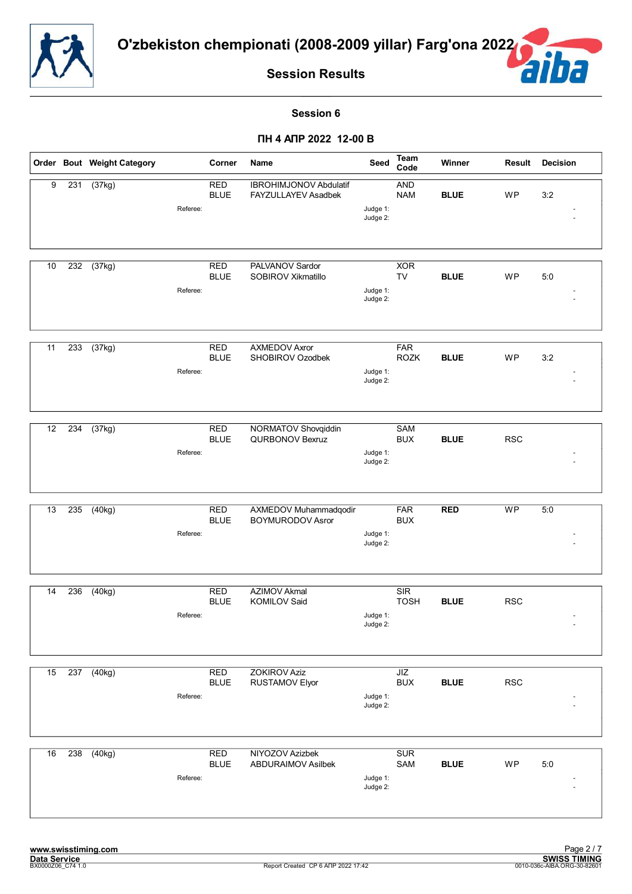# O'zbekiston chempionati (2008-2009 yillar) Farg'ona 2022

## Session Results

### Session 6

### ПН 4 АПР 2022 12-00 B

| Order | Bout | Weight Category | Corner | Name | Seed | Team Code | Winner | Result | Decision |
|---|---|---|---|---|---|---|---|---|---|
| 9 | 231 | (37kg) | RED | IBROHIMJONOV Abdulatif | | AND | | | |
| | | | BLUE | FAYZULLAYEV Asadbek | | NAM | BLUE | WP | 3:2 |
| | | Referee: | | | Judge 1: | | | | - |
| | | | | | Judge 2: | | | | - |
| 10 | 232 | (37kg) | RED | PALVANOV Sardor | | XOR | | | |
| | | | BLUE | SOBIROV Xikmatillo | | TV | BLUE | WP | 5:0 |
| | | Referee: | | | Judge 1: | | | | - |
| | | | | | Judge 2: | | | | - |
| 11 | 233 | (37kg) | RED | AXMEDOV Axror | | FAR | | | |
| | | | BLUE | SHOBIROV Ozodbek | | ROZK | BLUE | WP | 3:2 |
| | | Referee: | | | Judge 1: | | | | - |
| | | | | | Judge 2: | | | | - |
| 12 | 234 | (37kg) | RED | NORMATOV Shovqiddin | | SAM | | | |
| | | | BLUE | QURBONOV Bexruz | | BUX | BLUE | RSC | |
| | | Referee: | | | Judge 1: | | | | - |
| | | | | | Judge 2: | | | | - |
| 13 | 235 | (40kg) | RED | AXMEDOV Muhammadqodir | | FAR | RED | WP | 5:0 |
| | | | BLUE | BOYMURODOV Asror | | BUX | | | |
| | | Referee: | | | Judge 1: | | | | - |
| | | | | | Judge 2: | | | | - |
| 14 | 236 | (40kg) | RED | AZIMOV Akmal | | SIR | | | |
| | | | BLUE | KOMILOV Said | | TOSH | BLUE | RSC | |
| | | Referee: | | | Judge 1: | | | | - |
| | | | | | Judge 2: | | | | - |
| 15 | 237 | (40kg) | RED | ZOKIROV Aziz | | JIZ | | | |
| | | | BLUE | RUSTAMOV Elyor | | BUX | BLUE | RSC | |
| | | Referee: | | | Judge 1: | | | | - |
| | | | | | Judge 2: | | | | - |
| 16 | 238 | (40kg) | RED | NIYOZOV Azizbek | | SUR | | | |
| | | | BLUE | ABDURAIMOV Asilbek | | SAM | BLUE | WP | 5:0 |
| | | Referee: | | | Judge 1: | | | | - |
| | | | | | Judge 2: | | | | - |

www.swisstiming.com
Data Service
BX0000Z06_C74 1.0

Report Created СР 6 АПР 2022 17:42

SWISS TIMING
0010-036c-AIBA.ORG-30-82601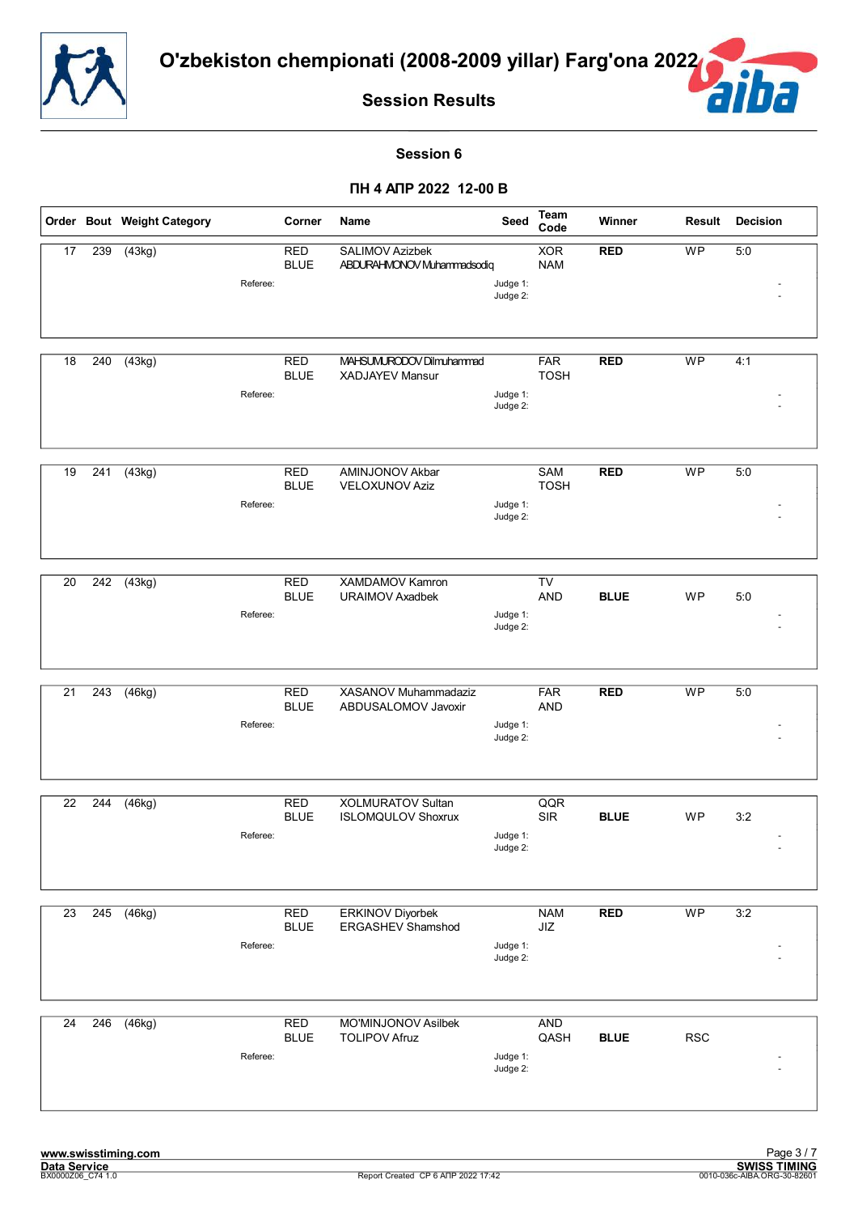# O'zbekiston chempionati (2008-2009 yillar) Farg'ona 2022

## Session Results

### Session 6

**ПН 4 АПР 2022 12-00 В**

| Order | Bout | Weight Category | Corner | Name | Seed | Team Code | Winner | Result | Decision |
|---|---|---|---|---|---|---|---|---|---|
| 17 | 239 | (43kg) | RED | SALIMOV Azizbek | | XOR | RED | WP | 5:0 |
| | | | BLUE | ABDURAHMONOV Muhammadsodiq | | NAM | | | |
| | | Referee: | | | Judge 1: | | | | - |
| | | | | | Judge 2: | | | | - |
| 18 | 240 | (43kg) | RED | MAHSUMURODOV Dilmuhammad | | FAR | RED | WP | 4:1 |
| | | | BLUE | XADJAYEV Mansur | | TOSH | | | |
| | | Referee: | | | Judge 1: | | | | - |
| | | | | | Judge 2: | | | | - |
| 19 | 241 | (43kg) | RED | AMINJONOV Akbar | | SAM | RED | WP | 5:0 |
| | | | BLUE | VELOXUNOV Aziz | | TOSH | | | |
| | | Referee: | | | Judge 1: | | | | - |
| | | | | | Judge 2: | | | | - |
| 20 | 242 | (43kg) | RED | XAMDAMOV Kamron | | TV | | | |
| | | | BLUE | URAIMOV Axadbek | | AND | BLUE | WP | 5:0 |
| | | Referee: | | | Judge 1: | | | | - |
| | | | | | Judge 2: | | | | - |
| 21 | 243 | (46kg) | RED | XASANOV Muhammadaziz | | FAR | RED | WP | 5:0 |
| | | | BLUE | ABDUSALOMOV Javoxir | | AND | | | |
| | | Referee: | | | Judge 1: | | | | - |
| | | | | | Judge 2: | | | | - |
| 22 | 244 | (46kg) | RED | XOLMURATOV Sultan | | QQR | | | |
| | | | BLUE | ISLOMQULOV Shoxrux | | SIR | BLUE | WP | 3:2 |
| | | Referee: | | | Judge 1: | | | | - |
| | | | | | Judge 2: | | | | - |
| 23 | 245 | (46kg) | RED | ERKINOV Diyorbek | | NAM | RED | WP | 3:2 |
| | | | BLUE | ERGASHEV Shamshod | | JIZ | | | |
| | | Referee: | | | Judge 1: | | | | - |
| | | | | | Judge 2: | | | | - |
| 24 | 246 | (46kg) | RED | MO'MINJONOV Asilbek | | AND | | | |
| | | | BLUE | TOLIPOV Afruz | | QASH | BLUE | RSC | |
| | | Referee: | | | Judge 1: | | | | - |
| | | | | | Judge 2: | | | | - |

www.swisstiming.com
Data Service
BX0000Z06_C74 1.0

Report Created СР 6 АПР 2022 17:42

SWISS TIMING
0010-036c-AIBA.ORG-30-82601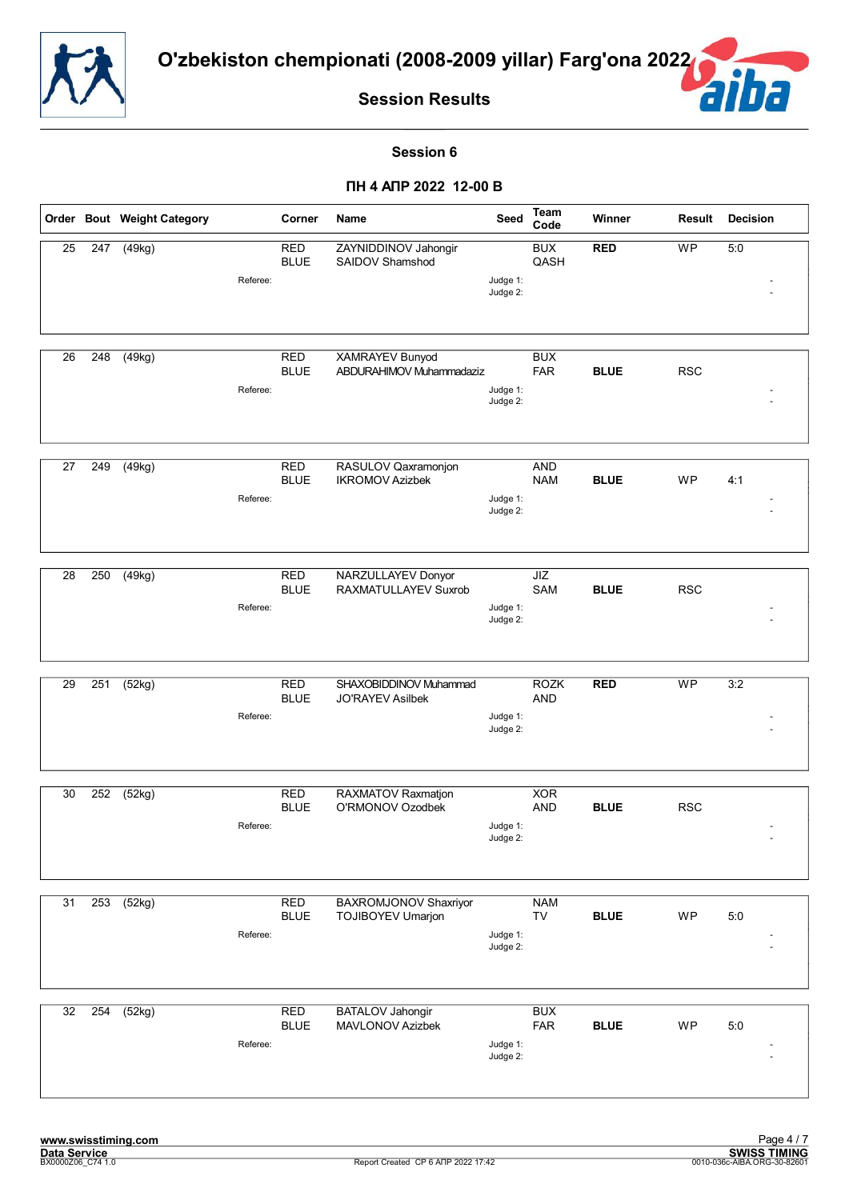# O'zbekiston chempionati (2008-2009 yillar) Farg'ona 2022

## Session Results

### Session 6

### ПН 4 АПР 2022 12-00 В

| Order | Bout | Weight Category | Corner | Name | Seed | Team Code | Winner | Result | Decision |
|---|---|---|---|---|---|---|---|---|---|
| 25 | 247 | (49kg) | RED | ZAYNIDDINOV Jahongir | | BUX | RED | WP | 5:0 |
| | | | BLUE | SAIDOV Shamshod | | QASH | | | |
| | | Referee: | | | Judge 1: | | | | - |
| | | | | | Judge 2: | | | | - |
| 26 | 248 | (49kg) | RED | XAMRAYEV Bunyod | | BUX | | | |
| | | | BLUE | ABDURAHIMOV Muhammadaziz | | FAR | BLUE | RSC | |
| | | Referee: | | | Judge 1: | | | | - |
| | | | | | Judge 2: | | | | - |
| 27 | 249 | (49kg) | RED | RASULOV Qaxramonjon | | AND | | | |
| | | | BLUE | IKROMOV Azizbek | | NAM | BLUE | WP | 4:1 |
| | | Referee: | | | Judge 1: | | | | - |
| | | | | | Judge 2: | | | | - |
| 28 | 250 | (49kg) | RED | NARZULLAYEV Donyor | | JIZ | | | |
| | | | BLUE | RAXMATULLAYEV Suxrob | | SAM | BLUE | RSC | |
| | | Referee: | | | Judge 1: | | | | - |
| | | | | | Judge 2: | | | | - |
| 29 | 251 | (52kg) | RED | SHAXOBIDDINOV Muhammad | | ROZK | RED | WP | 3:2 |
| | | | BLUE | JO'RAYEV Asilbek | | AND | | | |
| | | Referee: | | | Judge 1: | | | | - |
| | | | | | Judge 2: | | | | - |
| 30 | 252 | (52kg) | RED | RAXMATOV Raxmatjon | | XOR | | | |
| | | | BLUE | O'RMONOV Ozodbek | | AND | BLUE | RSC | |
| | | Referee: | | | Judge 1: | | | | - |
| | | | | | Judge 2: | | | | - |
| 31 | 253 | (52kg) | RED | BAXROMJONOV Shaxriyor | | NAM | | | |
| | | | BLUE | TOJIBOYEV Umarjon | | TV | BLUE | WP | 5:0 |
| | | Referee: | | | Judge 1: | | | | - |
| | | | | | Judge 2: | | | | - |
| 32 | 254 | (52kg) | RED | BATALOV Jahongir | | BUX | | | |
| | | | BLUE | MAVLONOV Azizbek | | FAR | BLUE | WP | 5:0 |
| | | Referee: | | | Judge 1: | | | | - |
| | | | | | Judge 2: | | | | - |

www.swisstiming.com
Data Service
BX0000Z06_C74 1.0

Report Created СР 6 АПР 2022 17:42

SWISS TIMING
0010-036c-AIBA.ORG-30-82601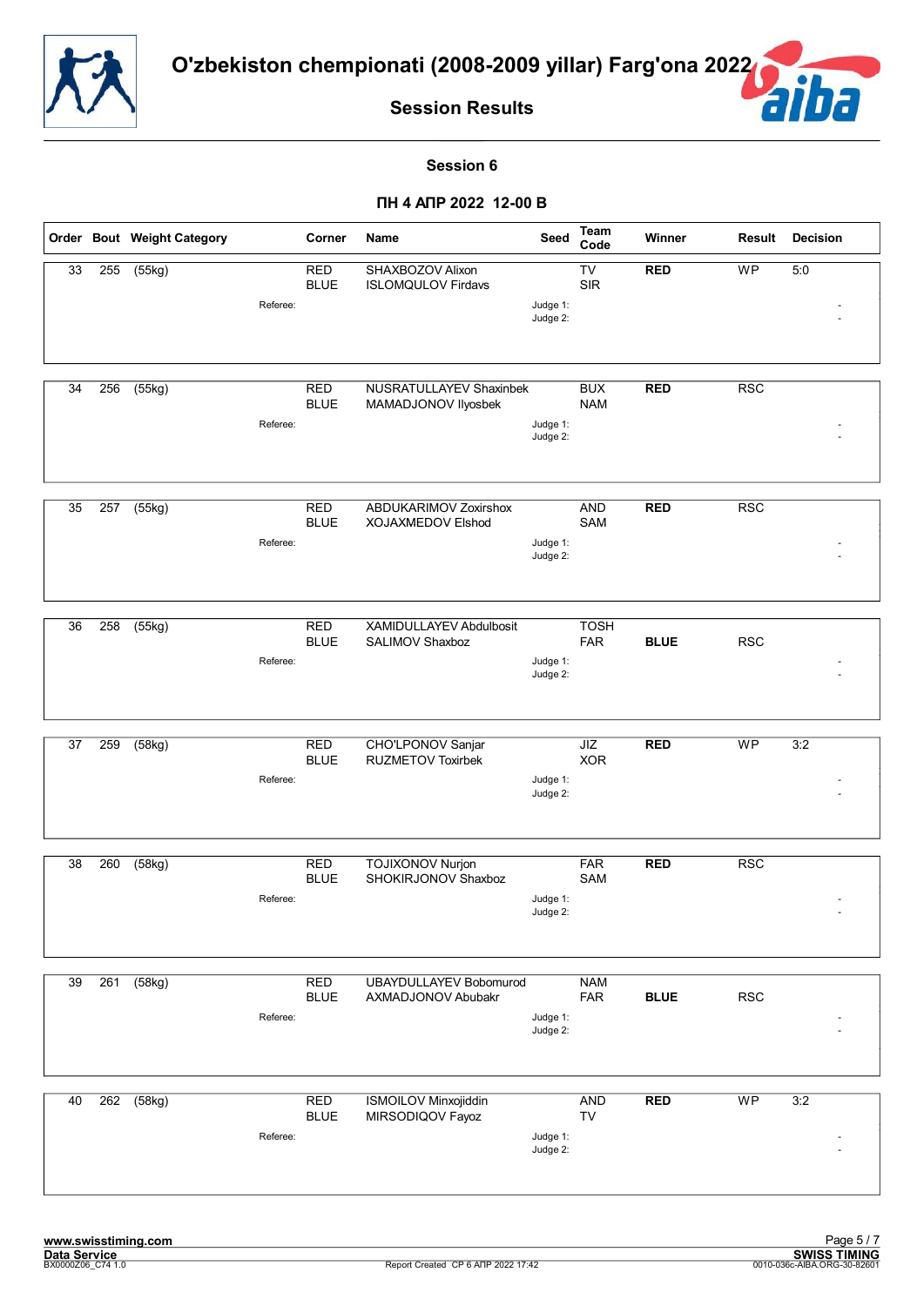# O'zbekiston chempionati (2008-2009 yillar) Farg'ona 2022

## Session Results

### Session 6

### ПН 4 АПР 2022 12-00 B

| Order | Bout | Weight Category | Corner | Name | Seed | Team Code | Winner | Result | Decision |
|---|---|---|---|---|---|---|---|---|---|
| 33 | 255 | (55kg) | RED | SHAXBOZOV Alixon | | TV | **RED** | WP | 5:0 |
| | | | BLUE | ISLOMQULOV Firdavs | | SIR | | | |
| | | Referee: | | | Judge 1: | | | | - |
| | | | | | Judge 2: | | | | - |
| 34 | 256 | (55kg) | RED | NUSRATULLAYEV Shaxinbek | | BUX | **RED** | RSC | |
| | | | BLUE | MAMADJONOV Ilyosbek | | NAM | | | |
| | | Referee: | | | Judge 1: | | | | - |
| | | | | | Judge 2: | | | | - |
| 35 | 257 | (55kg) | RED | ABDUKARIMOV Zoxirshox | | AND | **RED** | RSC | |
| | | | BLUE | XOJAXMEDOV Elshod | | SAM | | | |
| | | Referee: | | | Judge 1: | | | | - |
| | | | | | Judge 2: | | | | - |
| 36 | 258 | (55kg) | RED | XAMIDULLAYEV Abdulbosit | | TOSH | | | |
| | | | BLUE | SALIMOV Shaxboz | | FAR | **BLUE** | RSC | |
| | | Referee: | | | Judge 1: | | | | - |
| | | | | | Judge 2: | | | | - |
| 37 | 259 | (58kg) | RED | CHO'LPONOV Sanjar | | JIZ | **RED** | WP | 3:2 |
| | | | BLUE | RUZMETOV Toxirbek | | XOR | | | |
| | | Referee: | | | Judge 1: | | | | - |
| | | | | | Judge 2: | | | | - |
| 38 | 260 | (58kg) | RED | TOJIXONOV Nurjon | | FAR | **RED** | RSC | |
| | | | BLUE | SHOKIRJONOV Shaxboz | | SAM | | | |
| | | Referee: | | | Judge 1: | | | | - |
| | | | | | Judge 2: | | | | - |
| 39 | 261 | (58kg) | RED | UBAYDULLAYEV Bobomurod | | NAM | | | |
| | | | BLUE | AXMADJONOV Abubakr | | FAR | **BLUE** | RSC | |
| | | Referee: | | | Judge 1: | | | | - |
| | | | | | Judge 2: | | | | - |
| 40 | 262 | (58kg) | RED | ISMOILOV Minxojiddin | | AND | **RED** | WP | 3:2 |
| | | | BLUE | MIRSODIQOV Fayoz | | TV | | | |
| | | Referee: | | | Judge 1: | | | | - |
| | | | | | Judge 2: | | | | - |

www.swisstiming.com
Data Service
BX0000Z06_C74 1.0

Report Created СР 6 АПР 2022 17:42

SWISS TIMING
0010-036c-AIBA.ORG-30-82601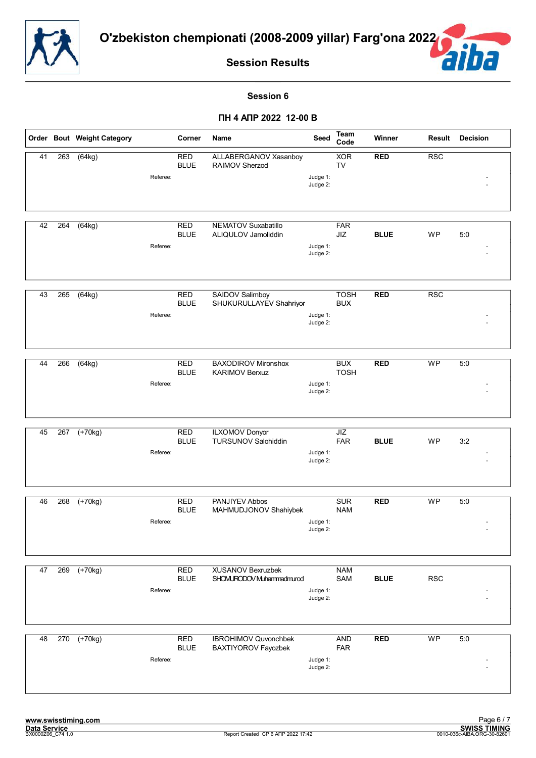# O'zbekiston chempionati (2008-2009 yillar) Farg'ona 2022

## Session Results

### Session 6

### ПН 4 АПР 2022 12-00 В

| Order | Bout | Weight Category | Corner | Name | Seed | Team Code | Winner | Result | Decision |
|---|---|---|---|---|---|---|---|---|---|
| 41 | 263 | (64kg) | RED | ALLABERGANOV Xasanboy | | XOR | RED | RSC | |
| | | | BLUE | RAIMOV Sherzod | | TV | | | |
| | | Referee: | | | Judge 1: | | | | - |
| | | | | | Judge 2: | | | | - |
| 42 | 264 | (64kg) | RED | NEMATOV Suxabatillo | | FAR | | | |
| | | | BLUE | ALIQULOV Jamoliddin | | JIZ | BLUE | WP | 5:0 |
| | | Referee: | | | Judge 1: | | | | - |
| | | | | | Judge 2: | | | | - |
| 43 | 265 | (64kg) | RED | SAIDOV Salimboy | | TOSH | RED | RSC | |
| | | | BLUE | SHUKURULLAYEV Shahriyor | | BUX | | | |
| | | Referee: | | | Judge 1: | | | | - |
| | | | | | Judge 2: | | | | - |
| 44 | 266 | (64kg) | RED | BAXODIROV Mironshox | | BUX | RED | WP | 5:0 |
| | | | BLUE | KARIMOV Berxuz | | TOSH | | | |
| | | Referee: | | | Judge 1: | | | | - |
| | | | | | Judge 2: | | | | - |
| 45 | 267 | (+70kg) | RED | ILXOMOV Donyor | | JIZ | | | |
| | | | BLUE | TURSUNOV Salohiddin | | FAR | BLUE | WP | 3:2 |
| | | Referee: | | | Judge 1: | | | | - |
| | | | | | Judge 2: | | | | - |
| 46 | 268 | (+70kg) | RED | PANJIYEV Abbos | | SUR | RED | WP | 5:0 |
| | | | BLUE | MAHMUDJONOV Shahiybek | | NAM | | | |
| | | Referee: | | | Judge 1: | | | | - |
| | | | | | Judge 2: | | | | - |
| 47 | 269 | (+70kg) | RED | XUSANOV Bexruzbek | | NAM | | | |
| | | | BLUE | SHOMURODOV Muhammadmurod | | SAM | BLUE | RSC | |
| | | Referee: | | | Judge 1: | | | | - |
| | | | | | Judge 2: | | | | - |
| 48 | 270 | (+70kg) | RED | IBROHIMOV Quvonchbek | | AND | RED | WP | 5:0 |
| | | | BLUE | BAXTIYOROV Fayozbek | | FAR | | | |
| | | Referee: | | | Judge 1: | | | | - |
| | | | | | Judge 2: | | | | - |

www.swisstiming.com
Data Service
BX0000Z06_C74 1.0
Report Created СР 6 АПР 2022 17:42
SWISS TIMING
0010-036c-AIBA.ORG-30-82601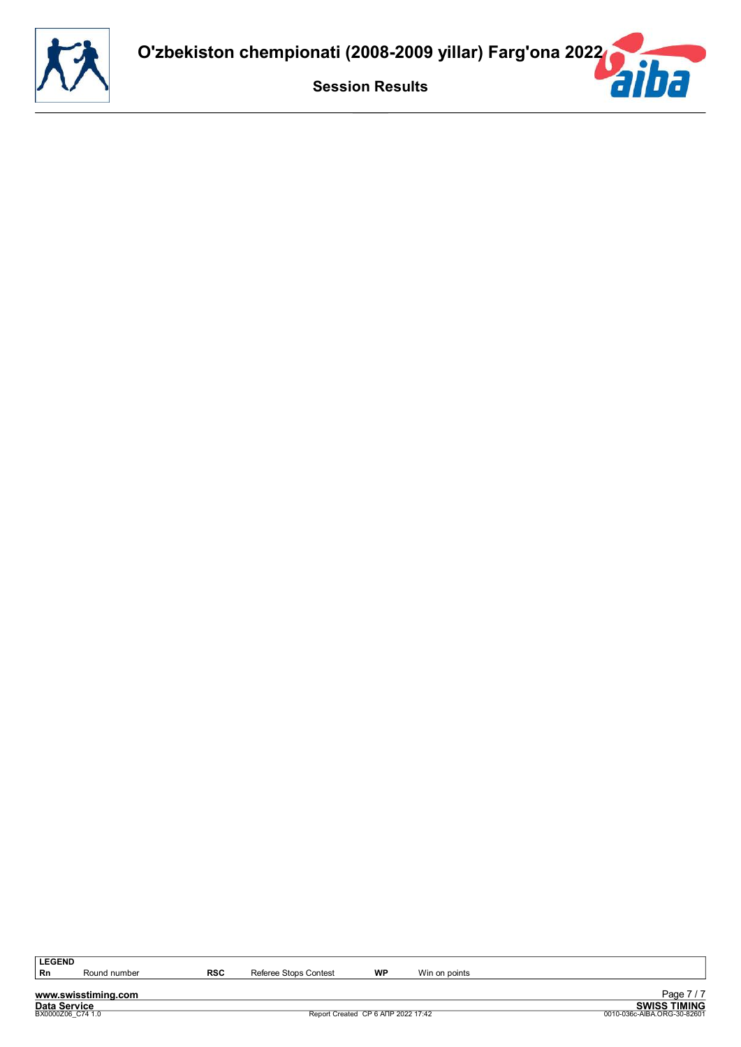| LEGEND | | | | | |
|---|---|---|---|---|---|
| Rn | Round number | RSC | Referee Stops Contest | WP | Win on points |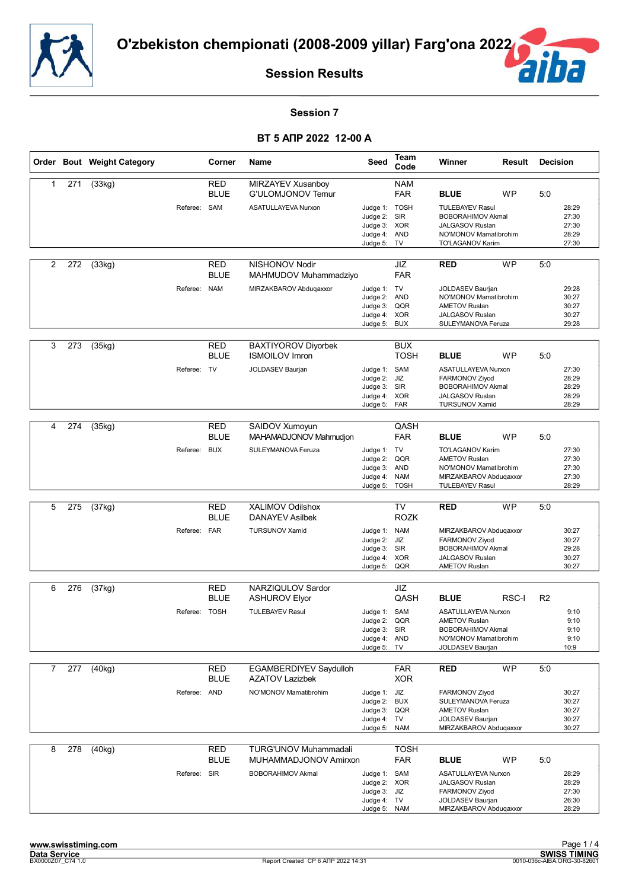# O'zbekiston chempionati (2008-2009 yillar) Farg'ona 2022

## Session Results

### Session 7

### ВТ 5 АПР 2022 12-00 A

| Order | Bout | Weight Category | Corner | Name | Seed | Team Code | Winner | Result | Decision |
|---|---|---|---|---|---|---|---|---|---|
| 1 | 271 | (33kg) | RED | MIRZAYEV Xusanboy | | NAM | | | |
| | | | BLUE | G'ULOMJONOV Temur | | FAR | **BLUE** | WP | 5:0 |
| | | Referee: | SAM | ASATULLAYEVA Nurxon | Judge 1: | TOSH | TULEBAYEV Rasul | | 28:29 |
| | | | | | Judge 2: | SIR | BOBORAHIMOV Akmal | | 27:30 |
| | | | | | Judge 3: | XOR | JALGASOV Ruslan | | 27:30 |
| | | | | | Judge 4: | AND | NO'MONOV Mamatibrohim | | 28:29 |
| | | | | | Judge 5: | TV | TO'LAGANOV Karim | | 27:30 |
| 2 | 272 | (33kg) | RED | NISHONOV Nodir | | JIZ | **RED** | WP | 5:0 |
| | | | BLUE | MAHMUDOV Muhammadziyo | | FAR | | | |
| | | Referee: | NAM | MIRZAKBAROV Abduqaxxor | Judge 1: | TV | JOLDASEV Baurjan | | 29:28 |
| | | | | | Judge 2: | AND | NO'MONOV Mamatibrohim | | 30:27 |
| | | | | | Judge 3: | QQR | AMETOV Ruslan | | 30:27 |
| | | | | | Judge 4: | XOR | JALGASOV Ruslan | | 30:27 |
| | | | | | Judge 5: | BUX | SULEYMANOVA Feruza | | 29:28 |
| 3 | 273 | (35kg) | RED | BAXTIYOROV Diyorbek | | BUX | | | |
| | | | BLUE | ISMOILOV Imron | | TOSH | **BLUE** | WP | 5:0 |
| | | Referee: | TV | JOLDASEV Baurjan | Judge 1: | SAM | ASATULLAYEVA Nurxon | | 27:30 |
| | | | | | Judge 2: | JIZ | FARMONOV Ziyod | | 28:29 |
| | | | | | Judge 3: | SIR | BOBORAHIMOV Akmal | | 28:29 |
| | | | | | Judge 4: | XOR | JALGASOV Ruslan | | 28:29 |
| | | | | | Judge 5: | FAR | TURSUNOV Xamid | | 28:29 |
| 4 | 274 | (35kg) | RED | SAIDOV Xumoyun | | QASH | | | |
| | | | BLUE | MAHAMADJONOV Mahmudjon | | FAR | **BLUE** | WP | 5:0 |
| | | Referee: | BUX | SULEYMANOVA Feruza | Judge 1: | TV | TO'LAGANOV Karim | | 27:30 |
| | | | | | Judge 2: | QQR | AMETOV Ruslan | | 27:30 |
| | | | | | Judge 3: | AND | NO'MONOV Mamatibrohim | | 27:30 |
| | | | | | Judge 4: | NAM | MIRZAKBAROV Abduqaxxor | | 27:30 |
| | | | | | Judge 5: | TOSH | TULEBAYEV Rasul | | 28:29 |
| 5 | 275 | (37kg) | RED | XALIMOV Odilshox | | TV | **RED** | WP | 5:0 |
| | | | BLUE | DANAYEV Asilbek | | ROZK | | | |
| | | Referee: | FAR | TURSUNOV Xamid | Judge 1: | NAM | MIRZAKBAROV Abduqaxxor | | 30:27 |
| | | | | | Judge 2: | JIZ | FARMONOV Ziyod | | 30:27 |
| | | | | | Judge 3: | SIR | BOBORAHIMOV Akmal | | 29:28 |
| | | | | | Judge 4: | XOR | JALGASOV Ruslan | | 30:27 |
| | | | | | Judge 5: | QQR | AMETOV Ruslan | | 30:27 |
| 6 | 276 | (37kg) | RED | NARZIQULOV Sardor | | JIZ | | | |
| | | | BLUE | ASHUROV Elyor | | QASH | **BLUE** | RSC-I | R2 |
| | | Referee: | TOSH | TULEBAYEV Rasul | Judge 1: | SAM | ASATULLAYEVA Nurxon | | 9:10 |
| | | | | | Judge 2: | QQR | AMETOV Ruslan | | 9:10 |
| | | | | | Judge 3: | SIR | BOBORAHIMOV Akmal | | 9:10 |
| | | | | | Judge 4: | AND | NO'MONOV Mamatibrohim | | 9:10 |
| | | | | | Judge 5: | TV | JOLDASEV Baurjan | | 10:9 |
| 7 | 277 | (40kg) | RED | EGAMBERDIYEV Saydulloh | | FAR | **RED** | WP | 5:0 |
| | | | BLUE | AZATOV Lazizbek | | XOR | | | |
| | | Referee: | AND | NO'MONOV Mamatibrohim | Judge 1: | JIZ | FARMONOV Ziyod | | 30:27 |
| | | | | | Judge 2: | BUX | SULEYMANOVA Feruza | | 30:27 |
| | | | | | Judge 3: | QQR | AMETOV Ruslan | | 30:27 |
| | | | | | Judge 4: | TV | JOLDASEV Baurjan | | 30:27 |
| | | | | | Judge 5: | NAM | MIRZAKBAROV Abduqaxxor | | 30:27 |
| 8 | 278 | (40kg) | RED | TURG'UNOV Muhammadali | | TOSH | | | |
| | | | BLUE | MUHAMMADJONOV Amirxon | | FAR | **BLUE** | WP | 5:0 |
| | | Referee: | SIR | BOBORAHIMOV Akmal | Judge 1: | SAM | ASATULLAYEVA Nurxon | | 28:29 |
| | | | | | Judge 2: | XOR | JALGASOV Ruslan | | 28:29 |
| | | | | | Judge 3: | JIZ | FARMONOV Ziyod | | 27:30 |
| | | | | | Judge 4: | TV | JOLDASEV Baurjan | | 26:30 |
| | | | | | Judge 5: | NAM | MIRZAKBAROV Abduqaxxor | | 28:29 |

www.swisstiming.com
Data Service
BX0000Z07_C74 1.0

Report Created СР 6 АПР 2022 14:31

SWISS TIMING
0010-036c-AIBA.ORG-30-82601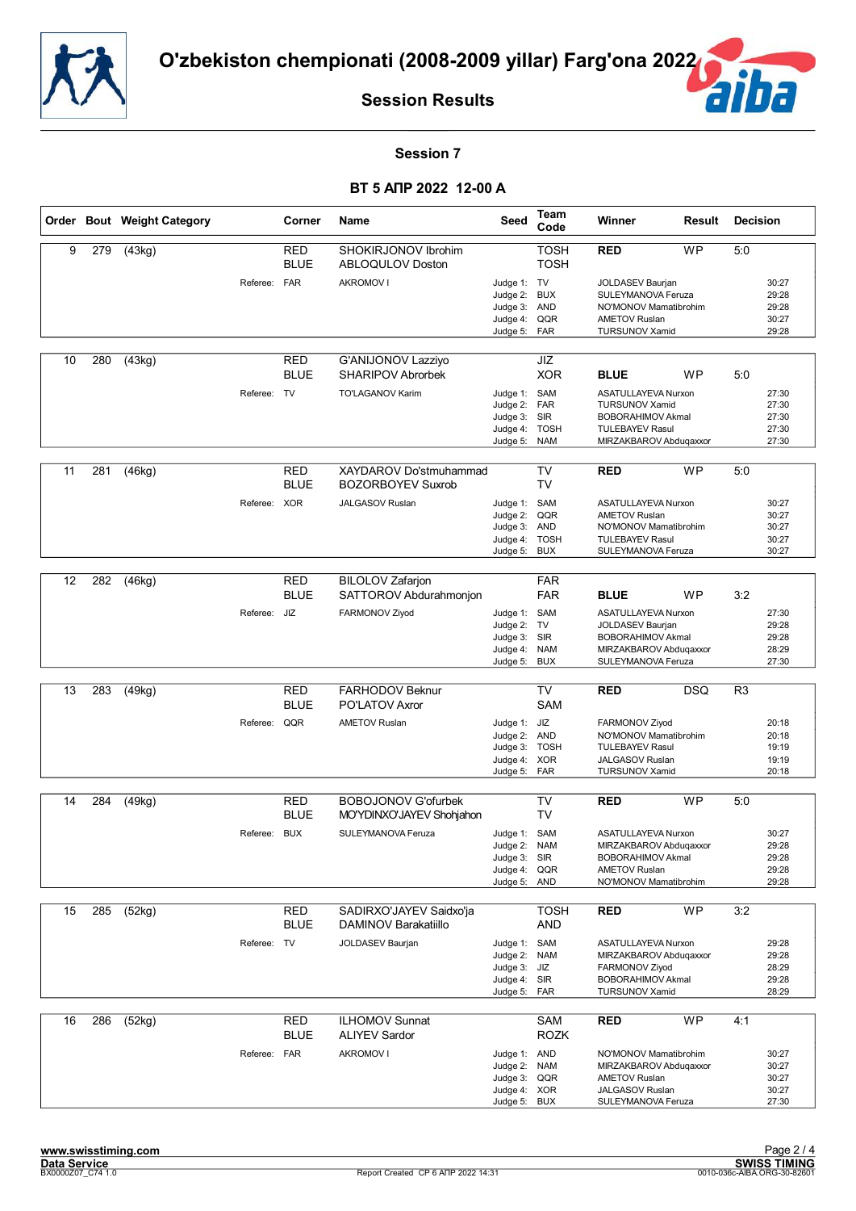# O'zbekiston chempionati (2008-2009 yillar) Farg'ona 2022

## Session Results

### Session 7

### ВТ 5 АПР 2022 12-00 A

| Order | Bout | Weight Category | Corner | Name | Seed | Team Code | Winner | Result | Decision |
|---|---|---|---|---|---|---|---|---|---|
| 9 | 279 | (43kg) | RED | SHOKIRJONOV Ibrohim | | TOSH | RED | WP | 5:0 |
| | | | BLUE | ABLOQULOV Doston | | TOSH | | | |
| | | Referee: | FAR | AKROMOV I | Judge 1: | TV | JOLDASEV Baurjan | | 30:27 |
| | | | | | Judge 2: | BUX | SULEYMANOVA Feruza | | 29:28 |
| | | | | | Judge 3: | AND | NO'MONOV Mamatibrohim | | 29:28 |
| | | | | | Judge 4: | QQR | AMETOV Ruslan | | 30:27 |
| | | | | | Judge 5: | FAR | TURSUNOV Xamid | | 29:28 |
| 10 | 280 | (43kg) | RED | G'ANIJONOV Lazziyo | | JIZ | | | |
| | | | BLUE | SHARIPOV Abrorbek | | XOR | BLUE | WP | 5:0 |
| | | Referee: | TV | TO'LAGANOV Karim | Judge 1: | SAM | ASATULLAYEVA Nurxon | | 27:30 |
| | | | | | Judge 2: | FAR | TURSUNOV Xamid | | 27:30 |
| | | | | | Judge 3: | SIR | BOBORAHIMOV Akmal | | 27:30 |
| | | | | | Judge 4: | TOSH | TULEBAYEV Rasul | | 27:30 |
| | | | | | Judge 5: | NAM | MIRZAKBAROV Abduqaxxor | | 27:30 |
| 11 | 281 | (46kg) | RED | XAYDAROV Do'stmuhammad | | TV | RED | WP | 5:0 |
| | | | BLUE | BOZORBOYEV Suxrob | | TV | | | |
| | | Referee: | XOR | JALGASOV Ruslan | Judge 1: | SAM | ASATULLAYEVA Nurxon | | 30:27 |
| | | | | | Judge 2: | QQR | AMETOV Ruslan | | 30:27 |
| | | | | | Judge 3: | AND | NO'MONOV Mamatibrohim | | 30:27 |
| | | | | | Judge 4: | TOSH | TULEBAYEV Rasul | | 30:27 |
| | | | | | Judge 5: | BUX | SULEYMANOVA Feruza | | 30:27 |
| 12 | 282 | (46kg) | RED | BILOLOV Zafarjon | | FAR | | | |
| | | | BLUE | SATTOROV Abdurahmonjon | | FAR | BLUE | WP | 3:2 |
| | | Referee: | JIZ | FARMONOV Ziyod | Judge 1: | SAM | ASATULLAYEVA Nurxon | | 27:30 |
| | | | | | Judge 2: | TV | JOLDASEV Baurjan | | 29:28 |
| | | | | | Judge 3: | SIR | BOBORAHIMOV Akmal | | 29:28 |
| | | | | | Judge 4: | NAM | MIRZAKBAROV Abduqaxxor | | 28:29 |
| | | | | | Judge 5: | BUX | SULEYMANOVA Feruza | | 27:30 |
| 13 | 283 | (49kg) | RED | FARHODOV Beknur | | TV | RED | DSQ | R3 |
| | | | BLUE | PO'LATOV Axror | | SAM | | | |
| | | Referee: | QQR | AMETOV Ruslan | Judge 1: | JIZ | FARMONOV Ziyod | | 20:18 |
| | | | | | Judge 2: | AND | NO'MONOV Mamatibrohim | | 20:18 |
| | | | | | Judge 3: | TOSH | TULEBAYEV Rasul | | 19:19 |
| | | | | | Judge 4: | XOR | JALGASOV Ruslan | | 19:19 |
| | | | | | Judge 5: | FAR | TURSUNOV Xamid | | 20:18 |
| 14 | 284 | (49kg) | RED | BOBOJONOV G'ofurbek | | TV | RED | WP | 5:0 |
| | | | BLUE | MO'YDINXO'JAYEV Shohjahon | | TV | | | |
| | | Referee: | BUX | SULEYMANOVA Feruza | Judge 1: | SAM | ASATULLAYEVA Nurxon | | 30:27 |
| | | | | | Judge 2: | NAM | MIRZAKBAROV Abduqaxxor | | 29:28 |
| | | | | | Judge 3: | SIR | BOBORAHIMOV Akmal | | 29:28 |
| | | | | | Judge 4: | QQR | AMETOV Ruslan | | 29:28 |
| | | | | | Judge 5: | AND | NO'MONOV Mamatibrohim | | 29:28 |
| 15 | 285 | (52kg) | RED | SADIRXO'JAYEV Saidxo'ja | | TOSH | RED | WP | 3:2 |
| | | | BLUE | DAMINOV Barakatiillo | | AND | | | |
| | | Referee: | TV | JOLDASEV Baurjan | Judge 1: | SAM | ASATULLAYEVA Nurxon | | 29:28 |
| | | | | | Judge 2: | NAM | MIRZAKBAROV Abduqaxxor | | 29:28 |
| | | | | | Judge 3: | JIZ | FARMONOV Ziyod | | 28:29 |
| | | | | | Judge 4: | SIR | BOBORAHIMOV Akmal | | 29:28 |
| | | | | | Judge 5: | FAR | TURSUNOV Xamid | | 28:29 |
| 16 | 286 | (52kg) | RED | ILHOMOV Sunnat | | SAM | RED | WP | 4:1 |
| | | | BLUE | ALIYEV Sardor | | ROZK | | | |
| | | Referee: | FAR | AKROMOV I | Judge 1: | AND | NO'MONOV Mamatibrohim | | 30:27 |
| | | | | | Judge 2: | NAM | MIRZAKBAROV Abduqaxxor | | 30:27 |
| | | | | | Judge 3: | QQR | AMETOV Ruslan | | 30:27 |
| | | | | | Judge 4: | XOR | JALGASOV Ruslan | | 30:27 |
| | | | | | Judge 5: | BUX | SULEYMANOVA Feruza | | 27:30 |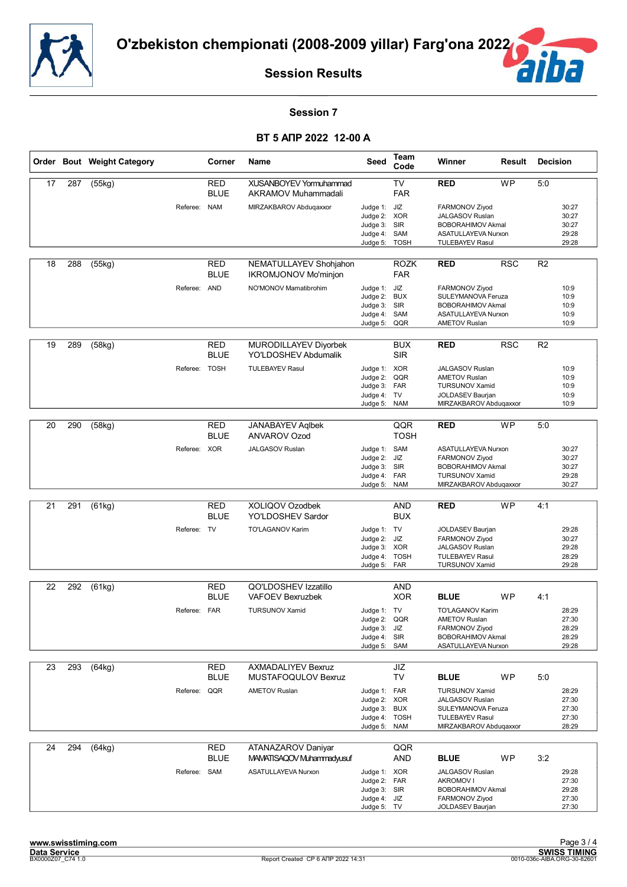# O'zbekiston chempionati (2008-2009 yillar) Farg'ona 2022

## Session Results

### Session 7

### ВТ 5 АПР 2022 12-00 A

| Order | Bout | Weight Category | Corner | Name | Seed | Team Code | Winner | Result | Decision |
|---|---|---|---|---|---|---|---|---|---|
| 17 | 287 | (55kg) | RED | XUSANBOYEV Yormuhammad | | TV | RED | WP | 5:0 |
| | | | BLUE | AKRAMOV Muhammadali | | FAR | | | |
| | | Referee: | NAM | MIRZAKBAROV Abduqaxxor | Judge 1: | JIZ | FARMONOV Ziyod | | 30:27 |
| | | | | | Judge 2: | XOR | JALGASOV Ruslan | | 30:27 |
| | | | | | Judge 3: | SIR | BOBORAHIMOV Akmal | | 30:27 |
| | | | | | Judge 4: | SAM | ASATULLAYEVA Nurxon | | 29:28 |
| | | | | | Judge 5: | TOSH | TULEBAYEV Rasul | | 29:28 |
| 18 | 288 | (55kg) | RED | NEMATULLAYEV Shohjahon | | ROZK | RED | RSC | R2 |
| | | | BLUE | IKROMJONOV Mo'minjon | | FAR | | | |
| | | Referee: | AND | NO'MONOV Mamatibrohim | Judge 1: | JIZ | FARMONOV Ziyod | | 10:9 |
| | | | | | Judge 2: | BUX | SULEYMANOVA Feruza | | 10:9 |
| | | | | | Judge 3: | SIR | BOBORAHIMOV Akmal | | 10:9 |
| | | | | | Judge 4: | SAM | ASATULLAYEVA Nurxon | | 10:9 |
| | | | | | Judge 5: | QQR | AMETOV Ruslan | | 10:9 |
| 19 | 289 | (58kg) | RED | MURODILLAYEV Diyorbek | | BUX | RED | RSC | R2 |
| | | | BLUE | YO'LDOSHEV Abdumalik | | SIR | | | |
| | | Referee: | TOSH | TULEBAYEV Rasul | Judge 1: | XOR | JALGASOV Ruslan | | 10:9 |
| | | | | | Judge 2: | QQR | AMETOV Ruslan | | 10:9 |
| | | | | | Judge 3: | FAR | TURSUNOV Xamid | | 10:9 |
| | | | | | Judge 4: | TV | JOLDASEV Baurjan | | 10:9 |
| | | | | | Judge 5: | NAM | MIRZAKBAROV Abduqaxxor | | 10:9 |
| 20 | 290 | (58kg) | RED | JANABAYEV Aqlbek | | QQR | RED | WP | 5:0 |
| | | | BLUE | ANVAROV Ozod | | TOSH | | | |
| | | Referee: | XOR | JALGASOV Ruslan | Judge 1: | SAM | ASATULLAYEVA Nurxon | | 30:27 |
| | | | | | Judge 2: | JIZ | FARMONOV Ziyod | | 30:27 |
| | | | | | Judge 3: | SIR | BOBORAHIMOV Akmal | | 30:27 |
| | | | | | Judge 4: | FAR | TURSUNOV Xamid | | 29:28 |
| | | | | | Judge 5: | NAM | MIRZAKBAROV Abduqaxxor | | 30:27 |
| 21 | 291 | (61kg) | RED | XOLIQOV Ozodbek | | AND | RED | WP | 4:1 |
| | | | BLUE | YO'LDOSHEV Sardor | | BUX | | | |
| | | Referee: | TV | TO'LAGANOV Karim | Judge 1: | TV | JOLDASEV Baurjan | | 29:28 |
| | | | | | Judge 2: | JIZ | FARMONOV Ziyod | | 30:27 |
| | | | | | Judge 3: | XOR | JALGASOV Ruslan | | 29:28 |
| | | | | | Judge 4: | TOSH | TULEBAYEV Rasul | | 28:29 |
| | | | | | Judge 5: | FAR | TURSUNOV Xamid | | 29:28 |
| 22 | 292 | (61kg) | RED | QO'LDOSHEV Izzatillo | | AND | | | |
| | | | BLUE | VAFOEV Bexruzbek | | XOR | BLUE | WP | 4:1 |
| | | Referee: | FAR | TURSUNOV Xamid | Judge 1: | TV | TO'LAGANOV Karim | | 28:29 |
| | | | | | Judge 2: | QQR | AMETOV Ruslan | | 27:30 |
| | | | | | Judge 3: | JIZ | FARMONOV Ziyod | | 28:29 |
| | | | | | Judge 4: | SIR | BOBORAHIMOV Akmal | | 28:29 |
| | | | | | Judge 5: | SAM | ASATULLAYEVA Nurxon | | 29:28 |
| 23 | 293 | (64kg) | RED | AXMADALIYEV Bexruz | | JIZ | | | |
| | | | BLUE | MUSTAFOQULOV Bexruz | | TV | BLUE | WP | 5:0 |
| | | Referee: | QQR | AMETOV Ruslan | Judge 1: | FAR | TURSUNOV Xamid | | 28:29 |
| | | | | | Judge 2: | XOR | JALGASOV Ruslan | | 27:30 |
| | | | | | Judge 3: | BUX | SULEYMANOVA Feruza | | 27:30 |
| | | | | | Judge 4: | TOSH | TULEBAYEV Rasul | | 27:30 |
| | | | | | Judge 5: | NAM | MIRZAKBAROV Abduqaxxor | | 28:29 |
| 24 | 294 | (64kg) | RED | ATANAZAROV Daniyar | | QQR | | | |
| | | | BLUE | MAMATISAQOV Muhammadyusuf | | AND | BLUE | WP | 3:2 |
| | | Referee: | SAM | ASATULLAYEVA Nurxon | Judge 1: | XOR | JALGASOV Ruslan | | 29:28 |
| | | | | | Judge 2: | FAR | AKROMOV I | | 27:30 |
| | | | | | Judge 3: | SIR | BOBORAHIMOV Akmal | | 29:28 |
| | | | | | Judge 4: | JIZ | FARMONOV Ziyod | | 27:30 |
| | | | | | Judge 5: | TV | JOLDASEV Baurjan | | 27:30 |

www.swisstiming.com
Data Service
BX0000Z07_C74 1.0
Report Created СР 6 АПР 2022 14:31
SWISS TIMING
0010-036c-AIBA.ORG-30-82601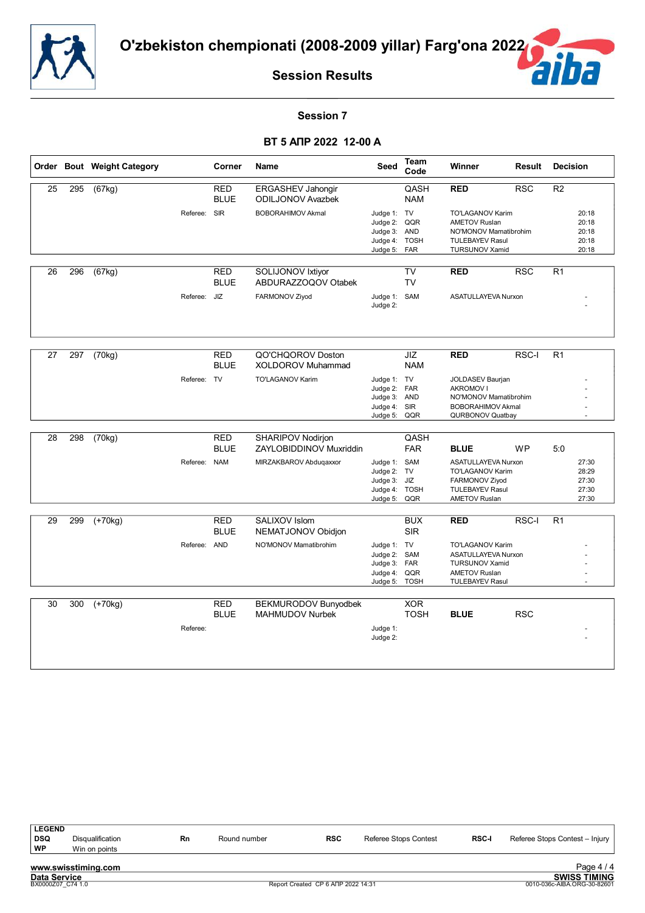# O'zbekiston chempionati (2008-2009 yillar) Farg'ona 2022

## Session Results

### Session 7

### ВТ 5 АПР 2022 12-00 A

| Order | Bout | Weight Category | Corner | Name | Seed | Team Code | Winner | Result | Decision |
|---|---|---|---|---|---|---|---|---|---|
| 25 | 295 | (67kg) | RED | ERGASHEV Jahongir | | QASH | RED | RSC | R2 |
| | | | BLUE | ODILJONOV Avazbek | | NAM | | | |
| | | Referee: | SIR | BOBORAHIMOV Akmal | Judge 1: | TV | TO'LAGANOV Karim | | 20:18 |
| | | | | | Judge 2: | QQR | AMETOV Ruslan | | 20:18 |
| | | | | | Judge 3: | AND | NO'MONOV Mamatibrohim | | 20:18 |
| | | | | | Judge 4: | TOSH | TULEBAYEV Rasul | | 20:18 |
| | | | | | Judge 5: | FAR | TURSUNOV Xamid | | 20:18 |
| 26 | 296 | (67kg) | RED | SOLIJONOV Ixtiyor | | TV | RED | RSC | R1 |
| | | | BLUE | ABDURAZZOQOV Otabek | | TV | | | |
| | | Referee: | JIZ | FARMONOV Ziyod | Judge 1: | SAM | ASATULLAYEVA Nurxon | | - |
| | | | | | Judge 2: | | | | - |
| 27 | 297 | (70kg) | RED | QO'CHQOROV Doston | | JIZ | RED | RSC-I | R1 |
| | | | BLUE | XOLDOROV Muhammad | | NAM | | | |
| | | Referee: | TV | TO'LAGANOV Karim | Judge 1: | TV | JOLDASEV Baurjan | | - |
| | | | | | Judge 2: | FAR | AKROMOV I | | - |
| | | | | | Judge 3: | AND | NO'MONOV Mamatibrohim | | - |
| | | | | | Judge 4: | SIR | BOBORAHIMOV Akmal | | - |
| | | | | | Judge 5: | QQR | QURBONOV Quatbay | | - |
| 28 | 298 | (70kg) | RED | SHARIPOV Nodirjon | | QASH | | | |
| | | | BLUE | ZAYLOBIDDINOV Muxriddin | | FAR | BLUE | WP | 5:0 |
| | | Referee: | NAM | MIRZAKBAROV Abduqaxxor | Judge 1: | SAM | ASATULLAYEVA Nurxon | | 27:30 |
| | | | | | Judge 2: | TV | TO'LAGANOV Karim | | 28:29 |
| | | | | | Judge 3: | JIZ | FARMONOV Ziyod | | 27:30 |
| | | | | | Judge 4: | TOSH | TULEBAYEV Rasul | | 27:30 |
| | | | | | Judge 5: | QQR | AMETOV Ruslan | | 27:30 |
| 29 | 299 | (+70kg) | RED | SALIXOV Islom | | BUX | RED | RSC-I | R1 |
| | | | BLUE | NEMATJONOV Obidjon | | SIR | | | |
| | | Referee: | AND | NO'MONOV Mamatibrohim | Judge 1: | TV | TO'LAGANOV Karim | | - |
| | | | | | Judge 2: | SAM | ASATULLAYEVA Nurxon | | - |
| | | | | | Judge 3: | FAR | TURSUNOV Xamid | | - |
| | | | | | Judge 4: | QQR | AMETOV Ruslan | | - |
| | | | | | Judge 5: | TOSH | TULEBAYEV Rasul | | - |
| 30 | 300 | (+70kg) | RED | BEKMURODOV Bunyodbek | | XOR | | | |
| | | | BLUE | MAHMUDOV Nurbek | | TOSH | BLUE | RSC | |
| | | Referee: | | | Judge 1: | | | | - |
| | | | | | Judge 2: | | | | - |

**LEGEND**

| | | | | | | | |
|---|---|---|---|---|---|---|---|
| DSQ | Disqualification | Rn | Round number | RSC | Referee Stops Contest | RSC-I | Referee Stops Contest – Injury |
| WP | Win on points | | | | | | |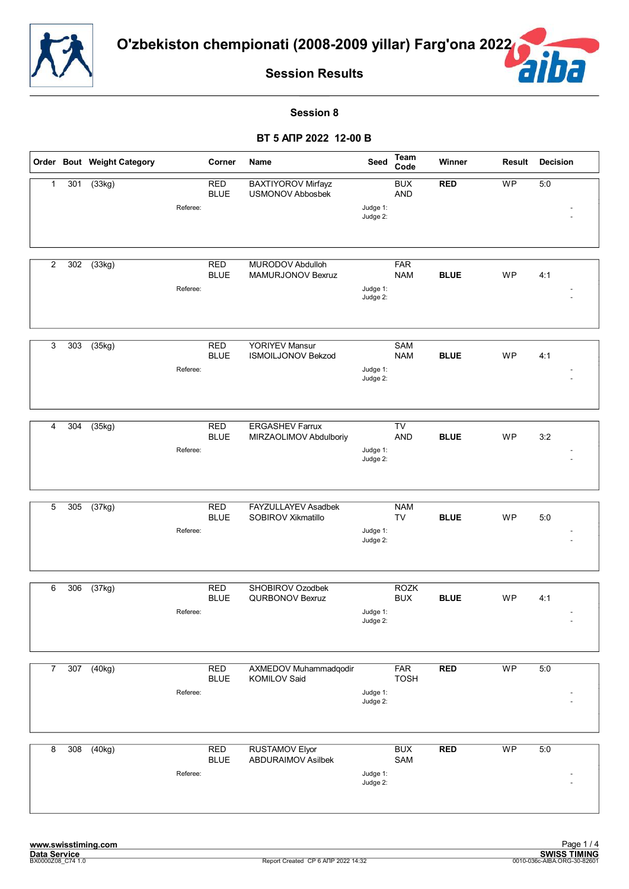# O'zbekiston chempionati (2008-2009 yillar) Farg'ona 2022

## Session Results

### Session 8

### ВТ 5 АПР 2022 12-00 B

| Order | Bout | Weight Category | Corner | Name | Seed | Team Code | Winner | Result | Decision |
|---|---|---|---|---|---|---|---|---|---|
| 1 | 301 | (33kg) | RED | BAXTIYOROV Mirfayz | | BUX | **RED** | WP | 5:0 |
| | | | BLUE | USMONOV Abbosbek | | AND | | | |
| | | Referee: | | | Judge 1: | | | | - |
| | | | | | Judge 2: | | | | - |
| 2 | 302 | (33kg) | RED | MURODOV Abdulloh | | FAR | | | |
| | | | BLUE | MAMURJONOV Bexruz | | NAM | **BLUE** | WP | 4:1 |
| | | Referee: | | | Judge 1: | | | | - |
| | | | | | Judge 2: | | | | - |
| 3 | 303 | (35kg) | RED | YORIYEV Mansur | | SAM | | | |
| | | | BLUE | ISMOILJONOV Bekzod | | NAM | **BLUE** | WP | 4:1 |
| | | Referee: | | | Judge 1: | | | | - |
| | | | | | Judge 2: | | | | - |
| 4 | 304 | (35kg) | RED | ERGASHEV Farrux | | TV | | | |
| | | | BLUE | MIRZAOLIMOV Abdulboriy | | AND | **BLUE** | WP | 3:2 |
| | | Referee: | | | Judge 1: | | | | - |
| | | | | | Judge 2: | | | | - |
| 5 | 305 | (37kg) | RED | FAYZULLAYEV Asadbek | | NAM | | | |
| | | | BLUE | SOBIROV Xikmatillo | | TV | **BLUE** | WP | 5:0 |
| | | Referee: | | | Judge 1: | | | | - |
| | | | | | Judge 2: | | | | - |
| 6 | 306 | (37kg) | RED | SHOBIROV Ozodbek | | ROZK | | | |
| | | | BLUE | QURBONOV Bexruz | | BUX | **BLUE** | WP | 4:1 |
| | | Referee: | | | Judge 1: | | | | - |
| | | | | | Judge 2: | | | | - |
| 7 | 307 | (40kg) | RED | AXMEDOV Muhammadqodir | | FAR | **RED** | WP | 5:0 |
| | | | BLUE | KOMILOV Said | | TOSH | | | |
| | | Referee: | | | Judge 1: | | | | - |
| | | | | | Judge 2: | | | | - |
| 8 | 308 | (40kg) | RED | RUSTAMOV Elyor | | BUX | **RED** | WP | 5:0 |
| | | | BLUE | ABDURAIMOV Asilbek | | SAM | | | |
| | | Referee: | | | Judge 1: | | | | - |
| | | | | | Judge 2: | | | | - |

Report Created СР 6 АПР 2022 14:32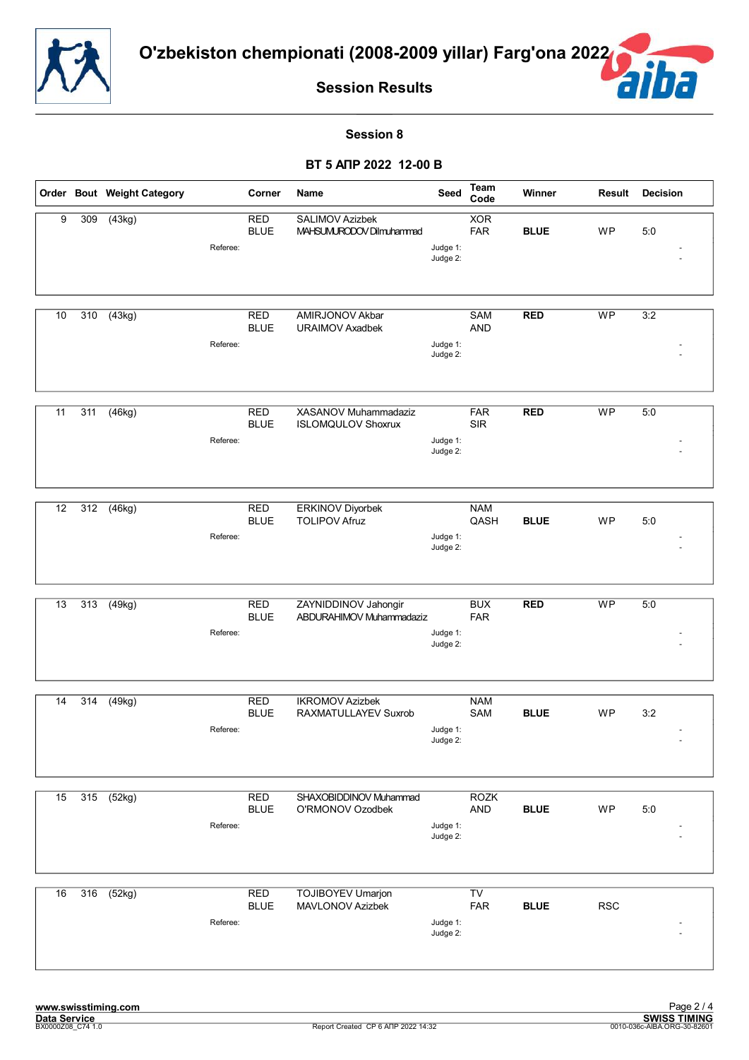# O'zbekiston chempionati (2008-2009 yillar) Farg'ona 2022

## Session Results

### Session 8

### ВТ 5 АПР 2022 12-00 B

| Order | Bout | Weight Category | Corner | Name | Seed | Team Code | Winner | Result | Decision |
|---|---|---|---|---|---|---|---|---|---|
| 9 | 309 | (43kg) | RED | SALIMOV Azizbek | | XOR | | | |
| | | | BLUE | MAHSUMURODOV Dilmuhammad | | FAR | **BLUE** | WP | 5:0 |
| | | Referee: | | | Judge 1: | | | | - |
| | | | | | Judge 2: | | | | - |
| 10 | 310 | (43kg) | RED | AMIRJONOV Akbar | | SAM | **RED** | WP | 3:2 |
| | | | BLUE | URAIMOV Axadbek | | AND | | | |
| | | Referee: | | | Judge 1: | | | | - |
| | | | | | Judge 2: | | | | - |
| 11 | 311 | (46kg) | RED | XASANOV Muhammadaziz | | FAR | **RED** | WP | 5:0 |
| | | | BLUE | ISLOMQULOV Shoxrux | | SIR | | | |
| | | Referee: | | | Judge 1: | | | | - |
| | | | | | Judge 2: | | | | - |
| 12 | 312 | (46kg) | RED | ERKINOV Diyorbek | | NAM | | | |
| | | | BLUE | TOLIPOV Afruz | | QASH | **BLUE** | WP | 5:0 |
| | | Referee: | | | Judge 1: | | | | - |
| | | | | | Judge 2: | | | | - |
| 13 | 313 | (49kg) | RED | ZAYNIDDINOV Jahongir | | BUX | **RED** | WP | 5:0 |
| | | | BLUE | ABDURAHIMOV Muhammadaziz | | FAR | | | |
| | | Referee: | | | Judge 1: | | | | - |
| | | | | | Judge 2: | | | | - |
| 14 | 314 | (49kg) | RED | IKROMOV Azizbek | | NAM | | | |
| | | | BLUE | RAXMATULLAYEV Suxrob | | SAM | **BLUE** | WP | 3:2 |
| | | Referee: | | | Judge 1: | | | | - |
| | | | | | Judge 2: | | | | - |
| 15 | 315 | (52kg) | RED | SHAXOBIDDINOV Muhammad | | ROZK | | | |
| | | | BLUE | O'RMONOV Ozodbek | | AND | **BLUE** | WP | 5:0 |
| | | Referee: | | | Judge 1: | | | | - |
| | | | | | Judge 2: | | | | - |
| 16 | 316 | (52kg) | RED | TOJIBOYEV Umarjon | | TV | | | |
| | | | BLUE | MAVLONOV Azizbek | | FAR | **BLUE** | RSC | |
| | | Referee: | | | Judge 1: | | | | - |
| | | | | | Judge 2: | | | | - |

www.swisstiming.com
Data Service
BX0000Z08_C74 1.0
Report Created СР 6 АПР 2022 14:32
SWISS TIMING
0010-036c-AIBA.ORG-30-82601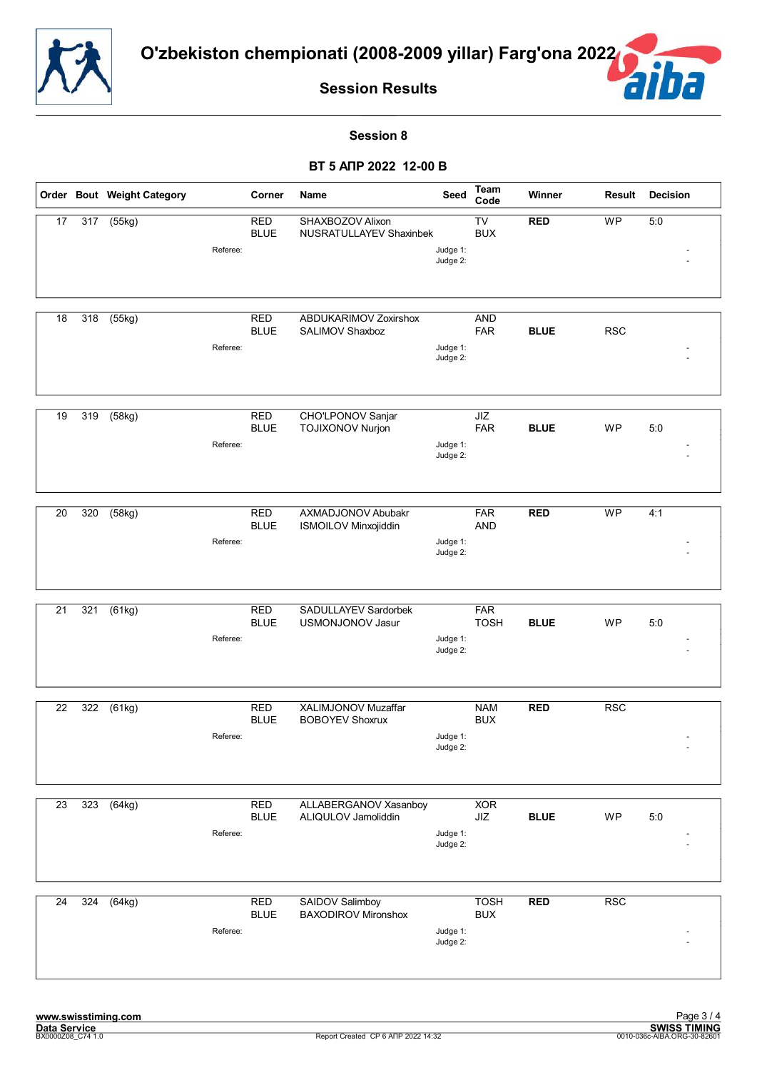# O'zbekiston chempionati (2008-2009 yillar) Farg'ona 2022

## Session Results

### Session 8

### ВТ 5 АПР 2022 12-00 В

| Order | Bout | Weight Category | Corner | Name | Seed | Team Code | Winner | Result | Decision |
|---|---|---|---|---|---|---|---|---|---|
| 17 | 317 | (55kg) | RED | SHAXBOZOV Alixon | | TV | **RED** | WP | 5:0 |
| | | | BLUE | NUSRATULLAYEV Shaxinbek | | BUX | | | |
| | | Referee: | | | Judge 1: | | | | - |
| | | | | | Judge 2: | | | | - |
| 18 | 318 | (55kg) | RED | ABDUKARIMOV Zoxirshox | | AND | | | |
| | | | BLUE | SALIMOV Shaxboz | | FAR | **BLUE** | RSC | |
| | | Referee: | | | Judge 1: | | | | - |
| | | | | | Judge 2: | | | | - |
| 19 | 319 | (58kg) | RED | CHO'LPONOV Sanjar | | JIZ | | | |
| | | | BLUE | TOJIXONOV Nurjon | | FAR | **BLUE** | WP | 5:0 |
| | | Referee: | | | Judge 1: | | | | - |
| | | | | | Judge 2: | | | | - |
| 20 | 320 | (58kg) | RED | AXMADJONOV Abubakr | | FAR | **RED** | WP | 4:1 |
| | | | BLUE | ISMOILOV Minxojiddin | | AND | | | |
| | | Referee: | | | Judge 1: | | | | - |
| | | | | | Judge 2: | | | | - |
| 21 | 321 | (61kg) | RED | SADULLAYEV Sardorbek | | FAR | | | |
| | | | BLUE | USMONJONOV Jasur | | TOSH | **BLUE** | WP | 5:0 |
| | | Referee: | | | Judge 1: | | | | - |
| | | | | | Judge 2: | | | | - |
| 22 | 322 | (61kg) | RED | XALIMJONOV Muzaffar | | NAM | **RED** | RSC | |
| | | | BLUE | BOBOYEV Shoxrux | | BUX | | | |
| | | Referee: | | | Judge 1: | | | | - |
| | | | | | Judge 2: | | | | - |
| 23 | 323 | (64kg) | RED | ALLABERGANOV Xasanboy | | XOR | | | |
| | | | BLUE | ALIQULOV Jamoliddin | | JIZ | **BLUE** | WP | 5:0 |
| | | Referee: | | | Judge 1: | | | | - |
| | | | | | Judge 2: | | | | - |
| 24 | 324 | (64kg) | RED | SAIDOV Salimboy | | TOSH | **RED** | RSC | |
| | | | BLUE | BAXODIROV Mironshox | | BUX | | | |
| | | Referee: | | | Judge 1: | | | | - |
| | | | | | Judge 2: | | | | - |

www.swisstiming.com
Data Service
BX0000Z08_C74 1.0

Report Created СР 6 АПР 2022 14:32

SWISS TIMING
0010-036c-AIBA.ORG-30-82601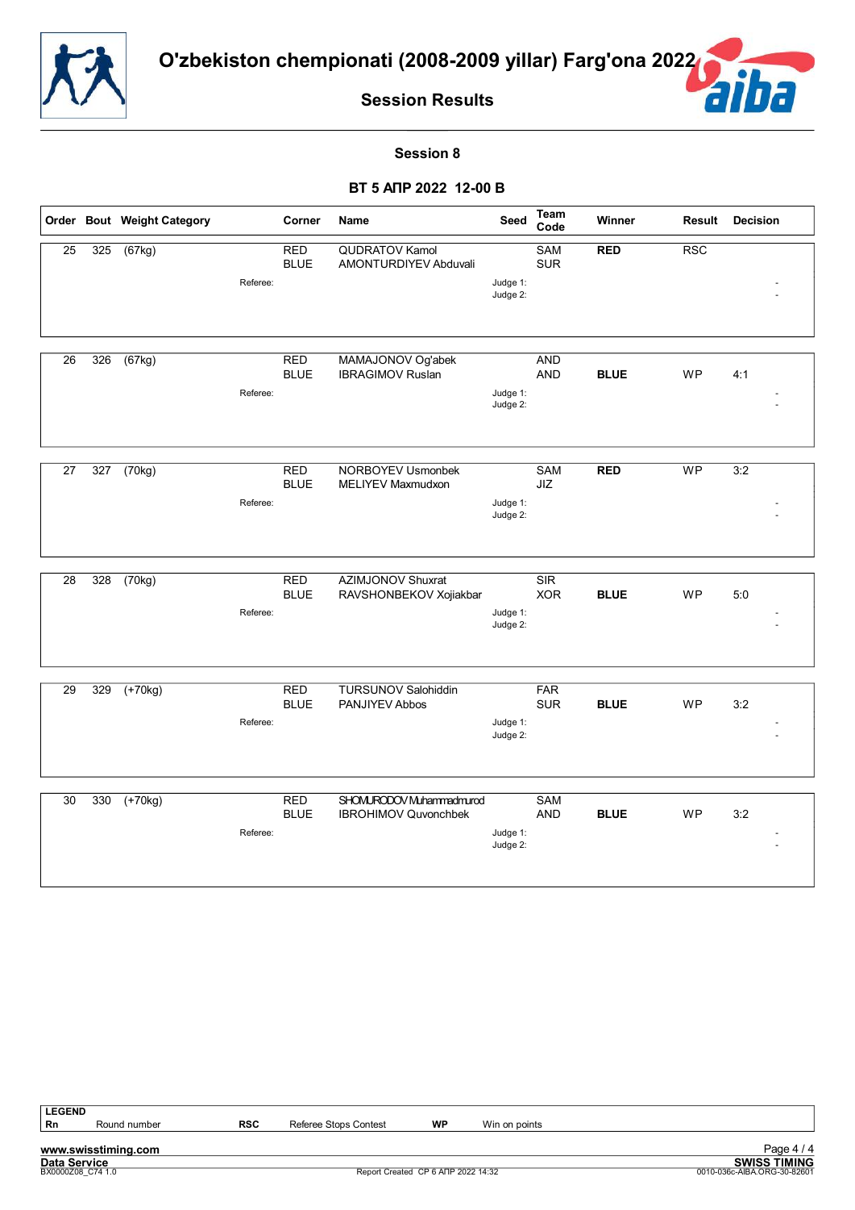# O'zbekiston chempionati (2008-2009 yillar) Farg'ona 2022

## Session Results

### Session 8

### ВТ 5 АПР 2022 12-00 B

| Order | Bout | Weight Category | Corner | Name | Seed | Team Code | Winner | Result | Decision |
|---|---|---|---|---|---|---|---|---|---|
| 25 | 325 | (67kg) | RED | QUDRATOV Kamol | | SAM | **RED** | RSC | |
| | | | BLUE | AMONTURDIYEV Abduvali | | SUR | | | |
| | | Referee: | | | Judge 1: | | | | - |
| | | | | | Judge 2: | | | | - |
| 26 | 326 | (67kg) | RED | MAMAJONOV Og'abek | | AND | | | |
| | | | BLUE | IBRAGIMOV Ruslan | | AND | **BLUE** | WP | 4:1 |
| | | Referee: | | | Judge 1: | | | | - |
| | | | | | Judge 2: | | | | - |
| 27 | 327 | (70kg) | RED | NORBOYEV Usmonbek | | SAM | **RED** | WP | 3:2 |
| | | | BLUE | MELIYEV Maxmudxon | | JIZ | | | |
| | | Referee: | | | Judge 1: | | | | - |
| | | | | | Judge 2: | | | | - |
| 28 | 328 | (70kg) | RED | AZIMJONOV Shuxrat | | SIR | | | |
| | | | BLUE | RAVSHONBEKOV Xojiakbar | | XOR | **BLUE** | WP | 5:0 |
| | | Referee: | | | Judge 1: | | | | - |
| | | | | | Judge 2: | | | | - |
| 29 | 329 | (+70kg) | RED | TURSUNOV Salohiddin | | FAR | | | |
| | | | BLUE | PANJIYEV Abbos | | SUR | **BLUE** | WP | 3:2 |
| | | Referee: | | | Judge 1: | | | | - |
| | | | | | Judge 2: | | | | - |
| 30 | 330 | (+70kg) | RED | SHOMURODOV Muhammadmurod | | SAM | | | |
| | | | BLUE | IBROHIMOV Quvonchbek | | AND | **BLUE** | WP | 3:2 |
| | | Referee: | | | Judge 1: | | | | - |
| | | | | | Judge 2: | | | | - |

**LEGEND**

| | | | | | |
|---|---|---|---|---|---|
| **Rn** | Round number | **RSC** | Referee Stops Contest | **WP** | Win on points |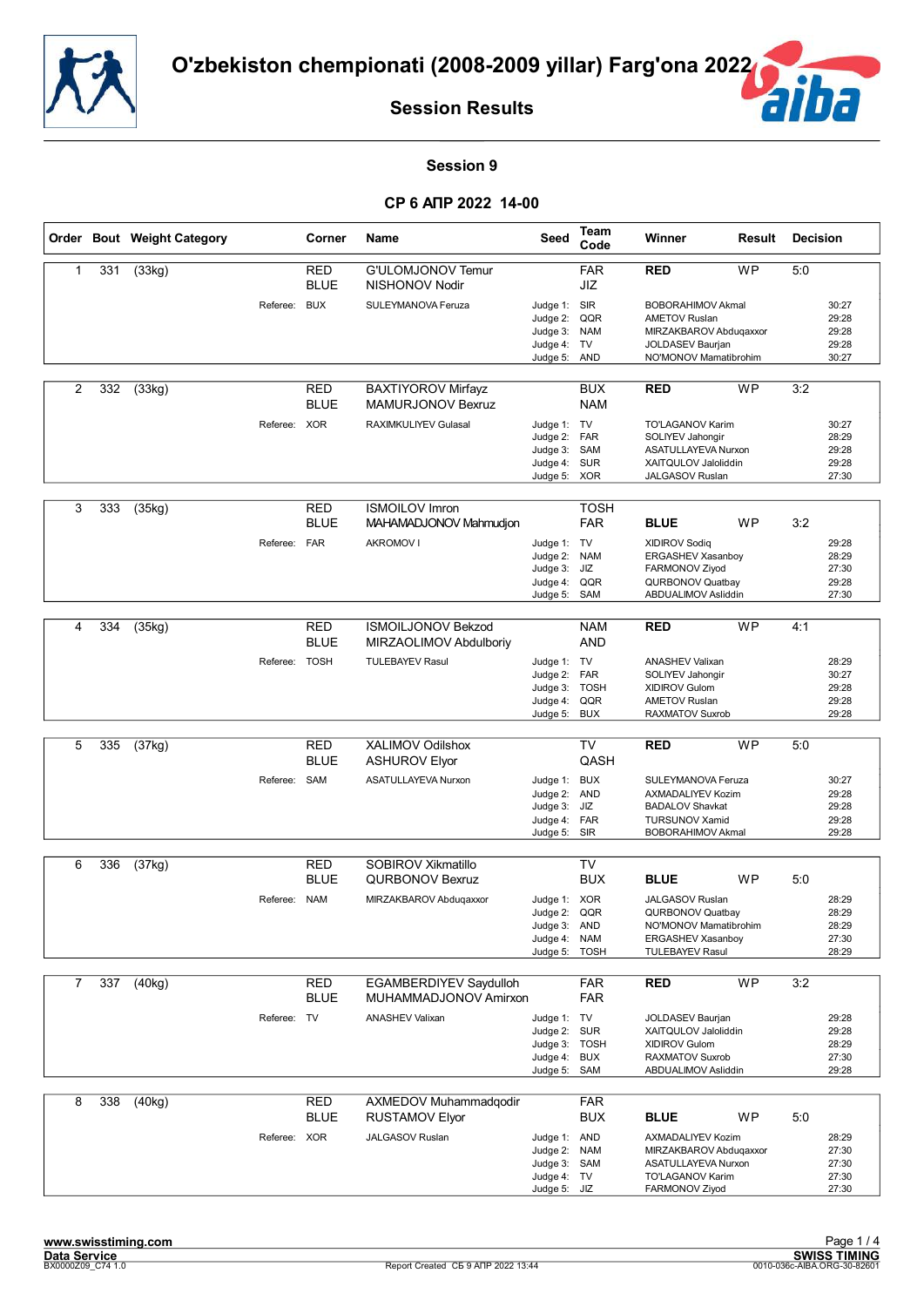# O'zbekiston chempionati (2008-2009 yillar) Farg'ona 2022

## Session Results

### Session 9

### СР 6 АПР 2022 14-00

| Order | Bout | Weight Category | Corner | Name | Seed | Team Code | Winner | Result | Decision |
|---|---|---|---|---|---|---|---|---|---|
| 1 | 331 | (33kg) | RED | G'ULOMJONOV Temur | | FAR | RED | WP | 5:0 |
| | | | BLUE | NISHONOV Nodir | | JIZ | | | |
| | | Referee: | BUX | SULEYMANOVA Feruza | Judge 1: | SIR | BOBORAHIMOV Akmal | | 30:27 |
| | | | | | Judge 2: | QQR | AMETOV Ruslan | | 29:28 |
| | | | | | Judge 3: | NAM | MIRZAKBAROV Abduqaxxor | | 29:28 |
| | | | | | Judge 4: | TV | JOLDASEV Baurjan | | 29:28 |
| | | | | | Judge 5: | AND | NO'MONOV Mamatibrohim | | 30:27 |
| 2 | 332 | (33kg) | RED | BAXTIYOROV Mirfayz | | BUX | RED | WP | 3:2 |
| | | | BLUE | MAMURJONOV Bexruz | | NAM | | | |
| | | Referee: | XOR | RAXIMKULIYEV Gulasal | Judge 1: | TV | TO'LAGANOV Karim | | 30:27 |
| | | | | | Judge 2: | FAR | SOLIYEV Jahongir | | 28:29 |
| | | | | | Judge 3: | SAM | ASATULLAYEVA Nurxon | | 29:28 |
| | | | | | Judge 4: | SUR | XAITQULOV Jaloliddin | | 29:28 |
| | | | | | Judge 5: | XOR | JALGASOV Ruslan | | 27:30 |
| 3 | 333 | (35kg) | RED | ISMOILOV Imron | | TOSH | BLUE | WP | 3:2 |
| | | | BLUE | MAHAMADJONOV Mahmudjon | | FAR | | | |
| | | Referee: | FAR | AKROMOV I | Judge 1: | TV | XIDIROV Sodiq | | 29:28 |
| | | | | | Judge 2: | NAM | ERGASHEV Xasanboy | | 28:29 |
| | | | | | Judge 3: | JIZ | FARMONOV Ziyod | | 27:30 |
| | | | | | Judge 4: | QQR | QURBONOV Quatbay | | 29:28 |
| | | | | | Judge 5: | SAM | ABDUALIMOV Asliddin | | 27:30 |
| 4 | 334 | (35kg) | RED | ISMOILJONOV Bekzod | | NAM | RED | WP | 4:1 |
| | | | BLUE | MIRZAOLIMOV Abdulboriy | | AND | | | |
| | | Referee: | TOSH | TULEBAYEV Rasul | Judge 1: | TV | ANASHEV Valixan | | 28:29 |
| | | | | | Judge 2: | FAR | SOLIYEV Jahongir | | 30:27 |
| | | | | | Judge 3: | TOSH | XIDIROV Gulom | | 29:28 |
| | | | | | Judge 4: | QQR | AMETOV Ruslan | | 29:28 |
| | | | | | Judge 5: | BUX | RAXMATOV Suxrob | | 29:28 |
| 5 | 335 | (37kg) | RED | XALIMOV Odilshox | | TV | RED | WP | 5:0 |
| | | | BLUE | ASHUROV Elyor | | QASH | | | |
| | | Referee: | SAM | ASATULLAYEVA Nurxon | Judge 1: | BUX | SULEYMANOVA Feruza | | 30:27 |
| | | | | | Judge 2: | AND | AXMADALIYEV Kozim | | 29:28 |
| | | | | | Judge 3: | JIZ | BADALOV Shavkat | | 29:28 |
| | | | | | Judge 4: | FAR | TURSUNOV Xamid | | 29:28 |
| | | | | | Judge 5: | SIR | BOBORAHIMOV Akmal | | 29:28 |
| 6 | 336 | (37kg) | RED | SOBIROV Xikmatillo | | TV | BLUE | WP | 5:0 |
| | | | BLUE | QURBONOV Bexruz | | BUX | | | |
| | | Referee: | NAM | MIRZAKBAROV Abduqaxxor | Judge 1: | XOR | JALGASOV Ruslan | | 28:29 |
| | | | | | Judge 2: | QQR | QURBONOV Quatbay | | 28:29 |
| | | | | | Judge 3: | AND | NO'MONOV Mamatibrohim | | 28:29 |
| | | | | | Judge 4: | NAM | ERGASHEV Xasanboy | | 27:30 |
| | | | | | Judge 5: | TOSH | TULEBAYEV Rasul | | 28:29 |
| 7 | 337 | (40kg) | RED | EGAMBERDIYEV Saydulloh | | FAR | RED | WP | 3:2 |
| | | | BLUE | MUHAMMADJONOV Amirxon | | FAR | | | |
| | | Referee: | TV | ANASHEV Valixan | Judge 1: | TV | JOLDASEV Baurjan | | 29:28 |
| | | | | | Judge 2: | SUR | XAITQULOV Jaloliddin | | 29:28 |
| | | | | | Judge 3: | TOSH | XIDIROV Gulom | | 28:29 |
| | | | | | Judge 4: | BUX | RAXMATOV Suxrob | | 27:30 |
| | | | | | Judge 5: | SAM | ABDUALIMOV Asliddin | | 29:28 |
| 8 | 338 | (40kg) | RED | AXMEDOV Muhammadqodir | | FAR | BLUE | WP | 5:0 |
| | | | BLUE | RUSTAMOV Elyor | | BUX | | | |
| | | Referee: | XOR | JALGASOV Ruslan | Judge 1: | AND | AXMADALIYEV Kozim | | 28:29 |
| | | | | | Judge 2: | NAM | MIRZAKBAROV Abduqaxxor | | 27:30 |
| | | | | | Judge 3: | SAM | ASATULLAYEVA Nurxon | | 27:30 |
| | | | | | Judge 4: | TV | TO'LAGANOV Karim | | 27:30 |
| | | | | | Judge 5: | JIZ | FARMONOV Ziyod | | 27:30 |

www.swisstiming.com
Data Service
BX0000Z09_C74 1.0

Report Created СБ 9 АПР 2022 13:44

SWISS TIMING
0010-036c-AIBA.ORG-30-82601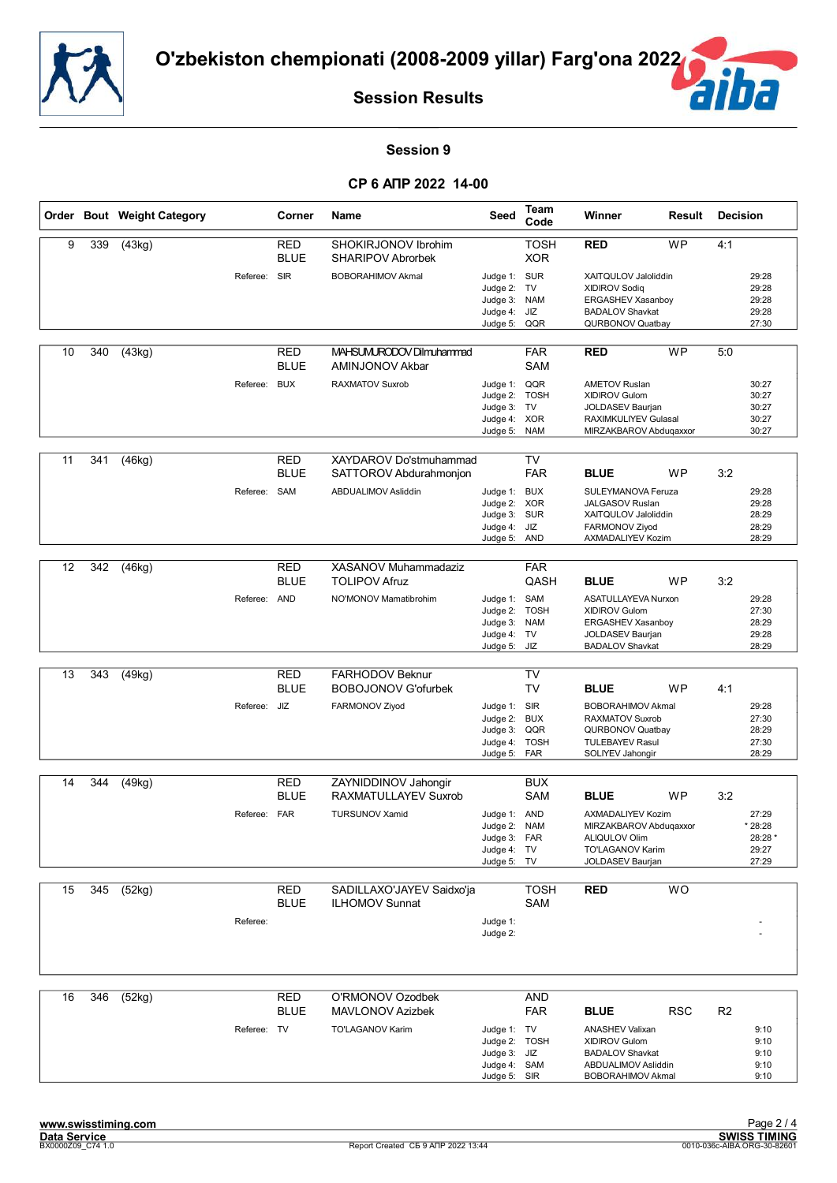# O'zbekiston chempionati (2008-2009 yillar) Farg'ona 2022

## Session Results

### Session 9

### СР 6 АПР 2022 14-00

| Order | Bout | Weight Category | Corner | Name | Seed | Team Code | Winner | Result | Decision |
|---|---|---|---|---|---|---|---|---|---|
| 9 | 339 | (43kg) | RED | SHOKIRJONOV Ibrohim | | TOSH | RED | WP | 4:1 |
| | | | BLUE | SHARIPOV Abrorbek | | XOR | | | |
| | | Referee: | SIR | BOBORAHIMOV Akmal | Judge 1: | SUR | XAITQULOV Jaloliddin | | 29:28 |
| | | | | | Judge 2: | TV | XIDIROV Sodiq | | 29:28 |
| | | | | | Judge 3: | NAM | ERGASHEV Xasanboy | | 29:28 |
| | | | | | Judge 4: | JIZ | BADALOV Shavkat | | 29:28 |
| | | | | | Judge 5: | QQR | QURBONOV Quatbay | | 27:30 |
| 10 | 340 | (43kg) | RED | MAHSUMURODOV Dilmuhammad | | FAR | RED | WP | 5:0 |
| | | | BLUE | AMINJONOV Akbar | | SAM | | | |
| | | Referee: | BUX | RAXMATOV Suxrob | Judge 1: | QQR | AMETOV Ruslan | | 30:27 |
| | | | | | Judge 2: | TOSH | XIDIROV Gulom | | 30:27 |
| | | | | | Judge 3: | TV | JOLDASEV Baurjan | | 30:27 |
| | | | | | Judge 4: | XOR | RAXIMKULIYEV Gulasal | | 30:27 |
| | | | | | Judge 5: | NAM | MIRZAKBAROV Abduqaxxor | | 30:27 |
| 11 | 341 | (46kg) | RED | XAYDAROV Do'stmuhammad | | TV | | | |
| | | | BLUE | SATTOROV Abdurahmonjon | | FAR | BLUE | WP | 3:2 |
| | | Referee: | SAM | ABDUALIMOV Asliddin | Judge 1: | BUX | SULEYMANOVA Feruza | | 29:28 |
| | | | | | Judge 2: | XOR | JALGASOV Ruslan | | 29:28 |
| | | | | | Judge 3: | SUR | XAITQULOV Jaloliddin | | 28:29 |
| | | | | | Judge 4: | JIZ | FARMONOV Ziyod | | 28:29 |
| | | | | | Judge 5: | AND | AXMADALIYEV Kozim | | 28:29 |
| 12 | 342 | (46kg) | RED | XASANOV Muhammadaziz | | FAR | | | |
| | | | BLUE | TOLIPOV Afruz | | QASH | BLUE | WP | 3:2 |
| | | Referee: | AND | NO'MONOV Mamatibrohim | Judge 1: | SAM | ASATULLAYEVA Nurxon | | 29:28 |
| | | | | | Judge 2: | TOSH | XIDIROV Gulom | | 27:30 |
| | | | | | Judge 3: | NAM | ERGASHEV Xasanboy | | 28:29 |
| | | | | | Judge 4: | TV | JOLDASEV Baurjan | | 29:28 |
| | | | | | Judge 5: | JIZ | BADALOV Shavkat | | 28:29 |
| 13 | 343 | (49kg) | RED | FARHODOV Beknur | | TV | | | |
| | | | BLUE | BOBOJONOV G'ofurbek | | TV | BLUE | WP | 4:1 |
| | | Referee: | JIZ | FARMONOV Ziyod | Judge 1: | SIR | BOBORAHIMOV Akmal | | 29:28 |
| | | | | | Judge 2: | BUX | RAXMATOV Suxrob | | 27:30 |
| | | | | | Judge 3: | QQR | QURBONOV Quatbay | | 28:29 |
| | | | | | Judge 4: | TOSH | TULEBAYEV Rasul | | 27:30 |
| | | | | | Judge 5: | FAR | SOLIYEV Jahongir | | 28:29 |
| 14 | 344 | (49kg) | RED | ZAYNIDDINOV Jahongir | | BUX | | | |
| | | | BLUE | RAXMATULLAYEV Suxrob | | SAM | BLUE | WP | 3:2 |
| | | Referee: | FAR | TURSUNOV Xamid | Judge 1: | AND | AXMADALIYEV Kozim | | 27:29 |
| | | | | | Judge 2: | NAM | MIRZAKBAROV Abduqaxxor | | * 28:28 |
| | | | | | Judge 3: | FAR | ALIQULOV Olim | | 28:28 * |
| | | | | | Judge 4: | TV | TO'LAGANOV Karim | | 29:27 |
| | | | | | Judge 5: | TV | JOLDASEV Baurjan | | 27:29 |
| 15 | 345 | (52kg) | RED | SADILLAXO'JAYEV Saidxo'ja | | TOSH | RED | WO | |
| | | | BLUE | ILHOMOV Sunnat | | SAM | | | |
| | | Referee: | | | Judge 1: | | | | - |
| | | | | | Judge 2: | | | | - |
| 16 | 346 | (52kg) | RED | O'RMONOV Ozodbek | | AND | | | |
| | | | BLUE | MAVLONOV Azizbek | | FAR | BLUE | RSC | R2 |
| | | Referee: | TV | TO'LAGANOV Karim | Judge 1: | TV | ANASHEV Valixan | | 9:10 |
| | | | | | Judge 2: | TOSH | XIDIROV Gulom | | 9:10 |
| | | | | | Judge 3: | JIZ | BADALOV Shavkat | | 9:10 |
| | | | | | Judge 4: | SAM | ABDUALIMOV Asliddin | | 9:10 |
| | | | | | Judge 5: | SIR | BOBORAHIMOV Akmal | | 9:10 |

www.swisstiming.com
Data Service
BX0000Z09_C74 1.0
Report Created СБ 9 АПР 2022 13:44
SWISS TIMING
0010-036c-AIBA.ORG-30-82601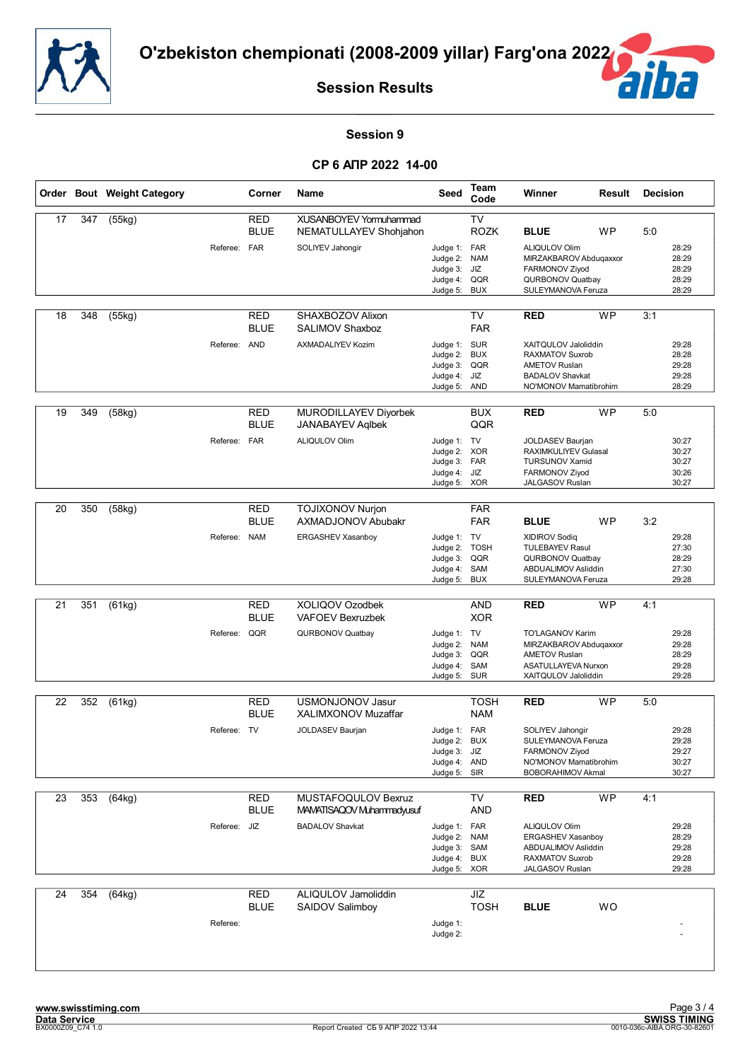# O'zbekiston chempionati (2008-2009 yillar) Farg'ona 2022

## Session Results

### Session 9

### CP 6 АПР 2022 14-00

| Order | Bout | Weight Category | Corner | Name | Seed | Team Code | Winner | Result | Decision |
|---|---|---|---|---|---|---|---|---|---|
| 17 | 347 | (55kg) | RED | XUSANBOYEV Yormuhammad | | TV | | | |
| | | | BLUE | NEMATULLAYEV Shohjahon | | ROZK | **BLUE** | WP | 5:0 |
| | | Referee: | FAR | SOLIYEV Jahongir | Judge 1: | FAR | ALIQULOV Olim | | 28:29 |
| | | | | | Judge 2: | NAM | MIRZAKBAROV Abduqaxxor | | 28:29 |
| | | | | | Judge 3: | JIZ | FARMONOV Ziyod | | 28:29 |
| | | | | | Judge 4: | QQR | QURBONOV Quatbay | | 28:29 |
| | | | | | Judge 5: | BUX | SULEYMANOVA Feruza | | 28:29 |
| 18 | 348 | (55kg) | RED | SHAXBOZOV Alixon | | TV | **RED** | WP | 3:1 |
| | | | BLUE | SALIMOV Shaxboz | | FAR | | | |
| | | Referee: | AND | AXMADALIYEV Kozim | Judge 1: | SUR | XAITQULOV Jaloliddin | | 29:28 |
| | | | | | Judge 2: | BUX | RAXMATOV Suxrob | | 28:28 |
| | | | | | Judge 3: | QQR | AMETOV Ruslan | | 29:28 |
| | | | | | Judge 4: | JIZ | BADALOV Shavkat | | 29:28 |
| | | | | | Judge 5: | AND | NO'MONOV Mamatibrohim | | 28:29 |
| 19 | 349 | (58kg) | RED | MURODILLAYEV Diyorbek | | BUX | **RED** | WP | 5:0 |
| | | | BLUE | JANABAYEV Aqlbek | | QQR | | | |
| | | Referee: | FAR | ALIQULOV Olim | Judge 1: | TV | JOLDASEV Baurjan | | 30:27 |
| | | | | | Judge 2: | XOR | RAXIMKULIYEV Gulasal | | 30:27 |
| | | | | | Judge 3: | FAR | TURSUNOV Xamid | | 30:27 |
| | | | | | Judge 4: | JIZ | FARMONOV Ziyod | | 30:26 |
| | | | | | Judge 5: | XOR | JALGASOV Ruslan | | 30:27 |
| 20 | 350 | (58kg) | RED | TOJIXONOV Nurjon | | FAR | | | |
| | | | BLUE | AXMADJONOV Abubakr | | FAR | **BLUE** | WP | 3:2 |
| | | Referee: | NAM | ERGASHEV Xasanboy | Judge 1: | TV | XIDIROV Sodiq | | 29:28 |
| | | | | | Judge 2: | TOSH | TULEBAYEV Rasul | | 27:30 |
| | | | | | Judge 3: | QQR | QURBONOV Quatbay | | 28:29 |
| | | | | | Judge 4: | SAM | ABDUALIMOV Asliddin | | 27:30 |
| | | | | | Judge 5: | BUX | SULEYMANOVA Feruza | | 29:28 |
| 21 | 351 | (61kg) | RED | XOLIQOV Ozodbek | | AND | **RED** | WP | 4:1 |
| | | | BLUE | VAFOEV Bexruzbek | | XOR | | | |
| | | Referee: | QQR | QURBONOV Quatbay | Judge 1: | TV | TO'LAGANOV Karim | | 29:28 |
| | | | | | Judge 2: | NAM | MIRZAKBAROV Abduqaxxor | | 29:28 |
| | | | | | Judge 3: | QQR | AMETOV Ruslan | | 28:29 |
| | | | | | Judge 4: | SAM | ASATULLAYEVA Nurxon | | 29:28 |
| | | | | | Judge 5: | SUR | XAITQULOV Jaloliddin | | 29:28 |
| 22 | 352 | (61kg) | RED | USMONJONOV Jasur | | TOSH | **RED** | WP | 5:0 |
| | | | BLUE | XALIMXONOV Muzaffar | | NAM | | | |
| | | Referee: | TV | JOLDASEV Baurjan | Judge 1: | FAR | SOLIYEV Jahongir | | 29:28 |
| | | | | | Judge 2: | BUX | SULEYMANOVA Feruza | | 29:28 |
| | | | | | Judge 3: | JIZ | FARMONOV Ziyod | | 29:27 |
| | | | | | Judge 4: | AND | NO'MONOV Mamatibrohim | | 30:27 |
| | | | | | Judge 5: | SIR | BOBORAHIMOV Akmal | | 30:27 |
| 23 | 353 | (64kg) | RED | MUSTAFOQULOV Bexruz | | TV | **RED** | WP | 4:1 |
| | | | BLUE | MAMATISAQOV Muhammadyusuf | | AND | | | |
| | | Referee: | JIZ | BADALOV Shavkat | Judge 1: | FAR | ALIQULOV Olim | | 29:28 |
| | | | | | Judge 2: | NAM | ERGASHEV Xasanboy | | 28:29 |
| | | | | | Judge 3: | SAM | ABDUALIMOV Asliddin | | 29:28 |
| | | | | | Judge 4: | BUX | RAXMATOV Suxrob | | 29:28 |
| | | | | | Judge 5: | XOR | JALGASOV Ruslan | | 29:28 |
| 24 | 354 | (64kg) | RED | ALIQULOV Jamoliddin | | JIZ | | | |
| | | | BLUE | SAIDOV Salimboy | | TOSH | **BLUE** | WO | |
| | | Referee: | | | Judge 1: | | | | - |
| | | | | | Judge 2: | | | | - |

www.swisstiming.com
Data Service
BX0000Z09_C74 1.0

Report Created СБ 9 АПР 2022 13:44

SWISS TIMING
0010-036c-AIBA.ORG-30-82601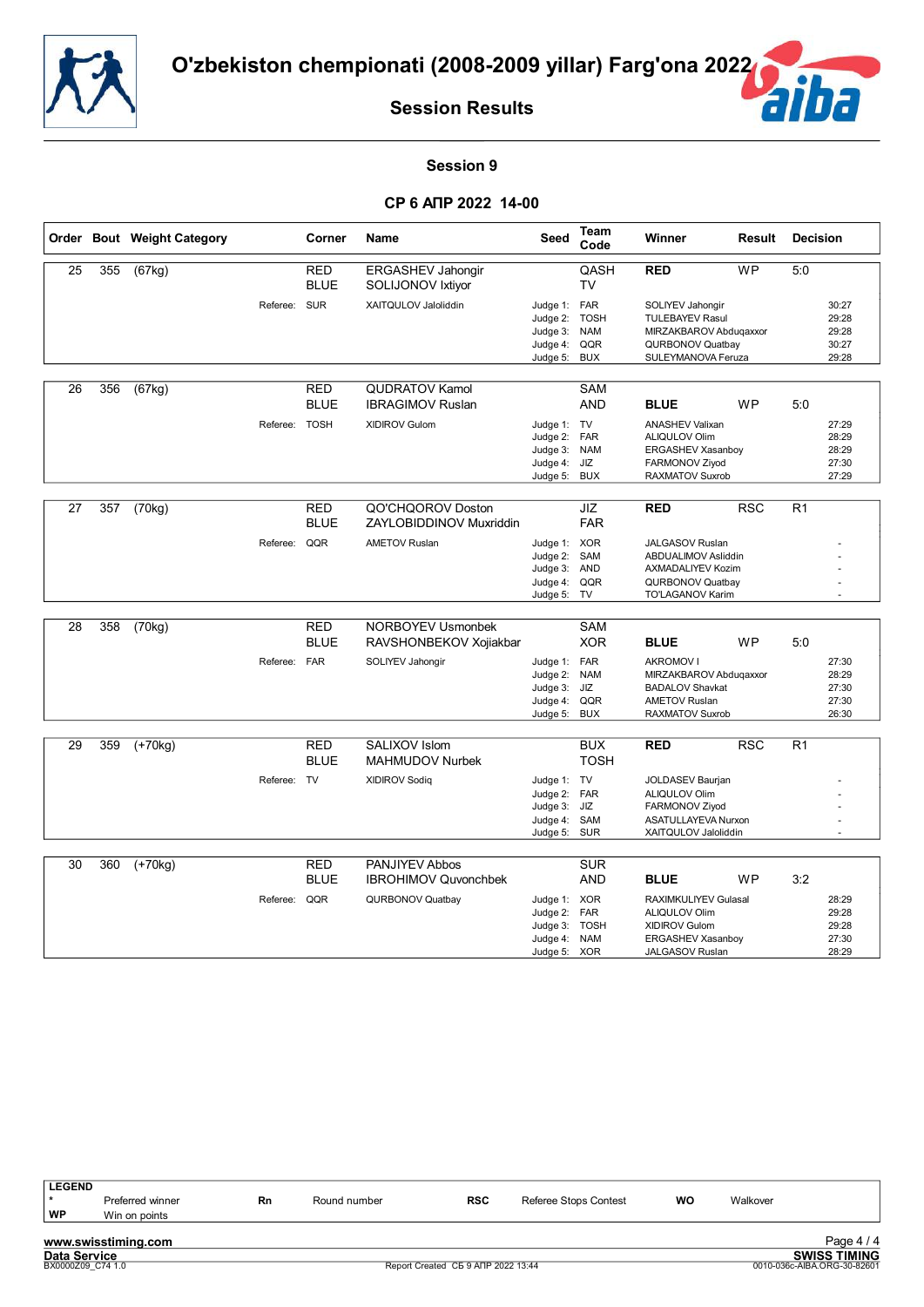# O'zbekiston chempionati (2008-2009 yillar) Farg'ona 2022

## Session Results

### Session 9

**СР 6 АПР 2022 14-00**

| Order | Bout | Weight Category | Corner | Name | Seed | Team Code | Winner | Result | Decision |
|---|---|---|---|---|---|---|---|---|---|
| 25 | 355 | (67kg) | RED | ERGASHEV Jahongir | | QASH | **RED** | WP | 5:0 |
| | | | BLUE | SOLIJONOV Ixtiyor | | TV | | | |
| | | Referee: | SUR | XAITQULOV Jaloliddin | Judge 1: | FAR | SOLIYEV Jahongir | | 30:27 |
| | | | | | Judge 2: | TOSH | TULEBAYEV Rasul | | 29:28 |
| | | | | | Judge 3: | NAM | MIRZAKBAROV Abduqaxxor | | 29:28 |
| | | | | | Judge 4: | QQR | QURBONOV Quatbay | | 30:27 |
| | | | | | Judge 5: | BUX | SULEYMANOVA Feruza | | 29:28 |
| 26 | 356 | (67kg) | RED | QUDRATOV Kamol | | SAM | | | |
| | | | BLUE | IBRAGIMOV Ruslan | | AND | **BLUE** | WP | 5:0 |
| | | Referee: | TOSH | XIDIROV Gulom | Judge 1: | TV | ANASHEV Valixan | | 27:29 |
| | | | | | Judge 2: | FAR | ALIQULOV Olim | | 28:29 |
| | | | | | Judge 3: | NAM | ERGASHEV Xasanboy | | 28:29 |
| | | | | | Judge 4: | JIZ | FARMONOV Ziyod | | 27:30 |
| | | | | | Judge 5: | BUX | RAXMATOV Suxrob | | 27:29 |
| 27 | 357 | (70kg) | RED | QO'CHQOROV Doston | | JIZ | **RED** | RSC | R1 |
| | | | BLUE | ZAYLOBIDDINOV Muxriddin | | FAR | | | |
| | | Referee: | QQR | AMETOV Ruslan | Judge 1: | XOR | JALGASOV Ruslan | | - |
| | | | | | Judge 2: | SAM | ABDUALIMOV Asliddin | | - |
| | | | | | Judge 3: | AND | AXMADALIYEV Kozim | | - |
| | | | | | Judge 4: | QQR | QURBONOV Quatbay | | - |
| | | | | | Judge 5: | TV | TO'LAGANOV Karim | | - |
| 28 | 358 | (70kg) | RED | NORBOYEV Usmonbek | | SAM | | | |
| | | | BLUE | RAVSHONBEKOV Xojiakbar | | XOR | **BLUE** | WP | 5:0 |
| | | Referee: | FAR | SOLIYEV Jahongir | Judge 1: | FAR | AKROMOV I | | 27:30 |
| | | | | | Judge 2: | NAM | MIRZAKBAROV Abduqaxxor | | 28:29 |
| | | | | | Judge 3: | JIZ | BADALOV Shavkat | | 27:30 |
| | | | | | Judge 4: | QQR | AMETOV Ruslan | | 27:30 |
| | | | | | Judge 5: | BUX | RAXMATOV Suxrob | | 26:30 |
| 29 | 359 | (+70kg) | RED | SALIXOV Islom | | BUX | **RED** | RSC | R1 |
| | | | BLUE | MAHMUDOV Nurbek | | TOSH | | | |
| | | Referee: | TV | XIDIROV Sodiq | Judge 1: | TV | JOLDASEV Baurjan | | - |
| | | | | | Judge 2: | FAR | ALIQULOV Olim | | - |
| | | | | | Judge 3: | JIZ | FARMONOV Ziyod | | - |
| | | | | | Judge 4: | SAM | ASATULLAYEVA Nurxon | | - |
| | | | | | Judge 5: | SUR | XAITQULOV Jaloliddin | | - |
| 30 | 360 | (+70kg) | RED | PANJIYEV Abbos | | SUR | | | |
| | | | BLUE | IBROHIMOV Quvonchbek | | AND | **BLUE** | WP | 3:2 |
| | | Referee: | QQR | QURBONOV Quatbay | Judge 1: | XOR | RAXIMKULIYEV Gulasal | | 28:29 |
| | | | | | Judge 2: | FAR | ALIQULOV Olim | | 29:28 |
| | | | | | Judge 3: | TOSH | XIDIROV Gulom | | 29:28 |
| | | | | | Judge 4: | NAM | ERGASHEV Xasanboy | | 27:30 |
| | | | | | Judge 5: | XOR | JALGASOV Ruslan | | 28:29 |

**LEGEND**

| | | | | | | | |
|---|---|---|---|---|---|---|---|
| * | Preferred winner | Rn | Round number | RSC | Referee Stops Contest | WO | Walkover |
| WP | Win on points | | | | | | |

www.swisstiming.com
Data Service
BX0000Z09_C74 1.0
Report Created СБ 9 АПР 2022 13:44
SWISS TIMING
0010-036c-AIBA.ORG-30-82601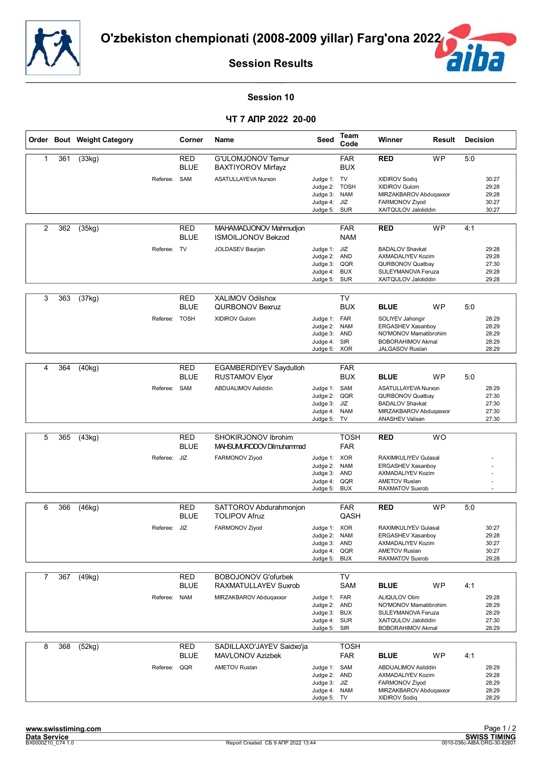# O'zbekiston chempionati (2008-2009 yillar) Farg'ona 2022

## Session Results

### Session 10

### ЧТ 7 АПР 2022 20-00

| Order | Bout | Weight Category | Corner | Name | Seed | Team Code | Winner | Result | Decision |
|---|---|---|---|---|---|---|---|---|---|
| 1 | 361 | (33kg) | RED | G'ULOMJONOV Temur | | FAR | RED | WP | 5:0 |
| | | | BLUE | BAXTIYOROV Mirfayz | | BUX | | | |
| | | Referee: | SAM | ASATULLAYEVA Nurxon | Judge 1: | TV | XIDIROV Sodiq | | 30:27 |
| | | | | | Judge 2: | TOSH | XIDIROV Gulom | | 29:28 |
| | | | | | Judge 3: | NAM | MIRZAKBAROV Abduqaxxor | | 29:28 |
| | | | | | Judge 4: | JIZ | FARMONOV Ziyod | | 30:27 |
| | | | | | Judge 5: | SUR | XAITQULOV Jaloliddin | | 30:27 |
| 2 | 362 | (35kg) | RED | MAHAMADJONOV Mahmudjon | | FAR | RED | WP | 4:1 |
| | | | BLUE | ISMOILJONOV Bekzod | | NAM | | | |
| | | Referee: | TV | JOLDASEV Baurjan | Judge 1: | JIZ | BADALOV Shavkat | | 29:28 |
| | | | | | Judge 2: | AND | AXMADALIYEV Kozim | | 29:28 |
| | | | | | Judge 3: | QQR | QURBONOV Quatbay | | 27:30 |
| | | | | | Judge 4: | BUX | SULEYMANOVA Feruza | | 29:28 |
| | | | | | Judge 5: | SUR | XAITQULOV Jaloliddin | | 29:28 |
| 3 | 363 | (37kg) | RED | XALIMOV Odilshox | | TV | | | |
| | | | BLUE | QURBONOV Bexruz | | BUX | BLUE | WP | 5:0 |
| | | Referee: | TOSH | XIDIROV Gulom | Judge 1: | FAR | SOLIYEV Jahongir | | 28:29 |
| | | | | | Judge 2: | NAM | ERGASHEV Xasanboy | | 28:29 |
| | | | | | Judge 3: | AND | NO'MONOV Mamatibrohim | | 28:29 |
| | | | | | Judge 4: | SIR | BOBORAHIMOV Akmal | | 28:29 |
| | | | | | Judge 5: | XOR | JALGASOV Ruslan | | 28:29 |
| 4 | 364 | (40kg) | RED | EGAMBERDIYEV Saydulloh | | FAR | | | |
| | | | BLUE | RUSTAMOV Elyor | | BUX | BLUE | WP | 5:0 |
| | | Referee: | SAM | ABDUALIMOV Asliddin | Judge 1: | SAM | ASATULLAYEVA Nurxon | | 28:29 |
| | | | | | Judge 2: | QQR | QURBONOV Quatbay | | 27:30 |
| | | | | | Judge 3: | JIZ | BADALOV Shavkat | | 27:30 |
| | | | | | Judge 4: | NAM | MIRZAKBAROV Abduqaxxor | | 27:30 |
| | | | | | Judge 5: | TV | ANASHEV Valixan | | 27:30 |
| 5 | 365 | (43kg) | RED | SHOKIRJONOV Ibrohim | | TOSH | RED | WO | |
| | | | BLUE | MAHSUMURODOV Dilmuhammad | | FAR | | | |
| | | Referee: | JIZ | FARMONOV Ziyod | Judge 1: | XOR | RAXIMKULIYEV Gulasal | | - |
| | | | | | Judge 2: | NAM | ERGASHEV Xasanboy | | - |
| | | | | | Judge 3: | AND | AXMADALIYEV Kozim | | - |
| | | | | | Judge 4: | QQR | AMETOV Ruslan | | - |
| | | | | | Judge 5: | BUX | RAXMATOV Suxrob | | - |
| 6 | 366 | (46kg) | RED | SATTOROV Abdurahmonjon | | FAR | RED | WP | 5:0 |
| | | | BLUE | TOLIPOV Afruz | | QASH | | | |
| | | Referee: | JIZ | FARMONOV Ziyod | Judge 1: | XOR | RAXIMKULIYEV Gulasal | | 30:27 |
| | | | | | Judge 2: | NAM | ERGASHEV Xasanboy | | 29:28 |
| | | | | | Judge 3: | AND | AXMADALIYEV Kozim | | 30:27 |
| | | | | | Judge 4: | QQR | AMETOV Ruslan | | 30:27 |
| | | | | | Judge 5: | BUX | RAXMATOV Suxrob | | 29:28 |
| 7 | 367 | (49kg) | RED | BOBOJONOV G'ofurbek | | TV | | | |
| | | | BLUE | RAXMATULLAYEV Suxrob | | SAM | BLUE | WP | 4:1 |
| | | Referee: | NAM | MIRZAKBAROV Abduqaxxor | Judge 1: | FAR | ALIQULOV Olim | | 29:28 |
| | | | | | Judge 2: | AND | NO'MONOV Mamatibrohim | | 28:29 |
| | | | | | Judge 3: | BUX | SULEYMANOVA Feruza | | 28:29 |
| | | | | | Judge 4: | SUR | XAITQULOV Jaloliddin | | 27:30 |
| | | | | | Judge 5: | SIR | BOBORAHIMOV Akmal | | 28:29 |
| 8 | 368 | (52kg) | RED | SADILLAXO'JAYEV Saidxo'ja | | TOSH | | | |
| | | | BLUE | MAVLONOV Azizbek | | FAR | BLUE | WP | 4:1 |
| | | Referee: | QQR | AMETOV Ruslan | Judge 1: | SAM | ABDUALIMOV Asliddin | | 28:29 |
| | | | | | Judge 2: | AND | AXMADALIYEV Kozim | | 29:28 |
| | | | | | Judge 3: | JIZ | FARMONOV Ziyod | | 28:29 |
| | | | | | Judge 4: | NAM | MIRZAKBAROV Abduqaxxor | | 28:29 |
| | | | | | Judge 5: | TV | XIDIROV Sodiq | | 28:29 |

www.swisstiming.com
Data Service
BX0000Z10_C74 1.0

Report Created СБ 9 АПР 2022 13:44

SWISS TIMING
0010-036c-AIBA.ORG-30-82601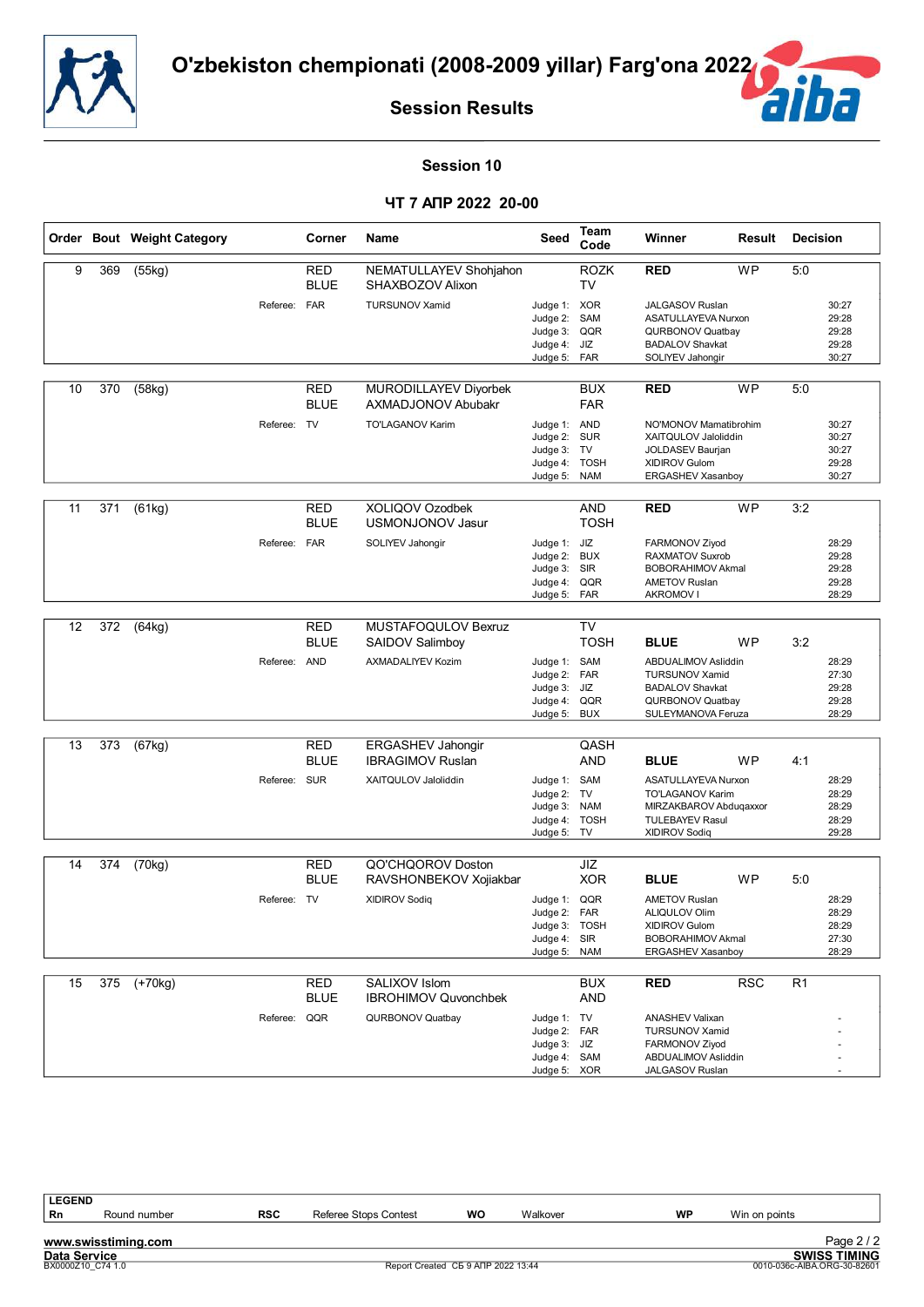# O'zbekiston chempionati (2008-2009 yillar) Farg'ona 2022

## Session Results

### Session 10

**ЧТ 7 АПР 2022 20-00**

| Order | Bout | Weight Category | Corner | Name | Seed | Team Code | Winner | Result | Decision |
|---|---|---|---|---|---|---|---|---|---|
| 9 | 369 | (55kg) | RED | NEMATULLAYEV Shohjahon | | ROZK | **RED** | WP | 5:0 |
| | | | BLUE | SHAXBOZOV Alixon | | TV | | | |
| | | Referee: | FAR | TURSUNOV Xamid | Judge 1: | XOR | JALGASOV Ruslan | | 30:27 |
| | | | | | Judge 2: | SAM | ASATULLAYEVA Nurxon | | 29:28 |
| | | | | | Judge 3: | QQR | QURBONOV Quatbay | | 29:28 |
| | | | | | Judge 4: | JIZ | BADALOV Shavkat | | 29:28 |
| | | | | | Judge 5: | FAR | SOLIYEV Jahongir | | 30:27 |
| 10 | 370 | (58kg) | RED | MURODILLAYEV Diyorbek | | BUX | **RED** | WP | 5:0 |
| | | | BLUE | AXMADJONOV Abubakr | | FAR | | | |
| | | Referee: | TV | TO'LAGANOV Karim | Judge 1: | AND | NO'MONOV Mamatibrohim | | 30:27 |
| | | | | | Judge 2: | SUR | XAITQULOV Jaloliddin | | 30:27 |
| | | | | | Judge 3: | TV | JOLDASEV Baurjan | | 30:27 |
| | | | | | Judge 4: | TOSH | XIDIROV Gulom | | 29:28 |
| | | | | | Judge 5: | NAM | ERGASHEV Xasanboy | | 30:27 |
| 11 | 371 | (61kg) | RED | XOLIQOV Ozodbek | | AND | **RED** | WP | 3:2 |
| | | | BLUE | USMONJONOV Jasur | | TOSH | | | |
| | | Referee: | FAR | SOLIYEV Jahongir | Judge 1: | JIZ | FARMONOV Ziyod | | 28:29 |
| | | | | | Judge 2: | BUX | RAXMATOV Suxrob | | 29:28 |
| | | | | | Judge 3: | SIR | BOBORAHIMOV Akmal | | 29:28 |
| | | | | | Judge 4: | QQR | AMETOV Ruslan | | 29:28 |
| | | | | | Judge 5: | FAR | AKROMOV I | | 28:29 |
| 12 | 372 | (64kg) | RED | MUSTAFOQULOV Bexruz | | TV | | | |
| | | | BLUE | SAIDOV Salimboy | | TOSH | **BLUE** | WP | 3:2 |
| | | Referee: | AND | AXMADALIYEV Kozim | Judge 1: | SAM | ABDUALIMOV Asliddin | | 28:29 |
| | | | | | Judge 2: | FAR | TURSUNOV Xamid | | 27:30 |
| | | | | | Judge 3: | JIZ | BADALOV Shavkat | | 29:28 |
| | | | | | Judge 4: | QQR | QURBONOV Quatbay | | 29:28 |
| | | | | | Judge 5: | BUX | SULEYMANOVA Feruza | | 28:29 |
| 13 | 373 | (67kg) | RED | ERGASHEV Jahongir | | QASH | | | |
| | | | BLUE | IBRAGIMOV Ruslan | | AND | **BLUE** | WP | 4:1 |
| | | Referee: | SUR | XAITQULOV Jaloliddin | Judge 1: | SAM | ASATULLAYEVA Nurxon | | 28:29 |
| | | | | | Judge 2: | TV | TO'LAGANOV Karim | | 28:29 |
| | | | | | Judge 3: | NAM | MIRZAKBAROV Abduqaxxor | | 28:29 |
| | | | | | Judge 4: | TOSH | TULEBAYEV Rasul | | 28:29 |
| | | | | | Judge 5: | TV | XIDIROV Sodiq | | 29:28 |
| 14 | 374 | (70kg) | RED | QO'CHQOROV Doston | | JIZ | | | |
| | | | BLUE | RAVSHONBEKOV Xojiakbar | | XOR | **BLUE** | WP | 5:0 |
| | | Referee: | TV | XIDIROV Sodiq | Judge 1: | QQR | AMETOV Ruslan | | 28:29 |
| | | | | | Judge 2: | FAR | ALIQULOV Olim | | 28:29 |
| | | | | | Judge 3: | TOSH | XIDIROV Gulom | | 28:29 |
| | | | | | Judge 4: | SIR | BOBORAHIMOV Akmal | | 27:30 |
| | | | | | Judge 5: | NAM | ERGASHEV Xasanboy | | 28:29 |
| 15 | 375 | (+70kg) | RED | SALIXOV Islom | | BUX | **RED** | RSC | R1 |
| | | | BLUE | IBROHIMOV Quvonchbek | | AND | | | |
| | | Referee: | QQR | QURBONOV Quatbay | Judge 1: | TV | ANASHEV Valixan | | - |
| | | | | | Judge 2: | FAR | TURSUNOV Xamid | | - |
| | | | | | Judge 3: | JIZ | FARMONOV Ziyod | | - |
| | | | | | Judge 4: | SAM | ABDUALIMOV Asliddin | | - |
| | | | | | Judge 5: | XOR | JALGASOV Ruslan | | - |

**LEGEND**

| Rn | Round number | RSC | Referee Stops Contest | WO | Walkover | WP | Win on points |
|---|---|---|---|---|---|---|---|

www.swisstiming.com
Data Service
BX0000Z10_C74 1.0
Report Created СБ 9 АПР 2022 13:44
SWISS TIMING
0010-036c-AIBA.ORG-30-82601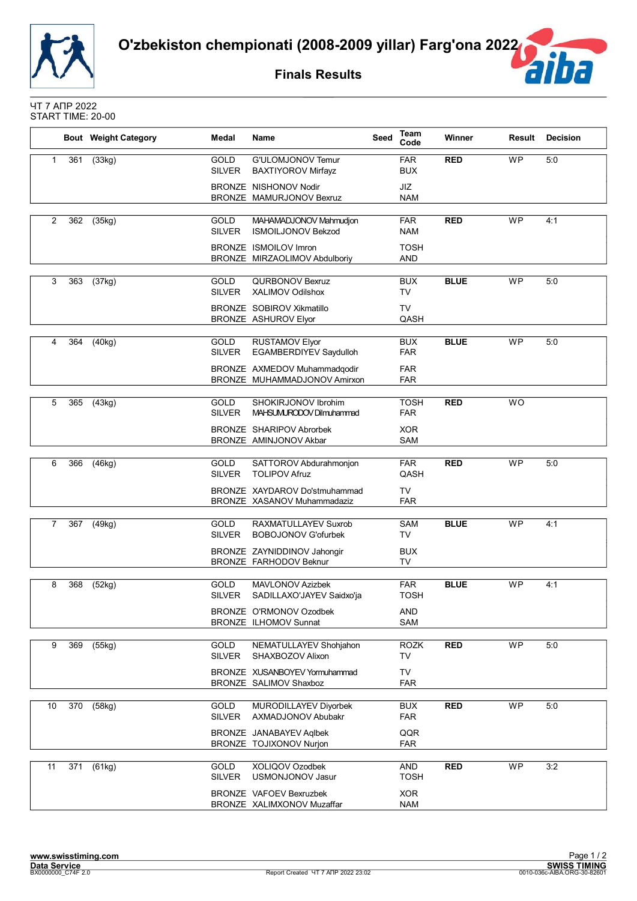# O'zbekiston chempionati (2008-2009 yillar) Farg'ona 2022

## Finals Results

ЧТ 7 АПР 2022
START TIME: 20-00

| | Bout | Weight Category | Medal | Name | Seed | Team Code | Winner | Result | Decision |
|---|---|---|---|---|---|---|---|---|---|
| 1 | 361 | (33kg) | GOLD | G'ULOMJONOV Temur | | FAR | RED | WP | 5:0 |
| | | | SILVER | BAXTIYOROV Mirfayz | | BUX | | | |
| | | | BRONZE | NISHONOV Nodir | | JIZ | | | |
| | | | BRONZE | MAMURJONOV Bexruz | | NAM | | | |
| 2 | 362 | (35kg) | GOLD | MAHAMADJONOV Mahmudjon | | FAR | RED | WP | 4:1 |
| | | | SILVER | ISMOILJONOV Bekzod | | NAM | | | |
| | | | BRONZE | ISMOILOV Imron | | TOSH | | | |
| | | | BRONZE | MIRZAOLIMOV Abdulboriy | | AND | | | |
| 3 | 363 | (37kg) | GOLD | QURBONOV Bexruz | | BUX | BLUE | WP | 5:0 |
| | | | SILVER | XALIMOV Odilshox | | TV | | | |
| | | | BRONZE | SOBIROV Xikmatillo | | TV | | | |
| | | | BRONZE | ASHUROV Elyor | | QASH | | | |
| 4 | 364 | (40kg) | GOLD | RUSTAMOV Elyor | | BUX | BLUE | WP | 5:0 |
| | | | SILVER | EGAMBERDIYEV Saydulloh | | FAR | | | |
| | | | BRONZE | AXMEDOV Muhammadqodir | | FAR | | | |
| | | | BRONZE | MUHAMMADJONOV Amirxon | | FAR | | | |
| 5 | 365 | (43kg) | GOLD | SHOKIRJONOV Ibrohim | | TOSH | RED | WO | |
| | | | SILVER | MAHSUMURODOV Dilmuhammad | | FAR | | | |
| | | | BRONZE | SHARIPOV Abrorbek | | XOR | | | |
| | | | BRONZE | AMINJONOV Akbar | | SAM | | | |
| 6 | 366 | (46kg) | GOLD | SATTOROV Abdurahmonjon | | FAR | RED | WP | 5:0 |
| | | | SILVER | TOLIPOV Afruz | | QASH | | | |
| | | | BRONZE | XAYDAROV Do'stmuhammad | | TV | | | |
| | | | BRONZE | XASANOV Muhammadaziz | | FAR | | | |
| 7 | 367 | (49kg) | GOLD | RAXMATULLAYEV Suxrob | | SAM | BLUE | WP | 4:1 |
| | | | SILVER | BOBOJONOV G'ofurbek | | TV | | | |
| | | | BRONZE | ZAYNIDDINOV Jahongir | | BUX | | | |
| | | | BRONZE | FARHODOV Beknur | | TV | | | |
| 8 | 368 | (52kg) | GOLD | MAVLONOV Azizbek | | FAR | BLUE | WP | 4:1 |
| | | | SILVER | SADILLAXO'JAYEV Saidxo'ja | | TOSH | | | |
| | | | BRONZE | O'RMONOV Ozodbek | | AND | | | |
| | | | BRONZE | ILHOMOV Sunnat | | SAM | | | |
| 9 | 369 | (55kg) | GOLD | NEMATULLAYEV Shohjahon | | ROZK | RED | WP | 5:0 |
| | | | SILVER | SHAXBOZOV Alixon | | TV | | | |
| | | | BRONZE | XUSANBOYEV Yormuhammad | | TV | | | |
| | | | BRONZE | SALIMOV Shaxboz | | FAR | | | |
| 10 | 370 | (58kg) | GOLD | MURODILLAYEV Diyorbek | | BUX | RED | WP | 5:0 |
| | | | SILVER | AXMADJONOV Abubakr | | FAR | | | |
| | | | BRONZE | JANABAYEV Aqlbek | | QQR | | | |
| | | | BRONZE | TOJIXONOV Nurjon | | FAR | | | |
| 11 | 371 | (61kg) | GOLD | XOLIQOV Ozodbek | | AND | RED | WP | 3:2 |
| | | | SILVER | USMONJONOV Jasur | | TOSH | | | |
| | | | BRONZE | VAFOEV Bexruzbek | | XOR | | | |
| | | | BRONZE | XALIMXONOV Muzaffar | | NAM | | | |

www.swisstiming.com
Data Service
BX0000000_C74F 2.0
Report Created ЧТ 7 АПР 2022 23:02
SWISS TIMING
0010-036c-AIBA.ORG-30-82601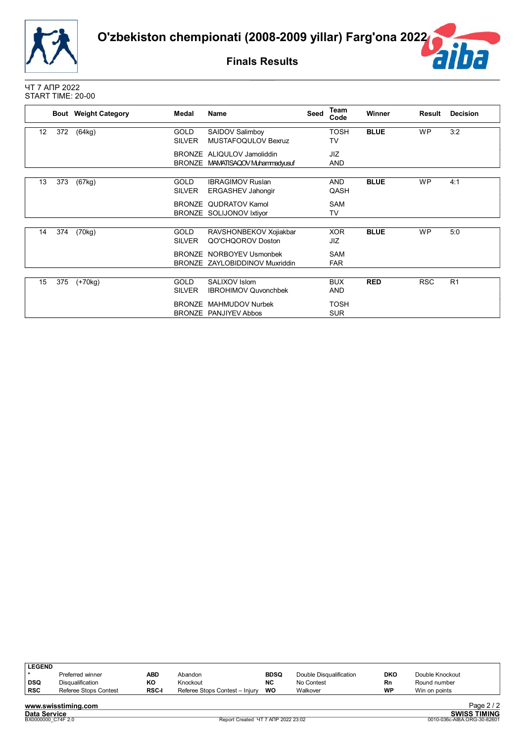# O'zbekiston chempionati (2008-2009 yillar) Farg'ona 2022

## Finals Results

ЧТ 7 АПР 2022
START TIME: 20-00

| | Bout | Weight Category | Medal | Name | Seed | Team Code | Winner | Result | Decision |
|---|---|---|---|---|---|---|---|---|---|
| 12 | 372 | (64kg) | GOLD | SAIDOV Salimboy | | TOSH | **BLUE** | WP | 3:2 |
| | | | SILVER | MUSTAFOQULOV Bexruz | | TV | | | |
| | | | BRONZE | ALIQULOV Jamoliddin | | JIZ | | | |
| | | | BRONZE | MAMATISAQOV Muhammadyusuf | | AND | | | |
| 13 | 373 | (67kg) | GOLD | IBRAGIMOV Ruslan | | AND | **BLUE** | WP | 4:1 |
| | | | SILVER | ERGASHEV Jahongir | | QASH | | | |
| | | | BRONZE | QUDRATOV Kamol | | SAM | | | |
| | | | BRONZE | SOLIJONOV Ixtiyor | | TV | | | |
| 14 | 374 | (70kg) | GOLD | RAVSHONBEKOV Xojiakbar | | XOR | **BLUE** | WP | 5:0 |
| | | | SILVER | QO'CHQOROV Doston | | JIZ | | | |
| | | | BRONZE | NORBOYEV Usmonbek | | SAM | | | |
| | | | BRONZE | ZAYLOBIDDINOV Muxriddin | | FAR | | | |
| 15 | 375 | (+70kg) | GOLD | SALIXOV Islom | | BUX | **RED** | RSC | R1 |
| | | | SILVER | IBROHIMOV Quvonchbek | | AND | | | |
| | | | BRONZE | MAHMUDOV Nurbek | | TOSH | | | |
| | | | BRONZE | PANJIYEV Abbos | | SUR | | | |

**LEGEND**

| | | | | | | | |
|---|---|---|---|---|---|---|---|
| * | Preferred winner | ABD | Abandon | BDSQ | Double Disqualification | DKO | Double Knockout |
| DSQ | Disqualification | KO | Knockout | NC | No Contest | Rn | Round number |
| RSC | Referee Stops Contest | RSC-I | Referee Stops Contest – Injury | WO | Walkover | WP | Win on points |

www.swisstiming.com
Data Service
BX0000000_C74F 2.0
Report Created ЧТ 7 АПР 2022 23:02
SWISS TIMING
0010-036c-AIBA.ORG-30-82601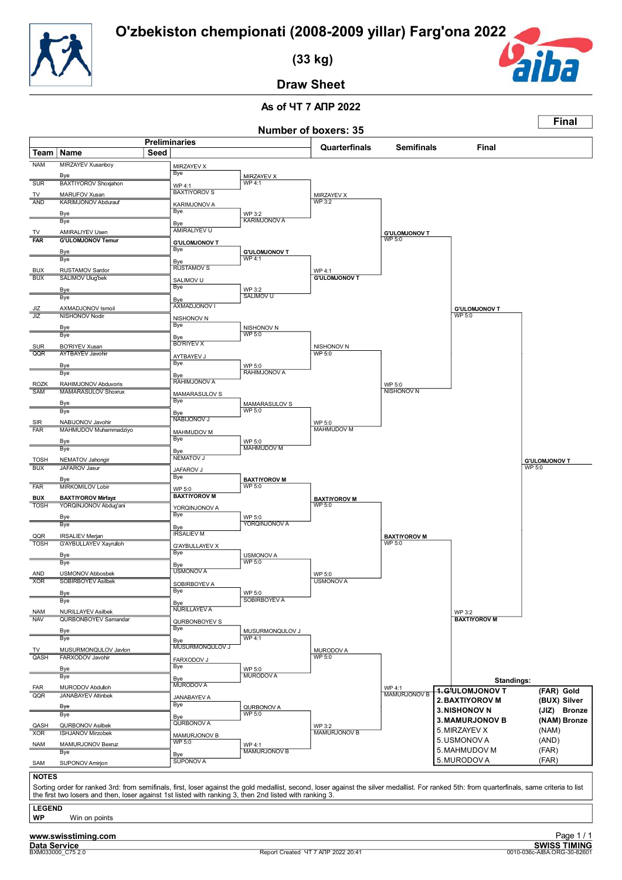# O'zbekiston chempionati (2008-2009 yillar) Farg'ona 2022

## (33 kg)

## Draw Sheet

As of ЧТ 7 АПР 2022

**Final**

Number of boxers: 35

| Team | Name | Seed | Preliminaries | | Quarterfinals | Semifinals | Final |
|---|---|---|---|---|---|---|---|
| NAM | MIRZAYEV Xusanboy | | MIRZAYEV X | | | | |
| | Bye | | Bye | MIRZAYEV X | | | |
| SUR | BAXTIYOROV Shoxjahon | | WP 4:1 | WP 4:1 | | | |
| TV | MARUFOV Xusan | | BAXTIYOROV S | | MIRZAYEV X | | |
| AND | KARIMJONOV Abdurauf | | KARIMJONOV A | | WP 3:2 | | |
| | Bye | | Bye | WP 3:2 | | | |
| | Bye | | Bye | KARIMJONOV A | | | |
| TV | AMIRALIYEV Usen | | AMIRALIYEV U | | | G'ULOMJONOV T | |
| FAR | **G'ULOMJONOV Temur** | | **G'ULOMJONOV T** | | | WP 5:0 | |
| | Bye | | Bye | **G'ULOMJONOV T** | | | |
| | Bye | | Bye | WP 4:1 | | | |
| BUX | RUSTAMOV Sardor | | RUSTAMOV S | | WP 4:1 | | |
| BUX | SALIMOV Ulug'bek | | SALIMOV U | | **G'ULOMJONOV T** | | |
| | Bye | | Bye | WP 3:2 | | | |
| | Bye | | Bye | SALIMOV U | | | |
| JIZ | AXMADJONOV Ismoil | | AXMADJONOV I | | | | **G'ULOMJONOV T** |
| JIZ | NISHONOV Nodir | | NISHONOV N | | | | WP 5:0 |
| | Bye | | Bye | NISHONOV N | | | |
| | Bye | | Bye | WP 5:0 | | | |
| SUR | BO'RIYEV Xusan | | BO'RIYEV X | | NISHONOV N | | |
| QQR | AYTBAYEV Javohir | | AYTBAYEV J | | WP 5:0 | | |
| | Bye | | Bye | WP 5:0 | | | |
| | Bye | | Bye | RAHIMJONOV A | | | |
| ROZK | RAHIMJONOV Abduvoris | | RAHIMJONOV A | | | WP 5:0 | |
| SAM | MAMARASULOV Shoxrux | | MAMARASULOV S | | | NISHONOV N | |
| | Bye | | Bye | MAMARASULOV S | | | |
| | Bye | | Bye | WP 5:0 | | | |
| SIR | NABIJONOV Javohir | | NABIJONOV J | | WP 5:0 | | |
| FAR | MAHMUDOV Muhammadziyo | | MAHMUDOV M | | MAHMUDOV M | | |
| | Bye | | Bye | WP 5:0 | | | |
| | Bye | | Bye | MAHMUDOV M | | | |
| TOSH | NEMATOV Jahongir | | NEMATOV J | | | | |
| BUX | JAFAROV Jasur | | JAFAROV J | | | | |
| | Bye | | Bye | **BAXTIYOROV M** | | | |
| FAR | MIRKOMILOV Lobir | | WP 5:0 | WP 5:0 | | | |
| BUX | **BAXTIYOROV Mirfayz** | | **BAXTIYOROV M** | | **BAXTIYOROV M** | | |
| TOSH | YORQINJONOV Abdug'ani | | YORQINJONOV A | | WP 5:0 | | |
| | Bye | | Bye | WP 5:0 | | | |
| | Bye | | Bye | YORQINJONOV A | | | |
| QQR | IRSALIEV Merjan | | IRSALIEV M | | | **BAXTIYOROV M** | |
| TOSH | G'AYBULLAYEV Xayrulloh | | G'AYBULLAYEV X | | | WP 5:0 | |
| | Bye | | Bye | USMONOV A | | | |
| | Bye | | Bye | WP 5:0 | | | |
| AND | USMONOV Abbosbek | | USMONOV A | | WP 5:0 | | |
| XOR | SOBIRBOYEV Asilbek | | SOBIRBOYEV A | | USMONOV A | | |
| | Bye | | Bye | WP 5:0 | | | |
| | Bye | | Bye | SOBIRBOYEV A | | | |
| NAM | NURILLAYEV Asilbek | | NURILLAYEV A | | | | WP 3:2 |
| NAV | QURBONBOYEV Samandar | | QURBONBOYEV S | | | | **BAXTIYOROV M** |
| | Bye | | Bye | MUSURMONQULOV J | | | |
| | Bye | | Bye | WP 4:1 | | | |
| TV | MUSURMONQULOV Javlon | | MUSURMONQULOV J | | MURODOV A | | |
| QASH | FARXODOV Javohir | | FARXODOV J | | WP 5:0 | | |
| | Bye | | Bye | WP 5:0 | | | |
| | Bye | | Bye | MURODOV A | | | |
| FAR | MURODOV Abdulloh | | MURODOV A | | | WP 4:1 | |
| QQR | JANABAYEV Altinbek | | JANABAYEV A | | | MAMURJONOV B | |
| | Bye | | Bye | QURBONOV A | | | |
| | Bye | | Bye | WP 5:0 | | | |
| QASH | QURBONOV Asilbek | | QURBONOV A | | WP 3:2 | | |
| XOR | ISHJANOV Mirzobek | | MAMURJONOV B | | MAMURJONOV B | | |
| NAM | MAMURJONOV Bexruz | | WP 5:0 | WP 4:1 | | | |
| | Bye | | Bye | MAMURJONOV B | | | |
| SAM | SUPONOV Amirjon | | SUPONOV A | | | | |

Winner: **G'ULOMJONOV T** WP 5:0

**Standings:**

| Rank | Name | Team |
|---|---|---|
| 1. | **G'ULOMJONOV T** | **(FAR) Gold** |
| 2. | **BAXTIYOROV M** | **(BUX) Silver** |
| 3. | **NISHONOV N** | **(JIZ) Bronze** |
| 3. | **MAMURJONOV B** | **(NAM) Bronze** |
| 5. | MIRZAYEV X | (NAM) |
| 5. | USMONOV A | (AND) |
| 5. | MAHMUDOV M | (FAR) |
| 5. | MURODOV A | (FAR) |

**NOTES**

Sorting order for ranked 3rd: from semifinals, first, loser against the gold medallist, second, loser against the silver medallist. For ranked 5th: from quarterfinals, same criteria to list the first two losers and then, loser against 1st listed with ranking 3, then 2nd listed with ranking 3.

**LEGEND**

**WP** Win on points

www.swisstiming.com

Data Service — SWISS TIMING

BXM033000_C75 2.0 — Report Created ЧТ 7 АПР 2022 20:41 — 0010-036c-AIBA.ORG-30-82601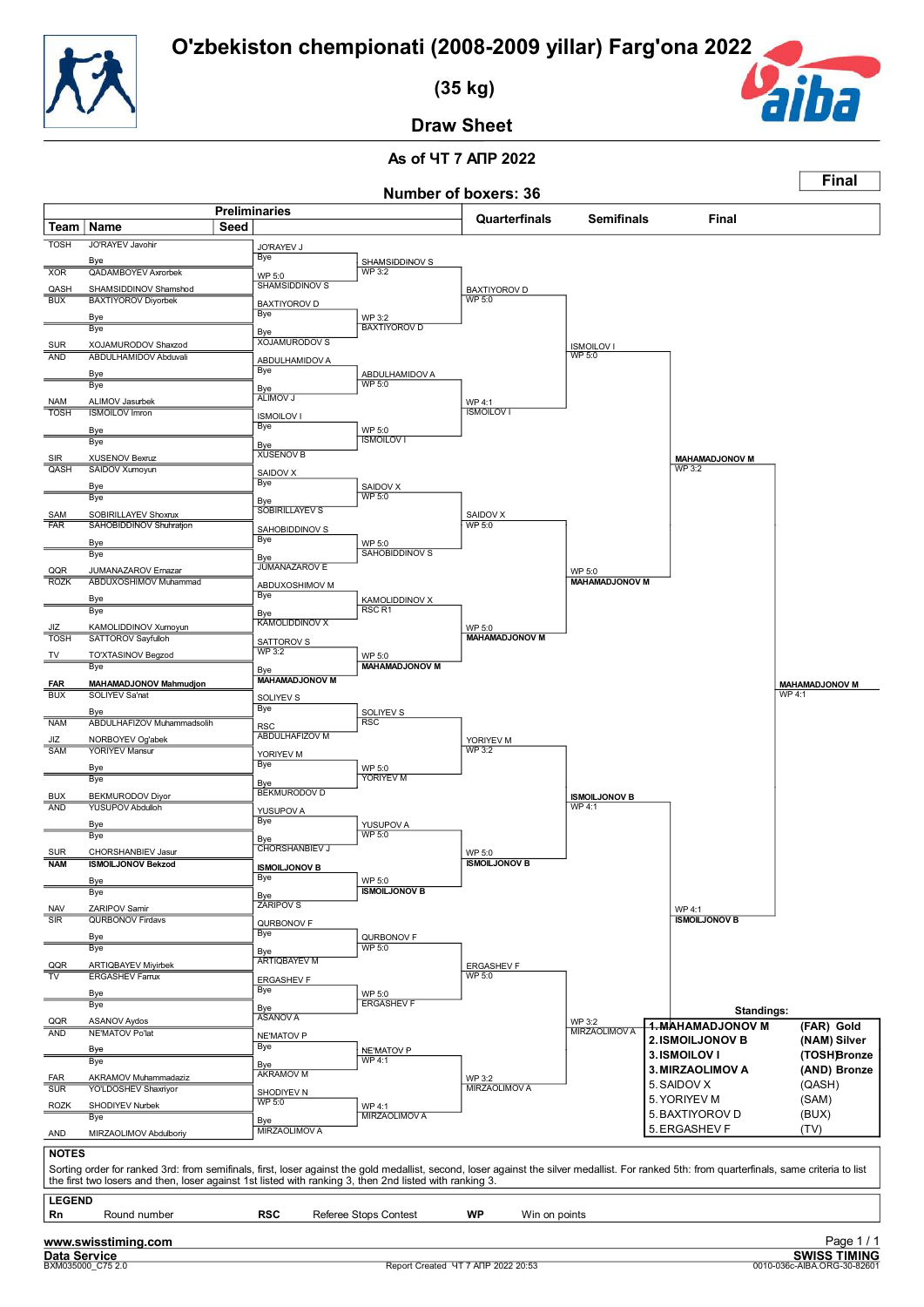# O'zbekiston chempionati (2008-2009 yillar) Farg'ona 2022

## (35 kg)

## Draw Sheet

As of ЧТ 7 АПР 2022

**Final**

Number of boxers: 36

| Team | Name | Seed |
|---|---|---|
| TOSH | JO'RAYEV Javohir | |
| | Bye | |
| XOR | QADAMBOYEV Axrorbek | |
| QASH | SHAMSIDDINOV Shamshod | |
| BUX | BAXTIYOROV Diyorbek | |
| | Bye | |
| | Bye | |
| SUR | XOJAMURODOV Shaxzod | |
| AND | ABDULHAMIDOV Abduvali | |
| | Bye | |
| | Bye | |
| NAM | ALIMOV Jasurbek | |
| TOSH | ISMOILOV Imron | |
| | Bye | |
| | Bye | |
| SIR | XUSENOV Bexruz | |
| QASH | SAIDOV Xumoyun | |
| | Bye | |
| | Bye | |
| SAM | SOBIRILLAYEV Shoxrux | |
| FAR | SAHOBIDDINOV Shuhratjon | |
| | Bye | |
| | Bye | |
| QQR | JUMANAZAROV Ernazar | |
| ROZK | ABDUXOSHIMOV Muhammad | |
| | Bye | |
| | Bye | |
| JIZ | KAMOLIDDINOV Xumoyun | |
| TOSH | SATTOROV Sayfulloh | |
| TV | TO'XTASINOV Begzod | |
| | Bye | |
| FAR | MAHAMADJONOV Mahmudjon | |
| BUX | SOLIYEV Sa'nat | |
| | Bye | |
| NAM | ABDULHAFIZOV Muhammadsolih | |
| JIZ | NORBOYEV Og'abek | |
| SAM | YORIYEV Mansur | |
| | Bye | |
| | Bye | |
| BUX | BEKMURODOV Diyor | |
| AND | YUSUPOV Abdulloh | |
| | Bye | |
| | Bye | |
| SUR | CHORSHANBIEV Jasur | |
| NAM | ISMOILJONOV Bekzod | |
| | Bye | |
| | Bye | |
| NAV | ZARIPOV Samir | |
| SIR | QURBONOV Firdavs | |
| | Bye | |
| | Bye | |
| QQR | ARTIQBAYEV Miyirbek | |
| TV | ERGASHEV Farrux | |
| | Bye | |
| | Bye | |
| QQR | ASANOV Aydos | |
| AND | NE'MATOV Po'lat | |
| | Bye | |
| | Bye | |
| FAR | AKRAMOV Muhammadaziz | |
| SUR | YO'LDOSHEV Shaxriyor | |
| ROZK | SHODIYEV Nurbek | |
| | Bye | |
| AND | MIRZAOLIMOV Abdulboriy | |

**Preliminaries**

- JO'RAYEV J – Bye
- SHAMSIDDINOV S – WP 5:0 (vs QADAMBOYEV A)
- BAXTIYOROV D – Bye
- XOJAMURODOV S – Bye
- ABDULHAMIDOV A – Bye
- ALIMOV J – Bye
- ISMOILOV I – Bye
- XUSENOV B – Bye
- SAIDOV X – Bye
- SOBIRILLAYEV S – Bye
- SAHOBIDDINOV S – Bye
- JUMANAZAROV E – Bye
- ABDUXOSHIMOV M – Bye
- KAMOLIDDINOV X – Bye
- SATTOROV S – WP 3:2
- MAHAMADJONOV M – Bye
- SOLIYEV S – Bye
- ABDULHAFIZOV M – RSC
- YORIYEV M – Bye
- BEKMURODOV D – Bye
- YUSUPOV A – Bye
- CHORSHANBIEV J – Bye
- ISMOILJONOV B – Bye
- ZARIPOV S – Bye
- QURBONOV F – Bye
- ARTIQBAYEV M – Bye
- ERGASHEV F – Bye
- ASANOV A – Bye
- NE'MATOV P – Bye
- AKRAMOV M – Bye
- SHODIYEV N – WP 5:0
- MIRZAOLIMOV A – Bye

**Round of 16**

- SHAMSIDDINOV S – WP 3:2
- BAXTIYOROV D – WP 3:2
- ABDULHAMIDOV A – WP 5:0
- ISMOILOV I – WP 5:0
- SAIDOV X – WP 5:0
- SAHOBIDDINOV S – WP 5:0
- KAMOLIDDINOV X – RSC R1
- MAHAMADJONOV M – WP 5:0
- SOLIYEV S – RSC
- YORIYEV M – WP 5:0
- YUSUPOV A – WP 5:0
- ISMOILJONOV B – WP 5:0
- QURBONOV F – WP 5:0
- ERGASHEV F – WP 5:0
- NE'MATOV P – WP 4:1
- MIRZAOLIMOV A – WP 4:1

**Quarterfinals**

- BAXTIYOROV D – WP 5:0
- ISMOILOV I – WP 4:1
- SAIDOV X – WP 5:0
- MAHAMADJONOV M – WP 5:0
- YORIYEV M – WP 3:2
- ISMOILJONOV B – WP 5:0
- ERGASHEV F – WP 5:0
- MIRZAOLIMOV A – WP 3:2

**Semifinals**

- ISMOILOV I – WP 5:0
- MAHAMADJONOV M – WP 5:0
- ISMOILJONOV B – WP 4:1
- MIRZAOLIMOV A – WP 3:2

**Final**

- MAHAMADJONOV M – WP 3:2
- ISMOILJONOV B – WP 4:1

**Winner:** MAHAMADJONOV M – WP 4:1

**Standings:**

| | Name | Team | Medal |
|---|---|---|---|
| 1. | MAHAMADJONOV M | (FAR) | Gold |
| 2. | ISMOILJONOV B | (NAM) | Silver |
| 3. | ISMOILOV I | (TOSH) | Bronze |
| 3. | MIRZAOLIMOV A | (AND) | Bronze |
| 5. | SAIDOV X | (QASH) | |
| 5. | YORIYEV M | (SAM) | |
| 5. | BAXTIYOROV D | (BUX) | |
| 5. | ERGASHEV F | (TV) | |

**NOTES**

Sorting order for ranked 3rd: from semifinals, first, loser against the gold medallist, second, loser against the silver medallist. For ranked 5th: from quarterfinals, same criteria to list the first two losers and then, loser against 1st listed with ranking 3, then 2nd listed with ranking 3.

**LEGEND**

| | | | | | |
|---|---|---|---|---|---|
| **Rn** | Round number | **RSC** | Referee Stops Contest | **WP** | Win on points |

www.swisstiming.com

Data Service — SWISS TIMING

BXM035000_C75 2.0 — Report Created ЧТ 7 АПР 2022 20:53 — 0010-036c-AIBA.ORG-30-82601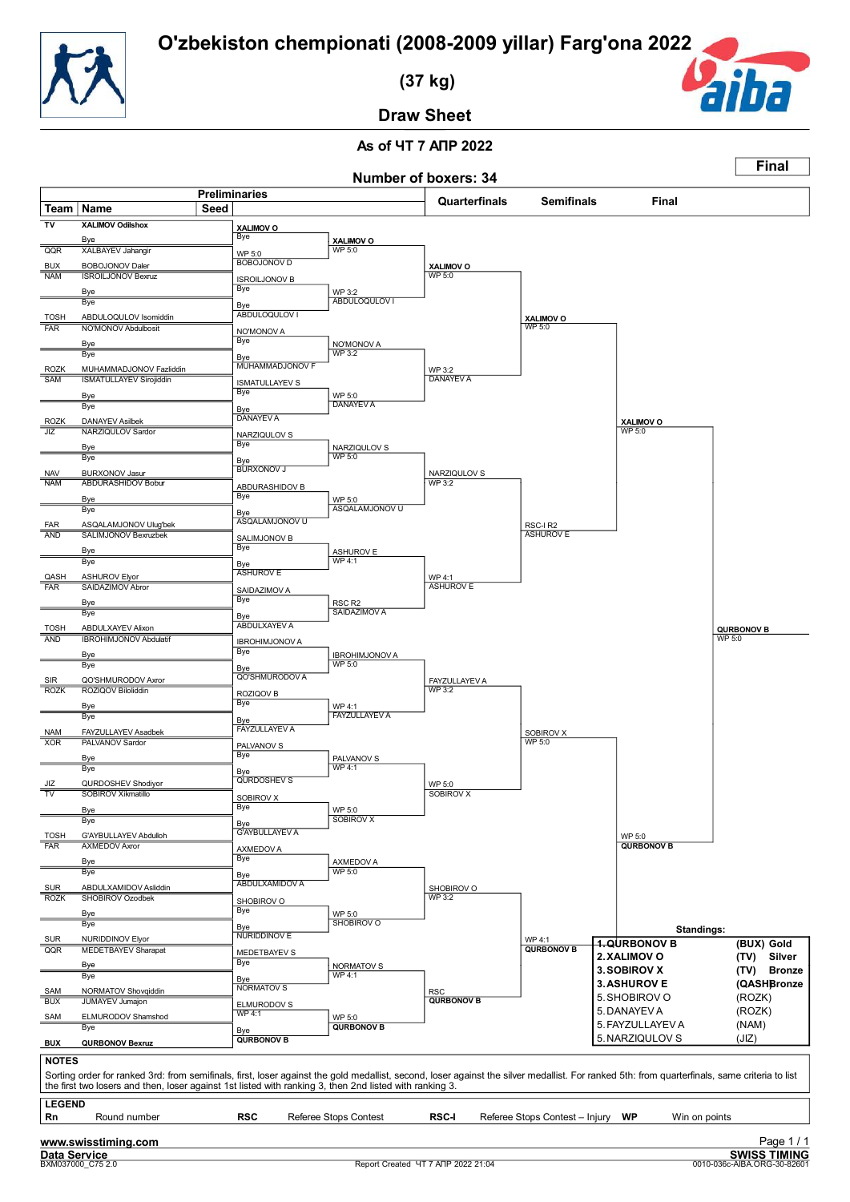# O'zbekiston chempionati (2008-2009 yillar) Farg'ona 2022

## (37 kg)

## Draw Sheet

**As of ЧТ 7 АПР 2022**

**Number of boxers: 34**

**Final**

### Preliminaries

| Team | Name | Seed |
|---|---|---|
| TV | XALIMOV Odilshox | |
| | Bye | |
| QQR | XALBAYEV Jahangir | |
| BUX | BOBOJONOV Daler | |
| NAM | ISROILJONOV Bexruz | |
| | Bye | |
| | Bye | |
| TOSH | ABDULOQULOV Isomiddin | |
| FAR | NO'MONOV Abdulbosit | |
| | Bye | |
| | Bye | |
| ROZK | MUHAMMADJONOV Fazliddin | |
| SAM | ISMATULLAYEV Sirojiddin | |
| | Bye | |
| | Bye | |
| ROZK | DANAYEV Asilbek | |
| JIZ | NARZIQULOV Sardor | |
| | Bye | |
| | Bye | |
| NAV | BURXONOV Jasur | |
| NAM | ABDURASHIDOV Bobur | |
| | Bye | |
| | Bye | |
| FAR | ASQALAMJONOV Ulug'bek | |
| AND | SALIMJONOV Bexruzbek | |
| | Bye | |
| | Bye | |
| QASH | ASHUROV Elyor | |
| FAR | SAIDAZIMOV Abror | |
| | Bye | |
| | Bye | |
| TOSH | ABDULXAYEV Alixon | |
| AND | IBROHIMJONOV Abdulatif | |
| | Bye | |
| | Bye | |
| SIR | QO'SHMURODOV Axror | |
| ROZK | ROZIQOV Biloliddin | |
| | Bye | |
| | Bye | |
| NAM | FAYZULLAYEV Asadbek | |
| XOR | PALVANOV Sardor | |
| | Bye | |
| | Bye | |
| JIZ | QURDOSHEV Shodiyor | |
| TV | SOBIROV Xikmatillo | |
| | Bye | |
| | Bye | |
| TOSH | G'AYBULLAYEV Abdulloh | |
| FAR | AXMEDOV Axror | |
| | Bye | |
| | Bye | |
| SUR | ABDULXAMIDOV Asliddin | |
| ROZK | SHOBIROV Ozodbek | |
| | Bye | |
| | Bye | |
| SUR | NURIDDINOV Elyor | |
| QQR | MEDETBAYEV Sharapat | |
| | Bye | |
| | Bye | |
| SAM | NORMATOV Shovqiddin | |
| BUX | JUMAYEV Jumajon | |
| SAM | ELMURODOV Shamshod | |
| | Bye | |
| BUX | QURBONOV Bexruz | |

### Preliminaries (results)

- XALIMOV O — Bye
- BOBOJONOV D — WP 5:0
- ISROILJONOV B — Bye
- ABDULOQULOV I — Bye
- NO'MONOV A — Bye
- MUHAMMADJONOV F — Bye
- ISMATULLAYEV S — Bye
- DANAYEV A — Bye
- NARZIQULOV S — Bye
- BURXONOV J — Bye
- ABDURASHIDOV B — Bye
- ASQALAMJONOV U — Bye
- SALIMJONOV B — Bye
- ASHUROV E — Bye
- SAIDAZIMOV A — Bye
- ABDULXAYEV A — Bye
- IBROHIMJONOV A — Bye
- QO'SHMURODOV A — Bye
- ROZIQOV B — Bye
- FAYZULLAYEV A — Bye
- PALVANOV S — Bye
- QURDOSHEV S — Bye
- SOBIROV X — Bye
- G'AYBULLAYEV A — Bye
- AXMEDOV A — Bye
- ABDULXAMIDOV A — Bye
- SHOBIROV O — Bye
- NURIDDINOV E — Bye
- MEDETBAYEV S — Bye
- NORMATOV S — Bye
- ELMURODOV S — WP 4:1
- QURBONOV B — Bye

### Round of 16

- XALIMOV O — WP 5:0
- ABDULOQULOV I — WP 3:2
- NO'MONOV A — WP 3:2
- DANAYEV A — WP 5:0
- NARZIQULOV S — WP 5:0
- ASQALAMJONOV U — WP 5:0
- ASHUROV E — WP 4:1
- SAIDAZIMOV A — RSC R2
- IBROHIMJONOV A — WP 5:0
- FAYZULLAYEV A — WP 4:1
- PALVANOV S — WP 4:1
- SOBIROV X — WP 5:0
- AXMEDOV A — WP 5:0
- SHOBIROV O — WP 5:0
- NORMATOV S — WP 4:1
- QURBONOV B — WP 5:0

### Quarterfinals

- XALIMOV O — WP 5:0
- DANAYEV A — WP 3:2
- NARZIQULOV S — WP 3:2
- ASHUROV E — WP 4:1
- FAYZULLAYEV A — WP 3:2
- SOBIROV X — WP 5:0
- SHOBIROV O — WP 3:2
- QURBONOV B — RSC

### Semifinals

- XALIMOV O — WP 5:0
- ASHUROV E — RSC-I R2
- SOBIROV X — WP 5:0
- QURBONOV B — WP 4:1

### Final

- XALIMOV O — WP 5:0
- QURBONOV B — WP 5:0

**Winner: QURBONOV B — WP 5:0**

### Standings

| Rank | Name | Team | Medal |
|---|---|---|---|
| 1. | QURBONOV B | (BUX) | Gold |
| 2. | XALIMOV O | (TV) | Silver |
| 3. | SOBIROV X | (TV) | Bronze |
| 3. | ASHUROV E | (QASH) | Bronze |
| 5. | SHOBIROV O | (ROZK) | |
| 5. | DANAYEV A | (ROZK) | |
| 5. | FAYZULLAYEV A | (NAM) | |
| 5. | NARZIQULOV S | (JIZ) | |

### NOTES

Sorting order for ranked 3rd: from semifinals, first, loser against the gold medallist, second, loser against the silver medallist. For ranked 5th: from quarterfinals, same criteria to list the first two losers and then, loser against 1st listed with ranking 3, then 2nd listed with ranking 3.

### LEGEND

| Rn | Round number | RSC | Referee Stops Contest | RSC-I | Referee Stops Contest – Injury | WP | Win on points |
|---|---|---|---|---|---|---|---|

www.swisstiming.com

Data Service — SWISS TIMING

BXM037000_C75 2.0 — Report Created ЧТ 7 АПР 2022 21:04 — 0010-036c-AIBA.ORG-30-82601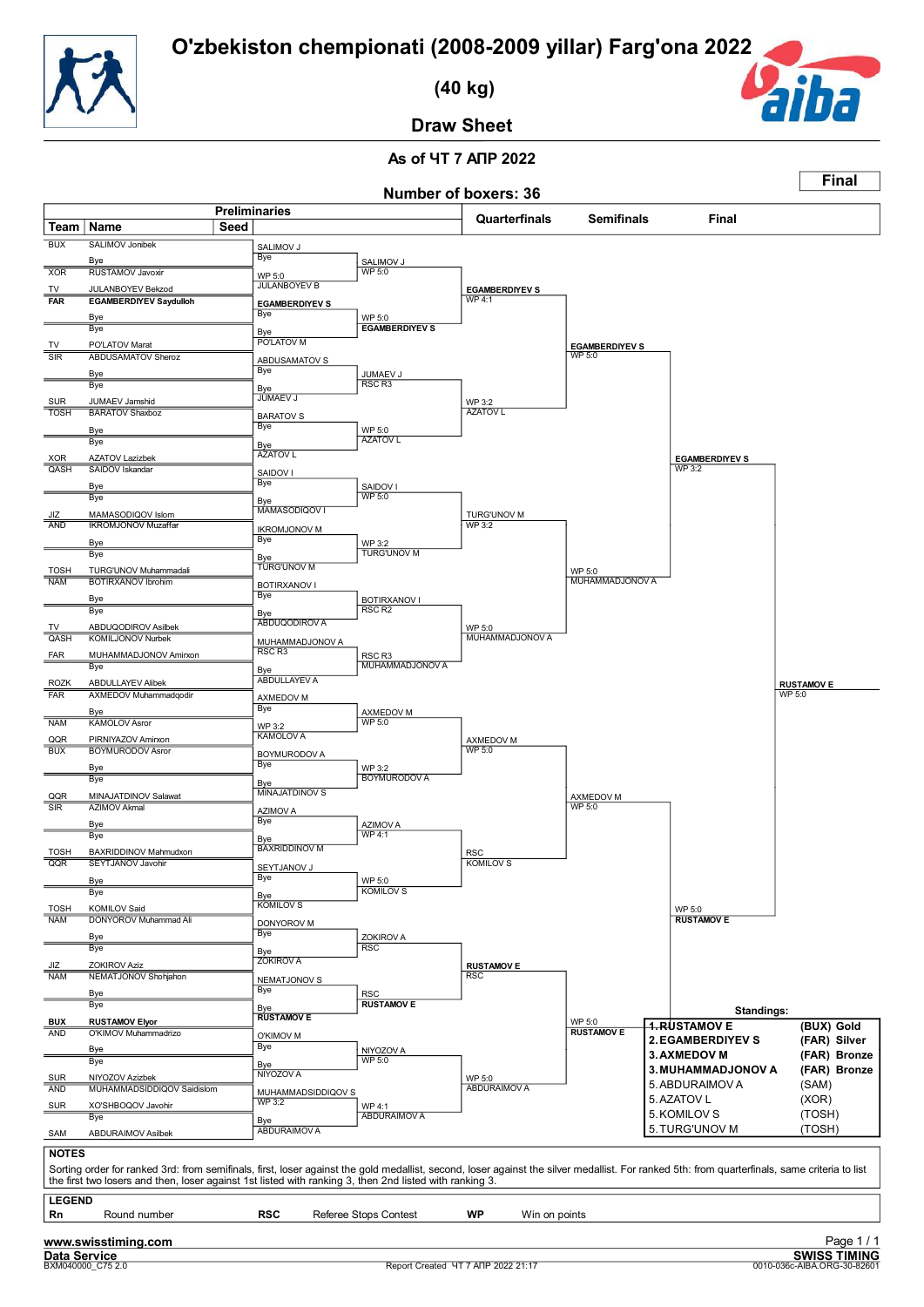# O'zbekiston chempionati (2008-2009 yillar) Farg'ona 2022

## (40 kg)

## Draw Sheet

As of ЧТ 7 АПР 2022

Number of boxers: 36

**Final**

### Preliminaries

| Team | Name | Seed |
|---|---|---|
| BUX | SALIMOV Jonibek | |
| | Bye | |
| XOR | RUSTAMOV Javoxir | |
| TV | JULANBOYEV Bekzod | |
| FAR | **EGAMBERDIYEV Saydulloh** | |
| | Bye | |
| | Bye | |
| TV | PO'LATOV Marat | |
| SIR | ABDUSAMATOV Sheroz | |
| | Bye | |
| | Bye | |
| SUR | JUMAEV Jamshid | |
| TOSH | BARATOV Shaxboz | |
| | Bye | |
| | Bye | |
| XOR | AZATOV Lazizbek | |
| QASH | SAIDOV Iskandar | |
| | Bye | |
| | Bye | |
| JIZ | MAMASODIQOV Islom | |
| AND | IKROMJONOV Muzaffar | |
| | Bye | |
| | Bye | |
| TOSH | TURG'UNOV Muhammadali | |
| NAM | BOTIRXANOV Ibrohim | |
| | Bye | |
| | Bye | |
| TV | ABDUQODIROV Asilbek | |
| QASH | KOMILJONOV Nurbek | |
| FAR | MUHAMMADJONOV Amirxon | |
| | Bye | |
| ROZK | ABDULLAYEV Alibek | |
| FAR | AXMEDOV Muhammadqodir | |
| | Bye | |
| NAM | KAMOLOV Asror | |
| QQR | PIRNIYAZOV Amirxon | |
| BUX | BOYMURODOV Asror | |
| | Bye | |
| | Bye | |
| QQR | MINAJATDINOV Salawat | |
| SIR | AZIMOV Akmal | |
| | Bye | |
| | Bye | |
| TOSH | BAXRIDDINOV Mahmudxon | |
| QQR | SEYTJANOV Javohir | |
| | Bye | |
| | Bye | |
| TOSH | KOMILOV Said | |
| NAM | DONYOROV Muhammad Ali | |
| | Bye | |
| | Bye | |
| JIZ | ZOKIROV Aziz | |
| NAM | NEMATJONOV Shohjahon | |
| | Bye | |
| | Bye | |
| BUX | **RUSTAMOV Elyor** | |
| AND | O'KIMOV Muhammadrizo | |
| | Bye | |
| | Bye | |
| SUR | NIYOZOV Azizbek | |
| AND | MUHAMMADSIDDIQOV Saidislom | |
| SUR | XO'SHBOQOV Javohir | |
| | Bye | |
| SAM | ABDURAIMOV Asilbek | |

### Preliminaries (second round)

| Bout | Winner / Result |
|---|---|
| SALIMOV J – Bye | SALIMOV J |
| RUSTAMOV J – JULANBOYEV B | WP 5:0 JULANBOYEV B |
| EGAMBERDIYEV S – Bye | EGAMBERDIYEV S |
| Bye – PO'LATOV M | PO'LATOV M |
| ABDUSAMATOV S – Bye | ABDUSAMATOV S |
| Bye – JUMAEV J | JUMAEV J |
| BARATOV S – Bye | BARATOV S |
| Bye – AZATOV L | AZATOV L |
| SAIDOV I – Bye | SAIDOV I |
| Bye – MAMASODIQOV I | MAMASODIQOV I |
| IKROMJONOV M – Bye | IKROMJONOV M |
| Bye – TURG'UNOV M | TURG'UNOV M |
| BOTIRXANOV I – Bye | BOTIRXANOV I |
| Bye – ABDUQODIROV A | ABDUQODIROV A |
| KOMILJONOV N – MUHAMMADJONOV A | RSC R3 MUHAMMADJONOV A |
| Bye – ABDULLAYEV A | ABDULLAYEV A |
| AXMEDOV M – Bye | AXMEDOV M |
| KAMOLOV A – PIRNIYAZOV A | WP 3:2 KAMOLOV A |
| BOYMURODOV A – Bye | BOYMURODOV A |
| Bye – MINAJATDINOV S | MINAJATDINOV S |
| AZIMOV A – Bye | AZIMOV A |
| Bye – BAXRIDDINOV M | BAXRIDDINOV M |
| SEYTJANOV J – Bye | SEYTJANOV J |
| Bye – KOMILOV S | KOMILOV S |
| DONYOROV M – Bye | DONYOROV M |
| Bye – ZOKIROV A | ZOKIROV A |
| NEMATJONOV S – Bye | NEMATJONOV S |
| Bye – RUSTAMOV E | RUSTAMOV E |
| O'KIMOV M – Bye | O'KIMOV M |
| Bye – NIYOZOV A | NIYOZOV A |
| MUHAMMADSIDDIQOV S – XO'SHBOQOV J | WP 3:2 MUHAMMADSIDDIQOV S |
| Bye – ABDURAIMOV A | ABDURAIMOV A |

### Preliminaries (third round)

| Bout | Winner / Result |
|---|---|
| SALIMOV J – JULANBOYEV B | SALIMOV J WP 5:0 |
| EGAMBERDIYEV S – PO'LATOV M | WP 5:0 EGAMBERDIYEV S |
| ABDUSAMATOV S – JUMAEV J | JUMAEV J RSC R3 |
| BARATOV S – AZATOV L | WP 5:0 AZATOV L |
| SAIDOV I – MAMASODIQOV I | SAIDOV I WP 5:0 |
| IKROMJONOV M – TURG'UNOV M | WP 3:2 TURG'UNOV M |
| BOTIRXANOV I – ABDUQODIROV A | BOTIRXANOV I RSC R2 |
| MUHAMMADJONOV A – ABDULLAYEV A | RSC R3 MUHAMMADJONOV A |
| AXMEDOV M – KAMOLOV A | AXMEDOV M WP 5:0 |
| BOYMURODOV A – MINAJATDINOV S | WP 3:2 BOYMURODOV A |
| AZIMOV A – BAXRIDDINOV M | AZIMOV A WP 4:1 |
| SEYTJANOV J – KOMILOV S | WP 5:0 KOMILOV S |
| DONYOROV M – ZOKIROV A | ZOKIROV A RSC |
| NEMATJONOV S – RUSTAMOV E | RSC RUSTAMOV E |
| O'KIMOV M – NIYOZOV A | NIYOZOV A WP 5:0 |
| MUHAMMADSIDDIQOV S – ABDURAIMOV A | WP 4:1 ABDURAIMOV A |

### Quarterfinals

| Bout | Winner / Result |
|---|---|
| SALIMOV J – EGAMBERDIYEV S | EGAMBERDIYEV S WP 4:1 |
| JUMAEV J – AZATOV L | WP 3:2 AZATOV L |
| SAIDOV I – TURG'UNOV M | TURG'UNOV M WP 3:2 |
| BOTIRXANOV I – MUHAMMADJONOV A | WP 5:0 MUHAMMADJONOV A |
| AXMEDOV M – BOYMURODOV A | AXMEDOV M WP 5:0 |
| AZIMOV A – KOMILOV S | RSC KOMILOV S |
| ZOKIROV A – RUSTAMOV E | RUSTAMOV E RSC |
| NIYOZOV A – ABDURAIMOV A | WP 5:0 ABDURAIMOV A |

### Semifinals

| Bout | Winner / Result |
|---|---|
| EGAMBERDIYEV S – AZATOV L | EGAMBERDIYEV S WP 5:0 |
| TURG'UNOV M – MUHAMMADJONOV A | WP 5:0 MUHAMMADJONOV A |
| AXMEDOV M – KOMILOV S | AXMEDOV M WP 5:0 |
| RUSTAMOV E – ABDURAIMOV A | WP 5:0 RUSTAMOV E |

### Final

| Bout | Winner / Result |
|---|---|
| EGAMBERDIYEV S – MUHAMMADJONOV A | EGAMBERDIYEV S WP 3:2 |
| AXMEDOV M – RUSTAMOV E | WP 5:0 RUSTAMOV E |
| EGAMBERDIYEV S – RUSTAMOV E | RUSTAMOV E WP 5:0 |

### Standings:

| Rank | Name | Team |
|---|---|---|
| 1. | RUSTAMOV E | (BUX) Gold |
| 2. | EGAMBERDIYEV S | (FAR) Silver |
| 3. | AXMEDOV M | (FAR) Bronze |
| 3. | MUHAMMADJONOV A | (FAR) Bronze |
| 5. | ABDURAIMOV A | (SAM) |
| 5. | AZATOV L | (XOR) |
| 5. | KOMILOV S | (TOSH) |
| 5. | TURG'UNOV M | (TOSH) |

**NOTES**

Sorting order for ranked 3rd: from semifinals, first, loser against the gold medallist, second, loser against the silver medallist. For ranked 5th: from quarterfinals, same criteria to list the first two losers and then, loser against 1st listed with ranking 3, then 2nd listed with ranking 3.

**LEGEND**

| | | | | | |
|---|---|---|---|---|---|
| **Rn** | Round number | **RSC** | Referee Stops Contest | **WP** | Win on points |

www.swisstiming.com
Data Service
BXM040000_C75 2.0

Report Created ЧТ 7 АПР 2022 21:17

SWISS TIMING
0010-036c-AIBA.ORG-30-82601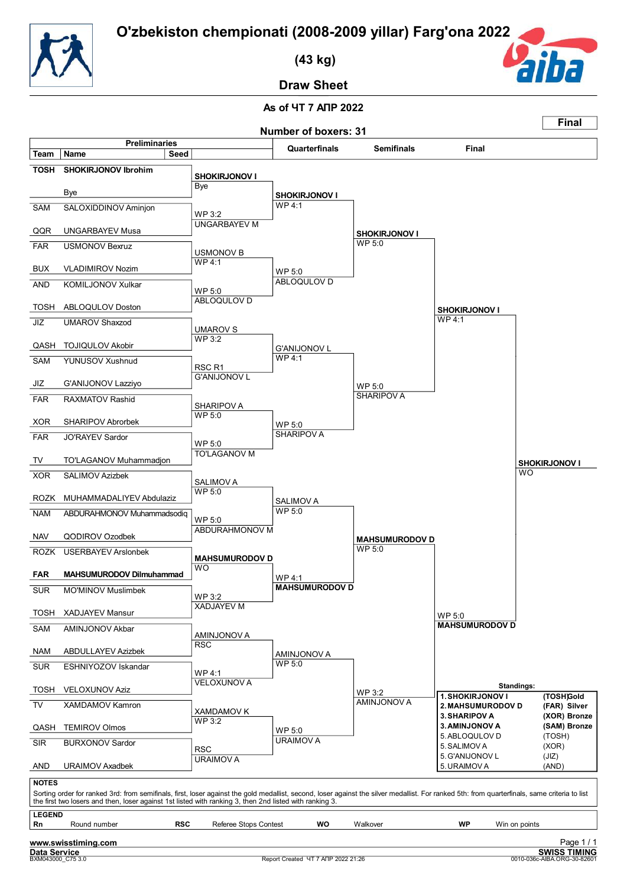# O'zbekiston chempionati (2008-2009 yillar) Farg'ona 2022

## (43 kg)

## Draw Sheet

**As of ЧТ 7 АПР 2022**

**Number of boxers: 31**

**Final**

### Preliminaries

| Team | Name | Seed |
|---|---|---|
| TOSH | **SHOKIRJONOV Ibrohim** | |
| | Bye | |
| SAM | SALOXIDDINOV Aminjon | |
| QQR | UNGARBAYEV Musa | |
| FAR | USMONOV Bexruz | |
| BUX | VLADIMIROV Nozim | |
| AND | KOMILJONOV Xulkar | |
| TOSH | ABLOQULOV Doston | |
| JIZ | UMAROV Shaxzod | |
| QASH | TOJIQULOV Akobir | |
| SAM | YUNUSOV Xushnud | |
| JIZ | G'ANIJONOV Lazziyo | |
| FAR | RAXMATOV Rashid | |
| XOR | SHARIPOV Abrorbek | |
| FAR | JO'RAYEV Sardor | |
| TV | TO'LAGANOV Muhammadjon | |
| XOR | SALIMOV Azizbek | |
| ROZK | MUHAMMADALIYEV Abdulaziz | |
| NAM | ABDURAHMONOV Muhammadsodiq | |
| NAV | QODIROV Ozodbek | |
| ROZK | USERBAYEV Arslonbek | |
| FAR | **MAHSUMURODOV Dilmuhammad** | |
| SUR | MO'MINOV Muslimbek | |
| TOSH | XADJAYEV Mansur | |
| SAM | AMINJONOV Akbar | |
| NAM | ABDULLAYEV Azizbek | |
| SUR | ESHNIYOZOV Iskandar | |
| TOSH | VELOXUNOV Aziz | |
| TV | XAMDAMOV Kamron | |
| QASH | TEMIROV Olmos | |
| SIR | BURXONOV Sardor | |
| AND | URAIMOV Axadbek | |

### Preliminaries results

| Winner | Result |
|---|---|
| **SHOKIRJONOV I** | Bye |
| UNGARBAYEV M | WP 3:2 |
| USMONOV B | WP 4:1 |
| ABLOQULOV D | WP 5:0 |
| UMAROV S | WP 3:2 |
| G'ANIJONOV L | RSC R1 |
| SHARIPOV A | WP 5:0 |
| TO'LAGANOV M | WP 5:0 |
| SALIMOV A | WP 5:0 |
| ABDURAHMONOV M | WP 5:0 |
| **MAHSUMURODOV D** | WO |
| XADJAYEV M | WP 3:2 |
| AMINJONOV A | RSC |
| VELOXUNOV A | WP 4:1 |
| XAMDAMOV K | WP 3:2 |
| URAIMOV A | RSC |

### Quarterfinals

| Winner | Result |
|---|---|
| **SHOKIRJONOV I** | WP 4:1 |
| ABLOQULOV D | WP 5:0 |
| G'ANIJONOV L | WP 4:1 |
| SHARIPOV A | WP 5:0 |
| SALIMOV A | WP 5:0 |
| **MAHSUMURODOV D** | WP 4:1 |
| AMINJONOV A | WP 5:0 |
| URAIMOV A | WP 5:0 |

### Semifinals

| Winner | Result |
|---|---|
| **SHOKIRJONOV I** | WP 5:0 |
| SHARIPOV A | WP 5:0 |
| **MAHSUMURODOV D** | WP 5:0 |
| AMINJONOV A | WP 3:2 |

### Final

| Winner | Result |
|---|---|
| **SHOKIRJONOV I** | WP 4:1 |
| **MAHSUMURODOV D** | WP 5:0 |
| **SHOKIRJONOV I** | WO |

### Standings:

| | | |
|---|---|---|
| **1. SHOKIRJONOV I** | **(TOSH)** | **Gold** |
| **2. MAHSUMURODOV D** | **(FAR)** | **Silver** |
| **3. SHARIPOV A** | **(XOR)** | **Bronze** |
| **3. AMINJONOV A** | **(SAM)** | **Bronze** |
| 5. ABLOQULOV D | (TOSH) | |
| 5. SALIMOV A | (XOR) | |
| 5. G'ANIJONOV L | (JIZ) | |
| 5. URAIMOV A | (AND) | |

**NOTES**

Sorting order for ranked 3rd: from semifinals, first, loser against the gold medallist, second, loser against the silver medallist. For ranked 5th: from quarterfinals, same criteria to list the first two losers and then, loser against 1st listed with ranking 3, then 2nd listed with ranking 3.

**LEGEND**

| | | | | | | | |
|---|---|---|---|---|---|---|---|
| **Rn** | Round number | **RSC** | Referee Stops Contest | **WO** | Walkover | **WP** | Win on points |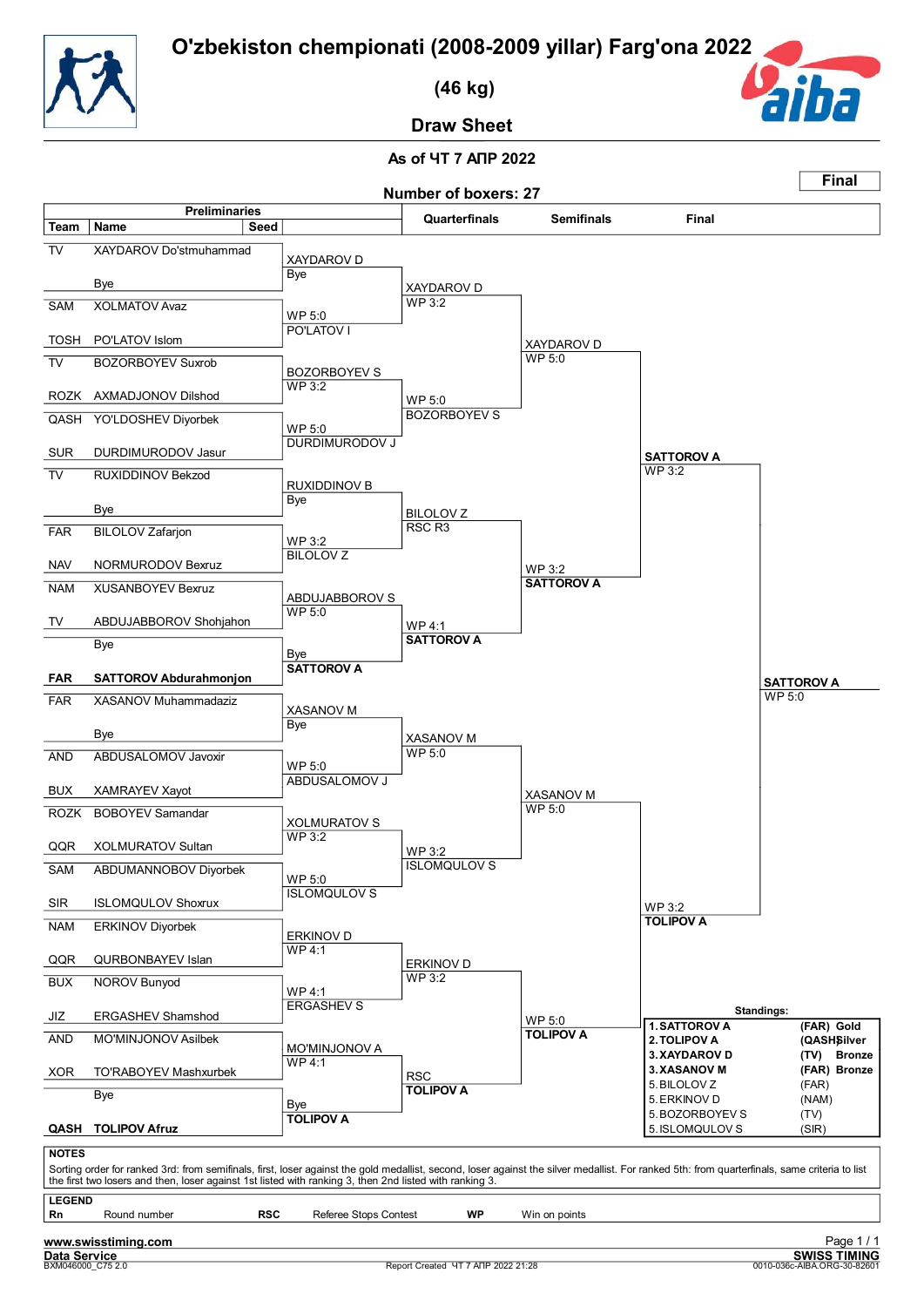# O'zbekiston chempionati (2008-2009 yillar) Farg'ona 2022

## (46 kg)

## Draw Sheet

**As of ЧТ 7 АПР 2022**

**Number of boxers: 27**

**Final**

### Preliminaries

| Team | Name | Seed |
|---|---|---|
| TV | XAYDAROV Do'stmuhammad | |
| | Bye | |
| SAM | XOLMATOV Avaz | |
| TOSH | PO'LATOV Islom | |
| TV | BOZORBOYEV Suxrob | |
| ROZK | AXMADJONOV Dilshod | |
| QASH | YO'LDOSHEV Diyorbek | |
| SUR | DURDIMURODOV Jasur | |
| TV | RUXIDDINOV Bekzod | |
| | Bye | |
| FAR | BILOLOV Zafarjon | |
| NAV | NORMURODOV Bexruz | |
| NAM | XUSANBOYEV Bexruz | |
| TV | ABDUJABBOROV Shohjahon | |
| | Bye | |
| **FAR** | **SATTOROV Abdurahmonjon** | |
| FAR | XASANOV Muhammadaziz | |
| | Bye | |
| AND | ABDUSALOMOV Javoxir | |
| BUX | XAMRAYEV Xayot | |
| ROZK | BOBOYEV Samandar | |
| QQR | XOLMURATOV Sultan | |
| SAM | ABDUMANNOBOV Diyorbek | |
| SIR | ISLOMQULOV Shoxrux | |
| NAM | ERKINOV Diyorbek | |
| QQR | QURBONBAYEV Islan | |
| BUX | NOROV Bunyod | |
| JIZ | ERGASHEV Shamshod | |
| AND | MO'MINJONOV Asilbek | |
| XOR | TO'RABOYEV Mashxurbek | |
| | Bye | |
| **QASH** | **TOLIPOV Afruz** | |

### Preliminaries results

| Winner | Result |
|---|---|
| XAYDAROV D | Bye |
| PO'LATOV I | WP 5:0 |
| BOZORBOYEV S | WP 3:2 |
| DURDIMURODOV J | WP 5:0 |
| RUXIDDINOV B | Bye |
| BILOLOV Z | WP 3:2 |
| ABDUJABBOROV S | WP 5:0 |
| **SATTOROV A** | Bye |
| XASANOV M | Bye |
| ABDUSALOMOV J | WP 5:0 |
| XOLMURATOV S | WP 3:2 |
| ISLOMQULOV S | WP 5:0 |
| ERKINOV D | WP 4:1 |
| ERGASHEV S | WP 4:1 |
| MO'MINJONOV A | WP 4:1 |
| **TOLIPOV A** | Bye |

### Quarterfinals

| Winner | Result |
|---|---|
| XAYDAROV D | WP 3:2 |
| BOZORBOYEV S | WP 5:0 |
| BILOLOV Z | RSC R3 |
| **SATTOROV A** | WP 4:1 |
| XASANOV M | WP 5:0 |
| ISLOMQULOV S | WP 3:2 |
| ERKINOV D | WP 3:2 |
| **TOLIPOV A** | RSC |

### Semifinals

| Winner | Result |
|---|---|
| XAYDAROV D | WP 5:0 |
| **SATTOROV A** | WP 3:2 |
| XASANOV M | WP 5:0 |
| **TOLIPOV A** | WP 5:0 |

### Final

| Winner | Result |
|---|---|
| **SATTOROV A** | WP 3:2 |
| **TOLIPOV A** | WP 3:2 |

**Winner: SATTOROV A** — WP 5:0

### Standings:

| Rank | Name | Team | Medal |
|---|---|---|---|
| 1. | SATTOROV A | (FAR) | Gold |
| 2. | TOLIPOV A | (QASH) | Silver |
| 3. | XAYDAROV D | (TV) | Bronze |
| 3. | XASANOV M | (FAR) | Bronze |
| 5. | BILOLOV Z | (FAR) | |
| 5. | ERKINOV D | (NAM) | |
| 5. | BOZORBOYEV S | (TV) | |
| 5. | ISLOMQULOV S | (SIR) | |

**NOTES**

Sorting order for ranked 3rd: from semifinals, first, loser against the gold medallist, second, loser against the silver medallist. For ranked 5th: from quarterfinals, same criteria to list the first two losers and then, loser against 1st listed with ranking 3, then 2nd listed with ranking 3.

**LEGEND**

| | | | | | |
|---|---|---|---|---|---|
| **Rn** | Round number | **RSC** | Referee Stops Contest | **WP** | Win on points |

www.swisstiming.com
Data Service
BXM046000_C75 2.0
Report Created ЧТ 7 АПР 2022 21:28
SWISS TIMING
0010-036c-AIBA.ORG-30-82601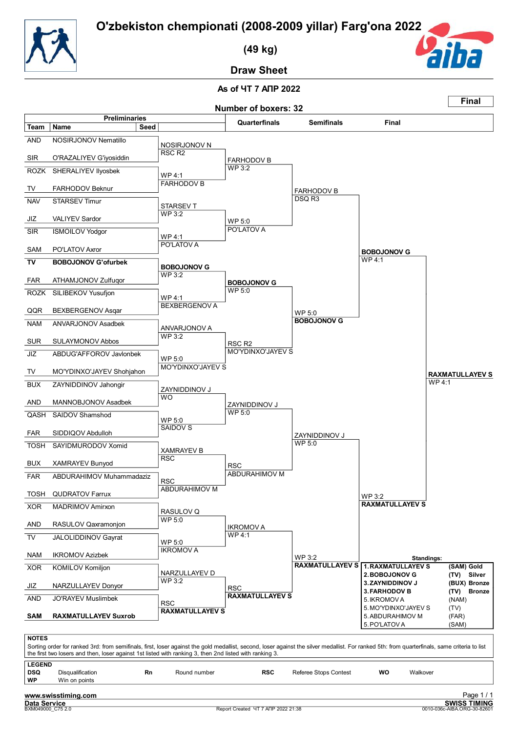# O'zbekiston chempionati (2008-2009 yillar) Farg'ona 2022

## (49 kg)

## Draw Sheet

**As of ЧТ 7 АПР 2022**

**Number of boxers: 32**

**Final**

### Preliminaries

| Team | Name | Seed |
|---|---|---|
| AND | NOSIRJONOV Nematillo | |
| SIR | O'RAZALIYEV G'iyosiddin | |
| ROZK | SHERALIYEV Ilyosbek | |
| TV | FARHODOV Beknur | |
| NAV | STARSEV Timur | |
| JIZ | VALIYEV Sardor | |
| SIR | ISMOILOV Yodgor | |
| SAM | PO'LATOV Axror | |
| **TV** | **BOBOJONOV G'ofurbek** | |
| FAR | ATHAMJONOV Zulfuqor | |
| ROZK | SILIBEKOV Yusufjon | |
| QQR | BEXBERGENOV Asqar | |
| NAM | ANVARJONOV Asadbek | |
| SUR | SULAYMONOV Abbos | |
| JIZ | ABDUG'AFFOROV Javlonbek | |
| TV | MO'YDINXO'JAYEV Shohjahon | |
| BUX | ZAYNIDDINOV Jahongir | |
| AND | MANNOBJONOV Asadbek | |
| QASH | SAIDOV Shamshod | |
| FAR | SIDDIQOV Abdulloh | |
| TOSH | SAYIDMURODOV Xomid | |
| BUX | XAMRAYEV Bunyod | |
| FAR | ABDURAHIMOV Muhammadaziz | |
| TOSH | QUDRATOV Farrux | |
| XOR | MADRIMOV Amirxon | |
| AND | RASULOV Qaxramonjon | |
| TV | JALOLIDDINOV Gayrat | |
| NAM | IKROMOV Azizbek | |
| XOR | KOMILOV Komiljon | |
| JIZ | NARZULLAYEV Donyor | |
| AND | JO'RAYEV Muslimbek | |
| **SAM** | **RAXMATULLAYEV Suxrob** | |

### Round of 16 (Preliminaries results)

| Winner | Result |
|---|---|
| NOSIRJONOV N | RSC R2 |
| FARHODOV B | WP 4:1 |
| STARSEV T | WP 3:2 |
| PO'LATOV A | WP 4:1 |
| **BOBOJONOV G** | WP 3:2 |
| BEXBERGENOV A | WP 4:1 |
| ANVARJONOV A | WP 3:2 |
| MO'YDINXO'JAYEV S | WP 5:0 |
| ZAYNIDDINOV J | WO |
| SAIDOV S | WP 5:0 |
| XAMRAYEV B | RSC |
| ABDURAHIMOV M | RSC |
| RASULOV Q | WP 5:0 |
| IKROMOV A | WP 5:0 |
| NARZULLAYEV D | WP 3:2 |
| RAXMATULLAYEV S | RSC |

### Quarterfinals

| Winner | Result |
|---|---|
| FARHODOV B | WP 3:2 |
| PO'LATOV A | WP 5:0 |
| **BOBOJONOV G** | WP 5:0 |
| MO'YDINXO'JAYEV S | RSC R2 |
| ZAYNIDDINOV J | WP 5:0 |
| ABDURAHIMOV M | RSC |
| IKROMOV A | WP 4:1 |
| **RAXMATULLAYEV S** | RSC |

### Semifinals

| Winner | Result |
|---|---|
| FARHODOV B | DSQ R3 |
| **BOBOJONOV G** | WP 5:0 |
| ZAYNIDDINOV J | WP 5:0 |
| **RAXMATULLAYEV S** | WP 3:2 |

### Final

| Winner | Result |
|---|---|
| **BOBOJONOV G** | WP 4:1 |
| **RAXMATULLAYEV S** | WP 3:2 |

**RAXMATULLAYEV S** WP 4:1

### Standings

| Rank | Name | Team | Medal |
|---|---|---|---|
| **1.** | **RAXMATULLAYEV S** | **(SAM)** | **Gold** |
| **2.** | **BOBOJONOV G** | **(TV)** | **Silver** |
| **3.** | **ZAYNIDDINOV J** | **(BUX)** | **Bronze** |
| **3.** | **FARHODOV B** | **(TV)** | **Bronze** |
| 5. | IKROMOV A | (NAM) | |
| 5. | MO'YDINXO'JAYEV S | (TV) | |
| 5. | ABDURAHIMOV M | (FAR) | |
| 5. | PO'LATOV A | (SAM) | |

**NOTES**

Sorting order for ranked 3rd: from semifinals, first, loser against the gold medallist, second, loser against the silver medallist. For ranked 5th: from quarterfinals, same criteria to list the first two losers and then, loser against 1st listed with ranking 3, then 2nd listed with ranking 3.

**LEGEND**

| | | | | | | | |
|---|---|---|---|---|---|---|---|
| **DSQ** | Disqualification | **Rn** | Round number | **RSC** | Referee Stops Contest | **WO** | Walkover |
| **WP** | Win on points | | | | | | |

www.swisstiming.com

Data Service — SWISS TIMING

BXM049000_C75 2.0 — Report Created ЧТ 7 АПР 2022 21:38 — 0010-036c-AIBA.ORG-30-82601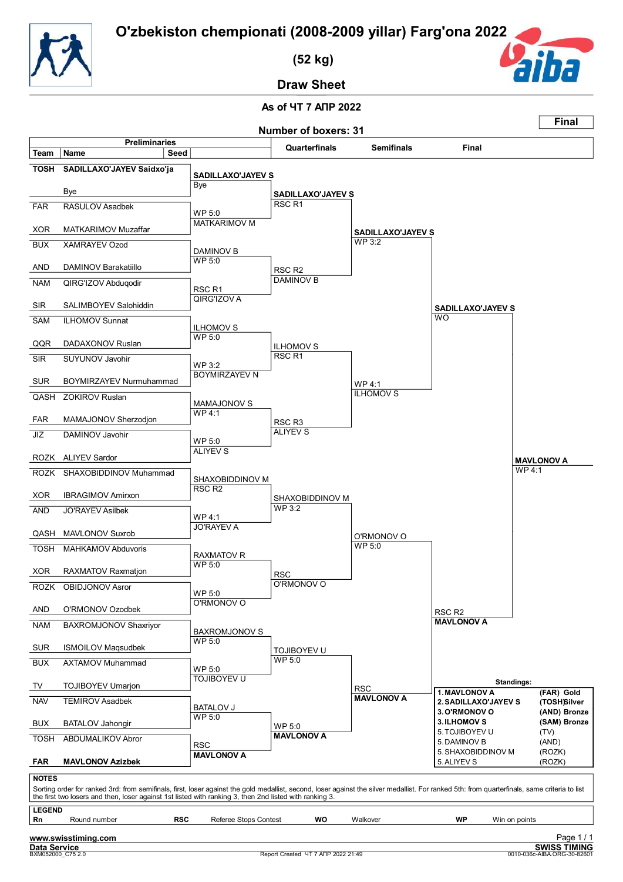# O'zbekiston chempionati (2008-2009 yillar) Farg'ona 2022

## (52 kg)

## Draw Sheet

**As of ЧТ 7 АПР 2022**

**Number of boxers: 31**

**Final**

### Preliminaries

| Team | Name | Seed |
|---|---|---|
| TOSH | SADILLAXO'JAYEV Saidxo'ja | |
| | Bye | |
| FAR | RASULOV Asadbek | |
| XOR | MATKARIMOV Muzaffar | |
| BUX | XAMRAYEV Ozod | |
| AND | DAMINOV Barakatiillo | |
| NAM | QIRG'IZOV Abduqodir | |
| SIR | SALIMBOYEV Salohiddin | |
| SAM | ILHOMOV Sunnat | |
| QQR | DADAXONOV Ruslan | |
| SIR | SUYUNOV Javohir | |
| SUR | BOYMIRZAYEV Nurmuhammad | |
| QASH | ZOKIROV Ruslan | |
| FAR | MAMAJONOV Sherzodjon | |
| JIZ | DAMINOV Javohir | |
| ROZK | ALIYEV Sardor | |
| ROZK | SHAXOBIDDINOV Muhammad | |
| XOR | IBRAGIMOV Amirxon | |
| AND | JO'RAYEV Asilbek | |
| QASH | MAVLONOV Suxrob | |
| TOSH | MAHKAMOV Abduvoris | |
| XOR | RAXMATOV Raxmatjon | |
| ROZK | OBIDJONOV Asror | |
| AND | O'RMONOV Ozodbek | |
| NAM | BAXROMJONOV Shaxriyor | |
| SUR | ISMOILOV Maqsudbek | |
| BUX | AXTAMOV Muhammad | |
| TV | TOJIBOYEV Umarjon | |
| NAV | TEMIROV Asadbek | |
| BUX | BATALOV Jahongir | |
| TOSH | ABDUMALIKOV Abror | |
| FAR | MAVLONOV Azizbek | |

### Round of 16 (Preliminaries results)

- SADILLAXO'JAYEV S — Bye
- MATKARIMOV M — WP 5:0
- DAMINOV B — WP 5:0
- QIRG'IZOV A — RSC R1
- ILHOMOV S — WP 5:0
- BOYMIRZAYEV N — WP 3:2
- MAMAJONOV S — WP 4:1
- ALIYEV S — WP 5:0
- SHAXOBIDDINOV M — RSC R2
- JO'RAYEV A — WP 4:1
- RAXMATOV R — WP 5:0
- O'RMONOV O — WP 5:0
- BAXROMJONOV S — WP 5:0
- TOJIBOYEV U — WP 5:0
- BATALOV J — WP 5:0
- MAVLONOV A — RSC

### Quarterfinals

- SADILLAXO'JAYEV S — RSC R1
- DAMINOV B — RSC R2
- ILHOMOV S — RSC R1
- ALIYEV S — RSC R3
- SHAXOBIDDINOV M — WP 3:2
- O'RMONOV O — RSC
- TOJIBOYEV U — WP 5:0
- MAVLONOV A — WP 5:0

### Semifinals

- SADILLAXO'JAYEV S — WP 3:2
- ILHOMOV S — WP 4:1
- O'RMONOV O — WP 5:0
- MAVLONOV A — RSC

### Final

- SADILLAXO'JAYEV S — WO
- MAVLONOV A — RSC R2

**Winner: MAVLONOV A — WP 4:1**

### Standings

| | Name | Team | Medal |
|---|---|---|---|
| 1. | MAVLONOV A | (FAR) | Gold |
| 2. | SADILLAXO'JAYEV S | (TOSH) | Silver |
| 3. | O'RMONOV O | (AND) | Bronze |
| 3. | ILHOMOV S | (SAM) | Bronze |
| 5. | TOJIBOYEV U | (TV) | |
| 5. | DAMINOV B | (AND) | |
| 5. | SHAXOBIDDINOV M | (ROZK) | |
| 5. | ALIYEV S | (ROZK) | |

**NOTES**

Sorting order for ranked 3rd: from semifinals, first, loser against the gold medallist, second, loser against the silver medallist. For ranked 5th: from quarterfinals, same criteria to list the first two losers and then, loser against 1st listed with ranking 3, then 2nd listed with ranking 3.

**LEGEND**

| Rn | Round number | RSC | Referee Stops Contest | WO | Walkover | WP | Win on points |
|---|---|---|---|---|---|---|---|

www.swisstiming.com
Data Service
BXM052000_C75 2.0 — Report Created ЧТ 7 АПР 2022 21:49 — SWISS TIMING 0010-036c-AIBA.ORG-30-82601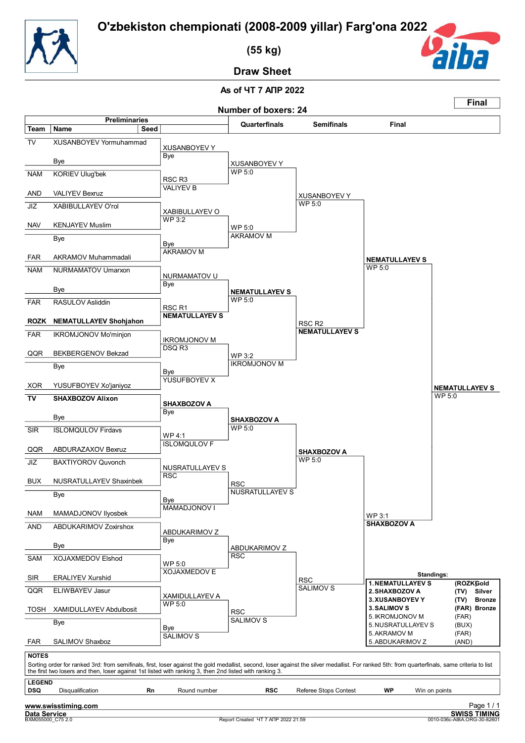# O'zbekiston chempionati (2008-2009 yillar) Farg'ona 2022

## (55 kg)

## Draw Sheet

**As of ЧТ 7 АПР 2022**

**Final**

**Number of boxers: 24**

### Preliminaries

| Team | Name | Seed |
|---|---|---|
| TV | XUSANBOYEV Yormuhammad | |
| | Bye | |
| NAM | KORIEV Ulug'bek | |
| AND | VALIYEV Bexruz | |
| JIZ | XABIBULLAYEV O'rol | |
| NAV | KENJAYEV Muslim | |
| | Bye | |
| FAR | AKRAMOV Muhammadali | |
| NAM | NURMAMATOV Umarxon | |
| | Bye | |
| FAR | RASULOV Asliddin | |
| **ROZK** | **NEMATULLAYEV Shohjahon** | |
| FAR | IKROMJONOV Mo'minjon | |
| QQR | BEKBERGENOV Bekzad | |
| | Bye | |
| XOR | YUSUFBOYEV Xo'janiyoz | |
| **TV** | **SHAXBOZOV Alixon** | |
| | Bye | |
| SIR | ISLOMQULOV Firdavs | |
| QQR | ABDURAZAXOV Bexruz | |
| JIZ | BAXTIYOROV Quvonch | |
| BUX | NUSRATULLAYEV Shaxinbek | |
| | Bye | |
| NAM | MAMADJONOV Ilyosbek | |
| AND | ABDUKARIMOV Zoxirshox | |
| | Bye | |
| SAM | XOJAXMEDOV Elshod | |
| SIR | ERALIYEV Xurshid | |
| QQR | ELIWBAYEV Jasur | |
| TOSH | XAMIDULLAYEV Abdulbosit | |
| | Bye | |
| FAR | SALIMOV Shaxboz | |

### Round results

| Preliminaries | Quarterfinals | Semifinals | Final | Winner |
|---|---|---|---|---|
| XUSANBOYEV Y — Bye | XUSANBOYEV Y — WP 5:0 | XUSANBOYEV Y — WP 5:0 | **NEMATULLAYEV S** — WP 5:0 | **NEMATULLAYEV S** — WP 5:0 |
| RSC R3 — VALIYEV B | | | | |
| XABIBULLAYEV O — WP 3:2 | WP 5:0 — AKRAMOV M | | | |
| Bye — AKRAMOV M | | | | |
| NURMAMATOV U — Bye | **NEMATULLAYEV S** — WP 5:0 | RSC R2 — **NEMATULLAYEV S** | | |
| RSC R1 — **NEMATULLAYEV S** | | | | |
| IKROMJONOV M — DSQ R3 | WP 3:2 — IKROMJONOV M | | | |
| Bye — YUSUFBOYEV X | | | | |
| **SHAXBOZOV A** — Bye | **SHAXBOZOV A** — WP 5:0 | **SHAXBOZOV A** — WP 5:0 | WP 3:1 — **SHAXBOZOV A** | |
| WP 4:1 — ISLOMQULOV F | | | | |
| NUSRATULLAYEV S — RSC | RSC — NUSRATULLAYEV S | | | |
| Bye — MAMADJONOV I | | | | |
| ABDUKARIMOV Z — Bye | ABDUKARIMOV Z — RSC | RSC — SALIMOV S | | |
| WP 5:0 — XOJAXMEDOV E | | | | |
| XAMIDULLAYEV A — WP 5:0 | RSC — SALIMOV S | | | |
| Bye — SALIMOV S | | | | |

### Standings:

| | Name | Team | Medal |
|---|---|---|---|
| 1. | NEMATULLAYEV S | (ROZK) | Gold |
| 2. | SHAXBOZOV A | (TV) | Silver |
| 3. | XUSANBOYEV Y | (TV) | Bronze |
| 3. | SALIMOV S | (FAR) | Bronze |
| 5. | IKROMJONOV M | (FAR) | |
| 5. | NUSRATULLAYEV S | (BUX) | |
| 5. | AKRAMOV M | (FAR) | |
| 5. | ABDUKARIMOV Z | (AND) | |

**NOTES**

Sorting order for ranked 3rd: from semifinals, first, loser against the gold medallist, second, loser against the silver medallist. For ranked 5th: from quarterfinals, same criteria to list the first two losers and then, loser against 1st listed with ranking 3, then 2nd listed with ranking 3.

**LEGEND**

| | | | | | | | |
|---|---|---|---|---|---|---|---|
| **DSQ** | Disqualification | **Rn** | Round number | **RSC** | Referee Stops Contest | **WP** | Win on points |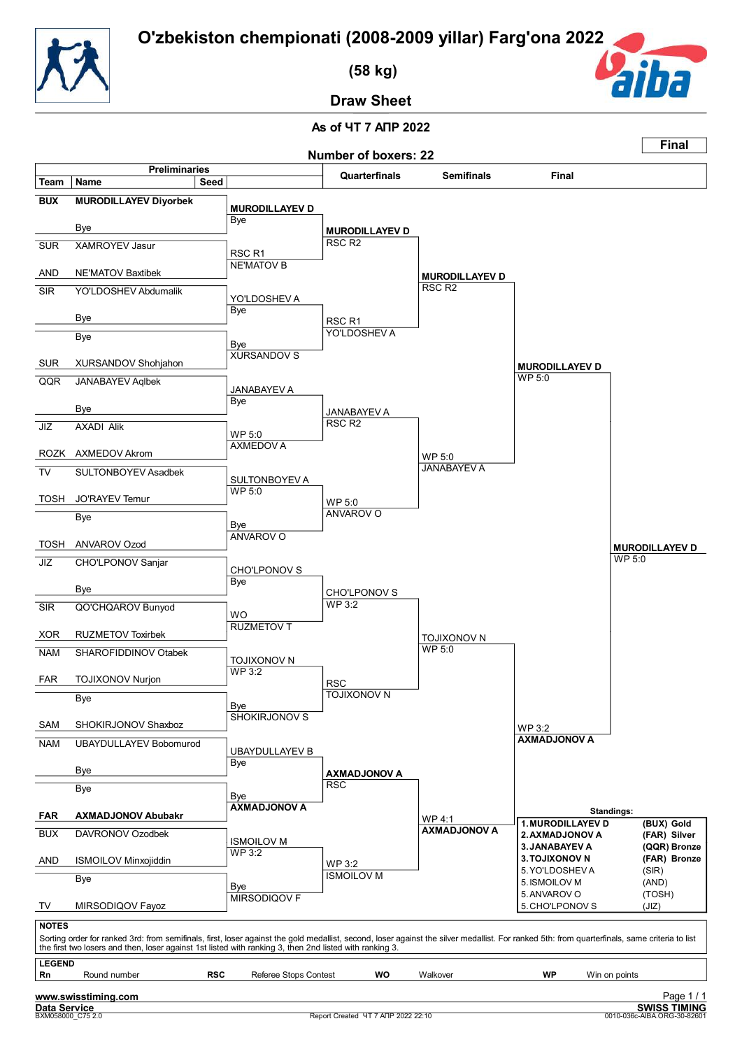# O'zbekiston chempionati (2008-2009 yillar) Farg'ona 2022

## (58 kg)

## Draw Sheet

**As of ЧТ 7 АПР 2022**

**Number of boxers: 22**

**Final**

### Preliminaries

| Team | Name | Seed |
|---|---|---|
| **BUX** | **MURODILLAYEV Diyorbek** | |
| | Bye | |
| SUR | XAMROYEV Jasur | |
| AND | NE'MATOV Baxtibek | |
| SIR | YO'LDOSHEV Abdumalik | |
| | Bye | |
| | Bye | |
| SUR | XURSANDOV Shohjahon | |
| QQR | JANABAYEV Aqlbek | |
| | Bye | |
| JIZ | AXADI Alik | |
| ROZK | AXMEDOV Akrom | |
| TV | SULTONBOYEV Asadbek | |
| TOSH | JO'RAYEV Temur | |
| | Bye | |
| TOSH | ANVAROV Ozod | |
| JIZ | CHO'LPONOV Sanjar | |
| | Bye | |
| SIR | QO'CHQAROV Bunyod | |
| XOR | RUZMETOV Toxirbek | |
| NAM | SHAROFIDDINOV Otabek | |
| FAR | TOJIXONOV Nurjon | |
| | Bye | |
| SAM | SHOKIRJONOV Shaxboz | |
| NAM | UBAYDULLAYEV Bobomurod | |
| | Bye | |
| | Bye | |
| **FAR** | **AXMADJONOV Abubakr** | |
| BUX | DAVRONOV Ozodbek | |
| AND | ISMOILOV Minxojiddin | |
| | Bye | |
| TV | MIRSODIQOV Fayoz | |

### Preliminary results

| Winner | Result | Loser |
|---|---|---|
| **MURODILLAYEV D** | Bye | |
| NE'MATOV B | RSC R1 | |
| YO'LDOSHEV A | Bye | |
| XURSANDOV S | Bye | |
| JANABAYEV A | Bye | |
| AXMEDOV A | WP 5:0 | |
| SULTONBOYEV A | WP 5:0 | |
| ANVAROV O | Bye | |
| CHO'LPONOV S | Bye | |
| RUZMETOV T | WO | |
| TOJIXONOV N | WP 3:2 | |
| SHOKIRJONOV S | Bye | |
| UBAYDULLAYEV B | Bye | |
| **AXMADJONOV A** | Bye | |
| ISMOILOV M | WP 3:2 | |
| MIRSODIQOV F | Bye | |

### Quarterfinals

| Winner | Result | Loser |
|---|---|---|
| **MURODILLAYEV D** | RSC R2 | |
| YO'LDOSHEV A | RSC R1 | |
| JANABAYEV A | RSC R2 | |
| ANVAROV O | WP 5:0 | |
| CHO'LPONOV S | WP 3:2 | |
| TOJIXONOV N | RSC | |
| **AXMADJONOV A** | RSC | |
| ISMOILOV M | WP 3:2 | |

### Semifinals

| Winner | Result | Loser |
|---|---|---|
| **MURODILLAYEV D** | RSC R2 | |
| JANABAYEV A | WP 5:0 | |
| TOJIXONOV N | WP 5:0 | |
| **AXMADJONOV A** | WP 4:1 | |

### Final

| Winner | Result | Loser |
|---|---|---|
| **MURODILLAYEV D** | WP 5:0 | |
| **AXMADJONOV A** | WP 3:2 | |

**MURODILLAYEV D** — WP 5:0

### Standings:

| Rank | Name | Team / Medal |
|---|---|---|
| **1.** | **MURODILLAYEV D** | **(BUX) Gold** |
| **2.** | **AXMADJONOV A** | **(FAR) Silver** |
| **3.** | **JANABAYEV A** | **(QQR) Bronze** |
| **3.** | **TOJIXONOV N** | **(FAR) Bronze** |
| 5. | YO'LDOSHEV A | (SIR) |
| 5. | ISMOILOV M | (AND) |
| 5. | ANVAROV O | (TOSH) |
| 5. | CHO'LPONOV S | (JIZ) |

**NOTES**

Sorting order for ranked 3rd: from semifinals, first, loser against the gold medallist, second, loser against the silver medallist. For ranked 5th: from quarterfinals, same criteria to list the first two losers and then, loser against 1st listed with ranking 3, then 2nd listed with ranking 3.

**LEGEND**

| | | | | | | | |
|---|---|---|---|---|---|---|---|
| **Rn** | Round number | **RSC** | Referee Stops Contest | **WO** | Walkover | **WP** | Win on points |

www.swisstiming.com
Data Service
BXM058000_C75 2.0
Report Created ЧТ 7 АПР 2022 22:10
SWISS TIMING
0010-036c-AIBA.ORG-30-82601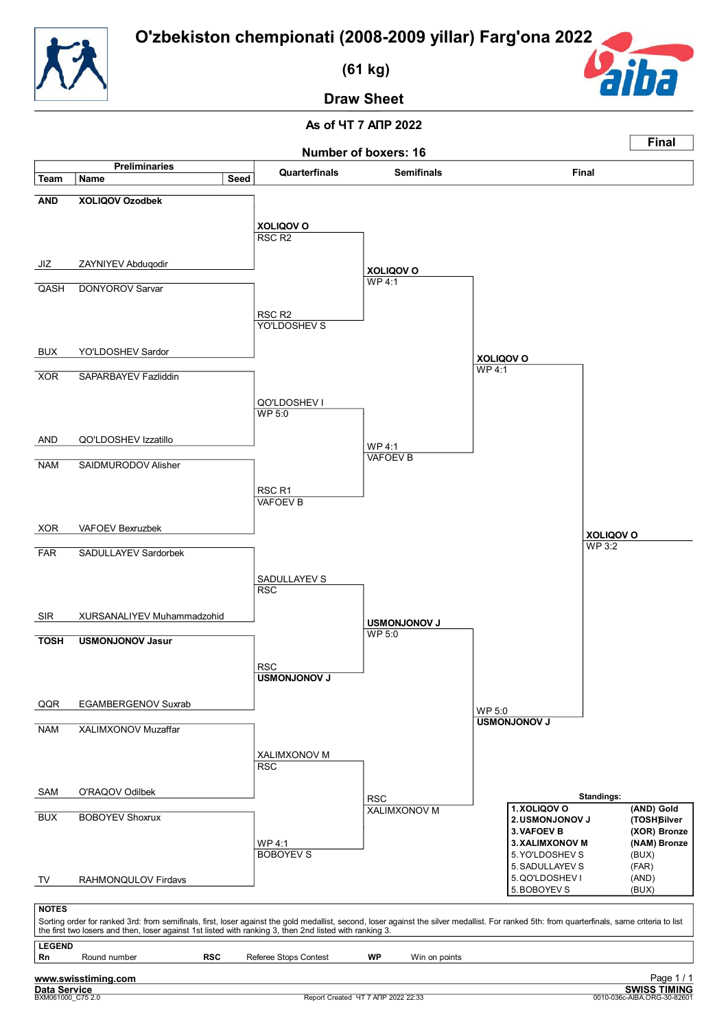# O'zbekiston chempionati (2008-2009 yillar) Farg'ona 2022

## (61 kg)

## Draw Sheet

As of ЧТ 7 АПР 2022

Number of boxers: 16

**Final**

| Team | Name | Seed | Quarterfinals | Semifinals | Final |
|---|---|---|---|---|---|
| **AND** | **XOLIQOV Ozodbek** | | **XOLIQOV O** RSC R2 | **XOLIQOV O** WP 4:1 | **XOLIQOV O** WP 4:1 |
| JIZ | ZAYNIYEV Abduqodir | | | | |
| QASH | DONYOROV Sarvar | | RSC R2 YO'LDOSHEV S | | |
| BUX | YO'LDOSHEV Sardor | | | | |
| XOR | SAPARBAYEV Fazliddin | | QO'LDOSHEV I WP 5:0 | WP 4:1 VAFOEV B | |
| AND | QO'LDOSHEV Izzatillo | | | | |
| NAM | SAIDMURODOV Alisher | | RSC R1 VAFOEV B | | |
| XOR | VAFOEV Bexruzbek | | | | **XOLIQOV O** WP 3:2 |
| FAR | SADULLAYEV Sardorbek | | SADULLAYEV S RSC | **USMONJONOV J** WP 5:0 | WP 5:0 **USMONJONOV J** |
| SIR | XURSANALIYEV Muhammadzohid | | | | |
| **TOSH** | **USMONJONOV Jasur** | | RSC **USMONJONOV J** | | |
| QQR | EGAMBERGENOV Suxrab | | | | |
| NAM | XALIMXONOV Muzaffar | | XALIMXONOV M RSC | RSC XALIMXONOV M | |
| SAM | O'RAQOV Odilbek | | | | |
| BUX | BOBOYEV Shoxrux | | WP 4:1 BOBOYEV S | | |
| TV | RAHMONQULOV Firdavs | | | | |

**Standings:**

| | Name | Team |
|---|---|---|
| **1.** | **XOLIQOV O** | **(AND) Gold** |
| **2.** | **USMONJONOV J** | **(TOSH) Silver** |
| **3.** | **VAFOEV B** | **(XOR) Bronze** |
| **3.** | **XALIMXONOV M** | **(NAM) Bronze** |
| 5. | YO'LDOSHEV S | (BUX) |
| 5. | SADULLAYEV S | (FAR) |
| 5. | QO'LDOSHEV I | (AND) |
| 5. | BOBOYEV S | (BUX) |

**NOTES**

Sorting order for ranked 3rd: from semifinals, first, loser against the gold medallist, second, loser against the silver medallist. For ranked 5th: from quarterfinals, same criteria to list the first two losers and then, loser against 1st listed with ranking 3, then 2nd listed with ranking 3.

**LEGEND**

| | | | | | |
|---|---|---|---|---|---|
| **Rn** | Round number | **RSC** | Referee Stops Contest | **WP** | Win on points |

www.swisstiming.com
Data Service
BXM061000_C75 2.0
Report Created ЧТ 7 АПР 2022 22:33
SWISS TIMING
0010-036c-AIBA.ORG-30-82601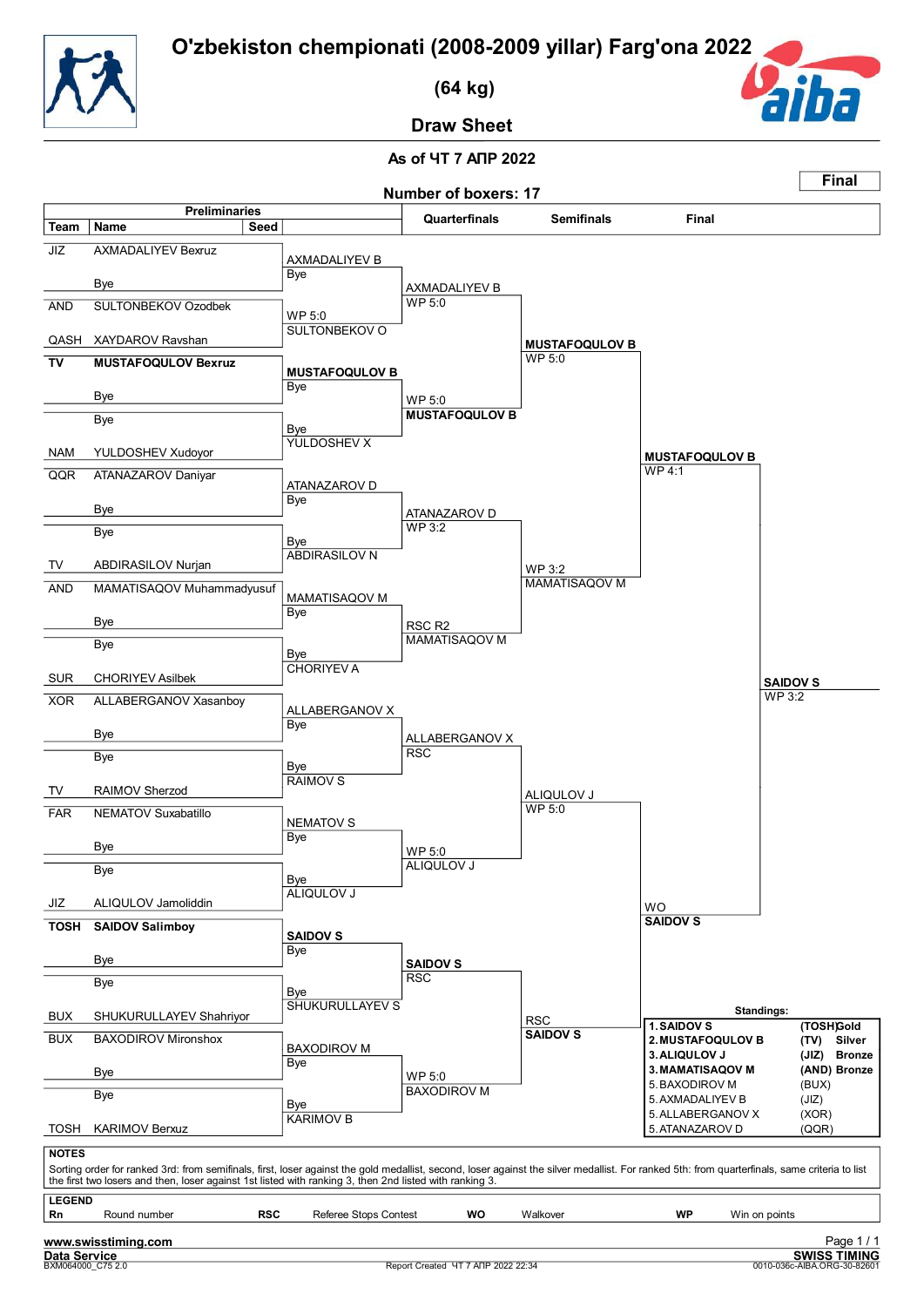# O'zbekiston chempionati (2008-2009 yillar) Farg'ona 2022

## (64 kg)

## Draw Sheet

**As of ЧТ 7 АПР 2022**

**Number of boxers: 17**

**Final**

### Preliminaries

| Team | Name | Seed |
|---|---|---|
| JIZ | AXMADALIYEV Bexruz | |
| | Bye | |
| AND | SULTONBEKOV Ozodbek | |
| QASH | XAYDAROV Ravshan | |
| **TV** | **MUSTAFOQULOV Bexruz** | |
| | Bye | |
| | Bye | |
| NAM | YULDOSHEV Xudoyor | |
| QQR | ATANAZAROV Daniyar | |
| | Bye | |
| | Bye | |
| TV | ABDIRASILOV Nurjan | |
| AND | MAMATISAQOV Muhammadyusuf | |
| | Bye | |
| | Bye | |
| SUR | CHORIYEV Asilbek | |
| XOR | ALLABERGANOV Xasanboy | |
| | Bye | |
| | Bye | |
| TV | RAIMOV Sherzod | |
| FAR | NEMATOV Suxabatillo | |
| | Bye | |
| | Bye | |
| JIZ | ALIQULOV Jamoliddin | |
| **TOSH** | **SAIDOV Salimboy** | |
| | Bye | |
| | Bye | |
| BUX | SHUKURULLAYEV Shahriyor | |
| BUX | BAXODIROV Mironshox | |
| | Bye | |
| | Bye | |
| TOSH | KARIMOV Berxuz | |

### Preliminaries results

| Winner | Result |
|---|---|
| AXMADALIYEV B | Bye |
| SULTONBEKOV O | WP 5:0 |
| **MUSTAFOQULOV B** | Bye |
| YULDOSHEV X | Bye |
| ATANAZAROV D | Bye |
| ABDIRASILOV N | Bye |
| MAMATISAQOV M | Bye |
| CHORIYEV A | Bye |
| ALLABERGANOV X | Bye |
| RAIMOV S | Bye |
| NEMATOV S | Bye |
| ALIQULOV J | Bye |
| **SAIDOV S** | Bye |
| SHUKURULLAYEV S | Bye |
| BAXODIROV M | Bye |
| KARIMOV B | Bye |

### Quarterfinals

| Winner | Result |
|---|---|
| AXMADALIYEV B | WP 5:0 |
| **MUSTAFOQULOV B** | WP 5:0 |
| ATANAZAROV D | WP 3:2 |
| MAMATISAQOV M | RSC R2 |
| ALLABERGANOV X | RSC |
| ALIQULOV J | WP 5:0 |
| **SAIDOV S** | RSC |
| BAXODIROV M | WP 5:0 |

### Semifinals

| Winner | Result |
|---|---|
| **MUSTAFOQULOV B** | WP 5:0 |
| MAMATISAQOV M | WP 3:2 |
| ALIQULOV J | WP 5:0 |
| **SAIDOV S** | RSC |

### Final

| Winner | Result |
|---|---|
| **MUSTAFOQULOV B** | WP 4:1 |
| **SAIDOV S** | WO |

**Winner: SAIDOV S** — WP 3:2

### Standings:

| Rank | Name | Team | Medal |
|---|---|---|---|
| 1. | **SAIDOV S** | **(TOSH)** | **Gold** |
| 2. | **MUSTAFOQULOV B** | **(TV)** | **Silver** |
| 3. | **ALIQULOV J** | **(JIZ)** | **Bronze** |
| 3. | **MAMATISAQOV M** | **(AND)** | **Bronze** |
| 5. | BAXODIROV M | (BUX) | |
| 5. | AXMADALIYEV B | (JIZ) | |
| 5. | ALLABERGANOV X | (XOR) | |
| 5. | ATANAZAROV D | (QQR) | |

**NOTES**

Sorting order for ranked 3rd: from semifinals, first, loser against the gold medallist, second, loser against the silver medallist. For ranked 5th: from quarterfinals, same criteria to list the first two losers and then, loser against 1st listed with ranking 3, then 2nd listed with ranking 3.

**LEGEND**

| | | | | | | | |
|---|---|---|---|---|---|---|---|
| **Rn** | Round number | **RSC** | Referee Stops Contest | **WO** | Walkover | **WP** | Win on points |

www.swisstiming.com
Data Service
BXM064000_C75 2.0
Report Created ЧТ 7 АПР 2022 22:34
SWISS TIMING
0010-036c-AIBA.ORG-30-82601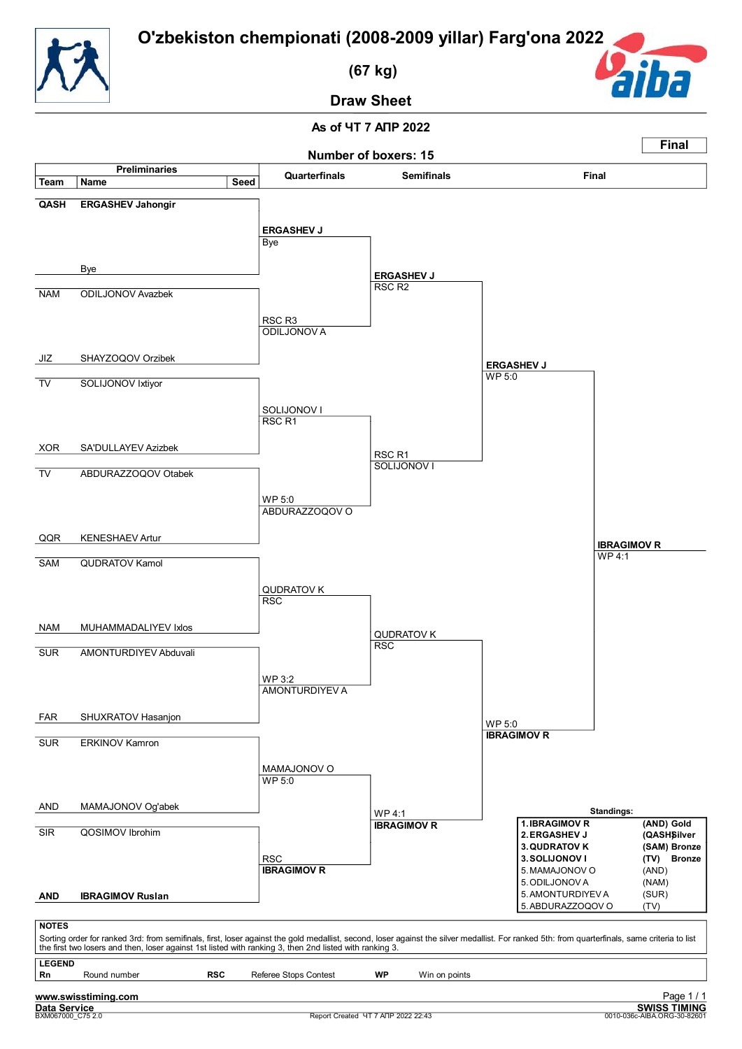# O'zbekiston chempionati (2008-2009 yillar) Farg'ona 2022

## (67 kg)

## Draw Sheet

As of ЧТ 7 АПР 2022

Number of boxers: 15

**Final**

### Preliminaries

| Team | Name | Seed |
|---|---|---|
| QASH | ERGASHEV Jahongir | |
| | Bye | |
| NAM | ODILJONOV Avazbek | |
| JIZ | SHAYZOQOV Orzibek | |
| TV | SOLIJONOV Ixtiyor | |
| XOR | SA'DULLAYEV Azizbek | |
| TV | ABDURAZZOQOV Otabek | |
| QQR | KENESHAEV Artur | |
| SAM | QUDRATOV Kamol | |
| NAM | MUHAMMADALIYEV Ixlos | |
| SUR | AMONTURDIYEV Abduvali | |
| FAR | SHUXRATOV Hasanjon | |
| SUR | ERKINOV Kamron | |
| AND | MAMAJONOV Og'abek | |
| SIR | QOSIMOV Ibrohim | |
| AND | IBRAGIMOV Ruslan | |

### Quarterfinals

- ERGASHEV J — Bye
- ODILJONOV A — RSC R3
- SOLIJONOV I — RSC R1
- ABDURAZZOQOV O — WP 5:0
- QUDRATOV K — RSC
- AMONTURDIYEV A — WP 3:2
- MAMAJONOV O — WP 5:0
- IBRAGIMOV R — RSC

### Semifinals

- ERGASHEV J — RSC R2
- SOLIJONOV I — RSC R1
- QUDRATOV K — RSC
- IBRAGIMOV R — WP 4:1

### Final

- ERGASHEV J — WP 5:0
- IBRAGIMOV R — WP 5:0

**Winner: IBRAGIMOV R — WP 4:1**

### Standings:

| | Name | Team | Medal |
|---|---|---|---|
| 1. | IBRAGIMOV R | (AND) | Gold |
| 2. | ERGASHEV J | (QASH) | Silver |
| 3. | QUDRATOV K | (SAM) | Bronze |
| 3. | SOLIJONOV I | (TV) | Bronze |
| 5. | MAMAJONOV O | (AND) | |
| 5. | ODILJONOV A | (NAM) | |
| 5. | AMONTURDIYEV A | (SUR) | |
| 5. | ABDURAZZOQOV O | (TV) | |

**NOTES**

Sorting order for ranked 3rd: from semifinals, first, loser against the gold medallist, second, loser against the silver medallist. For ranked 5th: from quarterfinals, same criteria to list the first two losers and then, loser against 1st listed with ranking 3, then 2nd listed with ranking 3.

**LEGEND**

| | | | | | |
|---|---|---|---|---|---|
| **Rn** | Round number | **RSC** | Referee Stops Contest | **WP** | Win on points |

www.swisstiming.com
Data Service
BXM067000_C75 2.0

Report Created ЧТ 7 АПР 2022 22:43

SWISS TIMING
0010-036c-AIBA.ORG-30-82601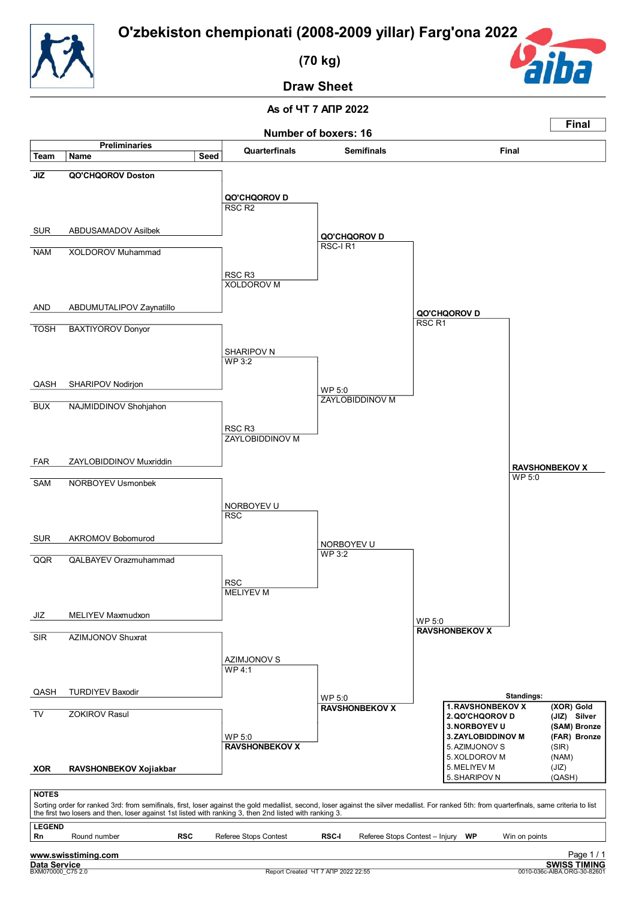# O'zbekiston chempionati (2008-2009 yillar) Farg'ona 2022

## (70 kg)

## Draw Sheet

As of ЧТ 7 АПР 2022

Number of boxers: 16

**Final**

| Team | Name | Seed | Quarterfinals | Semifinals | Final |
|---|---|---|---|---|---|
| JIZ | QO'CHQOROV Doston | | QO'CHQOROV D RSC R2 | QO'CHQOROV D RSC-I R1 | QO'CHQOROV D RSC R1 |
| SUR | ABDUSAMADOV Asilbek | | | | |
| NAM | XOLDOROV Muhammad | | RSC R3 XOLDOROV M | | |
| AND | ABDUMUTALIPOV Zaynatillo | | | | |
| TOSH | BAXTIYOROV Donyor | | SHARIPOV N WP 3:2 | WP 5:0 ZAYLOBIDDINOV M | |
| QASH | SHARIPOV Nodirjon | | | | |
| BUX | NAJMIDDINOV Shohjahon | | RSC R3 ZAYLOBIDDINOV M | | |
| FAR | ZAYLOBIDDINOV Muxriddin | | | | |
| SAM | NORBOYEV Usmonbek | | NORBOYEV U RSC | NORBOYEV U WP 3:2 | WP 5:0 RAVSHONBEKOV X |
| SUR | AKROMOV Bobomurod | | | | |
| QQR | QALBAYEV Orazmuhammad | | RSC MELIYEV M | | |
| JIZ | MELIYEV Maxmudxon | | | | |
| SIR | AZIMJONOV Shuxrat | | AZIMJONOV S WP 4:1 | WP 5:0 RAVSHONBEKOV X | |
| QASH | TURDIYEV Baxodir | | | | |
| TV | ZOKIROV Rasul | | WP 5:0 RAVSHONBEKOV X | | |
| XOR | **RAVSHONBEKOV Xojiakbar** | | | | |

Winner: **RAVSHONBEKOV X** WP 5:0

**Standings:**

| Rank | Name | Team |
|---|---|---|
| 1. | RAVSHONBEKOV X | (XOR) Gold |
| 2. | QO'CHQOROV D | (JIZ) Silver |
| 3. | NORBOYEV U | (SAM) Bronze |
| 3. | ZAYLOBIDDINOV M | (FAR) Bronze |
| 5. | AZIMJONOV S | (SIR) |
| 5. | XOLDOROV M | (NAM) |
| 5. | MELIYEV M | (JIZ) |
| 5. | SHARIPOV N | (QASH) |

**NOTES**

Sorting order for ranked 3rd: from semifinals, first, loser against the gold medallist, second, loser against the silver medallist. For ranked 5th: from quarterfinals, same criteria to list the first two losers and then, loser against 1st listed with ranking 3, then 2nd listed with ranking 3.

**LEGEND**

| | | | | | | | |
|---|---|---|---|---|---|---|---|
| **Rn** | Round number | **RSC** | Referee Stops Contest | **RSC-I** | Referee Stops Contest – Injury | **WP** | Win on points |

www.swisstiming.com
Data Service
BXM070000_C75 2.0

Report Created ЧТ 7 АПР 2022 22:55

SWISS TIMING
0010-036c-AIBA.ORG-30-82601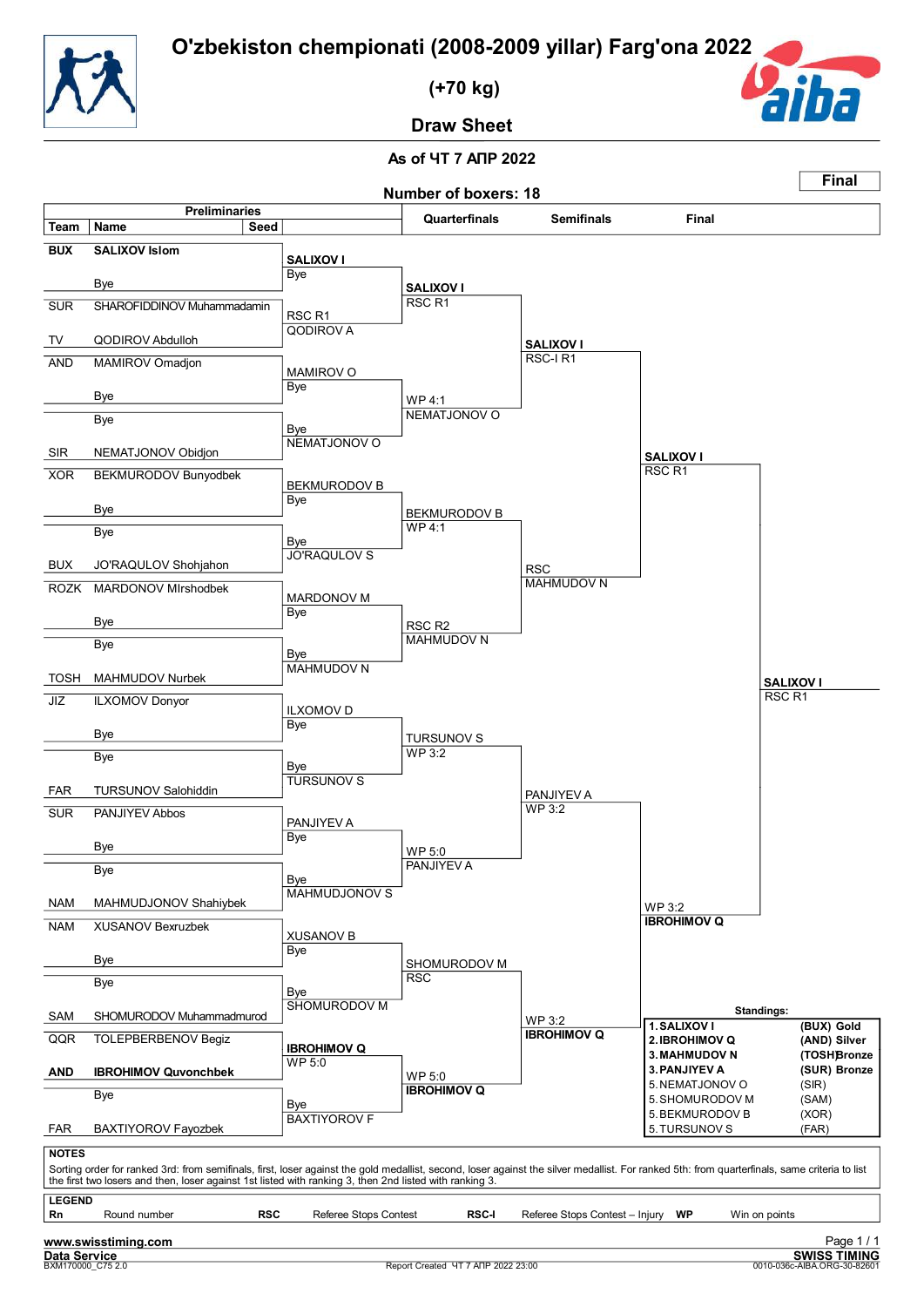# O'zbekiston chempionati (2008-2009 yillar) Farg'ona 2022

## (+70 kg)

## Draw Sheet

As of ЧТ 7 АПР 2022

**Number of boxers: 18**

**Final**

| Team | Name | Seed | Preliminaries | Quarterfinals | Semifinals | Final |
|---|---|---|---|---|---|---|
| **BUX** | **SALIXOV Islom** | | **SALIXOV I** Bye | **SALIXOV I** RSC R1 | **SALIXOV I** RSC-I R1 | **SALIXOV I** RSC R1 |
| | Bye | | | | | |
| SUR | SHAROFIDDINOV Muhammadamin | | RSC R1 QODIROV A | | | |
| TV | QODIROV Abdulloh | | | | | |
| AND | MAMIROV Omadjon | | MAMIROV O Bye | WP 4:1 NEMATJONOV O | | |
| | Bye | | | | | |
| | Bye | | Bye NEMATJONOV O | | | |
| SIR | NEMATJONOV Obidjon | | | | | |
| XOR | BEKMURODOV Bunyodbek | | BEKMURODOV B Bye | BEKMURODOV B WP 4:1 | RSC MAHMUDOV N | |
| | Bye | | | | | |
| | Bye | | Bye JO'RAQULOV S | | | |
| BUX | JO'RAQULOV Shohjahon | | | | | |
| ROZK | MARDONOV MIrshodbek | | MARDONOV M Bye | RSC R2 MAHMUDOV N | | |
| | Bye | | | | | |
| | Bye | | Bye MAHMUDOV N | | | |
| TOSH | MAHMUDOV Nurbek | | | | | |
| JIZ | ILXOMOV Donyor | | ILXOMOV D Bye | TURSUNOV S WP 3:2 | PANJIYEV A WP 3:2 | WP 3:2 **IBROHIMOV Q** |
| | Bye | | | | | |
| | Bye | | Bye TURSUNOV S | | | |
| FAR | TURSUNOV Salohiddin | | | | | |
| SUR | PANJIYEV Abbos | | PANJIYEV A Bye | WP 5:0 PANJIYEV A | | |
| | Bye | | | | | |
| | Bye | | Bye MAHMUDJONOV S | | | |
| NAM | MAHMUDJONOV Shahiybek | | | | | |
| NAM | XUSANOV Bexruzbek | | XUSANOV B Bye | SHOMURODOV M RSC | WP 3:2 **IBROHIMOV Q** | |
| | Bye | | | | | |
| | Bye | | Bye SHOMURODOV M | | | |
| SAM | SHOMURODOV Muhammadmurod | | | | | |
| QQR | TOLEPBERBENOV Begiz | | **IBROHIMOV Q** WP 5:0 | WP 5:0 **IBROHIMOV Q** | | |
| **AND** | **IBROHIMOV Quvonchbek** | | | | | |
| | Bye | | Bye BAXTIYOROV F | | | |
| FAR | BAXTIYOROV Fayozbek | | | | | |

**Final winner:** SALIXOV I RSC R1

**Standings:**

| | Name | Team / Medal |
|---|---|---|
| 1. | **SALIXOV I** | **(BUX) Gold** |
| 2. | **IBROHIMOV Q** | **(AND) Silver** |
| 3. | **MAHMUDOV N** | **(TOSH) Bronze** |
| 3. | **PANJIYEV A** | **(SUR) Bronze** |
| 5. | NEMATJONOV O | (SIR) |
| 5. | SHOMURODOV M | (SAM) |
| 5. | BEKMURODOV B | (XOR) |
| 5. | TURSUNOV S | (FAR) |

**NOTES**

Sorting order for ranked 3rd: from semifinals, first, loser against the gold medallist, second, loser against the silver medallist. For ranked 5th: from quarterfinals, same criteria to list the first two losers and then, loser against 1st listed with ranking 3, then 2nd listed with ranking 3.

**LEGEND**

| Rn | Round number | RSC | Referee Stops Contest | RSC-I | Referee Stops Contest – Injury | WP | Win on points |
|---|---|---|---|---|---|---|---|

www.swisstiming.com
Data Service
BXM170000_C75 2.0 — Report Created ЧТ 7 АПР 2022 23:00 — SWISS TIMING 0010-036c-AIBA.ORG-30-82601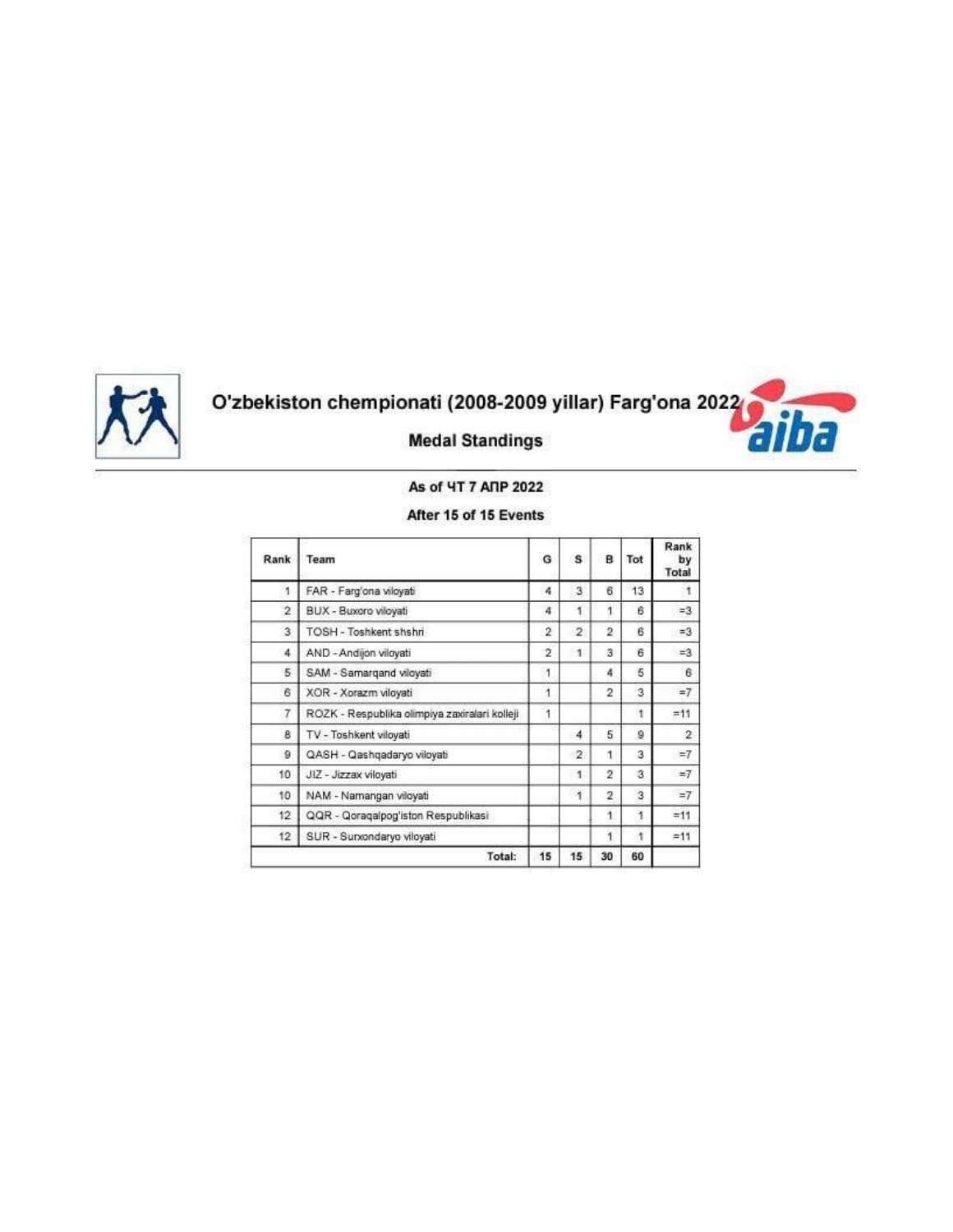# O'zbekiston chempionati (2008-2009 yillar) Farg'ona 2022

## Medal Standings

**As of ЧТ 7 АПР 2022**

**After 15 of 15 Events**

| Rank | Team | G | S | B | Tot | Rank by Total |
|---|---|---|---|---|---|---|
| 1 | FAR - Farg'ona viloyati | 4 | 3 | 6 | 13 | 1 |
| 2 | BUX - Buxoro viloyati | 4 | 1 | 1 | 6 | =3 |
| 3 | TOSH - Toshkent shshri | 2 | 2 | 2 | 6 | =3 |
| 4 | AND - Andijon viloyati | 2 | 1 | 3 | 6 | =3 |
| 5 | SAM - Samarqand viloyati | 1 | | 4 | 5 | 6 |
| 6 | XOR - Xorazm viloyati | 1 | | 2 | 3 | =7 |
| 7 | ROZK - Respublika olimpiya zaxiralari kolleji | 1 | | | 1 | =11 |
| 8 | TV - Toshkent viloyati | | 4 | 5 | 9 | 2 |
| 9 | QASH - Qashqadaryo viloyati | | 2 | 1 | 3 | =7 |
| 10 | JIZ - Jizzax viloyati | | 1 | 2 | 3 | =7 |
| 10 | NAM - Namangan viloyati | | 1 | 2 | 3 | =7 |
| 12 | QQR - Qoraqalpog'iston Respublikasi | | | 1 | 1 | =11 |
| 12 | SUR - Surxondaryo viloyati | | | 1 | 1 | =11 |
| | Total: | 15 | 15 | 30 | 60 | |